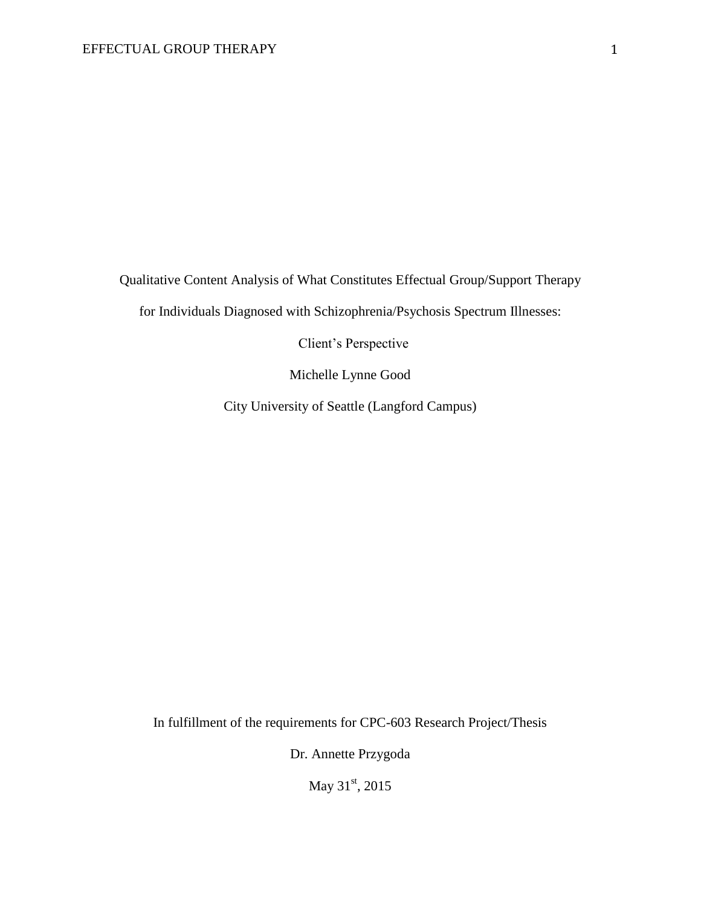Qualitative Content Analysis of What Constitutes Effectual Group/Support Therapy

for Individuals Diagnosed with Schizophrenia/Psychosis Spectrum Illnesses:

Client's Perspective

Michelle Lynne Good

City University of Seattle (Langford Campus)

In fulfillment of the requirements for CPC-603 Research Project/Thesis

Dr. Annette Przygoda

May 31st, 2015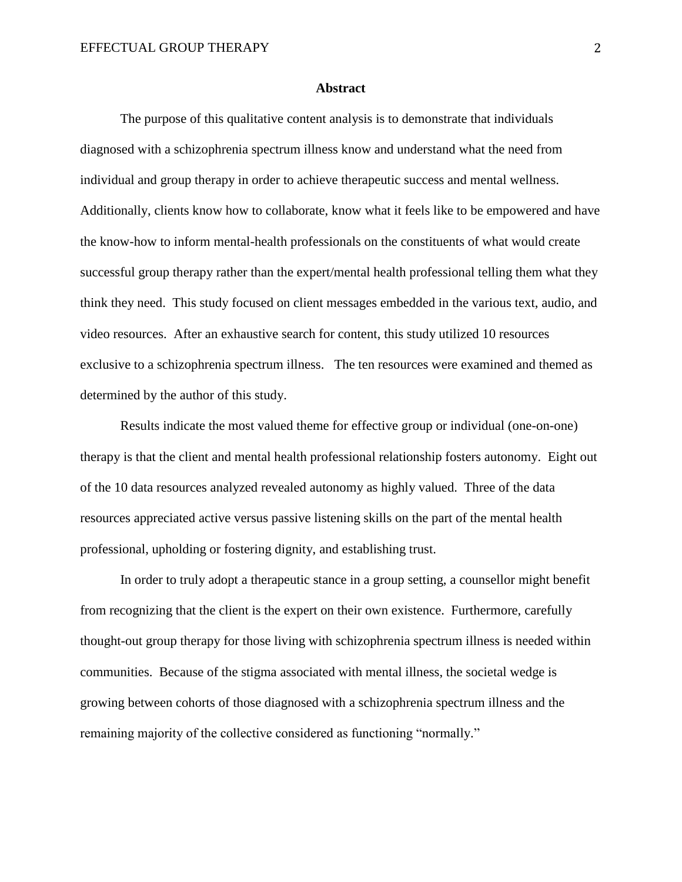## Abstract

The purpose of this qualitative content analysis is to demonstrate that individuals diagnosed with a schizophrenia spectrum illness know and understand what the need from individual and group therapy in order to achieve therapeutic success and mental wellness. Additionally, clients know how to collaborate, know what it feels like to be empowered and have the know-how to inform mental-health professionals on the constituents of what would create successful group therapy rather than the expert/mental health professional telling them what they think they need. This study focused on client messages embedded in the various text, audio, and video resources. After an exhaustive search for content, this study utilized 10 resources exclusive to a schizophrenia spectrum illness. The ten resources were examined and themed as determined by the author of this study.

Results indicate the most valued theme for effective group or individual (one-on-one) therapy is that the client and mental health professional relationship fosters autonomy. Eight out of the 10 data resources analyzed revealed autonomy as highly valued. Three of the data resources appreciated active versus passive listening skills on the part of the mental health professional, upholding or fostering dignity, and establishing trust.

In order to truly adopt a therapeutic stance in a group setting, a counsellor might benefit from recognizing that the client is the expert on their own existence. Furthermore, carefully thought-out group therapy for those living with schizophrenia spectrum illness is needed within communities. Because of the stigma associated with mental illness, the societal wedge is growing between cohorts of those diagnosed with a schizophrenia spectrum illness and the remaining majority of the collective considered as functioning "normally."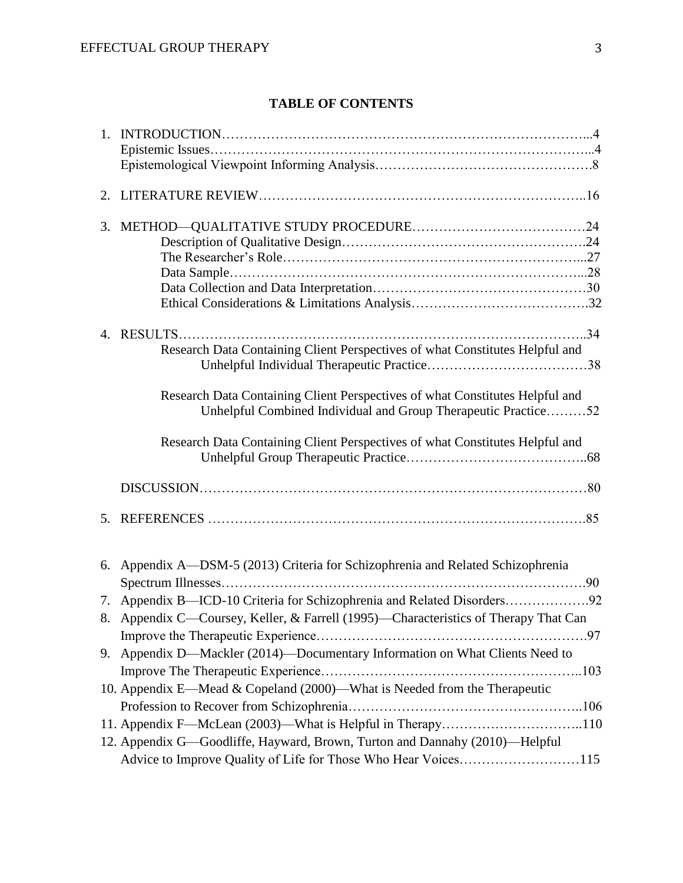# TABLE OF CONTENTS

1. INTRODUCTION……………………………………………………………………...4
   - Epistemic Issues……………………………………………………………………...4
   - Epistemological Viewpoint Informing Analysis……………………………………….8
2. LITERATURE REVIEW………………………………………………………………..16
3. METHOD—QUALITATIVE STUDY PROCEDURE…………………………………24
   - Description of Qualitative Design……………………………………………….24
   - The Researcher's Role………………………………………………………...27
   - Data Sample………………………………………………………………...28
   - Data Collection and Data Interpretation………………………………………30
   - Ethical Considerations & Limitations Analysis………………………………….32
4. RESULTS……………………………………………………………………………..34
   - Research Data Containing Client Perspectives of what Constitutes Helpful and Unhelpful Individual Therapeutic Practice………………………………38
   - Research Data Containing Client Perspectives of what Constitutes Helpful and Unhelpful Combined Individual and Group Therapeutic Practice………52
   - Research Data Containing Client Perspectives of what Constitutes Helpful and Unhelpful Group Therapeutic Practice…………………………………..68

   DISCUSSION…………………………………………………………………………80

5. REFERENCES ……………………………………………………………………….85
6. Appendix A—DSM-5 (2013) Criteria for Schizophrenia and Related Schizophrenia Spectrum Illnesses……………………………………………………………………….90
7. Appendix B—ICD-10 Criteria for Schizophrenia and Related Disorders………………92
8. Appendix C—Coursey, Keller, & Farrell (1995)—Characteristics of Therapy That Can Improve the Therapeutic Experience…………………………………………………….97
9. Appendix D—Mackler (2014)—Documentary Information on What Clients Need to Improve The Therapeutic Experience………………………………………………..103
10. Appendix E—Mead & Copeland (2000)—What is Needed from the Therapeutic Profession to Recover from Schizophrenia…………………………………………..106
11. Appendix F—McLean (2003)—What is Helpful in Therapy…………………………..110
12. Appendix G—Goodliffe, Hayward, Brown, Turton and Dannahy (2010)—Helpful Advice to Improve Quality of Life for Those Who Hear Voices………………………115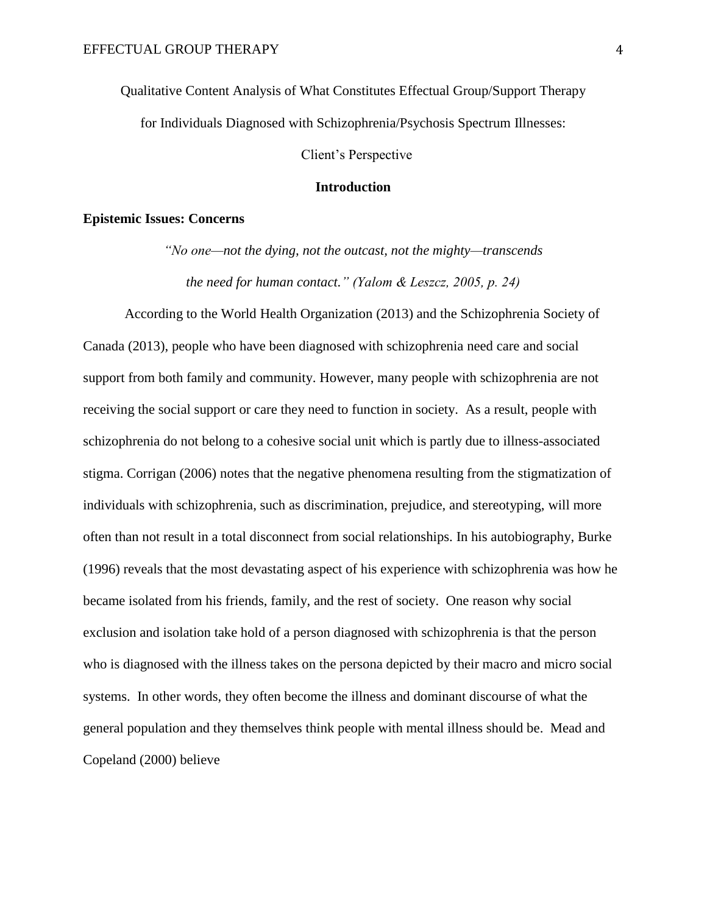Qualitative Content Analysis of What Constitutes Effectual Group/Support Therapy for Individuals Diagnosed with Schizophrenia/Psychosis Spectrum Illnesses: Client's Perspective

## Introduction

### Epistemic Issues: Concerns

*"No one—not the dying, not the outcast, not the mighty—transcends the need for human contact." (Yalom & Leszcz, 2005, p. 24)*

According to the World Health Organization (2013) and the Schizophrenia Society of Canada (2013), people who have been diagnosed with schizophrenia need care and social support from both family and community. However, many people with schizophrenia are not receiving the social support or care they need to function in society. As a result, people with schizophrenia do not belong to a cohesive social unit which is partly due to illness-associated stigma. Corrigan (2006) notes that the negative phenomena resulting from the stigmatization of individuals with schizophrenia, such as discrimination, prejudice, and stereotyping, will more often than not result in a total disconnect from social relationships. In his autobiography, Burke (1996) reveals that the most devastating aspect of his experience with schizophrenia was how he became isolated from his friends, family, and the rest of society. One reason why social exclusion and isolation take hold of a person diagnosed with schizophrenia is that the person who is diagnosed with the illness takes on the persona depicted by their macro and micro social systems. In other words, they often become the illness and dominant discourse of what the general population and they themselves think people with mental illness should be. Mead and Copeland (2000) believe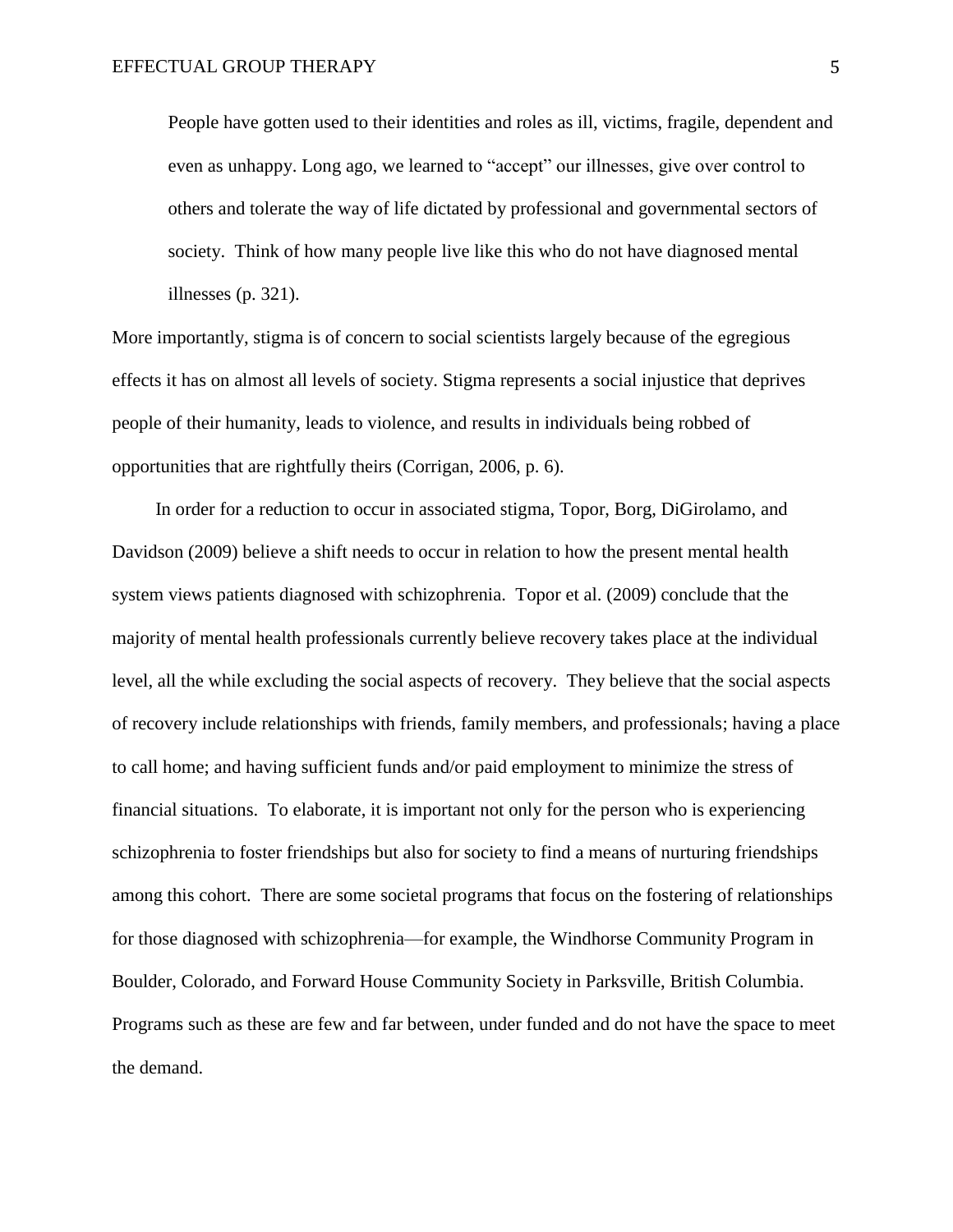> People have gotten used to their identities and roles as ill, victims, fragile, dependent and even as unhappy. Long ago, we learned to "accept" our illnesses, give over control to others and tolerate the way of life dictated by professional and governmental sectors of society. Think of how many people live like this who do not have diagnosed mental illnesses (p. 321).

More importantly, stigma is of concern to social scientists largely because of the egregious effects it has on almost all levels of society. Stigma represents a social injustice that deprives people of their humanity, leads to violence, and results in individuals being robbed of opportunities that are rightfully theirs (Corrigan, 2006, p. 6).

In order for a reduction to occur in associated stigma, Topor, Borg, DiGirolamo, and Davidson (2009) believe a shift needs to occur in relation to how the present mental health system views patients diagnosed with schizophrenia. Topor et al. (2009) conclude that the majority of mental health professionals currently believe recovery takes place at the individual level, all the while excluding the social aspects of recovery. They believe that the social aspects of recovery include relationships with friends, family members, and professionals; having a place to call home; and having sufficient funds and/or paid employment to minimize the stress of financial situations. To elaborate, it is important not only for the person who is experiencing schizophrenia to foster friendships but also for society to find a means of nurturing friendships among this cohort. There are some societal programs that focus on the fostering of relationships for those diagnosed with schizophrenia—for example, the Windhorse Community Program in Boulder, Colorado, and Forward House Community Society in Parksville, British Columbia. Programs such as these are few and far between, under funded and do not have the space to meet the demand.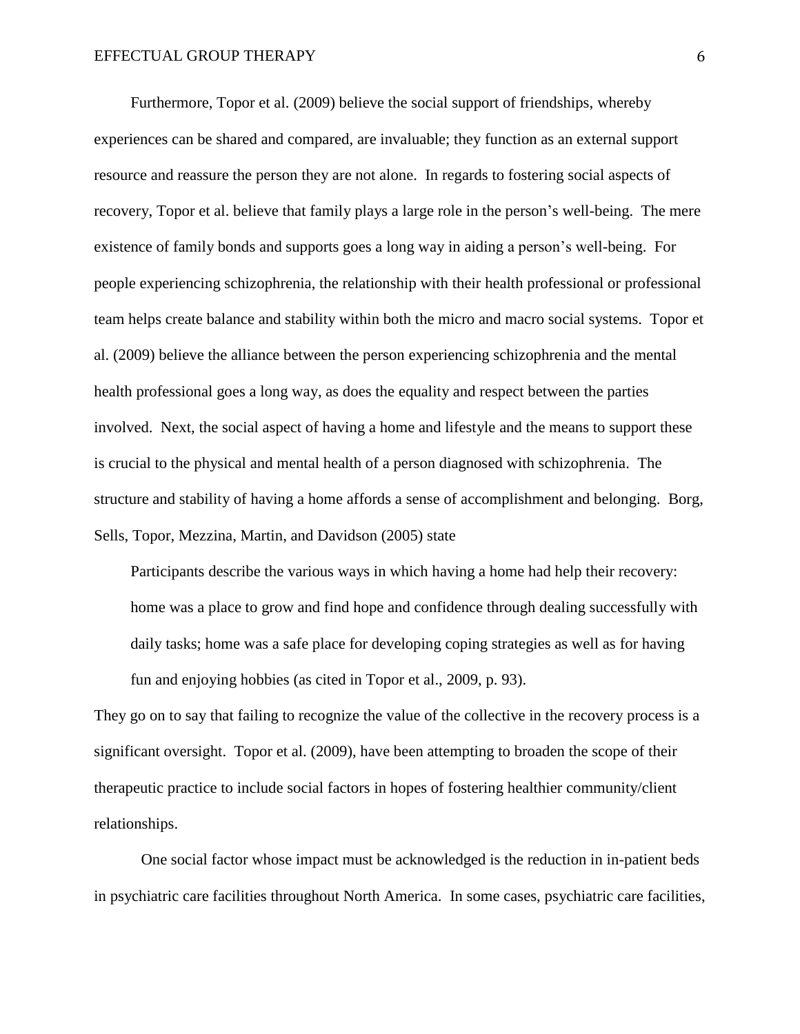Furthermore, Topor et al. (2009) believe the social support of friendships, whereby experiences can be shared and compared, are invaluable; they function as an external support resource and reassure the person they are not alone. In regards to fostering social aspects of recovery, Topor et al. believe that family plays a large role in the person's well-being. The mere existence of family bonds and supports goes a long way in aiding a person's well-being. For people experiencing schizophrenia, the relationship with their health professional or professional team helps create balance and stability within both the micro and macro social systems. Topor et al. (2009) believe the alliance between the person experiencing schizophrenia and the mental health professional goes a long way, as does the equality and respect between the parties involved. Next, the social aspect of having a home and lifestyle and the means to support these is crucial to the physical and mental health of a person diagnosed with schizophrenia. The structure and stability of having a home affords a sense of accomplishment and belonging. Borg, Sells, Topor, Mezzina, Martin, and Davidson (2005) state

> Participants describe the various ways in which having a home had help their recovery: home was a place to grow and find hope and confidence through dealing successfully with daily tasks; home was a safe place for developing coping strategies as well as for having fun and enjoying hobbies (as cited in Topor et al., 2009, p. 93).

They go on to say that failing to recognize the value of the collective in the recovery process is a significant oversight. Topor et al. (2009), have been attempting to broaden the scope of their therapeutic practice to include social factors in hopes of fostering healthier community/client relationships.

One social factor whose impact must be acknowledged is the reduction in in-patient beds in psychiatric care facilities throughout North America. In some cases, psychiatric care facilities,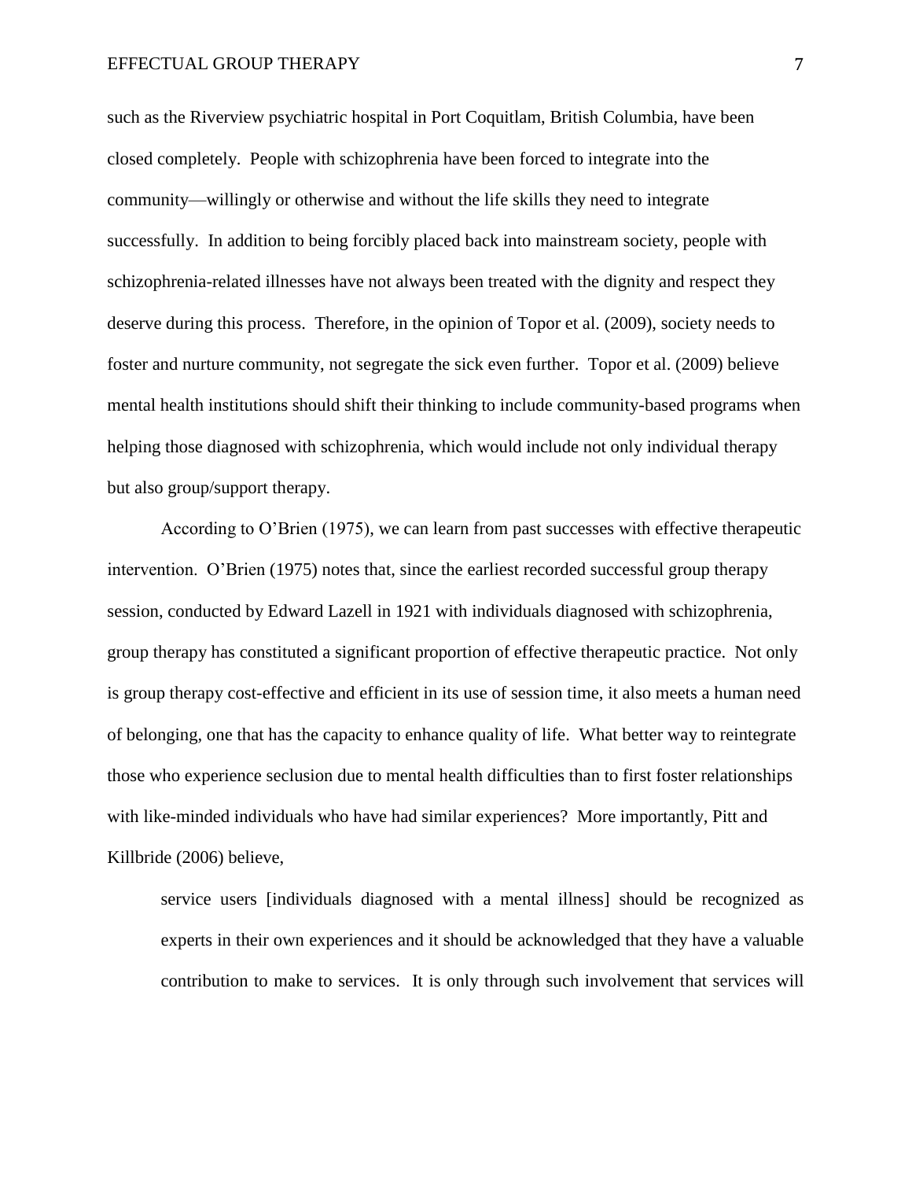such as the Riverview psychiatric hospital in Port Coquitlam, British Columbia, have been closed completely. People with schizophrenia have been forced to integrate into the community—willingly or otherwise and without the life skills they need to integrate successfully. In addition to being forcibly placed back into mainstream society, people with schizophrenia-related illnesses have not always been treated with the dignity and respect they deserve during this process. Therefore, in the opinion of Topor et al. (2009), society needs to foster and nurture community, not segregate the sick even further. Topor et al. (2009) believe mental health institutions should shift their thinking to include community-based programs when helping those diagnosed with schizophrenia, which would include not only individual therapy but also group/support therapy.

According to O'Brien (1975), we can learn from past successes with effective therapeutic intervention. O'Brien (1975) notes that, since the earliest recorded successful group therapy session, conducted by Edward Lazell in 1921 with individuals diagnosed with schizophrenia, group therapy has constituted a significant proportion of effective therapeutic practice. Not only is group therapy cost-effective and efficient in its use of session time, it also meets a human need of belonging, one that has the capacity to enhance quality of life. What better way to reintegrate those who experience seclusion due to mental health difficulties than to first foster relationships with like-minded individuals who have had similar experiences? More importantly, Pitt and Killbride (2006) believe,

> service users [individuals diagnosed with a mental illness] should be recognized as experts in their own experiences and it should be acknowledged that they have a valuable contribution to make to services. It is only through such involvement that services will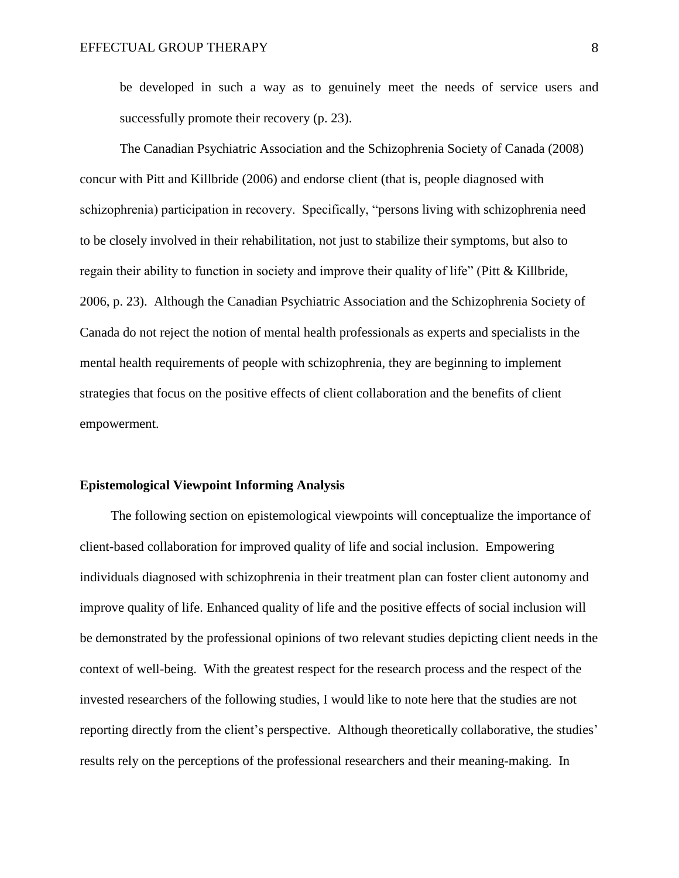be developed in such a way as to genuinely meet the needs of service users and successfully promote their recovery (p. 23).

The Canadian Psychiatric Association and the Schizophrenia Society of Canada (2008) concur with Pitt and Killbride (2006) and endorse client (that is, people diagnosed with schizophrenia) participation in recovery. Specifically, "persons living with schizophrenia need to be closely involved in their rehabilitation, not just to stabilize their symptoms, but also to regain their ability to function in society and improve their quality of life" (Pitt & Killbride, 2006, p. 23). Although the Canadian Psychiatric Association and the Schizophrenia Society of Canada do not reject the notion of mental health professionals as experts and specialists in the mental health requirements of people with schizophrenia, they are beginning to implement strategies that focus on the positive effects of client collaboration and the benefits of client empowerment.

**Epistemological Viewpoint Informing Analysis**

The following section on epistemological viewpoints will conceptualize the importance of client-based collaboration for improved quality of life and social inclusion. Empowering individuals diagnosed with schizophrenia in their treatment plan can foster client autonomy and improve quality of life. Enhanced quality of life and the positive effects of social inclusion will be demonstrated by the professional opinions of two relevant studies depicting client needs in the context of well-being. With the greatest respect for the research process and the respect of the invested researchers of the following studies, I would like to note here that the studies are not reporting directly from the client's perspective. Although theoretically collaborative, the studies' results rely on the perceptions of the professional researchers and their meaning-making. In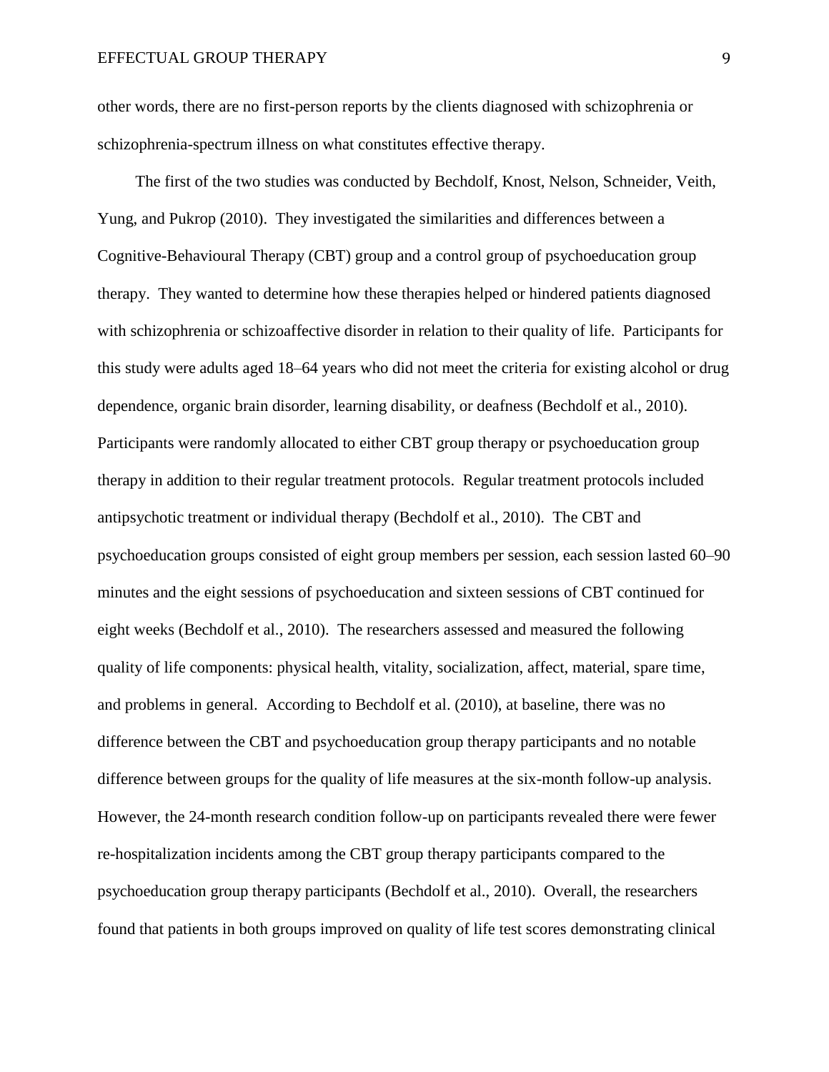other words, there are no first-person reports by the clients diagnosed with schizophrenia or schizophrenia-spectrum illness on what constitutes effective therapy.

The first of the two studies was conducted by Bechdolf, Knost, Nelson, Schneider, Veith, Yung, and Pukrop (2010). They investigated the similarities and differences between a Cognitive-Behavioural Therapy (CBT) group and a control group of psychoeducation group therapy. They wanted to determine how these therapies helped or hindered patients diagnosed with schizophrenia or schizoaffective disorder in relation to their quality of life. Participants for this study were adults aged 18–64 years who did not meet the criteria for existing alcohol or drug dependence, organic brain disorder, learning disability, or deafness (Bechdolf et al., 2010). Participants were randomly allocated to either CBT group therapy or psychoeducation group therapy in addition to their regular treatment protocols. Regular treatment protocols included antipsychotic treatment or individual therapy (Bechdolf et al., 2010). The CBT and psychoeducation groups consisted of eight group members per session, each session lasted 60–90 minutes and the eight sessions of psychoeducation and sixteen sessions of CBT continued for eight weeks (Bechdolf et al., 2010). The researchers assessed and measured the following quality of life components: physical health, vitality, socialization, affect, material, spare time, and problems in general. According to Bechdolf et al. (2010), at baseline, there was no difference between the CBT and psychoeducation group therapy participants and no notable difference between groups for the quality of life measures at the six-month follow-up analysis. However, the 24-month research condition follow-up on participants revealed there were fewer re-hospitalization incidents among the CBT group therapy participants compared to the psychoeducation group therapy participants (Bechdolf et al., 2010). Overall, the researchers found that patients in both groups improved on quality of life test scores demonstrating clinical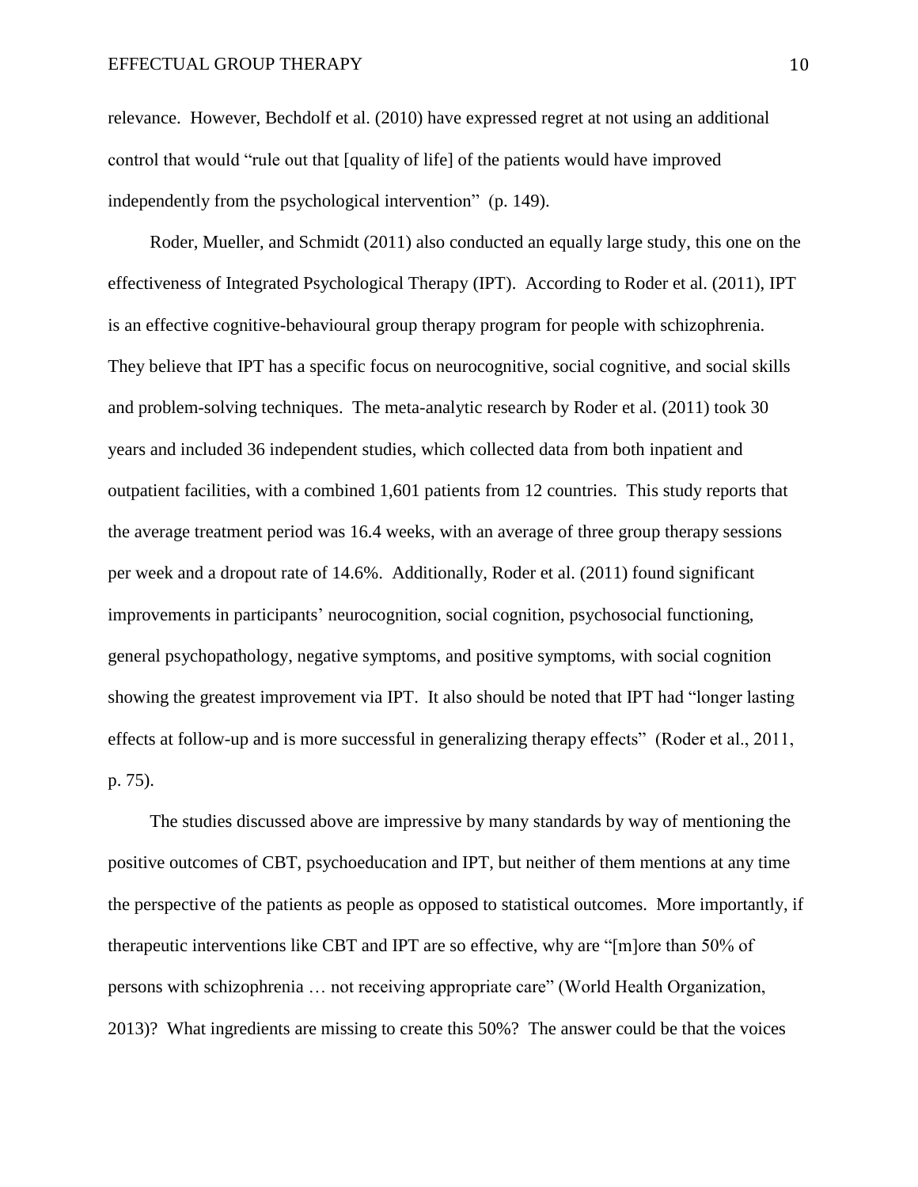relevance. However, Bechdolf et al. (2010) have expressed regret at not using an additional control that would "rule out that [quality of life] of the patients would have improved independently from the psychological intervention" (p. 149).

Roder, Mueller, and Schmidt (2011) also conducted an equally large study, this one on the effectiveness of Integrated Psychological Therapy (IPT). According to Roder et al. (2011), IPT is an effective cognitive-behavioural group therapy program for people with schizophrenia. They believe that IPT has a specific focus on neurocognitive, social cognitive, and social skills and problem-solving techniques. The meta-analytic research by Roder et al. (2011) took 30 years and included 36 independent studies, which collected data from both inpatient and outpatient facilities, with a combined 1,601 patients from 12 countries. This study reports that the average treatment period was 16.4 weeks, with an average of three group therapy sessions per week and a dropout rate of 14.6%. Additionally, Roder et al. (2011) found significant improvements in participants' neurocognition, social cognition, psychosocial functioning, general psychopathology, negative symptoms, and positive symptoms, with social cognition showing the greatest improvement via IPT. It also should be noted that IPT had "longer lasting effects at follow-up and is more successful in generalizing therapy effects" (Roder et al., 2011, p. 75).

The studies discussed above are impressive by many standards by way of mentioning the positive outcomes of CBT, psychoeducation and IPT, but neither of them mentions at any time the perspective of the patients as people as opposed to statistical outcomes. More importantly, if therapeutic interventions like CBT and IPT are so effective, why are "[m]ore than 50% of persons with schizophrenia … not receiving appropriate care" (World Health Organization, 2013)? What ingredients are missing to create this 50%? The answer could be that the voices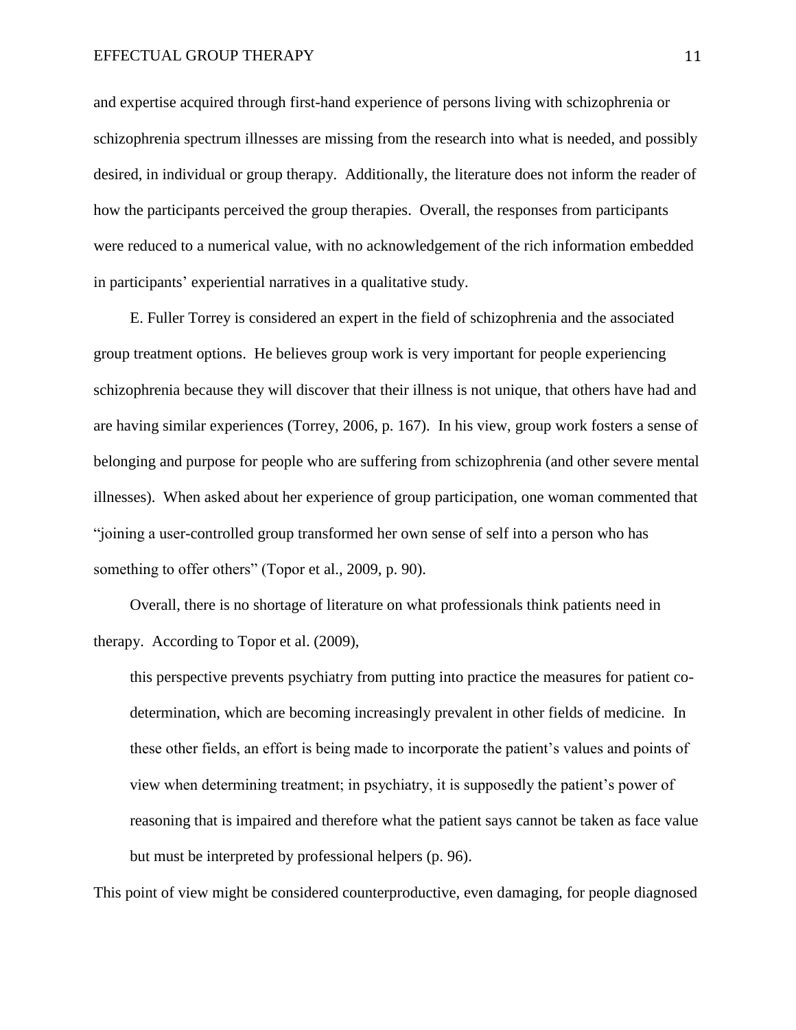and expertise acquired through first-hand experience of persons living with schizophrenia or schizophrenia spectrum illnesses are missing from the research into what is needed, and possibly desired, in individual or group therapy. Additionally, the literature does not inform the reader of how the participants perceived the group therapies. Overall, the responses from participants were reduced to a numerical value, with no acknowledgement of the rich information embedded in participants' experiential narratives in a qualitative study.

E. Fuller Torrey is considered an expert in the field of schizophrenia and the associated group treatment options. He believes group work is very important for people experiencing schizophrenia because they will discover that their illness is not unique, that others have had and are having similar experiences (Torrey, 2006, p. 167). In his view, group work fosters a sense of belonging and purpose for people who are suffering from schizophrenia (and other severe mental illnesses). When asked about her experience of group participation, one woman commented that "joining a user-controlled group transformed her own sense of self into a person who has something to offer others" (Topor et al., 2009, p. 90).

Overall, there is no shortage of literature on what professionals think patients need in therapy. According to Topor et al. (2009),

> this perspective prevents psychiatry from putting into practice the measures for patient co-determination, which are becoming increasingly prevalent in other fields of medicine. In these other fields, an effort is being made to incorporate the patient's values and points of view when determining treatment; in psychiatry, it is supposedly the patient's power of reasoning that is impaired and therefore what the patient says cannot be taken as face value but must be interpreted by professional helpers (p. 96).

This point of view might be considered counterproductive, even damaging, for people diagnosed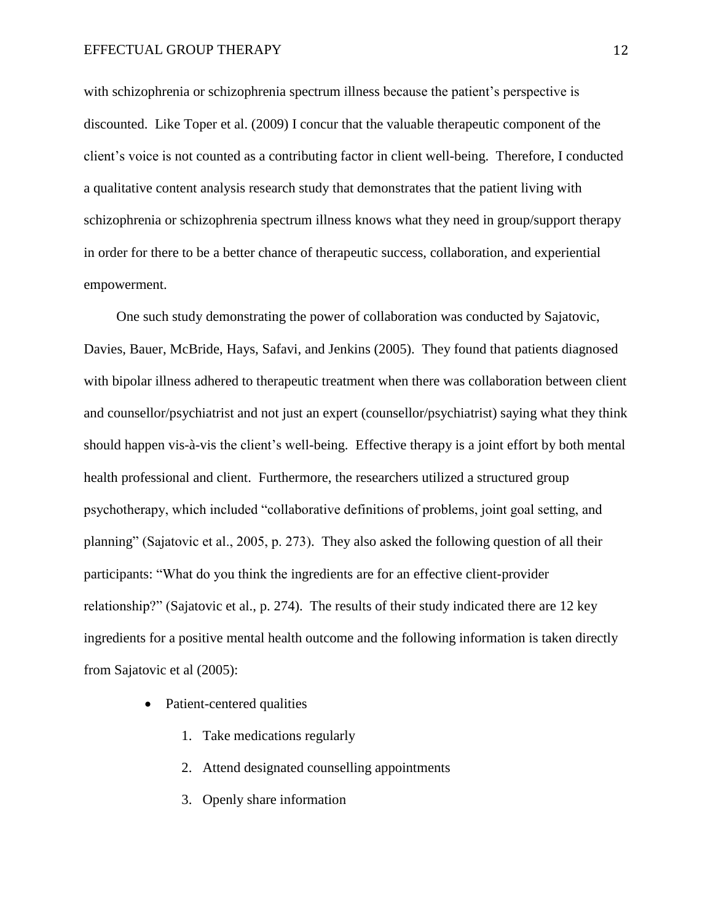with schizophrenia or schizophrenia spectrum illness because the patient's perspective is discounted. Like Toper et al. (2009) I concur that the valuable therapeutic component of the client's voice is not counted as a contributing factor in client well-being. Therefore, I conducted a qualitative content analysis research study that demonstrates that the patient living with schizophrenia or schizophrenia spectrum illness knows what they need in group/support therapy in order for there to be a better chance of therapeutic success, collaboration, and experiential empowerment.

One such study demonstrating the power of collaboration was conducted by Sajatovic, Davies, Bauer, McBride, Hays, Safavi, and Jenkins (2005). They found that patients diagnosed with bipolar illness adhered to therapeutic treatment when there was collaboration between client and counsellor/psychiatrist and not just an expert (counsellor/psychiatrist) saying what they think should happen vis-à-vis the client's well-being. Effective therapy is a joint effort by both mental health professional and client. Furthermore, the researchers utilized a structured group psychotherapy, which included "collaborative definitions of problems, joint goal setting, and planning" (Sajatovic et al., 2005, p. 273). They also asked the following question of all their participants: "What do you think the ingredients are for an effective client-provider relationship?" (Sajatovic et al., p. 274). The results of their study indicated there are 12 key ingredients for a positive mental health outcome and the following information is taken directly from Sajatovic et al (2005):

- Patient-centered qualities
    1. Take medications regularly
    2. Attend designated counselling appointments
    3. Openly share information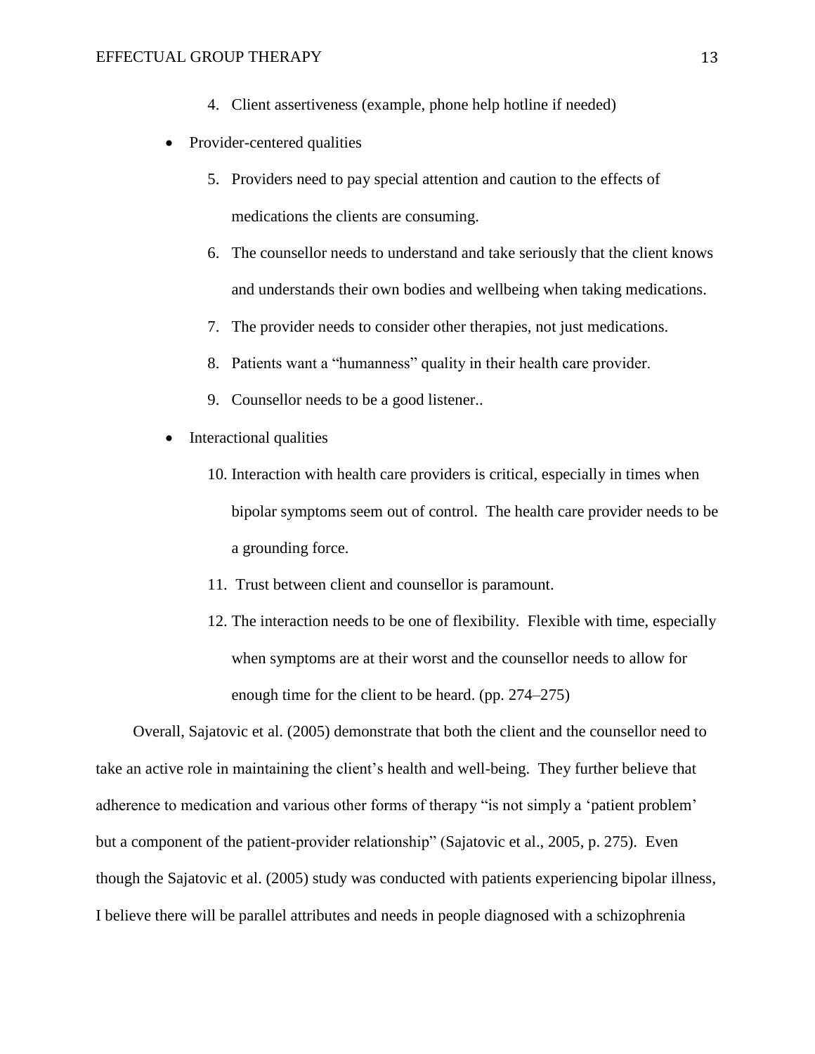4. Client assertiveness (example, phone help hotline if needed)

- Provider-centered qualities
    5. Providers need to pay special attention and caution to the effects of medications the clients are consuming.
    6. The counsellor needs to understand and take seriously that the client knows and understands their own bodies and wellbeing when taking medications.
    7. The provider needs to consider other therapies, not just medications.
    8. Patients want a "humanness" quality in their health care provider.
    9. Counsellor needs to be a good listener..
- Interactional qualities
    10. Interaction with health care providers is critical, especially in times when bipolar symptoms seem out of control. The health care provider needs to be a grounding force.
    11. Trust between client and counsellor is paramount.
    12. The interaction needs to be one of flexibility. Flexible with time, especially when symptoms are at their worst and the counsellor needs to allow for enough time for the client to be heard. (pp. 274–275)

Overall, Sajatovic et al. (2005) demonstrate that both the client and the counsellor need to take an active role in maintaining the client's health and well-being. They further believe that adherence to medication and various other forms of therapy "is not simply a 'patient problem' but a component of the patient-provider relationship" (Sajatovic et al., 2005, p. 275). Even though the Sajatovic et al. (2005) study was conducted with patients experiencing bipolar illness, I believe there will be parallel attributes and needs in people diagnosed with a schizophrenia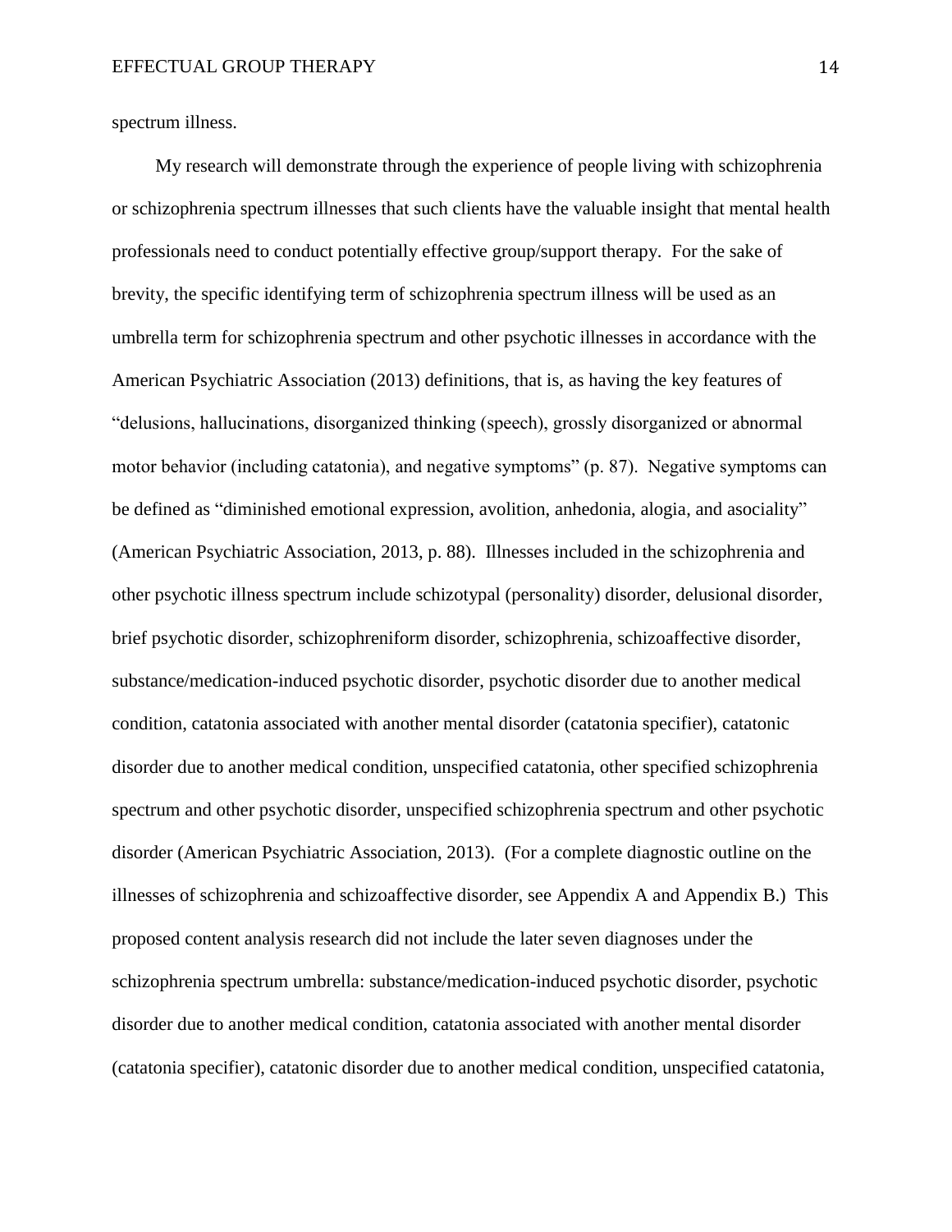spectrum illness.

My research will demonstrate through the experience of people living with schizophrenia or schizophrenia spectrum illnesses that such clients have the valuable insight that mental health professionals need to conduct potentially effective group/support therapy. For the sake of brevity, the specific identifying term of schizophrenia spectrum illness will be used as an umbrella term for schizophrenia spectrum and other psychotic illnesses in accordance with the American Psychiatric Association (2013) definitions, that is, as having the key features of "delusions, hallucinations, disorganized thinking (speech), grossly disorganized or abnormal motor behavior (including catatonia), and negative symptoms" (p. 87). Negative symptoms can be defined as "diminished emotional expression, avolition, anhedonia, alogia, and asociality" (American Psychiatric Association, 2013, p. 88). Illnesses included in the schizophrenia and other psychotic illness spectrum include schizotypal (personality) disorder, delusional disorder, brief psychotic disorder, schizophreniform disorder, schizophrenia, schizoaffective disorder, substance/medication-induced psychotic disorder, psychotic disorder due to another medical condition, catatonia associated with another mental disorder (catatonia specifier), catatonic disorder due to another medical condition, unspecified catatonia, other specified schizophrenia spectrum and other psychotic disorder, unspecified schizophrenia spectrum and other psychotic disorder (American Psychiatric Association, 2013). (For a complete diagnostic outline on the illnesses of schizophrenia and schizoaffective disorder, see Appendix A and Appendix B.) This proposed content analysis research did not include the later seven diagnoses under the schizophrenia spectrum umbrella: substance/medication-induced psychotic disorder, psychotic disorder due to another medical condition, catatonia associated with another mental disorder (catatonia specifier), catatonic disorder due to another medical condition, unspecified catatonia,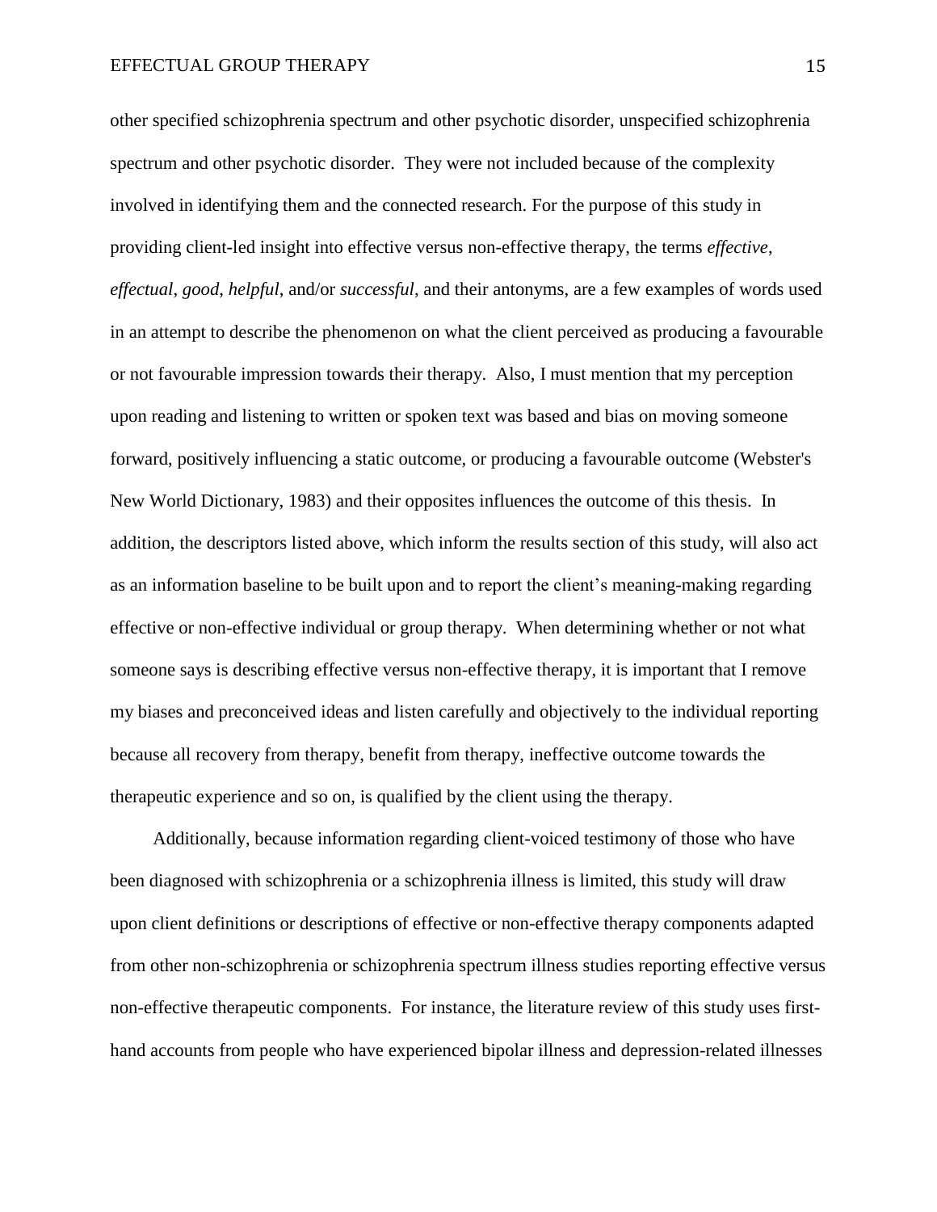other specified schizophrenia spectrum and other psychotic disorder, unspecified schizophrenia spectrum and other psychotic disorder. They were not included because of the complexity involved in identifying them and the connected research. For the purpose of this study in providing client-led insight into effective versus non-effective therapy, the terms *effective*, *effectual*, *good*, *helpful*, and/or *successful*, and their antonyms, are a few examples of words used in an attempt to describe the phenomenon on what the client perceived as producing a favourable or not favourable impression towards their therapy. Also, I must mention that my perception upon reading and listening to written or spoken text was based and bias on moving someone forward, positively influencing a static outcome, or producing a favourable outcome (Webster's New World Dictionary, 1983) and their opposites influences the outcome of this thesis. In addition, the descriptors listed above, which inform the results section of this study, will also act as an information baseline to be built upon and to report the client's meaning-making regarding effective or non-effective individual or group therapy. When determining whether or not what someone says is describing effective versus non-effective therapy, it is important that I remove my biases and preconceived ideas and listen carefully and objectively to the individual reporting because all recovery from therapy, benefit from therapy, ineffective outcome towards the therapeutic experience and so on, is qualified by the client using the therapy.

Additionally, because information regarding client-voiced testimony of those who have been diagnosed with schizophrenia or a schizophrenia illness is limited, this study will draw upon client definitions or descriptions of effective or non-effective therapy components adapted from other non-schizophrenia or schizophrenia spectrum illness studies reporting effective versus non-effective therapeutic components. For instance, the literature review of this study uses first-hand accounts from people who have experienced bipolar illness and depression-related illnesses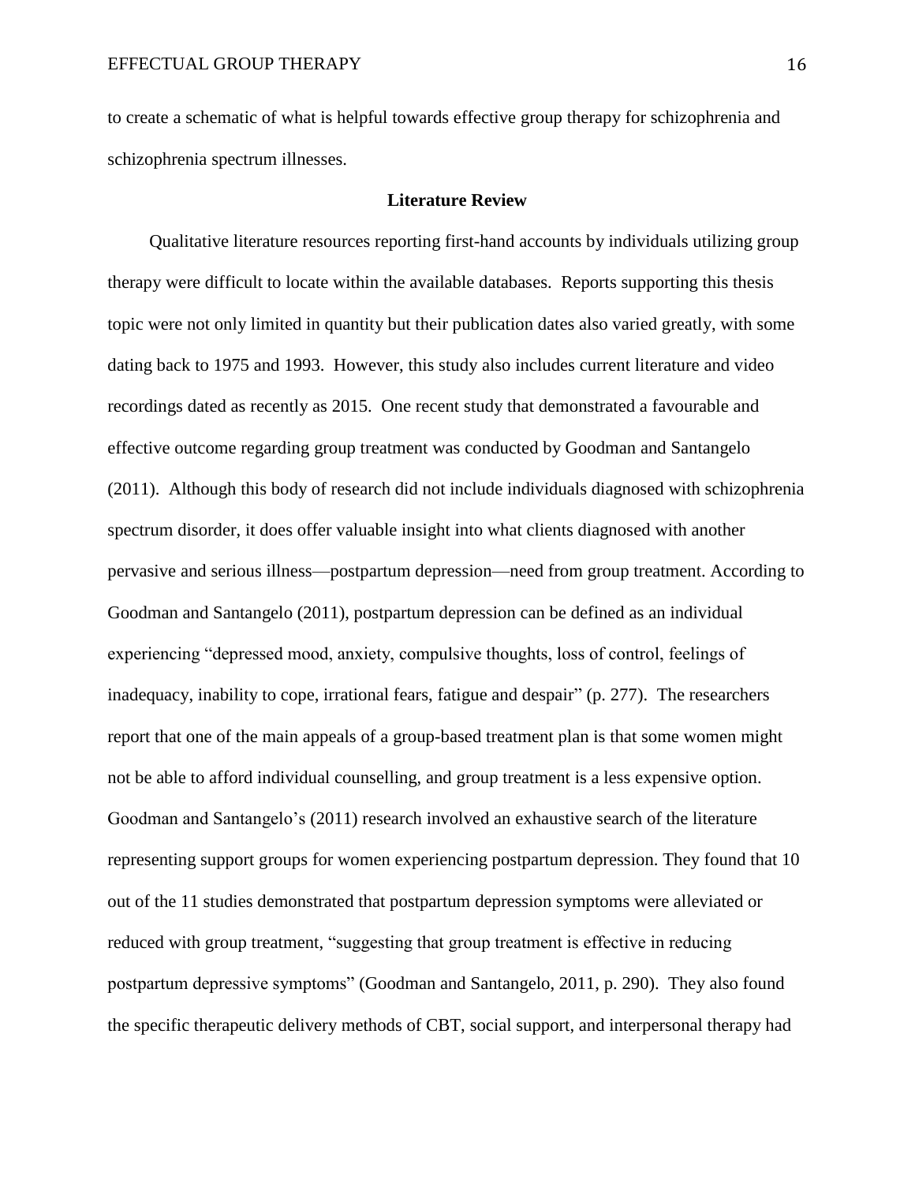to create a schematic of what is helpful towards effective group therapy for schizophrenia and schizophrenia spectrum illnesses.

## Literature Review

Qualitative literature resources reporting first-hand accounts by individuals utilizing group therapy were difficult to locate within the available databases. Reports supporting this thesis topic were not only limited in quantity but their publication dates also varied greatly, with some dating back to 1975 and 1993. However, this study also includes current literature and video recordings dated as recently as 2015. One recent study that demonstrated a favourable and effective outcome regarding group treatment was conducted by Goodman and Santangelo (2011). Although this body of research did not include individuals diagnosed with schizophrenia spectrum disorder, it does offer valuable insight into what clients diagnosed with another pervasive and serious illness—postpartum depression—need from group treatment. According to Goodman and Santangelo (2011), postpartum depression can be defined as an individual experiencing "depressed mood, anxiety, compulsive thoughts, loss of control, feelings of inadequacy, inability to cope, irrational fears, fatigue and despair" (p. 277). The researchers report that one of the main appeals of a group-based treatment plan is that some women might not be able to afford individual counselling, and group treatment is a less expensive option. Goodman and Santangelo's (2011) research involved an exhaustive search of the literature representing support groups for women experiencing postpartum depression. They found that 10 out of the 11 studies demonstrated that postpartum depression symptoms were alleviated or reduced with group treatment, "suggesting that group treatment is effective in reducing postpartum depressive symptoms" (Goodman and Santangelo, 2011, p. 290). They also found the specific therapeutic delivery methods of CBT, social support, and interpersonal therapy had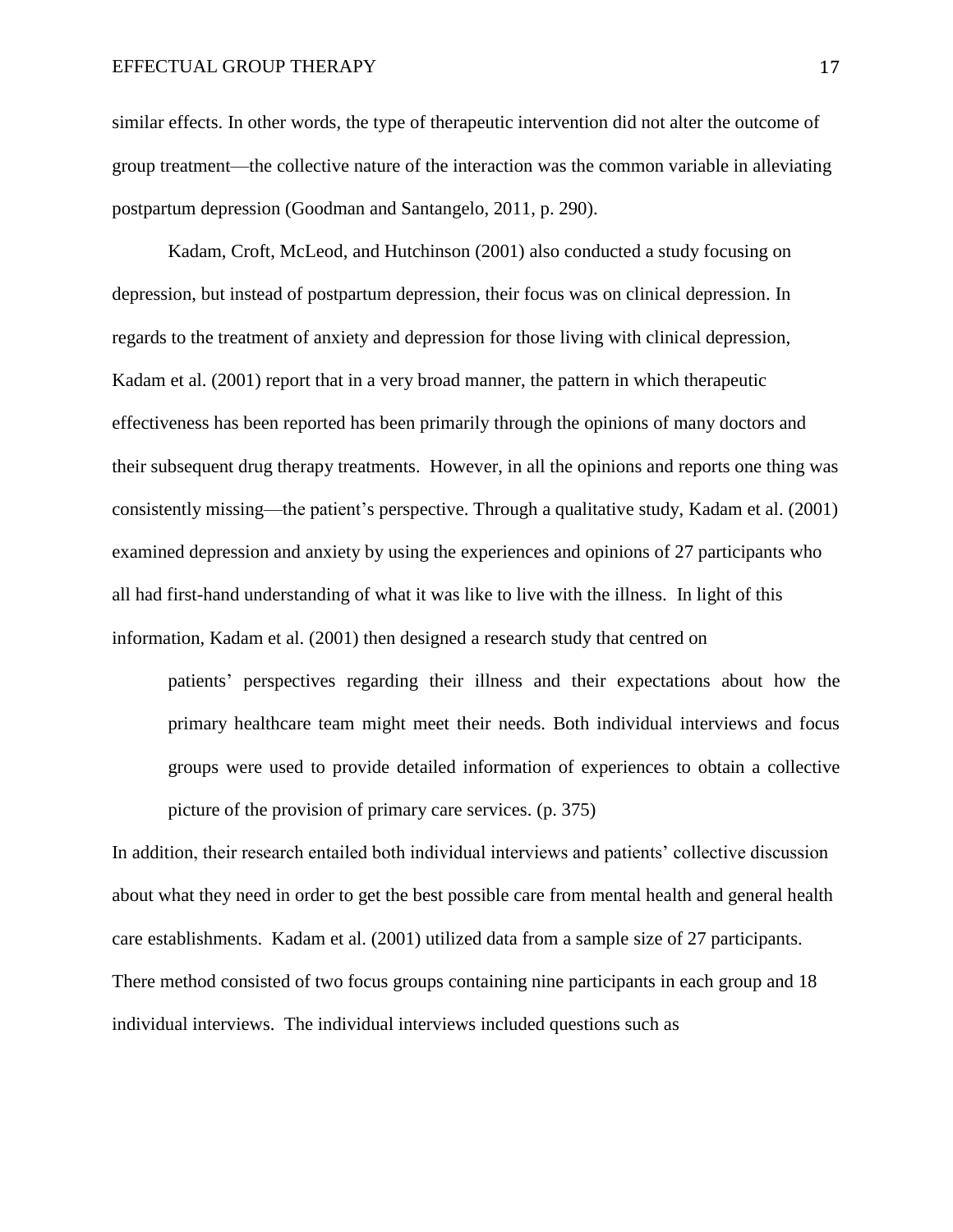similar effects. In other words, the type of therapeutic intervention did not alter the outcome of group treatment—the collective nature of the interaction was the common variable in alleviating postpartum depression (Goodman and Santangelo, 2011, p. 290).

Kadam, Croft, McLeod, and Hutchinson (2001) also conducted a study focusing on depression, but instead of postpartum depression, their focus was on clinical depression. In regards to the treatment of anxiety and depression for those living with clinical depression, Kadam et al. (2001) report that in a very broad manner, the pattern in which therapeutic effectiveness has been reported has been primarily through the opinions of many doctors and their subsequent drug therapy treatments. However, in all the opinions and reports one thing was consistently missing—the patient's perspective. Through a qualitative study, Kadam et al. (2001) examined depression and anxiety by using the experiences and opinions of 27 participants who all had first-hand understanding of what it was like to live with the illness. In light of this information, Kadam et al. (2001) then designed a research study that centred on

> patients' perspectives regarding their illness and their expectations about how the primary healthcare team might meet their needs. Both individual interviews and focus groups were used to provide detailed information of experiences to obtain a collective picture of the provision of primary care services. (p. 375)

In addition, their research entailed both individual interviews and patients' collective discussion about what they need in order to get the best possible care from mental health and general health care establishments. Kadam et al. (2001) utilized data from a sample size of 27 participants. There method consisted of two focus groups containing nine participants in each group and 18 individual interviews. The individual interviews included questions such as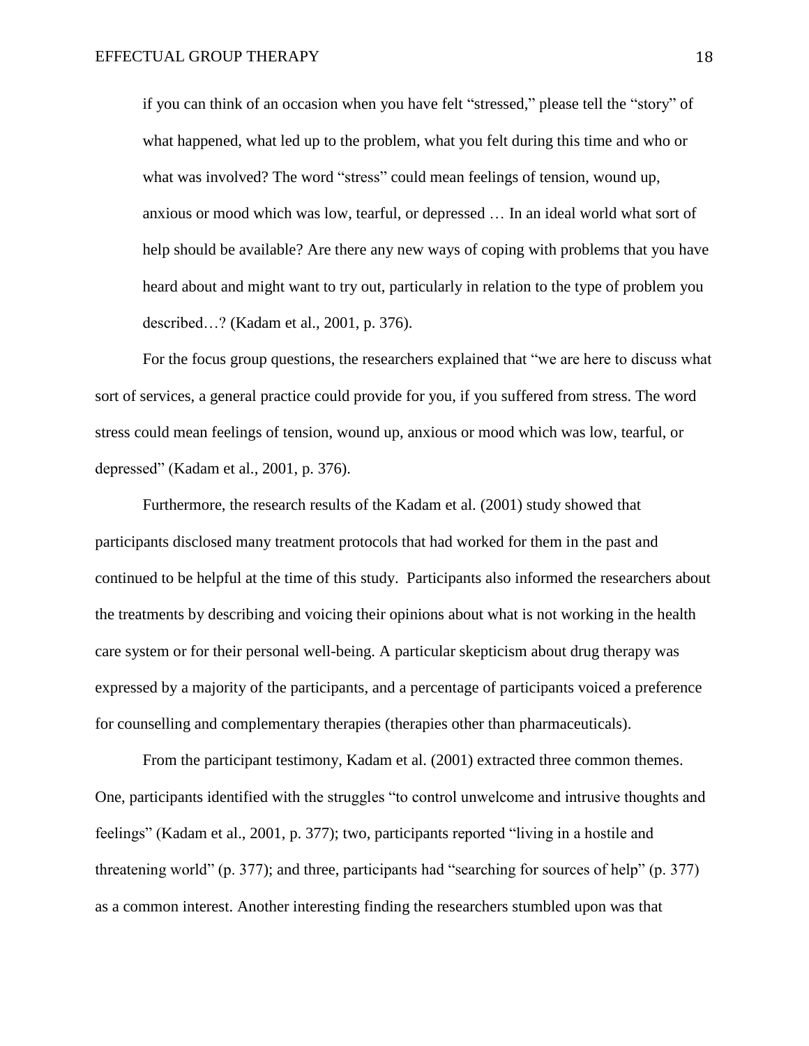> if you can think of an occasion when you have felt "stressed," please tell the "story" of what happened, what led up to the problem, what you felt during this time and who or what was involved? The word "stress" could mean feelings of tension, wound up, anxious or mood which was low, tearful, or depressed … In an ideal world what sort of help should be available? Are there any new ways of coping with problems that you have heard about and might want to try out, particularly in relation to the type of problem you described…? (Kadam et al., 2001, p. 376).

For the focus group questions, the researchers explained that "we are here to discuss what sort of services, a general practice could provide for you, if you suffered from stress. The word stress could mean feelings of tension, wound up, anxious or mood which was low, tearful, or depressed" (Kadam et al., 2001, p. 376).

Furthermore, the research results of the Kadam et al. (2001) study showed that participants disclosed many treatment protocols that had worked for them in the past and continued to be helpful at the time of this study. Participants also informed the researchers about the treatments by describing and voicing their opinions about what is not working in the health care system or for their personal well-being. A particular skepticism about drug therapy was expressed by a majority of the participants, and a percentage of participants voiced a preference for counselling and complementary therapies (therapies other than pharmaceuticals).

From the participant testimony, Kadam et al. (2001) extracted three common themes. One, participants identified with the struggles "to control unwelcome and intrusive thoughts and feelings" (Kadam et al., 2001, p. 377); two, participants reported "living in a hostile and threatening world" (p. 377); and three, participants had "searching for sources of help" (p. 377) as a common interest. Another interesting finding the researchers stumbled upon was that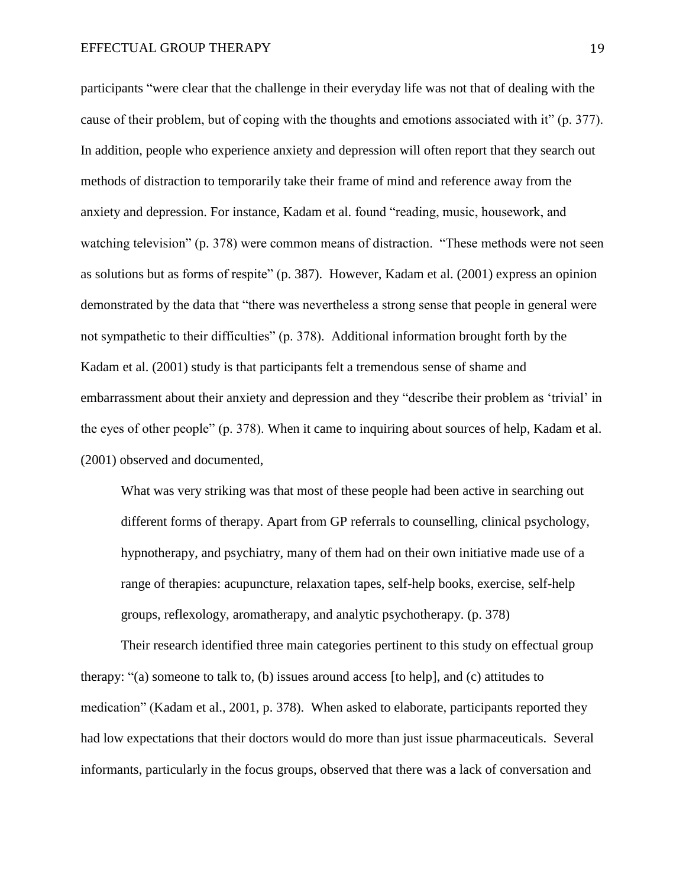participants "were clear that the challenge in their everyday life was not that of dealing with the cause of their problem, but of coping with the thoughts and emotions associated with it" (p. 377). In addition, people who experience anxiety and depression will often report that they search out methods of distraction to temporarily take their frame of mind and reference away from the anxiety and depression. For instance, Kadam et al. found "reading, music, housework, and watching television" (p. 378) were common means of distraction. "These methods were not seen as solutions but as forms of respite" (p. 387). However, Kadam et al. (2001) express an opinion demonstrated by the data that "there was nevertheless a strong sense that people in general were not sympathetic to their difficulties" (p. 378). Additional information brought forth by the Kadam et al. (2001) study is that participants felt a tremendous sense of shame and embarrassment about their anxiety and depression and they "describe their problem as 'trivial' in the eyes of other people" (p. 378). When it came to inquiring about sources of help, Kadam et al. (2001) observed and documented,

> What was very striking was that most of these people had been active in searching out different forms of therapy. Apart from GP referrals to counselling, clinical psychology, hypnotherapy, and psychiatry, many of them had on their own initiative made use of a range of therapies: acupuncture, relaxation tapes, self-help books, exercise, self-help groups, reflexology, aromatherapy, and analytic psychotherapy. (p. 378)

Their research identified three main categories pertinent to this study on effectual group therapy: "(a) someone to talk to, (b) issues around access [to help], and (c) attitudes to medication" (Kadam et al., 2001, p. 378). When asked to elaborate, participants reported they had low expectations that their doctors would do more than just issue pharmaceuticals. Several informants, particularly in the focus groups, observed that there was a lack of conversation and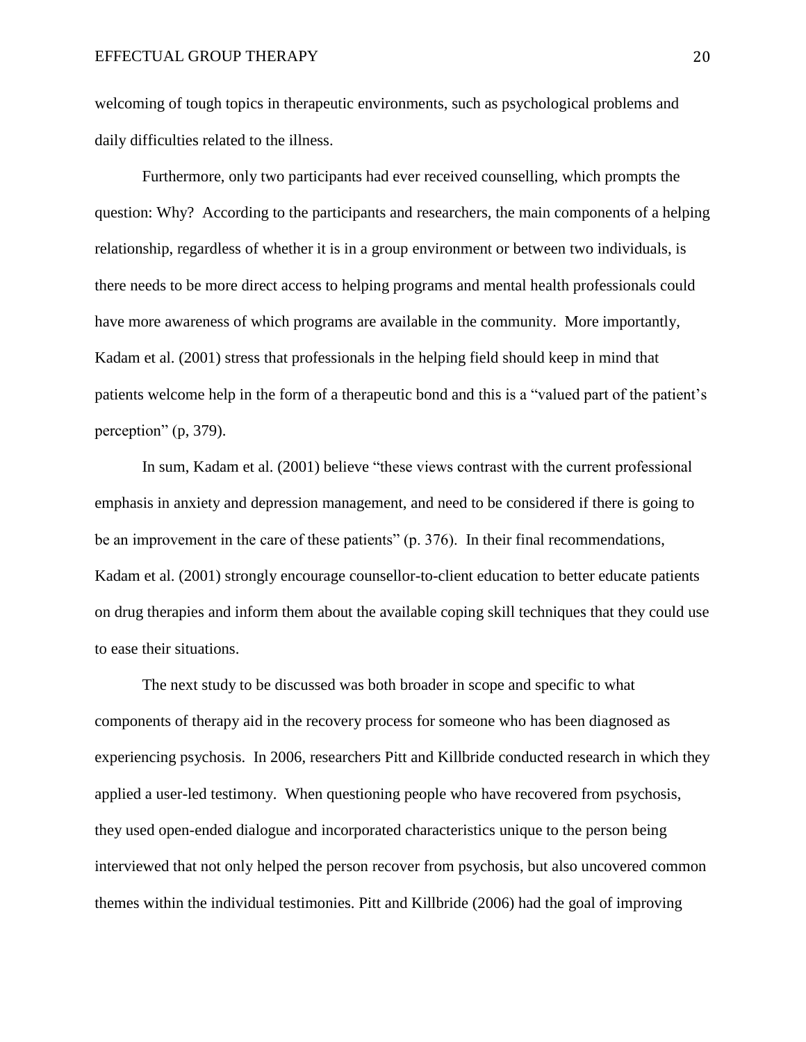welcoming of tough topics in therapeutic environments, such as psychological problems and daily difficulties related to the illness.

Furthermore, only two participants had ever received counselling, which prompts the question: Why? According to the participants and researchers, the main components of a helping relationship, regardless of whether it is in a group environment or between two individuals, is there needs to be more direct access to helping programs and mental health professionals could have more awareness of which programs are available in the community. More importantly, Kadam et al. (2001) stress that professionals in the helping field should keep in mind that patients welcome help in the form of a therapeutic bond and this is a "valued part of the patient's perception" (p, 379).

In sum, Kadam et al. (2001) believe "these views contrast with the current professional emphasis in anxiety and depression management, and need to be considered if there is going to be an improvement in the care of these patients" (p. 376). In their final recommendations, Kadam et al. (2001) strongly encourage counsellor-to-client education to better educate patients on drug therapies and inform them about the available coping skill techniques that they could use to ease their situations.

The next study to be discussed was both broader in scope and specific to what components of therapy aid in the recovery process for someone who has been diagnosed as experiencing psychosis. In 2006, researchers Pitt and Killbride conducted research in which they applied a user-led testimony. When questioning people who have recovered from psychosis, they used open-ended dialogue and incorporated characteristics unique to the person being interviewed that not only helped the person recover from psychosis, but also uncovered common themes within the individual testimonies. Pitt and Killbride (2006) had the goal of improving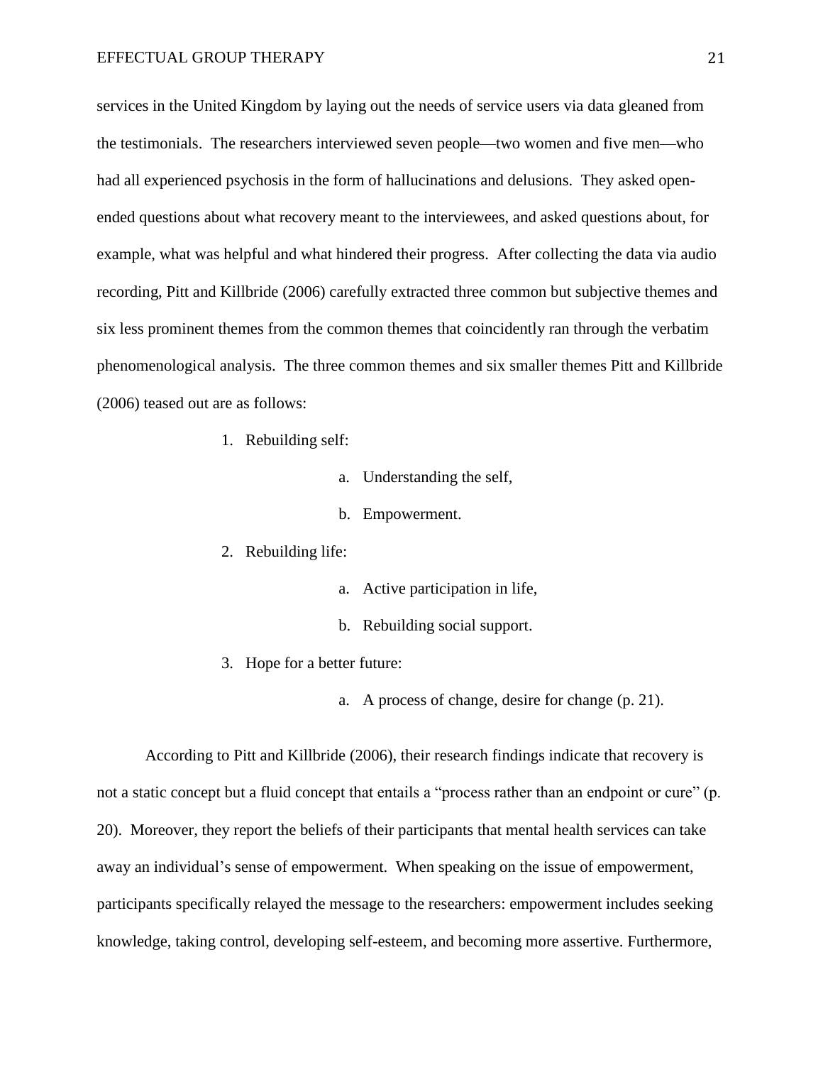services in the United Kingdom by laying out the needs of service users via data gleaned from the testimonials. The researchers interviewed seven people—two women and five men—who had all experienced psychosis in the form of hallucinations and delusions. They asked open-ended questions about what recovery meant to the interviewees, and asked questions about, for example, what was helpful and what hindered their progress. After collecting the data via audio recording, Pitt and Killbride (2006) carefully extracted three common but subjective themes and six less prominent themes from the common themes that coincidently ran through the verbatim phenomenological analysis. The three common themes and six smaller themes Pitt and Killbride (2006) teased out are as follows:

1. Rebuilding self:
   a. Understanding the self,
   b. Empowerment.
2. Rebuilding life:
   a. Active participation in life,
   b. Rebuilding social support.
3. Hope for a better future:
   a. A process of change, desire for change (p. 21).

According to Pitt and Killbride (2006), their research findings indicate that recovery is not a static concept but a fluid concept that entails a "process rather than an endpoint or cure" (p. 20). Moreover, they report the beliefs of their participants that mental health services can take away an individual's sense of empowerment. When speaking on the issue of empowerment, participants specifically relayed the message to the researchers: empowerment includes seeking knowledge, taking control, developing self-esteem, and becoming more assertive. Furthermore,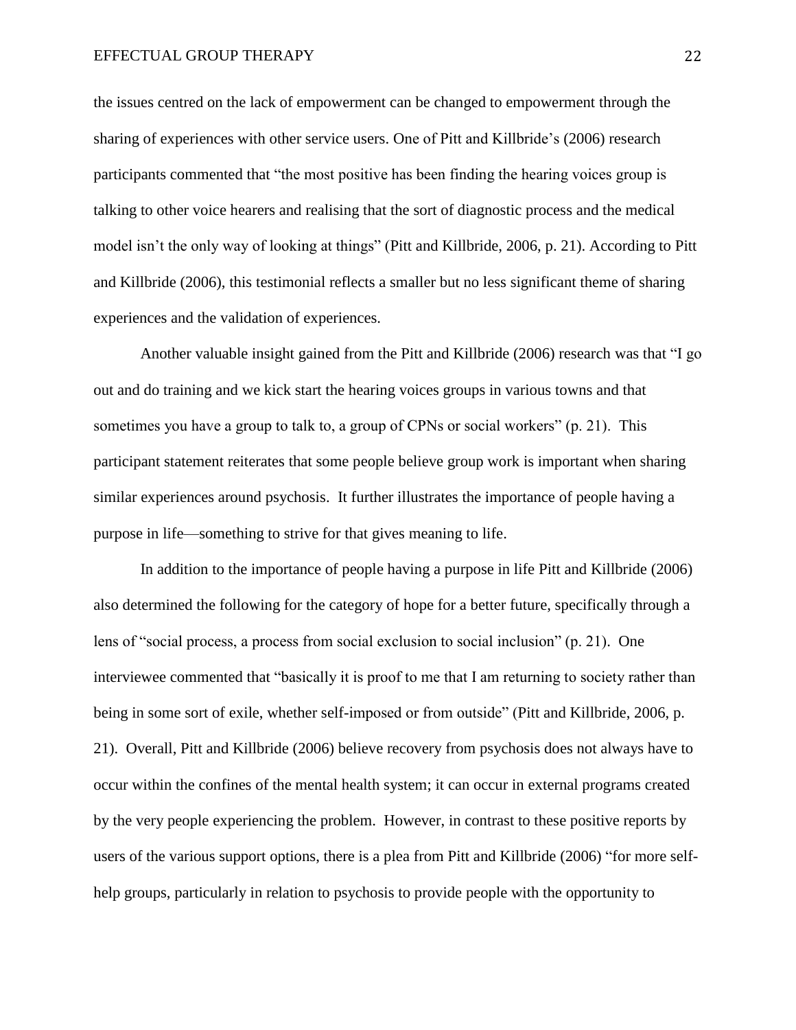the issues centred on the lack of empowerment can be changed to empowerment through the sharing of experiences with other service users. One of Pitt and Killbride's (2006) research participants commented that "the most positive has been finding the hearing voices group is talking to other voice hearers and realising that the sort of diagnostic process and the medical model isn't the only way of looking at things" (Pitt and Killbride, 2006, p. 21). According to Pitt and Killbride (2006), this testimonial reflects a smaller but no less significant theme of sharing experiences and the validation of experiences.

Another valuable insight gained from the Pitt and Killbride (2006) research was that "I go out and do training and we kick start the hearing voices groups in various towns and that sometimes you have a group to talk to, a group of CPNs or social workers" (p. 21). This participant statement reiterates that some people believe group work is important when sharing similar experiences around psychosis. It further illustrates the importance of people having a purpose in life—something to strive for that gives meaning to life.

In addition to the importance of people having a purpose in life Pitt and Killbride (2006) also determined the following for the category of hope for a better future, specifically through a lens of "social process, a process from social exclusion to social inclusion" (p. 21). One interviewee commented that "basically it is proof to me that I am returning to society rather than being in some sort of exile, whether self-imposed or from outside" (Pitt and Killbride, 2006, p. 21). Overall, Pitt and Killbride (2006) believe recovery from psychosis does not always have to occur within the confines of the mental health system; it can occur in external programs created by the very people experiencing the problem. However, in contrast to these positive reports by users of the various support options, there is a plea from Pitt and Killbride (2006) "for more self-help groups, particularly in relation to psychosis to provide people with the opportunity to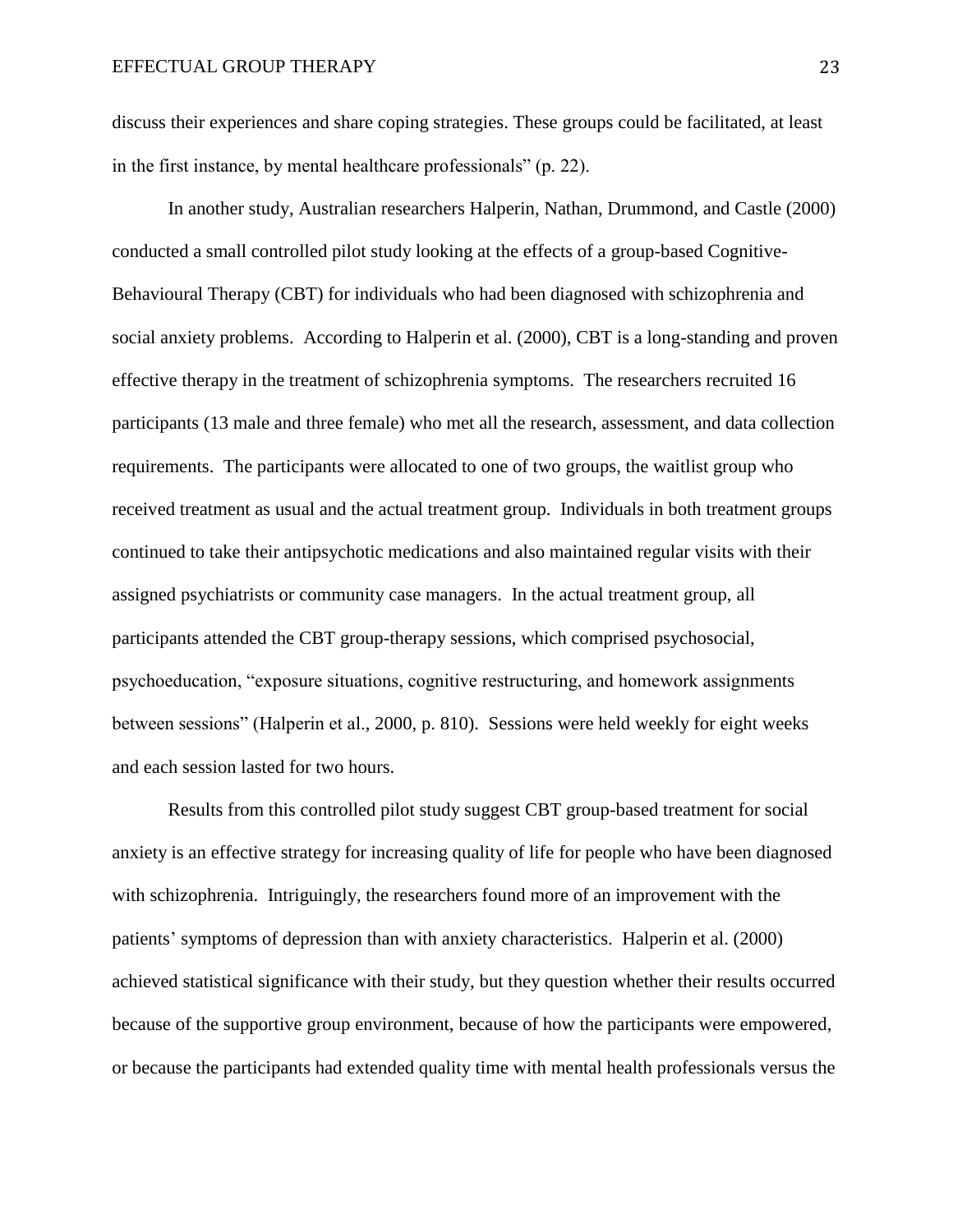discuss their experiences and share coping strategies. These groups could be facilitated, at least in the first instance, by mental healthcare professionals" (p. 22).

In another study, Australian researchers Halperin, Nathan, Drummond, and Castle (2000) conducted a small controlled pilot study looking at the effects of a group-based Cognitive-Behavioural Therapy (CBT) for individuals who had been diagnosed with schizophrenia and social anxiety problems. According to Halperin et al. (2000), CBT is a long-standing and proven effective therapy in the treatment of schizophrenia symptoms. The researchers recruited 16 participants (13 male and three female) who met all the research, assessment, and data collection requirements. The participants were allocated to one of two groups, the waitlist group who received treatment as usual and the actual treatment group. Individuals in both treatment groups continued to take their antipsychotic medications and also maintained regular visits with their assigned psychiatrists or community case managers. In the actual treatment group, all participants attended the CBT group-therapy sessions, which comprised psychosocial, psychoeducation, "exposure situations, cognitive restructuring, and homework assignments between sessions" (Halperin et al., 2000, p. 810). Sessions were held weekly for eight weeks and each session lasted for two hours.

Results from this controlled pilot study suggest CBT group-based treatment for social anxiety is an effective strategy for increasing quality of life for people who have been diagnosed with schizophrenia. Intriguingly, the researchers found more of an improvement with the patients' symptoms of depression than with anxiety characteristics. Halperin et al. (2000) achieved statistical significance with their study, but they question whether their results occurred because of the supportive group environment, because of how the participants were empowered, or because the participants had extended quality time with mental health professionals versus the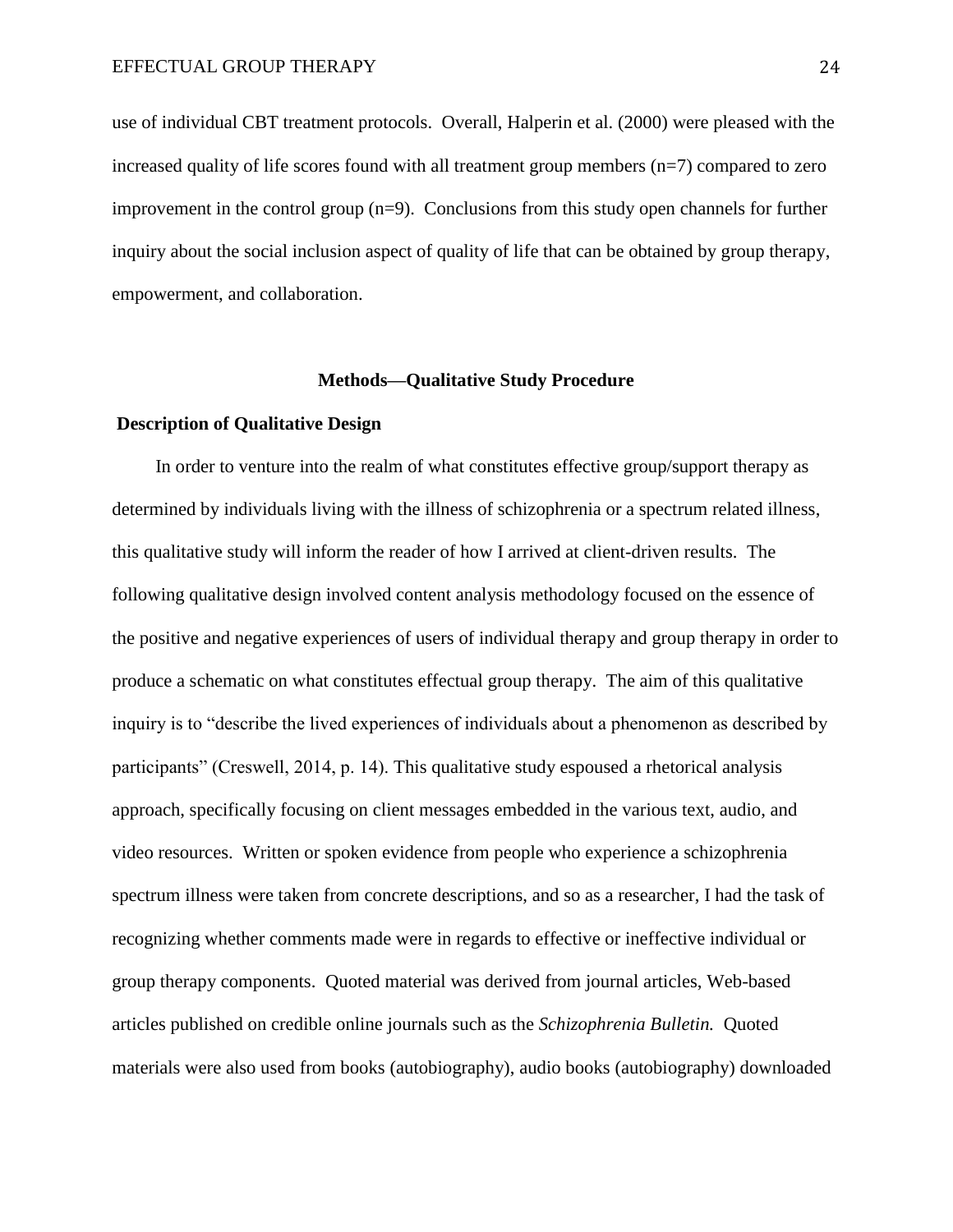use of individual CBT treatment protocols. Overall, Halperin et al. (2000) were pleased with the increased quality of life scores found with all treatment group members (n=7) compared to zero improvement in the control group (n=9). Conclusions from this study open channels for further inquiry about the social inclusion aspect of quality of life that can be obtained by group therapy, empowerment, and collaboration.

## Methods—Qualitative Study Procedure

### Description of Qualitative Design

In order to venture into the realm of what constitutes effective group/support therapy as determined by individuals living with the illness of schizophrenia or a spectrum related illness, this qualitative study will inform the reader of how I arrived at client-driven results. The following qualitative design involved content analysis methodology focused on the essence of the positive and negative experiences of users of individual therapy and group therapy in order to produce a schematic on what constitutes effectual group therapy. The aim of this qualitative inquiry is to "describe the lived experiences of individuals about a phenomenon as described by participants" (Creswell, 2014, p. 14). This qualitative study espoused a rhetorical analysis approach, specifically focusing on client messages embedded in the various text, audio, and video resources. Written or spoken evidence from people who experience a schizophrenia spectrum illness were taken from concrete descriptions, and so as a researcher, I had the task of recognizing whether comments made were in regards to effective or ineffective individual or group therapy components. Quoted material was derived from journal articles, Web-based articles published on credible online journals such as the *Schizophrenia Bulletin.* Quoted materials were also used from books (autobiography), audio books (autobiography) downloaded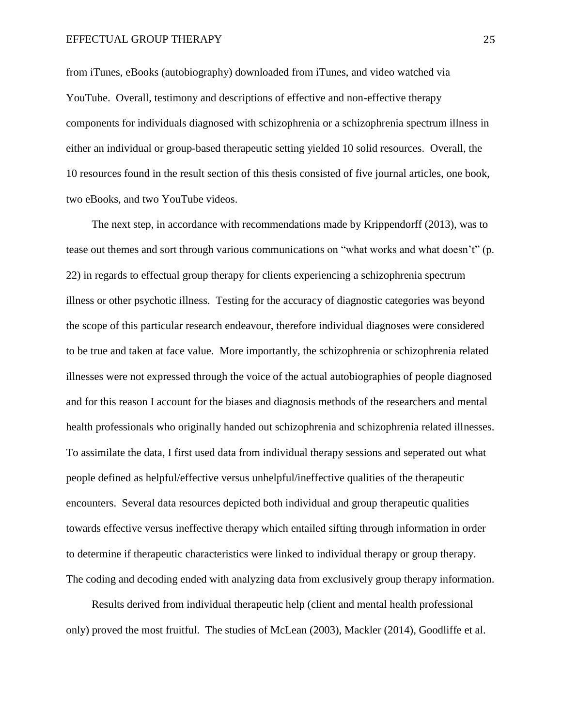from iTunes, eBooks (autobiography) downloaded from iTunes, and video watched via YouTube. Overall, testimony and descriptions of effective and non-effective therapy components for individuals diagnosed with schizophrenia or a schizophrenia spectrum illness in either an individual or group-based therapeutic setting yielded 10 solid resources. Overall, the 10 resources found in the result section of this thesis consisted of five journal articles, one book, two eBooks, and two YouTube videos.

The next step, in accordance with recommendations made by Krippendorff (2013), was to tease out themes and sort through various communications on "what works and what doesn't" (p. 22) in regards to effectual group therapy for clients experiencing a schizophrenia spectrum illness or other psychotic illness. Testing for the accuracy of diagnostic categories was beyond the scope of this particular research endeavour, therefore individual diagnoses were considered to be true and taken at face value. More importantly, the schizophrenia or schizophrenia related illnesses were not expressed through the voice of the actual autobiographies of people diagnosed and for this reason I account for the biases and diagnosis methods of the researchers and mental health professionals who originally handed out schizophrenia and schizophrenia related illnesses. To assimilate the data, I first used data from individual therapy sessions and seperated out what people defined as helpful/effective versus unhelpful/ineffective qualities of the therapeutic encounters. Several data resources depicted both individual and group therapeutic qualities towards effective versus ineffective therapy which entailed sifting through information in order to determine if therapeutic characteristics were linked to individual therapy or group therapy. The coding and decoding ended with analyzing data from exclusively group therapy information.

Results derived from individual therapeutic help (client and mental health professional only) proved the most fruitful. The studies of McLean (2003), Mackler (2014), Goodliffe et al.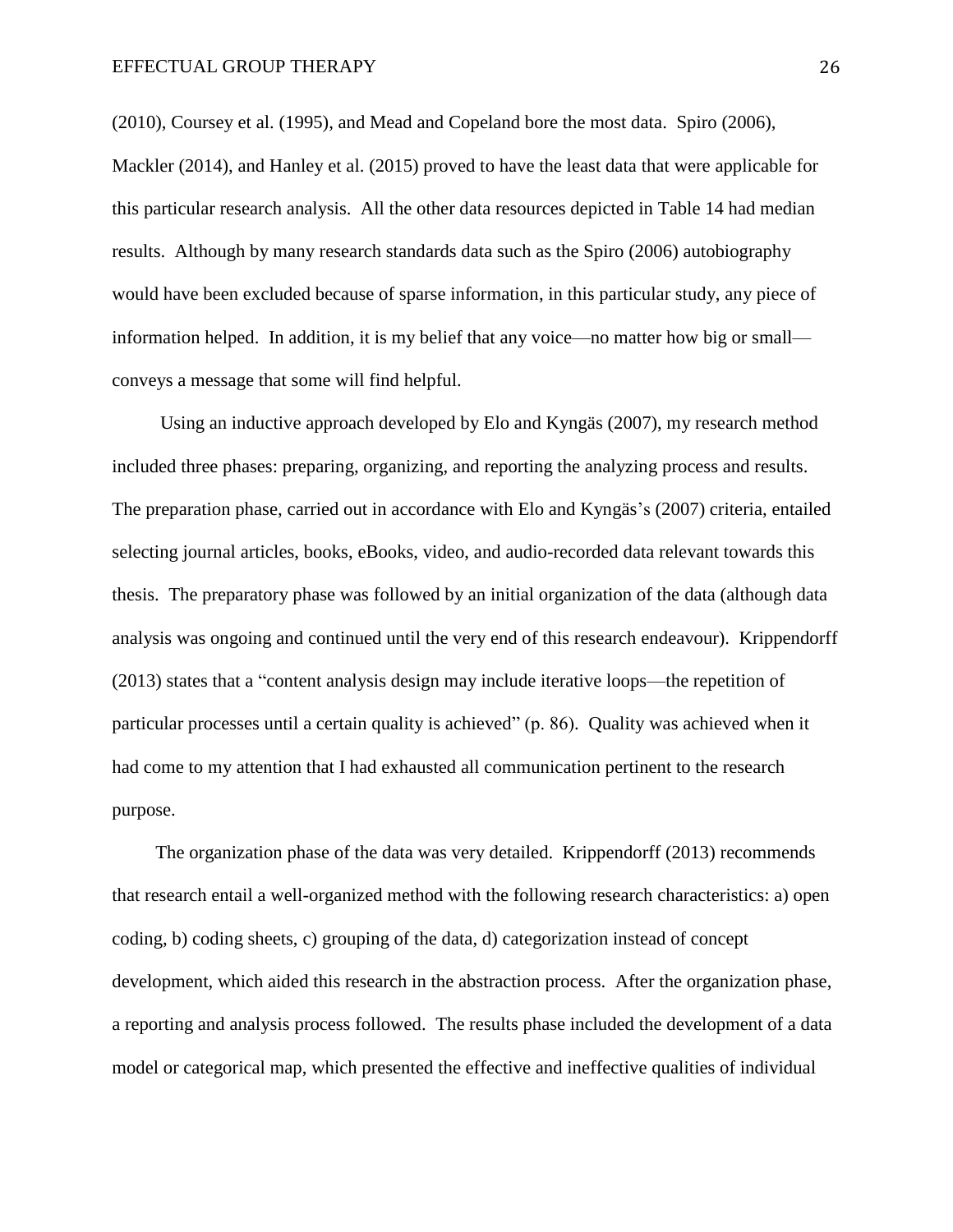(2010), Coursey et al. (1995), and Mead and Copeland bore the most data. Spiro (2006), Mackler (2014), and Hanley et al. (2015) proved to have the least data that were applicable for this particular research analysis. All the other data resources depicted in Table 14 had median results. Although by many research standards data such as the Spiro (2006) autobiography would have been excluded because of sparse information, in this particular study, any piece of information helped. In addition, it is my belief that any voice—no matter how big or small—conveys a message that some will find helpful.

Using an inductive approach developed by Elo and Kyngäs (2007), my research method included three phases: preparing, organizing, and reporting the analyzing process and results. The preparation phase, carried out in accordance with Elo and Kyngäs's (2007) criteria, entailed selecting journal articles, books, eBooks, video, and audio-recorded data relevant towards this thesis. The preparatory phase was followed by an initial organization of the data (although data analysis was ongoing and continued until the very end of this research endeavour). Krippendorff (2013) states that a "content analysis design may include iterative loops—the repetition of particular processes until a certain quality is achieved" (p. 86). Quality was achieved when it had come to my attention that I had exhausted all communication pertinent to the research purpose.

The organization phase of the data was very detailed. Krippendorff (2013) recommends that research entail a well-organized method with the following research characteristics: a) open coding, b) coding sheets, c) grouping of the data, d) categorization instead of concept development, which aided this research in the abstraction process. After the organization phase, a reporting and analysis process followed. The results phase included the development of a data model or categorical map, which presented the effective and ineffective qualities of individual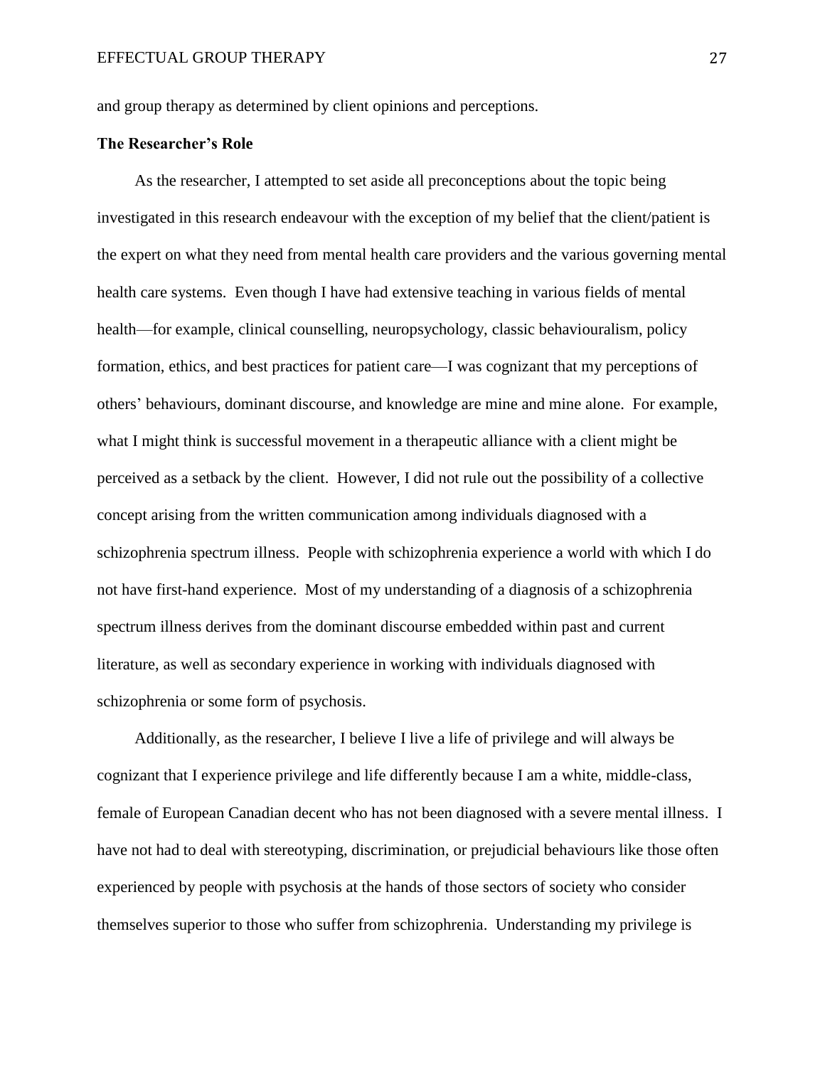and group therapy as determined by client opinions and perceptions.

### The Researcher's Role

As the researcher, I attempted to set aside all preconceptions about the topic being investigated in this research endeavour with the exception of my belief that the client/patient is the expert on what they need from mental health care providers and the various governing mental health care systems. Even though I have had extensive teaching in various fields of mental health—for example, clinical counselling, neuropsychology, classic behaviouralism, policy formation, ethics, and best practices for patient care—I was cognizant that my perceptions of others' behaviours, dominant discourse, and knowledge are mine and mine alone. For example, what I might think is successful movement in a therapeutic alliance with a client might be perceived as a setback by the client. However, I did not rule out the possibility of a collective concept arising from the written communication among individuals diagnosed with a schizophrenia spectrum illness. People with schizophrenia experience a world with which I do not have first-hand experience. Most of my understanding of a diagnosis of a schizophrenia spectrum illness derives from the dominant discourse embedded within past and current literature, as well as secondary experience in working with individuals diagnosed with schizophrenia or some form of psychosis.

Additionally, as the researcher, I believe I live a life of privilege and will always be cognizant that I experience privilege and life differently because I am a white, middle-class, female of European Canadian decent who has not been diagnosed with a severe mental illness. I have not had to deal with stereotyping, discrimination, or prejudicial behaviours like those often experienced by people with psychosis at the hands of those sectors of society who consider themselves superior to those who suffer from schizophrenia. Understanding my privilege is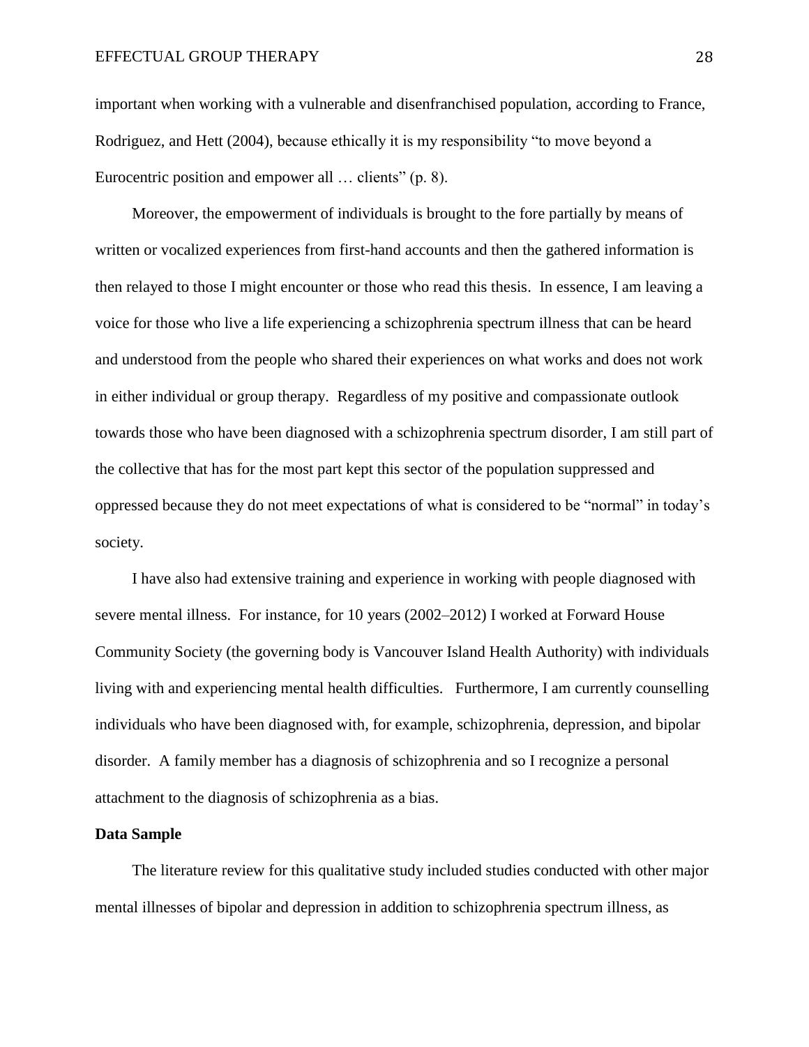important when working with a vulnerable and disenfranchised population, according to France, Rodriguez, and Hett (2004), because ethically it is my responsibility "to move beyond a Eurocentric position and empower all … clients" (p. 8).

Moreover, the empowerment of individuals is brought to the fore partially by means of written or vocalized experiences from first-hand accounts and then the gathered information is then relayed to those I might encounter or those who read this thesis. In essence, I am leaving a voice for those who live a life experiencing a schizophrenia spectrum illness that can be heard and understood from the people who shared their experiences on what works and does not work in either individual or group therapy. Regardless of my positive and compassionate outlook towards those who have been diagnosed with a schizophrenia spectrum disorder, I am still part of the collective that has for the most part kept this sector of the population suppressed and oppressed because they do not meet expectations of what is considered to be "normal" in today's society.

I have also had extensive training and experience in working with people diagnosed with severe mental illness. For instance, for 10 years (2002–2012) I worked at Forward House Community Society (the governing body is Vancouver Island Health Authority) with individuals living with and experiencing mental health difficulties. Furthermore, I am currently counselling individuals who have been diagnosed with, for example, schizophrenia, depression, and bipolar disorder. A family member has a diagnosis of schizophrenia and so I recognize a personal attachment to the diagnosis of schizophrenia as a bias.

**Data Sample**

The literature review for this qualitative study included studies conducted with other major mental illnesses of bipolar and depression in addition to schizophrenia spectrum illness, as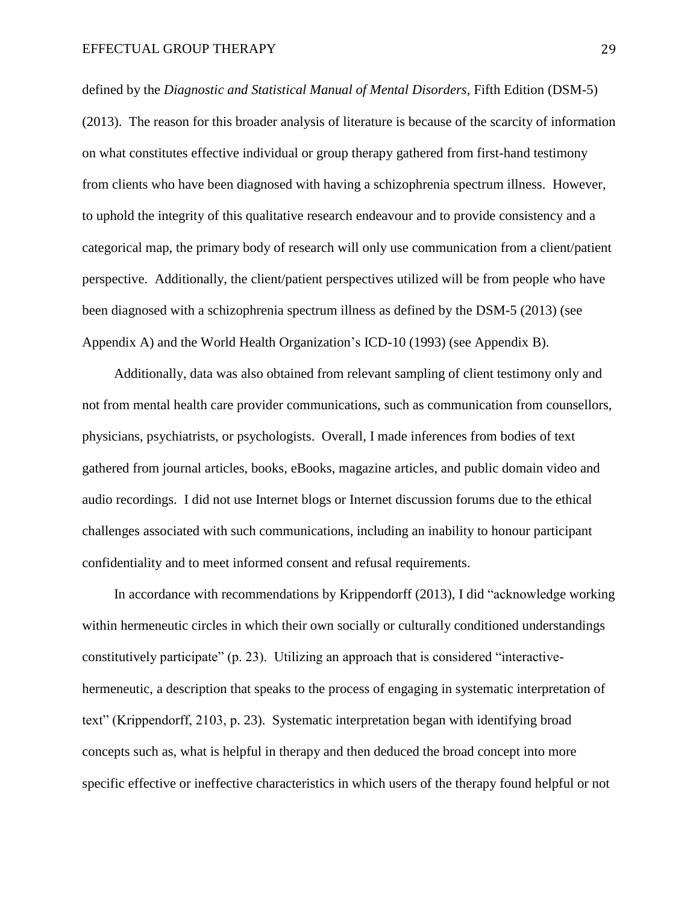defined by the *Diagnostic and Statistical Manual of Mental Disorders*, Fifth Edition (DSM-5) (2013). The reason for this broader analysis of literature is because of the scarcity of information on what constitutes effective individual or group therapy gathered from first-hand testimony from clients who have been diagnosed with having a schizophrenia spectrum illness. However, to uphold the integrity of this qualitative research endeavour and to provide consistency and a categorical map, the primary body of research will only use communication from a client/patient perspective. Additionally, the client/patient perspectives utilized will be from people who have been diagnosed with a schizophrenia spectrum illness as defined by the DSM-5 (2013) (see Appendix A) and the World Health Organization's ICD-10 (1993) (see Appendix B).

Additionally, data was also obtained from relevant sampling of client testimony only and not from mental health care provider communications, such as communication from counsellors, physicians, psychiatrists, or psychologists. Overall, I made inferences from bodies of text gathered from journal articles, books, eBooks, magazine articles, and public domain video and audio recordings. I did not use Internet blogs or Internet discussion forums due to the ethical challenges associated with such communications, including an inability to honour participant confidentiality and to meet informed consent and refusal requirements.

In accordance with recommendations by Krippendorff (2013), I did "acknowledge working within hermeneutic circles in which their own socially or culturally conditioned understandings constitutively participate" (p. 23). Utilizing an approach that is considered "interactive-hermeneutic, a description that speaks to the process of engaging in systematic interpretation of text" (Krippendorff, 2103, p. 23). Systematic interpretation began with identifying broad concepts such as, what is helpful in therapy and then deduced the broad concept into more specific effective or ineffective characteristics in which users of the therapy found helpful or not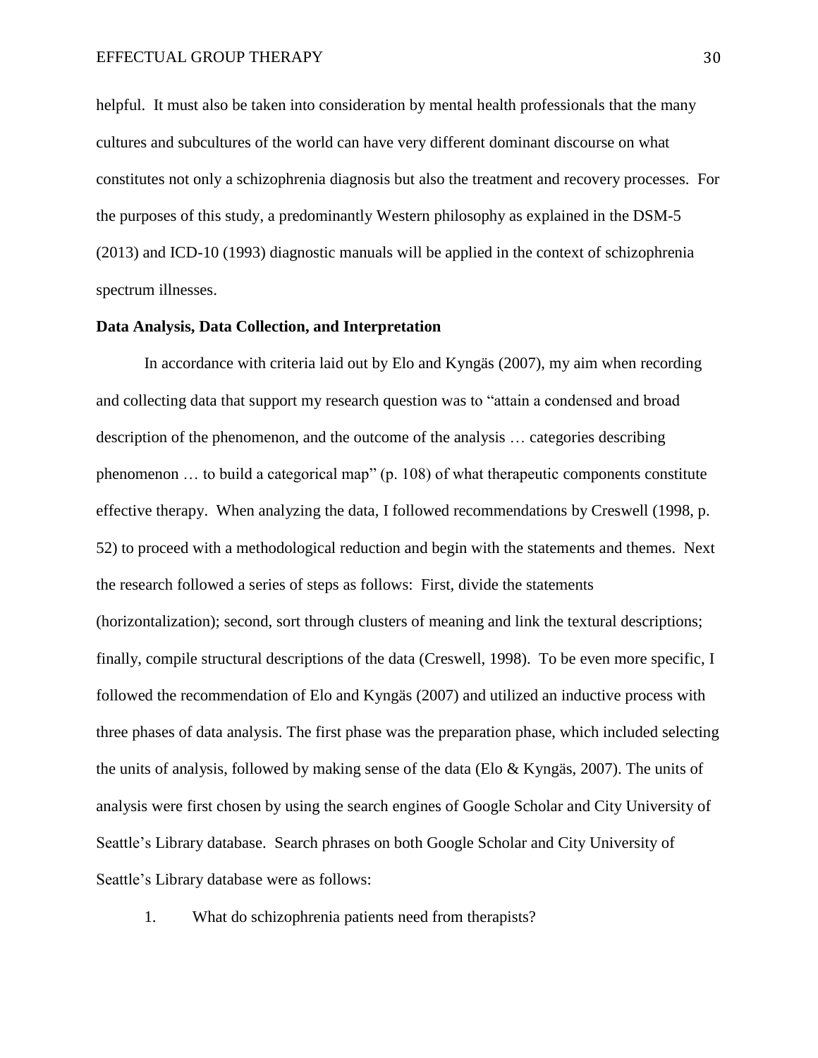helpful. It must also be taken into consideration by mental health professionals that the many cultures and subcultures of the world can have very different dominant discourse on what constitutes not only a schizophrenia diagnosis but also the treatment and recovery processes. For the purposes of this study, a predominantly Western philosophy as explained in the DSM-5 (2013) and ICD-10 (1993) diagnostic manuals will be applied in the context of schizophrenia spectrum illnesses.

**Data Analysis, Data Collection, and Interpretation**

In accordance with criteria laid out by Elo and Kyngäs (2007), my aim when recording and collecting data that support my research question was to "attain a condensed and broad description of the phenomenon, and the outcome of the analysis … categories describing phenomenon … to build a categorical map" (p. 108) of what therapeutic components constitute effective therapy. When analyzing the data, I followed recommendations by Creswell (1998, p. 52) to proceed with a methodological reduction and begin with the statements and themes. Next the research followed a series of steps as follows: First, divide the statements (horizontalization); second, sort through clusters of meaning and link the textural descriptions; finally, compile structural descriptions of the data (Creswell, 1998). To be even more specific, I followed the recommendation of Elo and Kyngäs (2007) and utilized an inductive process with three phases of data analysis. The first phase was the preparation phase, which included selecting the units of analysis, followed by making sense of the data (Elo & Kyngäs, 2007). The units of analysis were first chosen by using the search engines of Google Scholar and City University of Seattle's Library database. Search phrases on both Google Scholar and City University of Seattle's Library database were as follows:

1. What do schizophrenia patients need from therapists?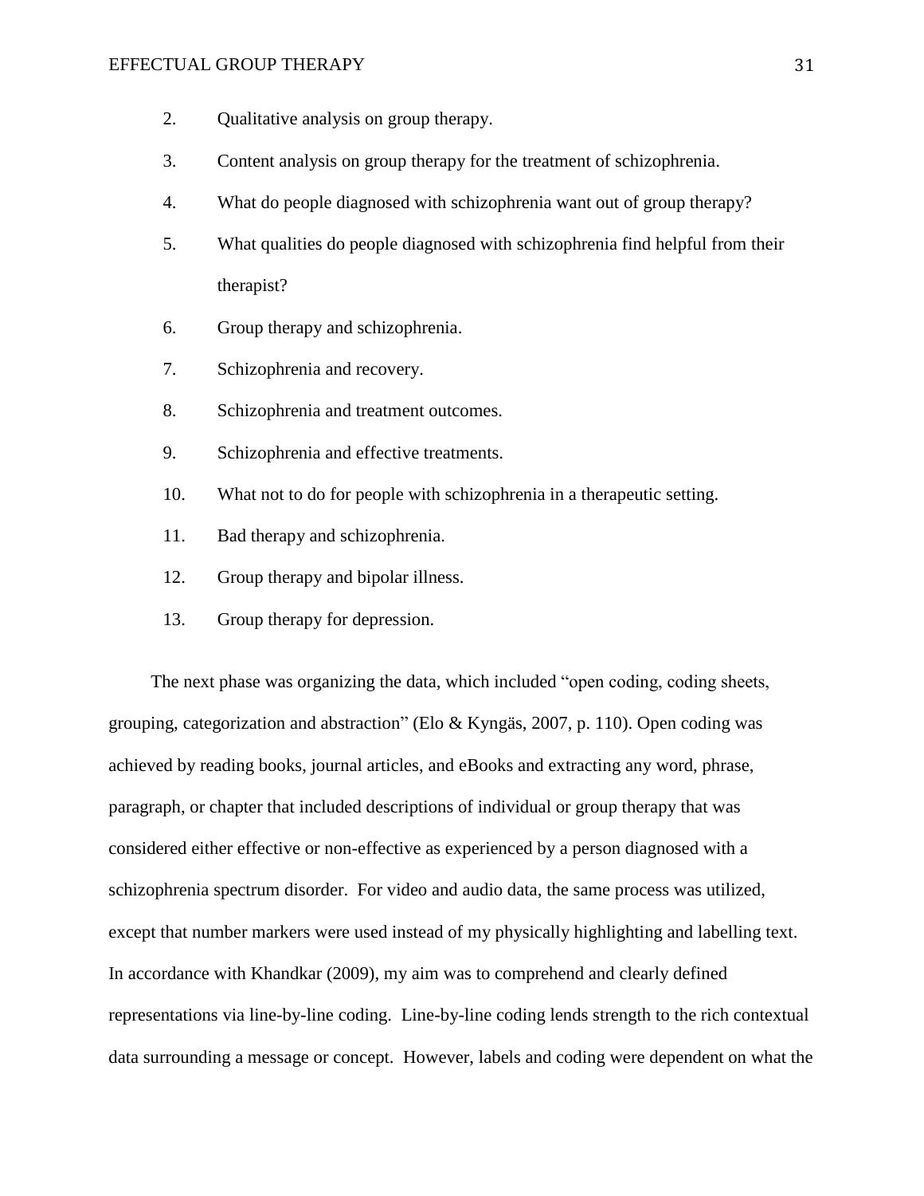2. Qualitative analysis on group therapy.
3. Content analysis on group therapy for the treatment of schizophrenia.
4. What do people diagnosed with schizophrenia want out of group therapy?
5. What qualities do people diagnosed with schizophrenia find helpful from their therapist?
6. Group therapy and schizophrenia.
7. Schizophrenia and recovery.
8. Schizophrenia and treatment outcomes.
9. Schizophrenia and effective treatments.
10. What not to do for people with schizophrenia in a therapeutic setting.
11. Bad therapy and schizophrenia.
12. Group therapy and bipolar illness.
13. Group therapy for depression.

The next phase was organizing the data, which included "open coding, coding sheets, grouping, categorization and abstraction" (Elo & Kyngäs, 2007, p. 110). Open coding was achieved by reading books, journal articles, and eBooks and extracting any word, phrase, paragraph, or chapter that included descriptions of individual or group therapy that was considered either effective or non-effective as experienced by a person diagnosed with a schizophrenia spectrum disorder. For video and audio data, the same process was utilized, except that number markers were used instead of my physically highlighting and labelling text. In accordance with Khandkar (2009), my aim was to comprehend and clearly defined representations via line-by-line coding. Line-by-line coding lends strength to the rich contextual data surrounding a message or concept. However, labels and coding were dependent on what the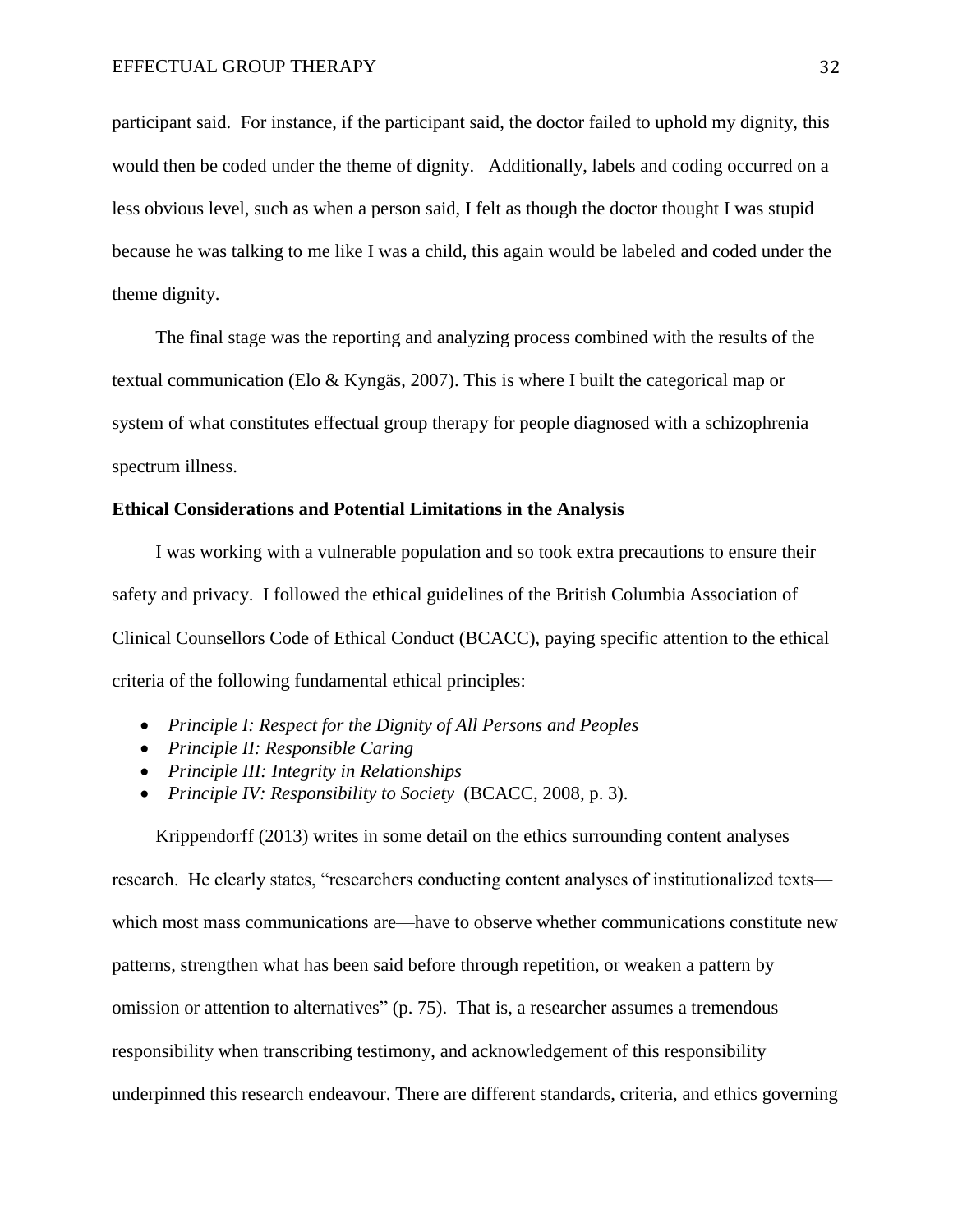participant said. For instance, if the participant said, the doctor failed to uphold my dignity, this would then be coded under the theme of dignity. Additionally, labels and coding occurred on a less obvious level, such as when a person said, I felt as though the doctor thought I was stupid because he was talking to me like I was a child, this again would be labeled and coded under the theme dignity.

The final stage was the reporting and analyzing process combined with the results of the textual communication (Elo & Kyngäs, 2007). This is where I built the categorical map or system of what constitutes effectual group therapy for people diagnosed with a schizophrenia spectrum illness.

**Ethical Considerations and Potential Limitations in the Analysis**

I was working with a vulnerable population and so took extra precautions to ensure their safety and privacy. I followed the ethical guidelines of the British Columbia Association of Clinical Counsellors Code of Ethical Conduct (BCACC), paying specific attention to the ethical criteria of the following fundamental ethical principles:

- *Principle I: Respect for the Dignity of All Persons and Peoples*
- *Principle II: Responsible Caring*
- *Principle III: Integrity in Relationships*
- *Principle IV: Responsibility to Society* (BCACC, 2008, p. 3).

Krippendorff (2013) writes in some detail on the ethics surrounding content analyses research. He clearly states, "researchers conducting content analyses of institutionalized texts—which most mass communications are—have to observe whether communications constitute new patterns, strengthen what has been said before through repetition, or weaken a pattern by omission or attention to alternatives" (p. 75). That is, a researcher assumes a tremendous responsibility when transcribing testimony, and acknowledgement of this responsibility underpinned this research endeavour. There are different standards, criteria, and ethics governing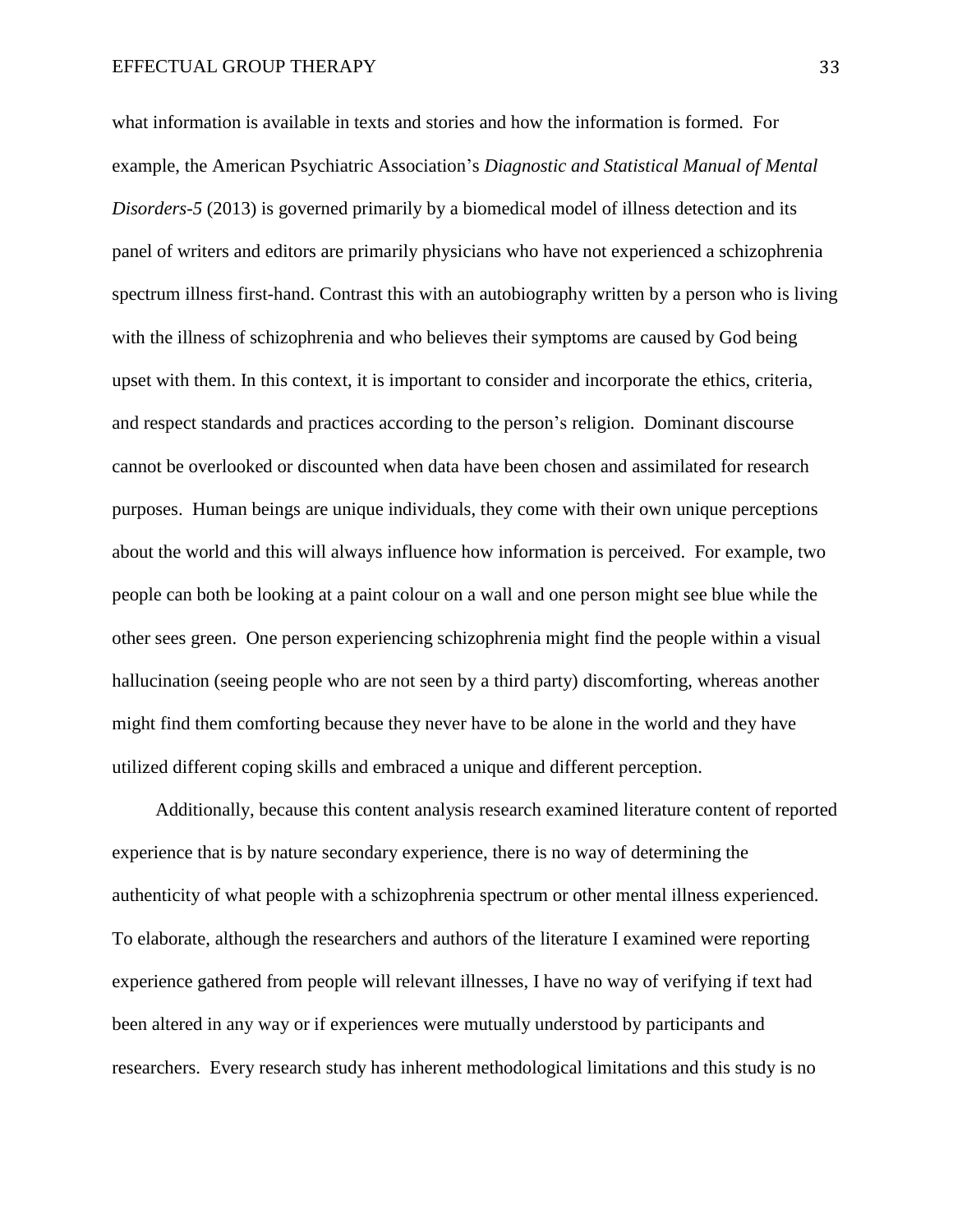what information is available in texts and stories and how the information is formed. For example, the American Psychiatric Association's *Diagnostic and Statistical Manual of Mental Disorders-5* (2013) is governed primarily by a biomedical model of illness detection and its panel of writers and editors are primarily physicians who have not experienced a schizophrenia spectrum illness first-hand. Contrast this with an autobiography written by a person who is living with the illness of schizophrenia and who believes their symptoms are caused by God being upset with them. In this context, it is important to consider and incorporate the ethics, criteria, and respect standards and practices according to the person's religion. Dominant discourse cannot be overlooked or discounted when data have been chosen and assimilated for research purposes. Human beings are unique individuals, they come with their own unique perceptions about the world and this will always influence how information is perceived. For example, two people can both be looking at a paint colour on a wall and one person might see blue while the other sees green. One person experiencing schizophrenia might find the people within a visual hallucination (seeing people who are not seen by a third party) discomforting, whereas another might find them comforting because they never have to be alone in the world and they have utilized different coping skills and embraced a unique and different perception.

Additionally, because this content analysis research examined literature content of reported experience that is by nature secondary experience, there is no way of determining the authenticity of what people with a schizophrenia spectrum or other mental illness experienced. To elaborate, although the researchers and authors of the literature I examined were reporting experience gathered from people will relevant illnesses, I have no way of verifying if text had been altered in any way or if experiences were mutually understood by participants and researchers. Every research study has inherent methodological limitations and this study is no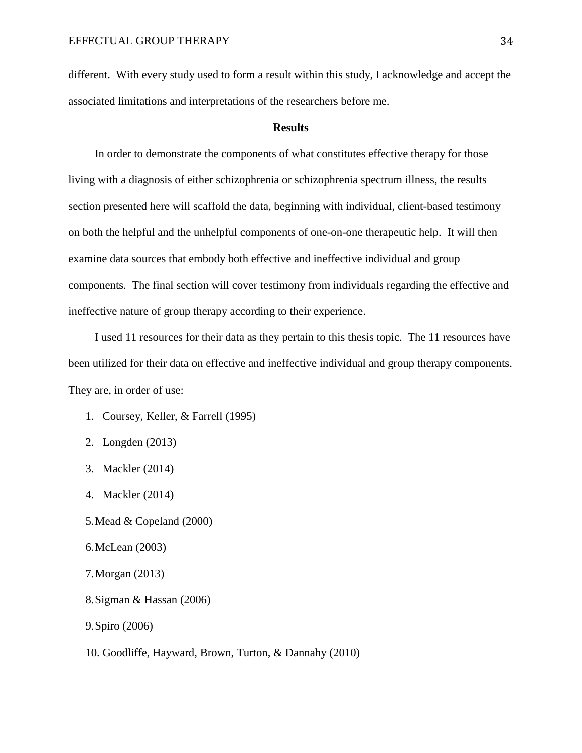different. With every study used to form a result within this study, I acknowledge and accept the associated limitations and interpretations of the researchers before me.

## Results

In order to demonstrate the components of what constitutes effective therapy for those living with a diagnosis of either schizophrenia or schizophrenia spectrum illness, the results section presented here will scaffold the data, beginning with individual, client-based testimony on both the helpful and the unhelpful components of one-on-one therapeutic help. It will then examine data sources that embody both effective and ineffective individual and group components. The final section will cover testimony from individuals regarding the effective and ineffective nature of group therapy according to their experience.

I used 11 resources for their data as they pertain to this thesis topic. The 11 resources have been utilized for their data on effective and ineffective individual and group therapy components. They are, in order of use:

1. Coursey, Keller, & Farrell (1995)
2. Longden (2013)
3. Mackler (2014)
4. Mackler (2014)
5. Mead & Copeland (2000)
6. McLean (2003)
7. Morgan (2013)
8. Sigman & Hassan (2006)
9. Spiro (2006)
10. Goodliffe, Hayward, Brown, Turton, & Dannahy (2010)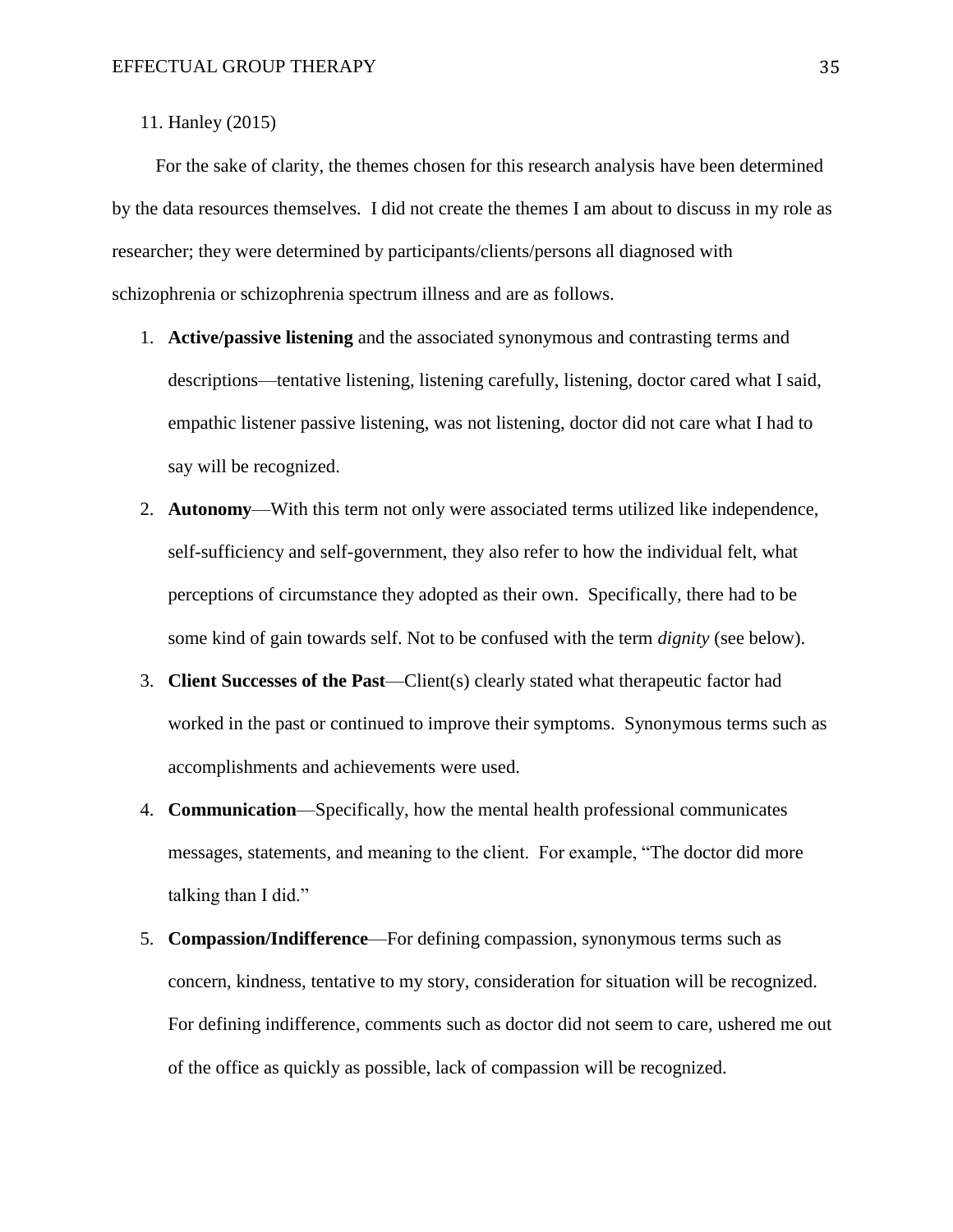11. Hanley (2015)

For the sake of clarity, the themes chosen for this research analysis have been determined by the data resources themselves. I did not create the themes I am about to discuss in my role as researcher; they were determined by participants/clients/persons all diagnosed with schizophrenia or schizophrenia spectrum illness and are as follows.

1. **Active/passive listening** and the associated synonymous and contrasting terms and descriptions—tentative listening, listening carefully, listening, doctor cared what I said, empathic listener passive listening, was not listening, doctor did not care what I had to say will be recognized.
2. **Autonomy**—With this term not only were associated terms utilized like independence, self-sufficiency and self-government, they also refer to how the individual felt, what perceptions of circumstance they adopted as their own. Specifically, there had to be some kind of gain towards self. Not to be confused with the term *dignity* (see below).
3. **Client Successes of the Past**—Client(s) clearly stated what therapeutic factor had worked in the past or continued to improve their symptoms. Synonymous terms such as accomplishments and achievements were used.
4. **Communication**—Specifically, how the mental health professional communicates messages, statements, and meaning to the client. For example, "The doctor did more talking than I did."
5. **Compassion/Indifference**—For defining compassion, synonymous terms such as concern, kindness, tentative to my story, consideration for situation will be recognized. For defining indifference, comments such as doctor did not seem to care, ushered me out of the office as quickly as possible, lack of compassion will be recognized.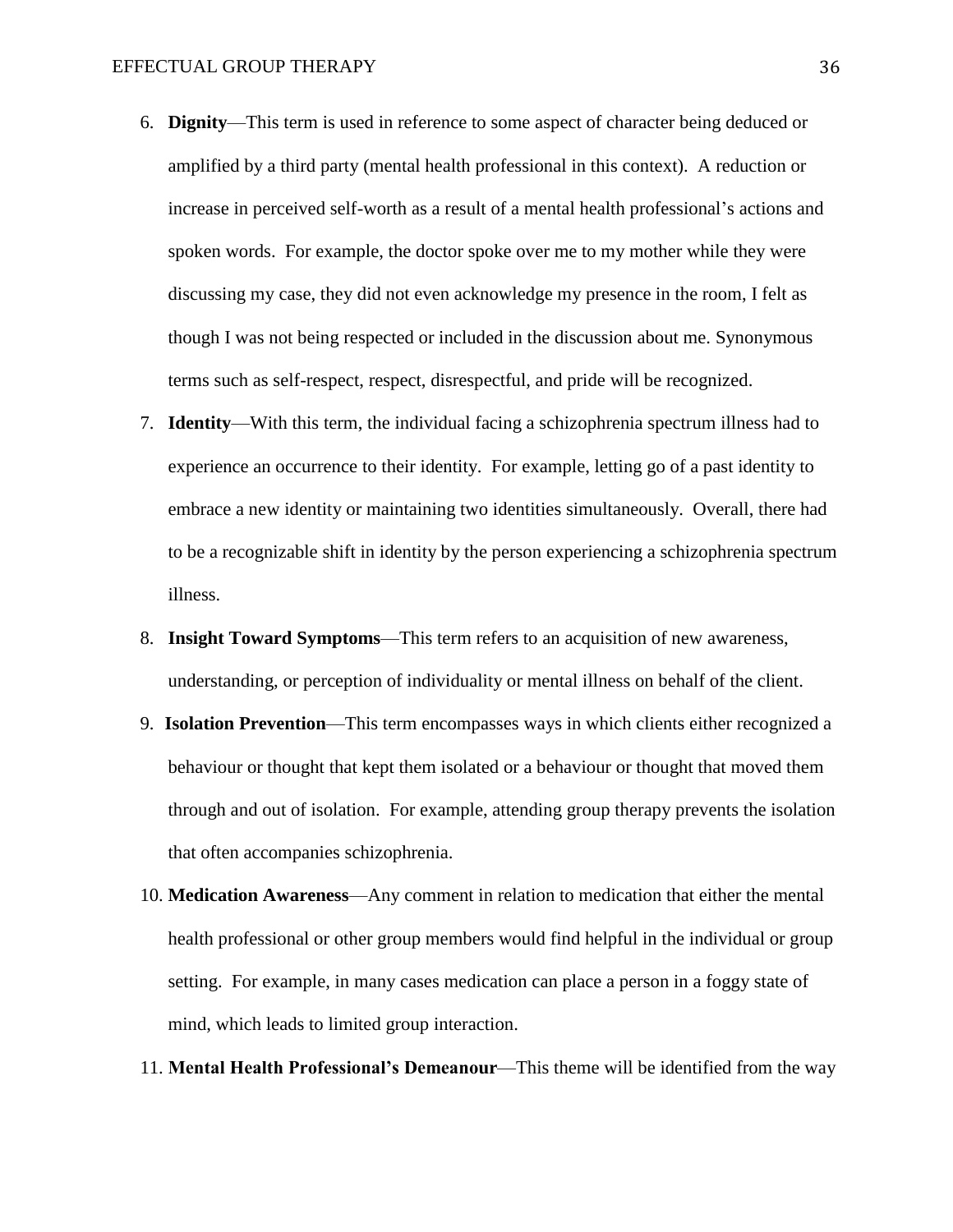6. **Dignity**—This term is used in reference to some aspect of character being deduced or amplified by a third party (mental health professional in this context). A reduction or increase in perceived self-worth as a result of a mental health professional's actions and spoken words. For example, the doctor spoke over me to my mother while they were discussing my case, they did not even acknowledge my presence in the room, I felt as though I was not being respected or included in the discussion about me. Synonymous terms such as self-respect, respect, disrespectful, and pride will be recognized.
7. **Identity**—With this term, the individual facing a schizophrenia spectrum illness had to experience an occurrence to their identity. For example, letting go of a past identity to embrace a new identity or maintaining two identities simultaneously. Overall, there had to be a recognizable shift in identity by the person experiencing a schizophrenia spectrum illness.
8. **Insight Toward Symptoms**—This term refers to an acquisition of new awareness, understanding, or perception of individuality or mental illness on behalf of the client.
9. **Isolation Prevention**—This term encompasses ways in which clients either recognized a behaviour or thought that kept them isolated or a behaviour or thought that moved them through and out of isolation. For example, attending group therapy prevents the isolation that often accompanies schizophrenia.
10. **Medication Awareness**—Any comment in relation to medication that either the mental health professional or other group members would find helpful in the individual or group setting. For example, in many cases medication can place a person in a foggy state of mind, which leads to limited group interaction.
11. **Mental Health Professional's Demeanour**—This theme will be identified from the way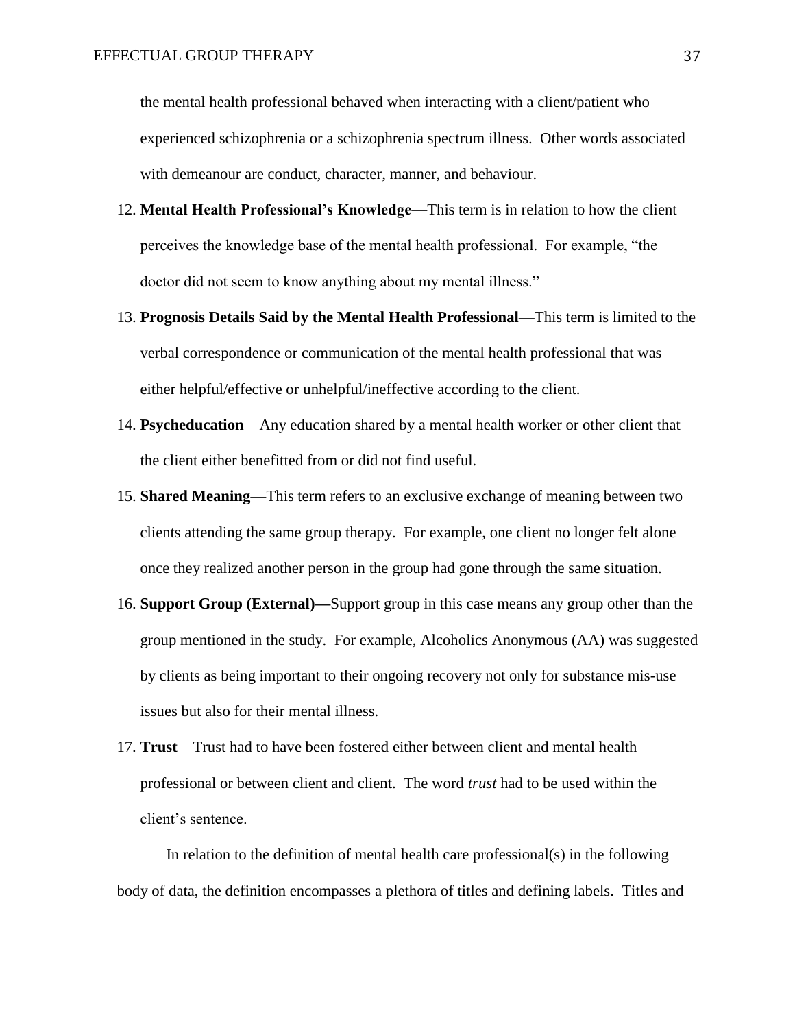the mental health professional behaved when interacting with a client/patient who experienced schizophrenia or a schizophrenia spectrum illness. Other words associated with demeanour are conduct, character, manner, and behaviour.

12. **Mental Health Professional's Knowledge**—This term is in relation to how the client perceives the knowledge base of the mental health professional. For example, "the doctor did not seem to know anything about my mental illness."
13. **Prognosis Details Said by the Mental Health Professional**—This term is limited to the verbal correspondence or communication of the mental health professional that was either helpful/effective or unhelpful/ineffective according to the client.
14. **Psycheducation**—Any education shared by a mental health worker or other client that the client either benefitted from or did not find useful.
15. **Shared Meaning**—This term refers to an exclusive exchange of meaning between two clients attending the same group therapy. For example, one client no longer felt alone once they realized another person in the group had gone through the same situation.
16. **Support Group (External)—**Support group in this case means any group other than the group mentioned in the study. For example, Alcoholics Anonymous (AA) was suggested by clients as being important to their ongoing recovery not only for substance mis-use issues but also for their mental illness.
17. **Trust**—Trust had to have been fostered either between client and mental health professional or between client and client. The word *trust* had to be used within the client's sentence.

In relation to the definition of mental health care professional(s) in the following body of data, the definition encompasses a plethora of titles and defining labels. Titles and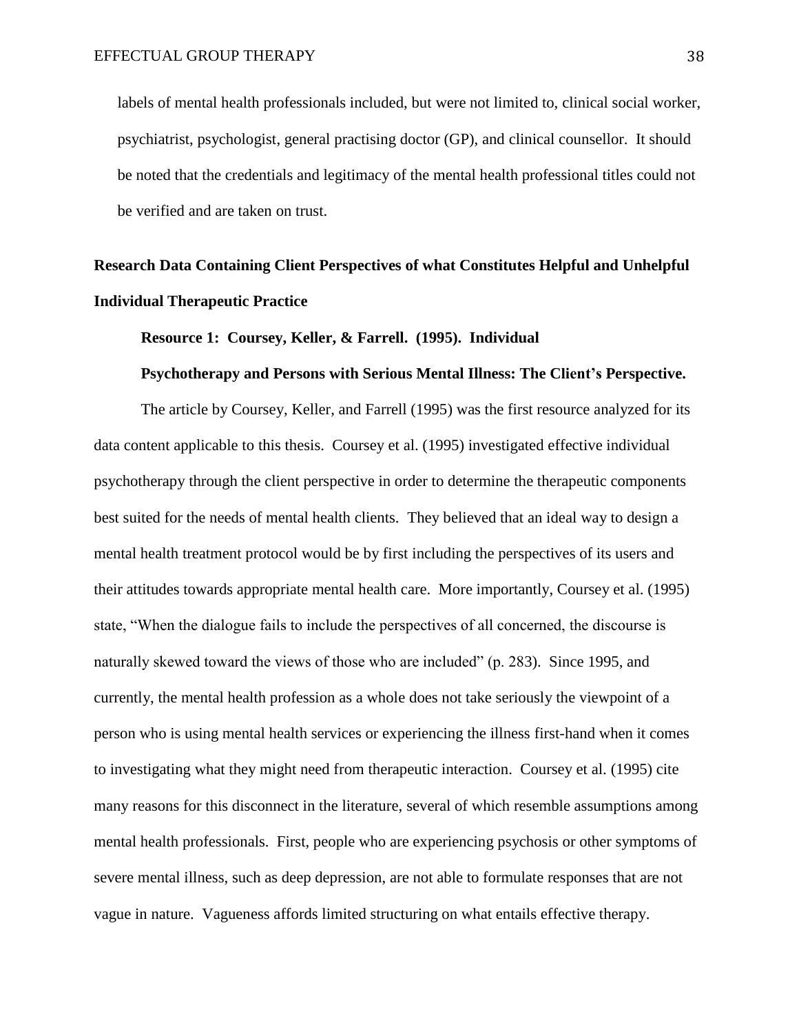labels of mental health professionals included, but were not limited to, clinical social worker, psychiatrist, psychologist, general practising doctor (GP), and clinical counsellor. It should be noted that the credentials and legitimacy of the mental health professional titles could not be verified and are taken on trust.

## Research Data Containing Client Perspectives of what Constitutes Helpful and Unhelpful Individual Therapeutic Practice

### Resource 1: Coursey, Keller, & Farrell. (1995). Individual Psychotherapy and Persons with Serious Mental Illness: The Client's Perspective.

The article by Coursey, Keller, and Farrell (1995) was the first resource analyzed for its data content applicable to this thesis. Coursey et al. (1995) investigated effective individual psychotherapy through the client perspective in order to determine the therapeutic components best suited for the needs of mental health clients. They believed that an ideal way to design a mental health treatment protocol would be by first including the perspectives of its users and their attitudes towards appropriate mental health care. More importantly, Coursey et al. (1995) state, "When the dialogue fails to include the perspectives of all concerned, the discourse is naturally skewed toward the views of those who are included" (p. 283). Since 1995, and currently, the mental health profession as a whole does not take seriously the viewpoint of a person who is using mental health services or experiencing the illness first-hand when it comes to investigating what they might need from therapeutic interaction. Coursey et al. (1995) cite many reasons for this disconnect in the literature, several of which resemble assumptions among mental health professionals. First, people who are experiencing psychosis or other symptoms of severe mental illness, such as deep depression, are not able to formulate responses that are not vague in nature. Vagueness affords limited structuring on what entails effective therapy.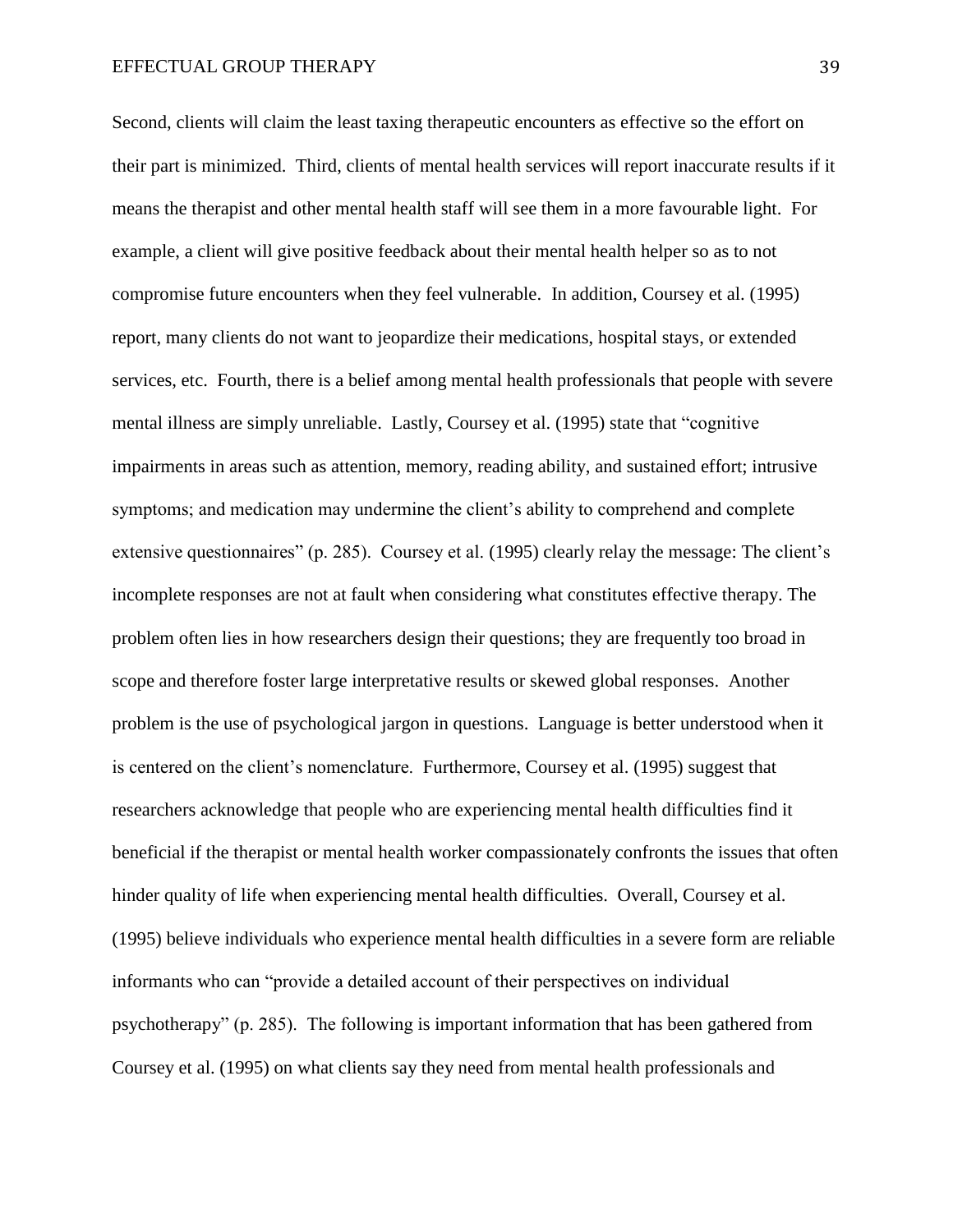Second, clients will claim the least taxing therapeutic encounters as effective so the effort on their part is minimized. Third, clients of mental health services will report inaccurate results if it means the therapist and other mental health staff will see them in a more favourable light. For example, a client will give positive feedback about their mental health helper so as to not compromise future encounters when they feel vulnerable. In addition, Coursey et al. (1995) report, many clients do not want to jeopardize their medications, hospital stays, or extended services, etc. Fourth, there is a belief among mental health professionals that people with severe mental illness are simply unreliable. Lastly, Coursey et al. (1995) state that "cognitive impairments in areas such as attention, memory, reading ability, and sustained effort; intrusive symptoms; and medication may undermine the client's ability to comprehend and complete extensive questionnaires" (p. 285). Coursey et al. (1995) clearly relay the message: The client's incomplete responses are not at fault when considering what constitutes effective therapy. The problem often lies in how researchers design their questions; they are frequently too broad in scope and therefore foster large interpretative results or skewed global responses. Another problem is the use of psychological jargon in questions. Language is better understood when it is centered on the client's nomenclature. Furthermore, Coursey et al. (1995) suggest that researchers acknowledge that people who are experiencing mental health difficulties find it beneficial if the therapist or mental health worker compassionately confronts the issues that often hinder quality of life when experiencing mental health difficulties. Overall, Coursey et al. (1995) believe individuals who experience mental health difficulties in a severe form are reliable informants who can "provide a detailed account of their perspectives on individual psychotherapy" (p. 285). The following is important information that has been gathered from Coursey et al. (1995) on what clients say they need from mental health professionals and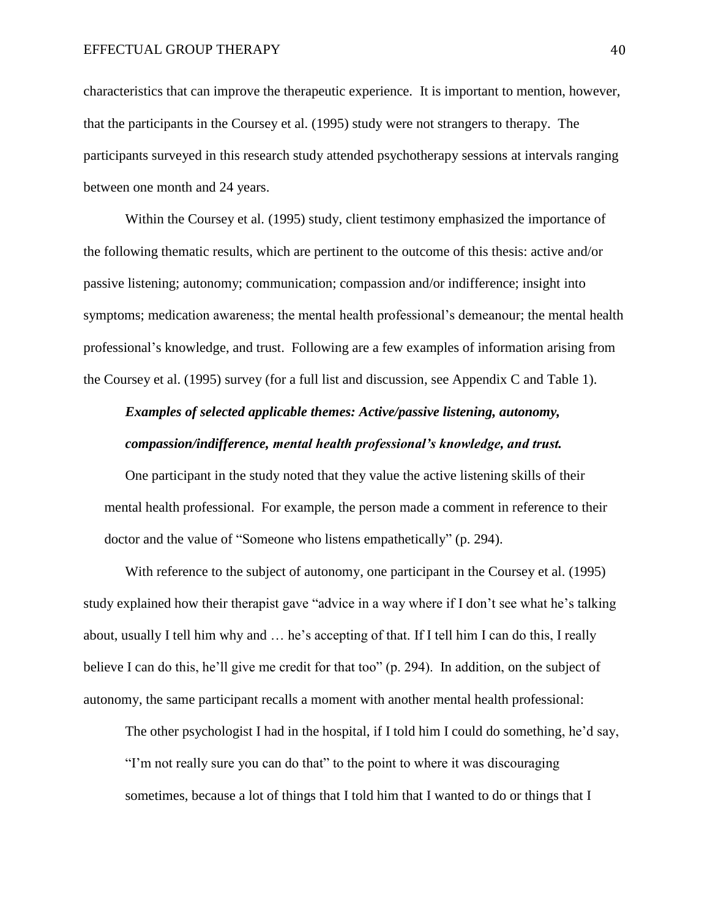characteristics that can improve the therapeutic experience. It is important to mention, however, that the participants in the Coursey et al. (1995) study were not strangers to therapy. The participants surveyed in this research study attended psychotherapy sessions at intervals ranging between one month and 24 years.

Within the Coursey et al. (1995) study, client testimony emphasized the importance of the following thematic results, which are pertinent to the outcome of this thesis: active and/or passive listening; autonomy; communication; compassion and/or indifference; insight into symptoms; medication awareness; the mental health professional's demeanour; the mental health professional's knowledge, and trust. Following are a few examples of information arising from the Coursey et al. (1995) survey (for a full list and discussion, see Appendix C and Table 1).

### *Examples of selected applicable themes: Active/passive listening, autonomy, compassion/indifference, mental health professional's knowledge, and trust.*

One participant in the study noted that they value the active listening skills of their mental health professional. For example, the person made a comment in reference to their doctor and the value of "Someone who listens empathetically" (p. 294).

With reference to the subject of autonomy, one participant in the Coursey et al. (1995) study explained how their therapist gave "advice in a way where if I don't see what he's talking about, usually I tell him why and … he's accepting of that. If I tell him I can do this, I really believe I can do this, he'll give me credit for that too" (p. 294). In addition, on the subject of autonomy, the same participant recalls a moment with another mental health professional:

> The other psychologist I had in the hospital, if I told him I could do something, he'd say, "I'm not really sure you can do that" to the point to where it was discouraging sometimes, because a lot of things that I told him that I wanted to do or things that I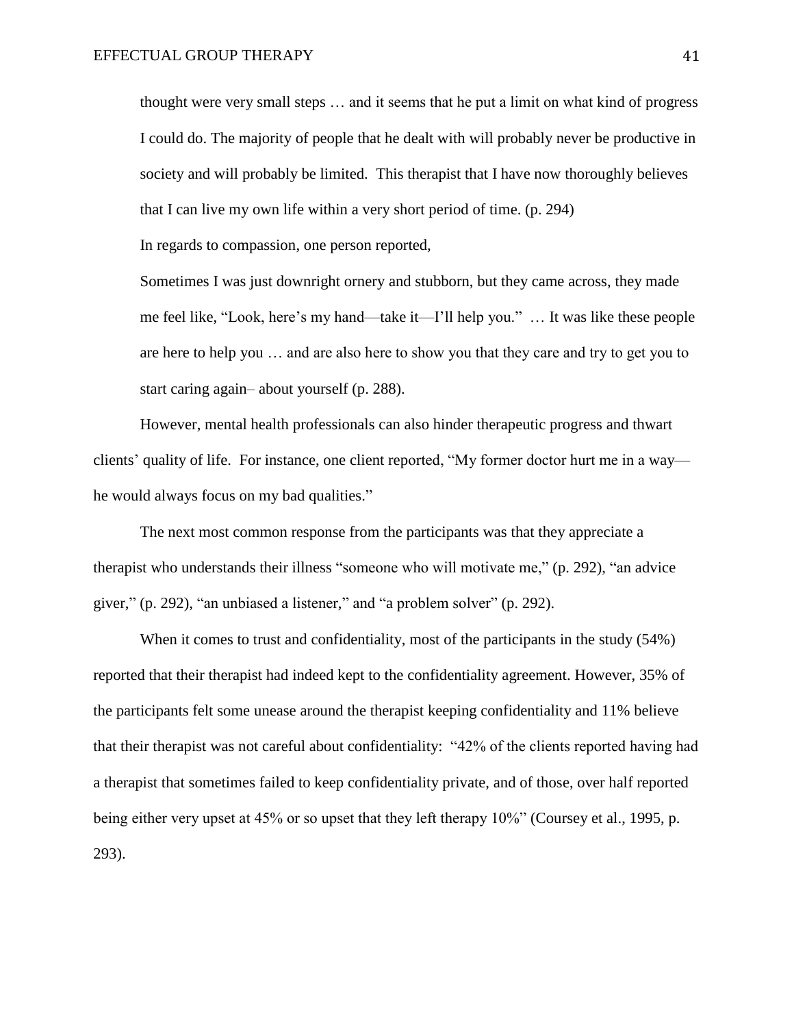> thought were very small steps … and it seems that he put a limit on what kind of progress I could do. The majority of people that he dealt with will probably never be productive in society and will probably be limited. This therapist that I have now thoroughly believes that I can live my own life within a very short period of time. (p. 294)

In regards to compassion, one person reported,

> Sometimes I was just downright ornery and stubborn, but they came across, they made me feel like, "Look, here's my hand—take it—I'll help you." … It was like these people are here to help you … and are also here to show you that they care and try to get you to start caring again– about yourself (p. 288).

However, mental health professionals can also hinder therapeutic progress and thwart clients' quality of life. For instance, one client reported, "My former doctor hurt me in a way—he would always focus on my bad qualities."

The next most common response from the participants was that they appreciate a therapist who understands their illness "someone who will motivate me," (p. 292), "an advice giver," (p. 292), "an unbiased a listener," and "a problem solver" (p. 292).

When it comes to trust and confidentiality, most of the participants in the study (54%) reported that their therapist had indeed kept to the confidentiality agreement. However, 35% of the participants felt some unease around the therapist keeping confidentiality and 11% believe that their therapist was not careful about confidentiality: "42% of the clients reported having had a therapist that sometimes failed to keep confidentiality private, and of those, over half reported being either very upset at 45% or so upset that they left therapy 10%" (Coursey et al., 1995, p. 293).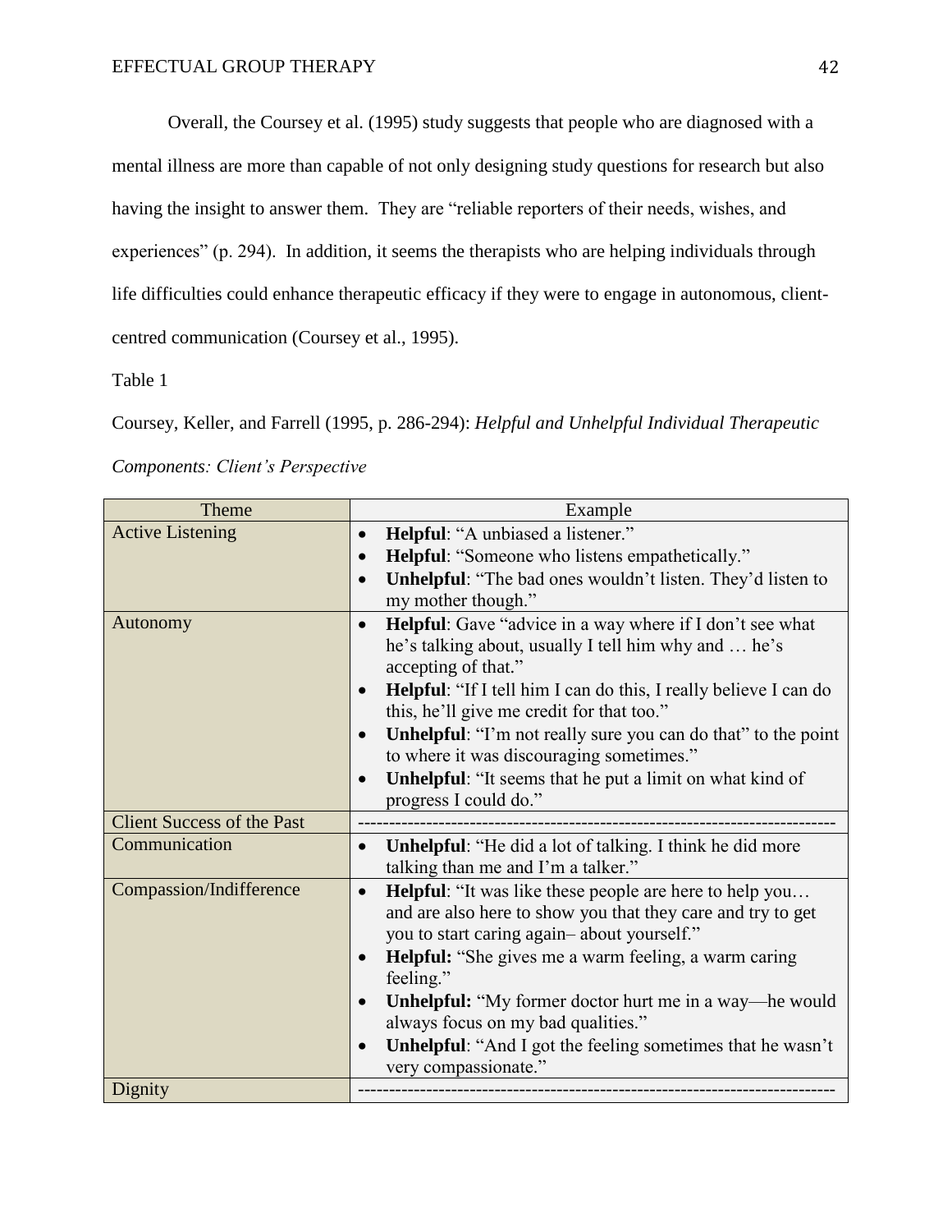Overall, the Coursey et al. (1995) study suggests that people who are diagnosed with a mental illness are more than capable of not only designing study questions for research but also having the insight to answer them. They are "reliable reporters of their needs, wishes, and experiences" (p. 294). In addition, it seems the therapists who are helping individuals through life difficulties could enhance therapeutic efficacy if they were to engage in autonomous, client-centred communication (Coursey et al., 1995).

Table 1

Coursey, Keller, and Farrell (1995, p. 286-294): *Helpful and Unhelpful Individual Therapeutic Components: Client's Perspective*

| Theme | Example |
|---|---|
| Active Listening | • **Helpful**: "A unbiased a listener." <br> • **Helpful**: "Someone who listens empathetically." <br> • **Unhelpful**: "The bad ones wouldn't listen. They'd listen to my mother though." |
| Autonomy | • **Helpful**: Gave "advice in a way where if I don't see what he's talking about, usually I tell him why and … he's accepting of that." <br> • **Helpful**: "If I tell him I can do this, I really believe I can do this, he'll give me credit for that too." <br> • **Unhelpful**: "I'm not really sure you can do that" to the point to where it was discouraging sometimes." <br> • **Unhelpful**: "It seems that he put a limit on what kind of progress I could do." |
| Client Success of the Past | ------------------------------------------------------------------------ |
| Communication | • **Unhelpful**: "He did a lot of talking. I think he did more talking than me and I'm a talker." |
| Compassion/Indifference | • **Helpful**: "It was like these people are here to help you… and are also here to show you that they care and try to get you to start caring again– about yourself." <br> • **Helpful:** "She gives me a warm feeling, a warm caring feeling." <br> • **Unhelpful:** "My former doctor hurt me in a way—he would always focus on my bad qualities." <br> • **Unhelpful**: "And I got the feeling sometimes that he wasn't very compassionate." |
| Dignity | ------------------------------------------------------------------------ |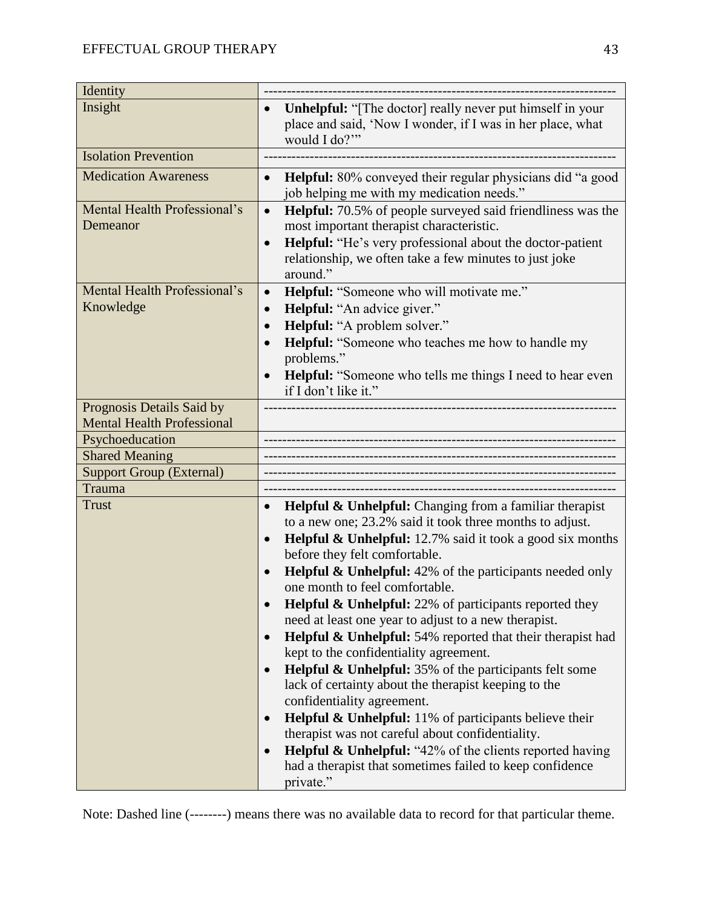| Identity | -------------------------------------------------------------------------- |
|---|---|
| Insight | • **Unhelpful:** "[The doctor] really never put himself in your place and said, 'Now I wonder, if I was in her place, what would I do?'" |
| Isolation Prevention | -------------------------------------------------------------------------- |
| Medication Awareness | • **Helpful:** 80% conveyed their regular physicians did "a good job helping me with my medication needs." |
| Mental Health Professional's Demeanor | • **Helpful:** 70.5% of people surveyed said friendliness was the most important therapist characteristic.<br>• **Helpful:** "He's very professional about the doctor-patient relationship, we often take a few minutes to just joke around." |
| Mental Health Professional's Knowledge | • **Helpful:** "Someone who will motivate me."<br>• **Helpful:** "An advice giver."<br>• **Helpful:** "A problem solver."<br>• **Helpful:** "Someone who teaches me how to handle my problems."<br>• **Helpful:** "Someone who tells me things I need to hear even if I don't like it." |
| Prognosis Details Said by Mental Health Professional | -------------------------------------------------------------------------- |
| Psychoeducation | -------------------------------------------------------------------------- |
| Shared Meaning | -------------------------------------------------------------------------- |
| Support Group (External) | -------------------------------------------------------------------------- |
| Trauma | -------------------------------------------------------------------------- |
| Trust | • **Helpful & Unhelpful:** Changing from a familiar therapist to a new one; 23.2% said it took three months to adjust.<br>• **Helpful & Unhelpful:** 12.7% said it took a good six months before they felt comfortable.<br>• **Helpful & Unhelpful:** 42% of the participants needed only one month to feel comfortable.<br>• **Helpful & Unhelpful:** 22% of participants reported they need at least one year to adjust to a new therapist.<br>• **Helpful & Unhelpful:** 54% reported that their therapist had kept to the confidentiality agreement.<br>• **Helpful & Unhelpful:** 35% of the participants felt some lack of certainty about the therapist keeping to the confidentiality agreement.<br>• **Helpful & Unhelpful:** 11% of participants believe their therapist was not careful about confidentiality.<br>• **Helpful & Unhelpful:** "42% of the clients reported having had a therapist that sometimes failed to keep confidence private." |

Note: Dashed line (--------) means there was no available data to record for that particular theme.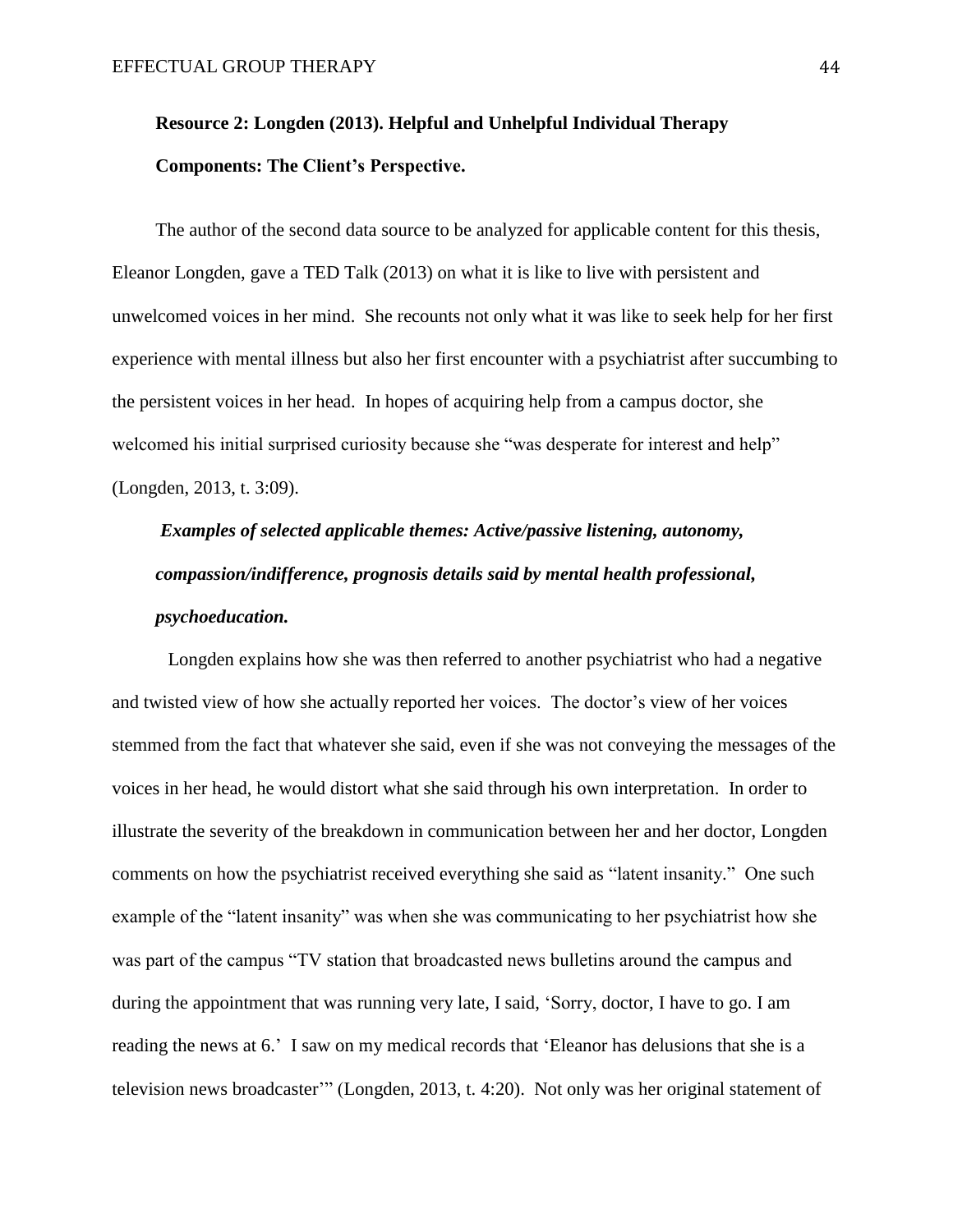**Resource 2: Longden (2013). Helpful and Unhelpful Individual Therapy Components: The Client's Perspective.**

The author of the second data source to be analyzed for applicable content for this thesis, Eleanor Longden, gave a TED Talk (2013) on what it is like to live with persistent and unwelcomed voices in her mind. She recounts not only what it was like to seek help for her first experience with mental illness but also her first encounter with a psychiatrist after succumbing to the persistent voices in her head. In hopes of acquiring help from a campus doctor, she welcomed his initial surprised curiosity because she "was desperate for interest and help" (Longden, 2013, t. 3:09).

***Examples of selected applicable themes: Active/passive listening, autonomy, compassion/indifference, prognosis details said by mental health professional, psychoeducation.***

Longden explains how she was then referred to another psychiatrist who had a negative and twisted view of how she actually reported her voices. The doctor's view of her voices stemmed from the fact that whatever she said, even if she was not conveying the messages of the voices in her head, he would distort what she said through his own interpretation. In order to illustrate the severity of the breakdown in communication between her and her doctor, Longden comments on how the psychiatrist received everything she said as "latent insanity." One such example of the "latent insanity" was when she was communicating to her psychiatrist how she was part of the campus "TV station that broadcasted news bulletins around the campus and during the appointment that was running very late, I said, 'Sorry, doctor, I have to go. I am reading the news at 6.' I saw on my medical records that 'Eleanor has delusions that she is a television news broadcaster'" (Longden, 2013, t. 4:20). Not only was her original statement of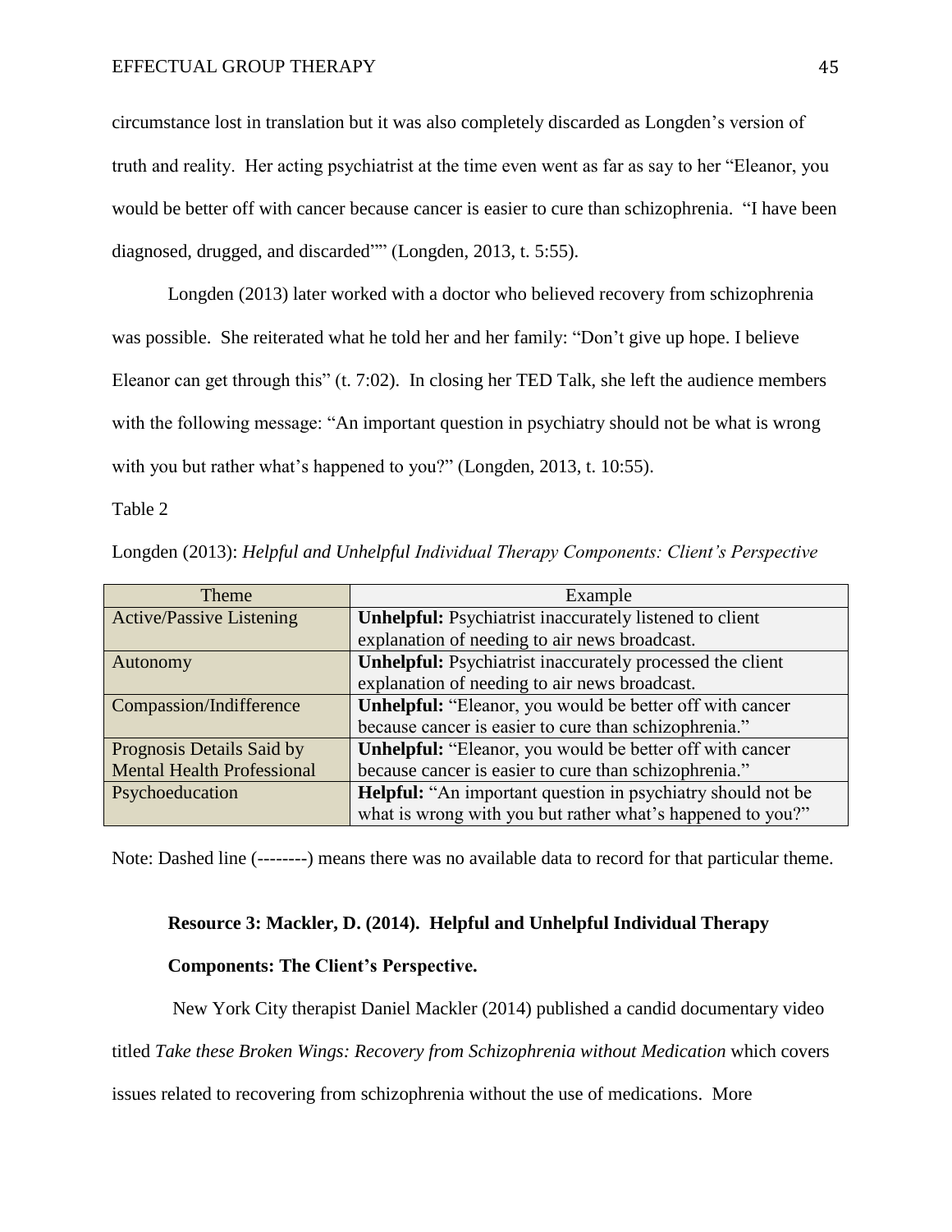circumstance lost in translation but it was also completely discarded as Longden's version of truth and reality. Her acting psychiatrist at the time even went as far as say to her "Eleanor, you would be better off with cancer because cancer is easier to cure than schizophrenia. "I have been diagnosed, drugged, and discarded"" (Longden, 2013, t. 5:55).

Longden (2013) later worked with a doctor who believed recovery from schizophrenia was possible. She reiterated what he told her and her family: "Don't give up hope. I believe Eleanor can get through this" (t. 7:02). In closing her TED Talk, she left the audience members with the following message: "An important question in psychiatry should not be what is wrong with you but rather what's happened to you?" (Longden, 2013, t. 10:55).

Table 2

Longden (2013): *Helpful and Unhelpful Individual Therapy Components: Client's Perspective*

| Theme | Example |
|---|---|
| Active/Passive Listening | **Unhelpful:** Psychiatrist inaccurately listened to client explanation of needing to air news broadcast. |
| Autonomy | **Unhelpful:** Psychiatrist inaccurately processed the client explanation of needing to air news broadcast. |
| Compassion/Indifference | **Unhelpful:** "Eleanor, you would be better off with cancer because cancer is easier to cure than schizophrenia." |
| Prognosis Details Said by Mental Health Professional | **Unhelpful:** "Eleanor, you would be better off with cancer because cancer is easier to cure than schizophrenia." |
| Psychoeducation | **Helpful:** "An important question in psychiatry should not be what is wrong with you but rather what's happened to you?" |

Note: Dashed line (--------) means there was no available data to record for that particular theme.

**Resource 3: Mackler, D. (2014). Helpful and Unhelpful Individual Therapy Components: The Client's Perspective.**

New York City therapist Daniel Mackler (2014) published a candid documentary video titled *Take these Broken Wings: Recovery from Schizophrenia without Medication* which covers issues related to recovering from schizophrenia without the use of medications. More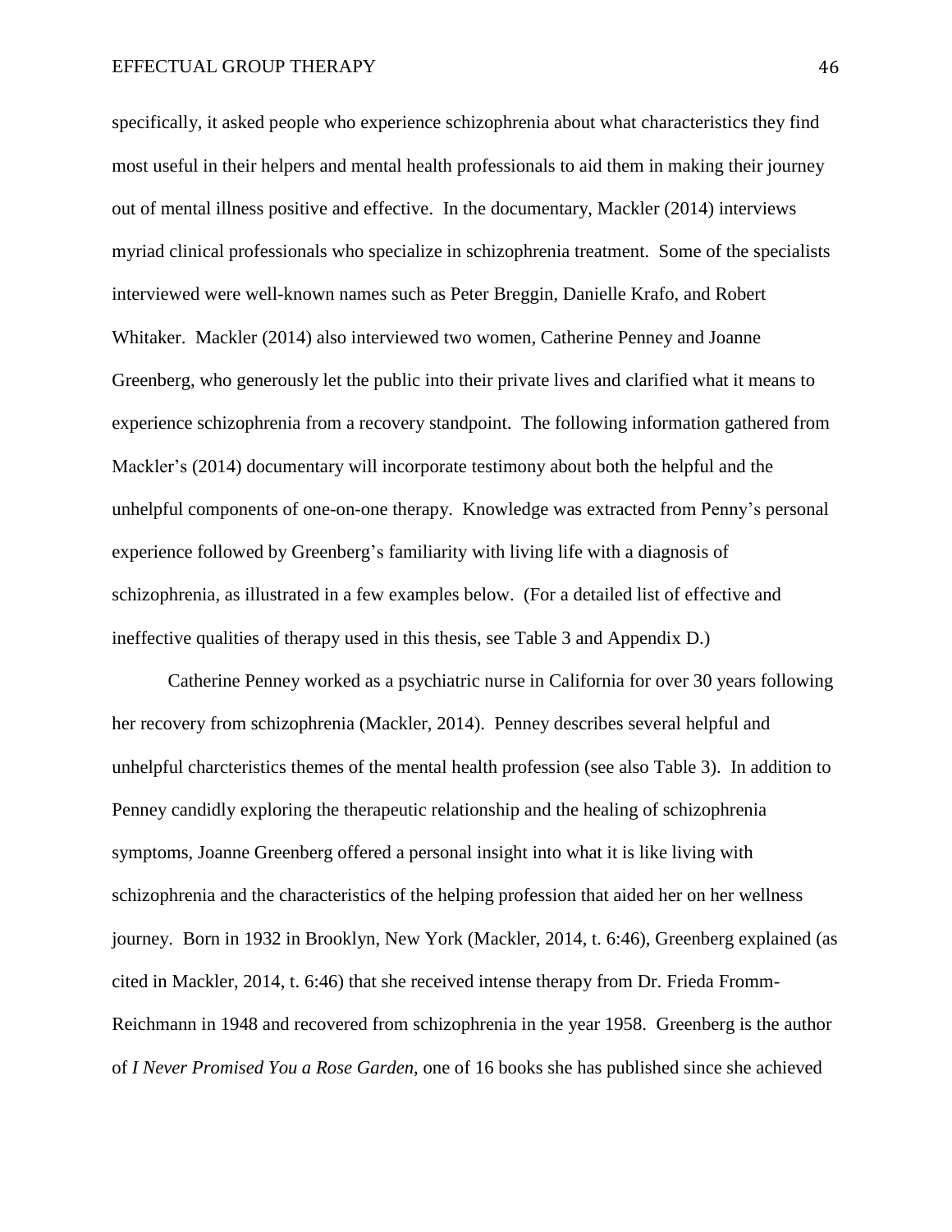specifically, it asked people who experience schizophrenia about what characteristics they find most useful in their helpers and mental health professionals to aid them in making their journey out of mental illness positive and effective. In the documentary, Mackler (2014) interviews myriad clinical professionals who specialize in schizophrenia treatment. Some of the specialists interviewed were well-known names such as Peter Breggin, Danielle Krafo, and Robert Whitaker. Mackler (2014) also interviewed two women, Catherine Penney and Joanne Greenberg, who generously let the public into their private lives and clarified what it means to experience schizophrenia from a recovery standpoint. The following information gathered from Mackler's (2014) documentary will incorporate testimony about both the helpful and the unhelpful components of one-on-one therapy. Knowledge was extracted from Penny's personal experience followed by Greenberg's familiarity with living life with a diagnosis of schizophrenia, as illustrated in a few examples below. (For a detailed list of effective and ineffective qualities of therapy used in this thesis, see Table 3 and Appendix D.)

Catherine Penney worked as a psychiatric nurse in California for over 30 years following her recovery from schizophrenia (Mackler, 2014). Penney describes several helpful and unhelpful charcteristics themes of the mental health profession (see also Table 3). In addition to Penney candidly exploring the therapeutic relationship and the healing of schizophrenia symptoms, Joanne Greenberg offered a personal insight into what it is like living with schizophrenia and the characteristics of the helping profession that aided her on her wellness journey. Born in 1932 in Brooklyn, New York (Mackler, 2014, t. 6:46), Greenberg explained (as cited in Mackler, 2014, t. 6:46) that she received intense therapy from Dr. Frieda Fromm-Reichmann in 1948 and recovered from schizophrenia in the year 1958. Greenberg is the author of *I Never Promised You a Rose Garden*, one of 16 books she has published since she achieved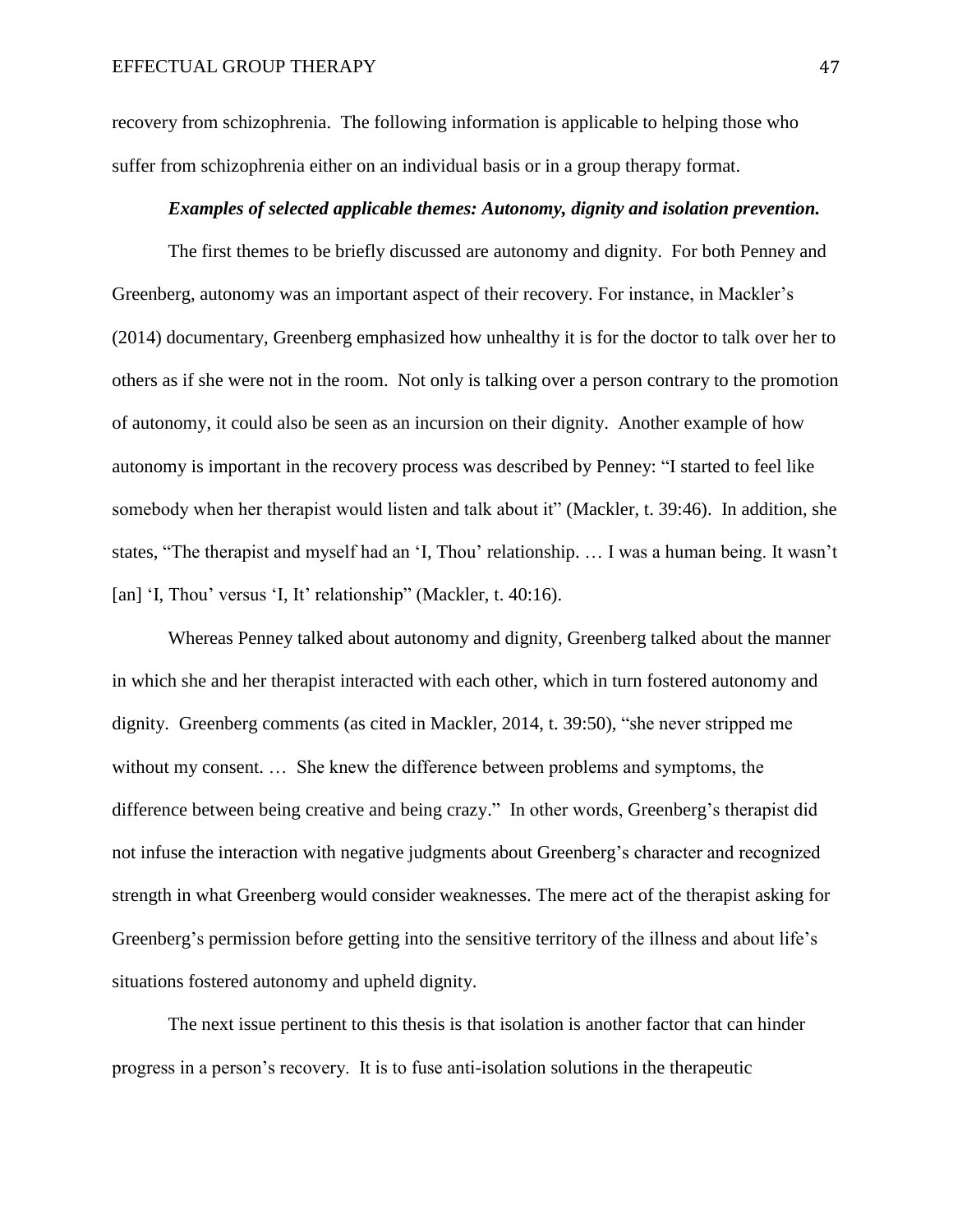recovery from schizophrenia. The following information is applicable to helping those who suffer from schizophrenia either on an individual basis or in a group therapy format.

***Examples of selected applicable themes: Autonomy, dignity and isolation prevention.***

The first themes to be briefly discussed are autonomy and dignity. For both Penney and Greenberg, autonomy was an important aspect of their recovery. For instance, in Mackler's (2014) documentary, Greenberg emphasized how unhealthy it is for the doctor to talk over her to others as if she were not in the room. Not only is talking over a person contrary to the promotion of autonomy, it could also be seen as an incursion on their dignity. Another example of how autonomy is important in the recovery process was described by Penney: "I started to feel like somebody when her therapist would listen and talk about it" (Mackler, t. 39:46). In addition, she states, "The therapist and myself had an 'I, Thou' relationship. … I was a human being. It wasn't [an] 'I, Thou' versus 'I, It' relationship" (Mackler, t. 40:16).

Whereas Penney talked about autonomy and dignity, Greenberg talked about the manner in which she and her therapist interacted with each other, which in turn fostered autonomy and dignity. Greenberg comments (as cited in Mackler, 2014, t. 39:50), "she never stripped me without my consent. … She knew the difference between problems and symptoms, the difference between being creative and being crazy." In other words, Greenberg's therapist did not infuse the interaction with negative judgments about Greenberg's character and recognized strength in what Greenberg would consider weaknesses. The mere act of the therapist asking for Greenberg's permission before getting into the sensitive territory of the illness and about life's situations fostered autonomy and upheld dignity.

The next issue pertinent to this thesis is that isolation is another factor that can hinder progress in a person's recovery. It is to fuse anti-isolation solutions in the therapeutic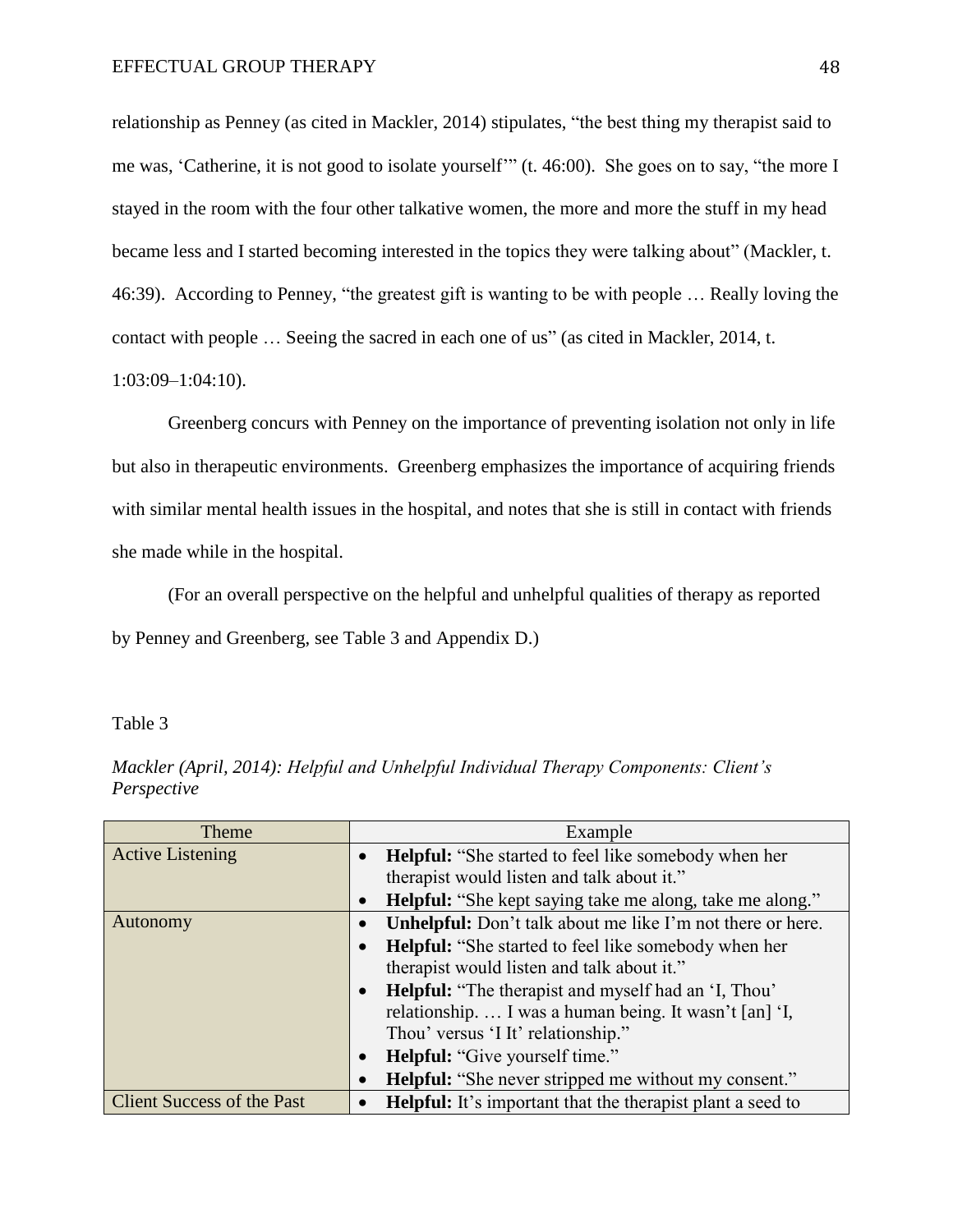relationship as Penney (as cited in Mackler, 2014) stipulates, "the best thing my therapist said to me was, 'Catherine, it is not good to isolate yourself'" (t. 46:00). She goes on to say, "the more I stayed in the room with the four other talkative women, the more and more the stuff in my head became less and I started becoming interested in the topics they were talking about" (Mackler, t. 46:39). According to Penney, "the greatest gift is wanting to be with people … Really loving the contact with people … Seeing the sacred in each one of us" (as cited in Mackler, 2014, t. 1:03:09–1:04:10).

Greenberg concurs with Penney on the importance of preventing isolation not only in life but also in therapeutic environments. Greenberg emphasizes the importance of acquiring friends with similar mental health issues in the hospital, and notes that she is still in contact with friends she made while in the hospital.

(For an overall perspective on the helpful and unhelpful qualities of therapy as reported by Penney and Greenberg, see Table 3 and Appendix D.)

Table 3

*Mackler (April, 2014): Helpful and Unhelpful Individual Therapy Components: Client's Perspective*

| Theme | Example |
|---|---|
| Active Listening | • **Helpful:** "She started to feel like somebody when her therapist would listen and talk about it." <br> • **Helpful:** "She kept saying take me along, take me along." |
| Autonomy | • **Unhelpful:** Don't talk about me like I'm not there or here. <br> • **Helpful:** "She started to feel like somebody when her therapist would listen and talk about it." <br> • **Helpful:** "The therapist and myself had an 'I, Thou' relationship. … I was a human being. It wasn't [an] 'I, Thou' versus 'I It' relationship." <br> • **Helpful:** "Give yourself time." <br> • **Helpful:** "She never stripped me without my consent." |
| Client Success of the Past | • **Helpful:** It's important that the therapist plant a seed to |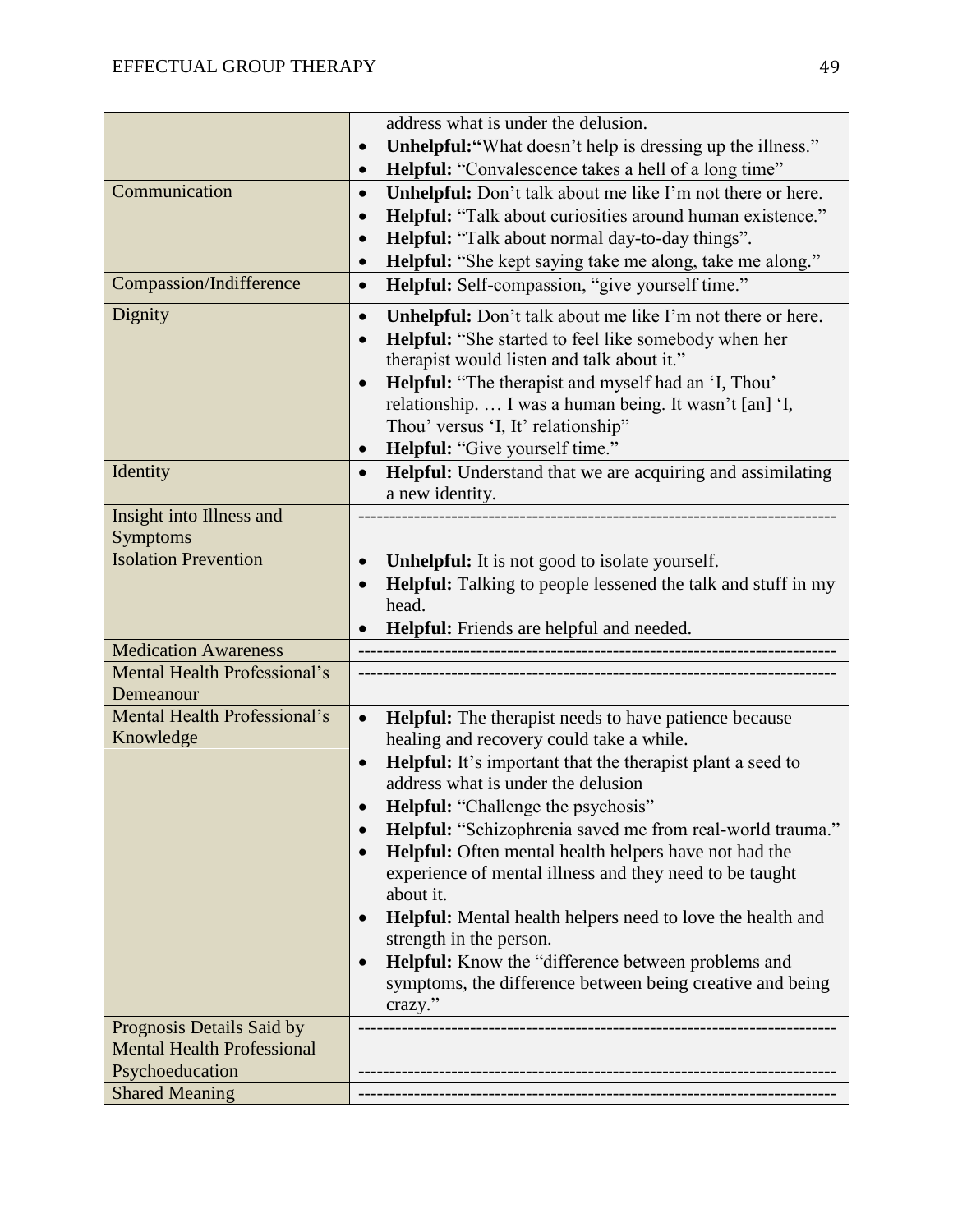| | |
|---|---|
| | address what is under the delusion.<br>• **Unhelpful:** "What doesn't help is dressing up the illness."<br>• **Helpful:** "Convalescence takes a hell of a long time" |
| Communication | • **Unhelpful:** Don't talk about me like I'm not there or here.<br>• **Helpful:** "Talk about curiosities around human existence."<br>• **Helpful:** "Talk about normal day-to-day things".<br>• **Helpful:** "She kept saying take me along, take me along." |
| Compassion/Indifference | • **Helpful:** Self-compassion, "give yourself time." |
| Dignity | • **Unhelpful:** Don't talk about me like I'm not there or here.<br>• **Helpful:** "She started to feel like somebody when her therapist would listen and talk about it."<br>• **Helpful:** "The therapist and myself had an 'I, Thou' relationship. … I was a human being. It wasn't [an] 'I, Thou' versus 'I, It' relationship"<br>• **Helpful:** "Give yourself time." |
| Identity | • **Helpful:** Understand that we are acquiring and assimilating a new identity. |
| Insight into Illness and Symptoms | --------------------------------------------------------------------------- |
| Isolation Prevention | • **Unhelpful:** It is not good to isolate yourself.<br>• **Helpful:** Talking to people lessened the talk and stuff in my head.<br>• **Helpful:** Friends are helpful and needed. |
| Medication Awareness | --------------------------------------------------------------------------- |
| Mental Health Professional's Demeanour | --------------------------------------------------------------------------- |
| Mental Health Professional's Knowledge | • **Helpful:** The therapist needs to have patience because healing and recovery could take a while.<br>• **Helpful:** It's important that the therapist plant a seed to address what is under the delusion<br>• **Helpful:** "Challenge the psychosis"<br>• **Helpful:** "Schizophrenia saved me from real-world trauma."<br>• **Helpful:** Often mental health helpers have not had the experience of mental illness and they need to be taught about it.<br>• **Helpful:** Mental health helpers need to love the health and strength in the person.<br>• **Helpful:** Know the "difference between problems and symptoms, the difference between being creative and being crazy." |
| Prognosis Details Said by Mental Health Professional | --------------------------------------------------------------------------- |
| Psychoeducation | --------------------------------------------------------------------------- |
| Shared Meaning | --------------------------------------------------------------------------- |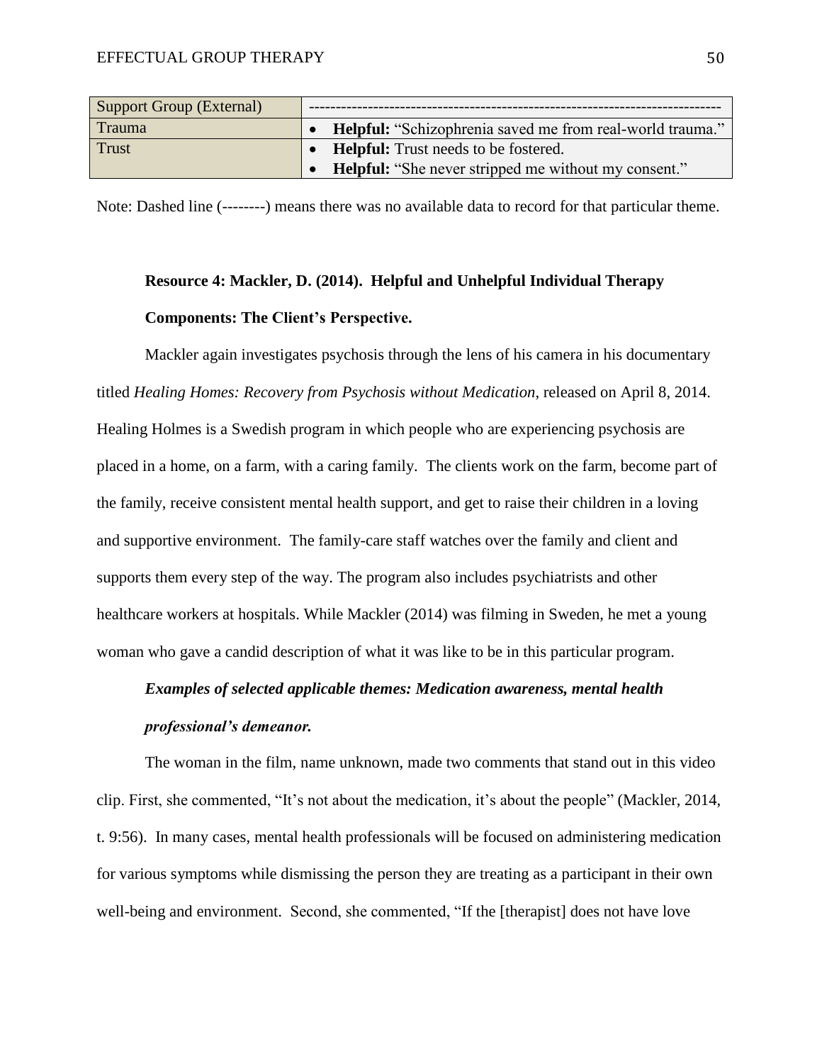| Support Group (External) | -------------------------------------------------------------------------- |
| --- | --- |
| Trauma | • **Helpful:** "Schizophrenia saved me from real-world trauma." |
| Trust | • **Helpful:** Trust needs to be fostered.<br>• **Helpful:** "She never stripped me without my consent." |

Note: Dashed line (--------) means there was no available data to record for that particular theme.

**Resource 4: Mackler, D. (2014). Helpful and Unhelpful Individual Therapy Components: The Client's Perspective.**

Mackler again investigates psychosis through the lens of his camera in his documentary titled *Healing Homes: Recovery from Psychosis without Medication*, released on April 8, 2014. Healing Holmes is a Swedish program in which people who are experiencing psychosis are placed in a home, on a farm, with a caring family. The clients work on the farm, become part of the family, receive consistent mental health support, and get to raise their children in a loving and supportive environment. The family-care staff watches over the family and client and supports them every step of the way. The program also includes psychiatrists and other healthcare workers at hospitals. While Mackler (2014) was filming in Sweden, he met a young woman who gave a candid description of what it was like to be in this particular program.

***Examples of selected applicable themes: Medication awareness, mental health professional's demeanor.***

The woman in the film, name unknown, made two comments that stand out in this video clip. First, she commented, "It's not about the medication, it's about the people" (Mackler, 2014, t. 9:56). In many cases, mental health professionals will be focused on administering medication for various symptoms while dismissing the person they are treating as a participant in their own well-being and environment. Second, she commented, "If the [therapist] does not have love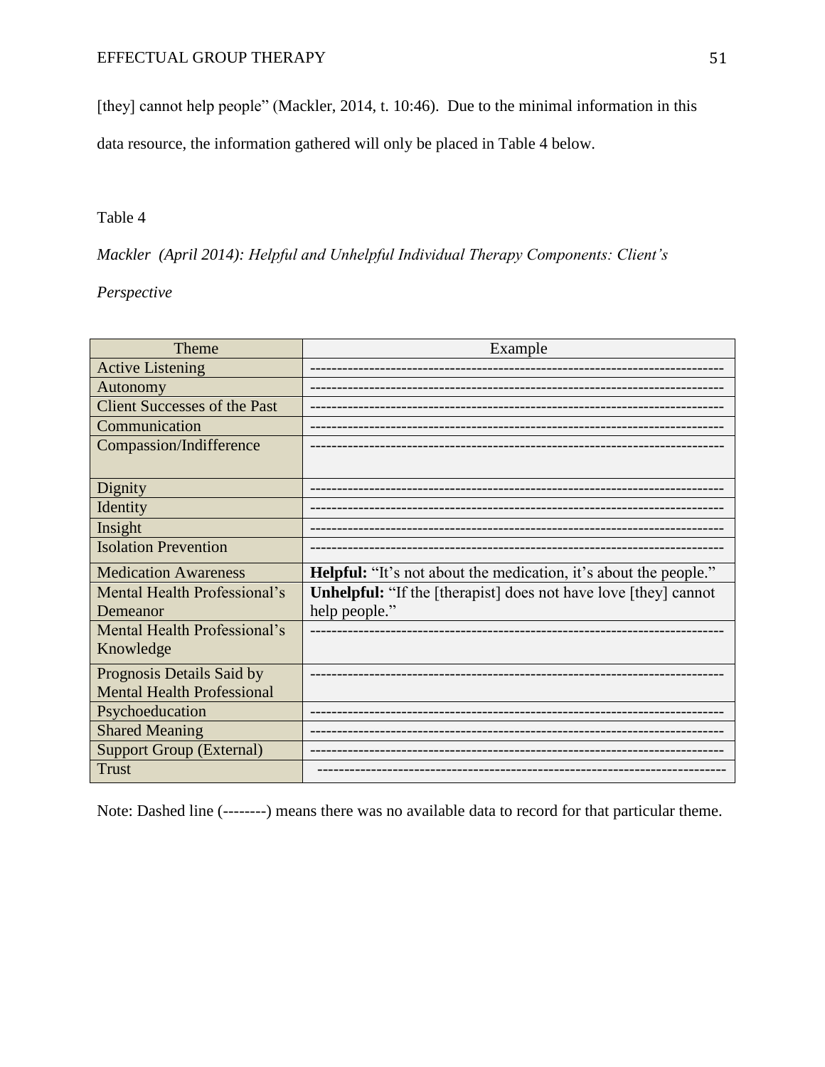[they] cannot help people" (Mackler, 2014, t. 10:46). Due to the minimal information in this data resource, the information gathered will only be placed in Table 4 below.

Table 4

*Mackler (April 2014): Helpful and Unhelpful Individual Therapy Components: Client's Perspective*

| Theme | Example |
|---|---|
| Active Listening | -------------------------------------------------------------------------- |
| Autonomy | -------------------------------------------------------------------------- |
| Client Successes of the Past | -------------------------------------------------------------------------- |
| Communication | -------------------------------------------------------------------------- |
| Compassion/Indifference | -------------------------------------------------------------------------- |
| Dignity | -------------------------------------------------------------------------- |
| Identity | -------------------------------------------------------------------------- |
| Insight | -------------------------------------------------------------------------- |
| Isolation Prevention | -------------------------------------------------------------------------- |
| Medication Awareness | **Helpful:** "It's not about the medication, it's about the people." |
| Mental Health Professional's Demeanor | **Unhelpful:** "If the [therapist] does not have love [they] cannot help people." |
| Mental Health Professional's Knowledge | -------------------------------------------------------------------------- |
| Prognosis Details Said by Mental Health Professional | -------------------------------------------------------------------------- |
| Psychoeducation | -------------------------------------------------------------------------- |
| Shared Meaning | -------------------------------------------------------------------------- |
| Support Group (External) | -------------------------------------------------------------------------- |
| Trust | -------------------------------------------------------------------------- |

Note: Dashed line (--------) means there was no available data to record for that particular theme.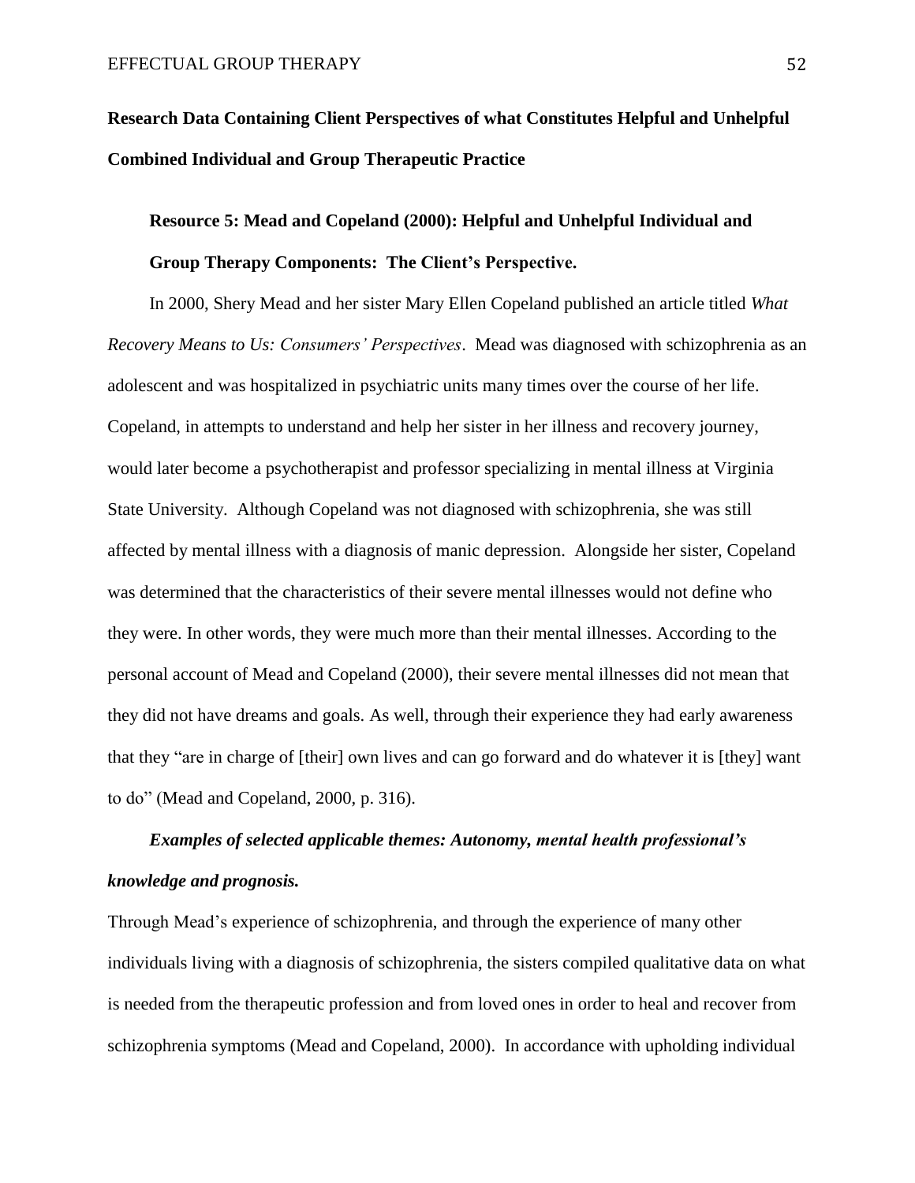## Research Data Containing Client Perspectives of what Constitutes Helpful and Unhelpful Combined Individual and Group Therapeutic Practice

### Resource 5: Mead and Copeland (2000): Helpful and Unhelpful Individual and Group Therapy Components: The Client's Perspective.

In 2000, Shery Mead and her sister Mary Ellen Copeland published an article titled *What Recovery Means to Us: Consumers' Perspectives*. Mead was diagnosed with schizophrenia as an adolescent and was hospitalized in psychiatric units many times over the course of her life. Copeland, in attempts to understand and help her sister in her illness and recovery journey, would later become a psychotherapist and professor specializing in mental illness at Virginia State University. Although Copeland was not diagnosed with schizophrenia, she was still affected by mental illness with a diagnosis of manic depression. Alongside her sister, Copeland was determined that the characteristics of their severe mental illnesses would not define who they were. In other words, they were much more than their mental illnesses. According to the personal account of Mead and Copeland (2000), their severe mental illnesses did not mean that they did not have dreams and goals. As well, through their experience they had early awareness that they "are in charge of [their] own lives and can go forward and do whatever it is [they] want to do" (Mead and Copeland, 2000, p. 316).

#### *Examples of selected applicable themes: Autonomy, mental health professional's knowledge and prognosis.*

Through Mead's experience of schizophrenia, and through the experience of many other individuals living with a diagnosis of schizophrenia, the sisters compiled qualitative data on what is needed from the therapeutic profession and from loved ones in order to heal and recover from schizophrenia symptoms (Mead and Copeland, 2000). In accordance with upholding individual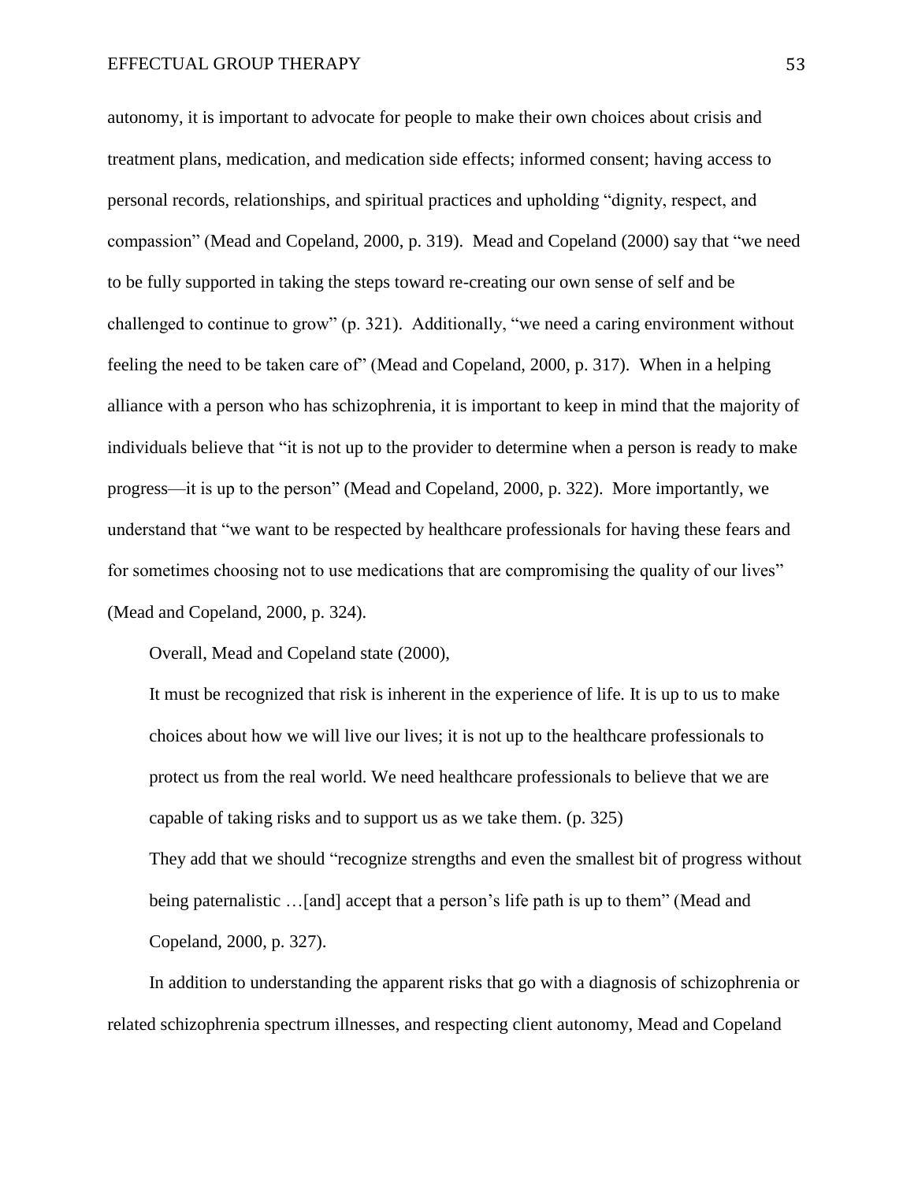autonomy, it is important to advocate for people to make their own choices about crisis and treatment plans, medication, and medication side effects; informed consent; having access to personal records, relationships, and spiritual practices and upholding "dignity, respect, and compassion" (Mead and Copeland, 2000, p. 319). Mead and Copeland (2000) say that "we need to be fully supported in taking the steps toward re-creating our own sense of self and be challenged to continue to grow" (p. 321). Additionally, "we need a caring environment without feeling the need to be taken care of" (Mead and Copeland, 2000, p. 317). When in a helping alliance with a person who has schizophrenia, it is important to keep in mind that the majority of individuals believe that "it is not up to the provider to determine when a person is ready to make progress—it is up to the person" (Mead and Copeland, 2000, p. 322). More importantly, we understand that "we want to be respected by healthcare professionals for having these fears and for sometimes choosing not to use medications that are compromising the quality of our lives" (Mead and Copeland, 2000, p. 324).

Overall, Mead and Copeland state (2000),

> It must be recognized that risk is inherent in the experience of life. It is up to us to make choices about how we will live our lives; it is not up to the healthcare professionals to protect us from the real world. We need healthcare professionals to believe that we are capable of taking risks and to support us as we take them. (p. 325)
>
> They add that we should "recognize strengths and even the smallest bit of progress without being paternalistic …[and] accept that a person's life path is up to them" (Mead and Copeland, 2000, p. 327).

In addition to understanding the apparent risks that go with a diagnosis of schizophrenia or related schizophrenia spectrum illnesses, and respecting client autonomy, Mead and Copeland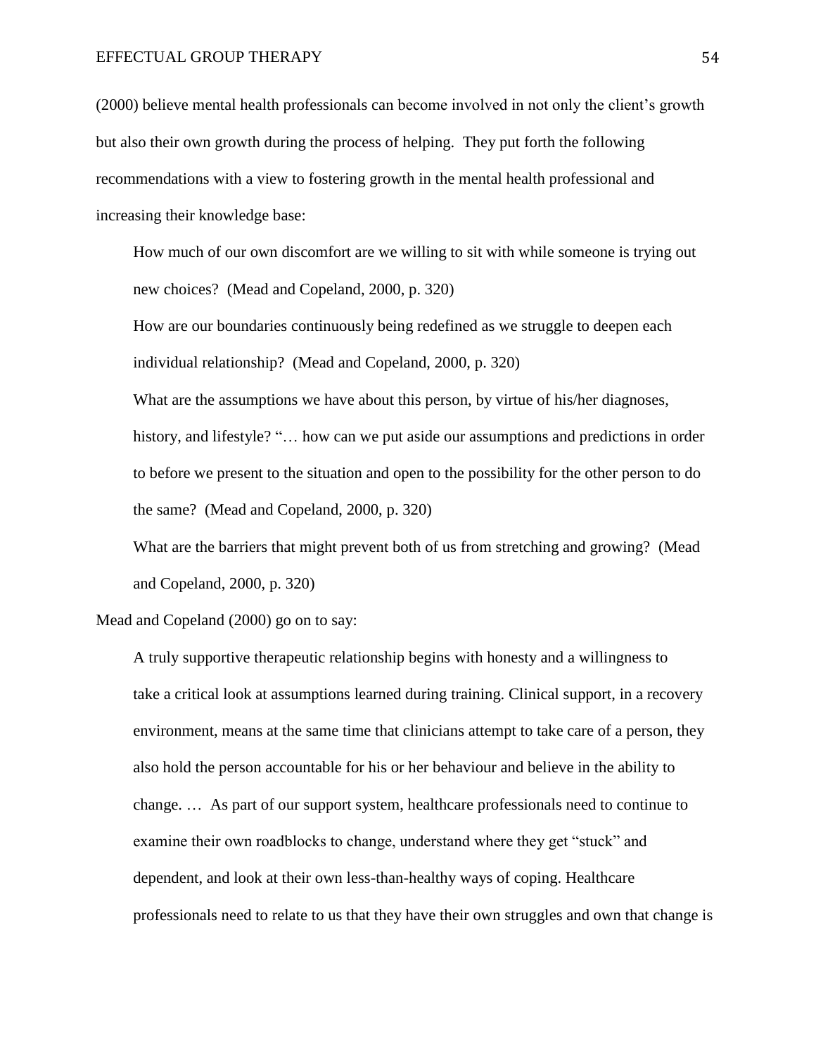(2000) believe mental health professionals can become involved in not only the client's growth but also their own growth during the process of helping. They put forth the following recommendations with a view to fostering growth in the mental health professional and increasing their knowledge base:

> How much of our own discomfort are we willing to sit with while someone is trying out new choices? (Mead and Copeland, 2000, p. 320)
>
> How are our boundaries continuously being redefined as we struggle to deepen each individual relationship? (Mead and Copeland, 2000, p. 320)
>
> What are the assumptions we have about this person, by virtue of his/her diagnoses, history, and lifestyle? "… how can we put aside our assumptions and predictions in order to before we present to the situation and open to the possibility for the other person to do the same? (Mead and Copeland, 2000, p. 320)
>
> What are the barriers that might prevent both of us from stretching and growing? (Mead and Copeland, 2000, p. 320)

Mead and Copeland (2000) go on to say:

> A truly supportive therapeutic relationship begins with honesty and a willingness to take a critical look at assumptions learned during training. Clinical support, in a recovery environment, means at the same time that clinicians attempt to take care of a person, they also hold the person accountable for his or her behaviour and believe in the ability to change. … As part of our support system, healthcare professionals need to continue to examine their own roadblocks to change, understand where they get "stuck" and dependent, and look at their own less-than-healthy ways of coping. Healthcare professionals need to relate to us that they have their own struggles and own that change is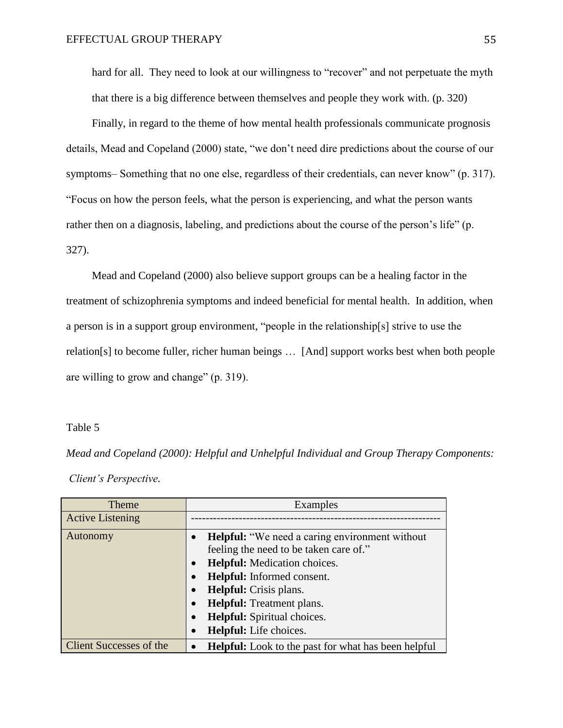hard for all. They need to look at our willingness to "recover" and not perpetuate the myth that there is a big difference between themselves and people they work with. (p. 320)

Finally, in regard to the theme of how mental health professionals communicate prognosis details, Mead and Copeland (2000) state, "we don't need dire predictions about the course of our symptoms– Something that no one else, regardless of their credentials, can never know" (p. 317). "Focus on how the person feels, what the person is experiencing, and what the person wants rather then on a diagnosis, labeling, and predictions about the course of the person's life" (p. 327).

Mead and Copeland (2000) also believe support groups can be a healing factor in the treatment of schizophrenia symptoms and indeed beneficial for mental health. In addition, when a person is in a support group environment, "people in the relationship[s] strive to use the relation[s] to become fuller, richer human beings … [And] support works best when both people are willing to grow and change" (p. 319).

Table 5

*Mead and Copeland (2000): Helpful and Unhelpful Individual and Group Therapy Components: Client's Perspective.*

| Theme | Examples |
|---|---|
| Active Listening | ------------------------------------------------------------------ |
| Autonomy | • **Helpful:** "We need a caring environment without feeling the need to be taken care of." <br> • **Helpful:** Medication choices. <br> • **Helpful:** Informed consent. <br> • **Helpful:** Crisis plans. <br> • **Helpful:** Treatment plans. <br> • **Helpful:** Spiritual choices. <br> • **Helpful:** Life choices. |
| Client Successes of the | • **Helpful:** Look to the past for what has been helpful |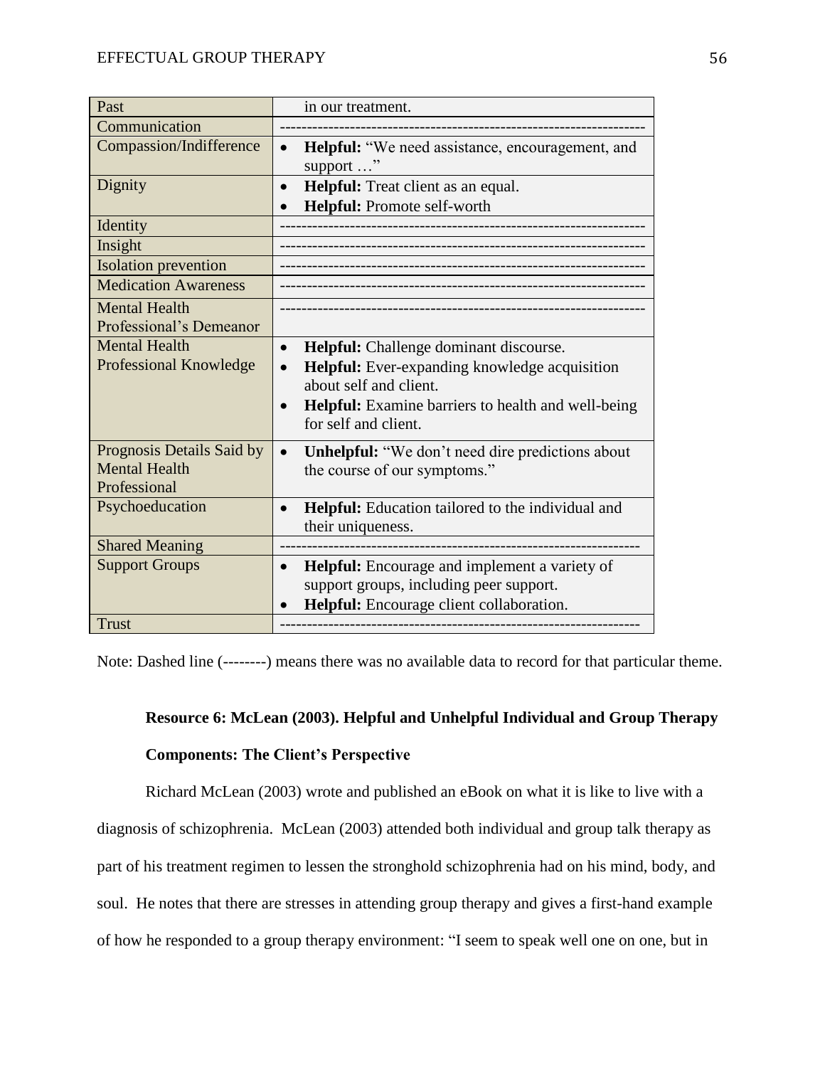| | |
|---|---|
| Past | in our treatment. |
| Communication | -------------------------------------------------------------------- |
| Compassion/Indifference | • **Helpful:** "We need assistance, encouragement, and support …" |
| Dignity | • **Helpful:** Treat client as an equal.<br>• **Helpful:** Promote self-worth |
| Identity | -------------------------------------------------------------------- |
| Insight | -------------------------------------------------------------------- |
| Isolation prevention | -------------------------------------------------------------------- |
| Medication Awareness | -------------------------------------------------------------------- |
| Mental Health Professional's Demeanor | -------------------------------------------------------------------- |
| Mental Health Professional Knowledge | • **Helpful:** Challenge dominant discourse.<br>• **Helpful:** Ever-expanding knowledge acquisition about self and client.<br>• **Helpful:** Examine barriers to health and well-being for self and client. |
| Prognosis Details Said by Mental Health Professional | • **Unhelpful:** "We don't need dire predictions about the course of our symptoms." |
| Psychoeducation | • **Helpful:** Education tailored to the individual and their uniqueness. |
| Shared Meaning | -------------------------------------------------------------------- |
| Support Groups | • **Helpful:** Encourage and implement a variety of support groups, including peer support.<br>• **Helpful:** Encourage client collaboration. |
| Trust | -------------------------------------------------------------------- |

Note: Dashed line (--------) means there was no available data to record for that particular theme.

**Resource 6: McLean (2003). Helpful and Unhelpful Individual and Group Therapy Components: The Client's Perspective**

Richard McLean (2003) wrote and published an eBook on what it is like to live with a diagnosis of schizophrenia. McLean (2003) attended both individual and group talk therapy as part of his treatment regimen to lessen the stronghold schizophrenia had on his mind, body, and soul. He notes that there are stresses in attending group therapy and gives a first-hand example of how he responded to a group therapy environment: "I seem to speak well one on one, but in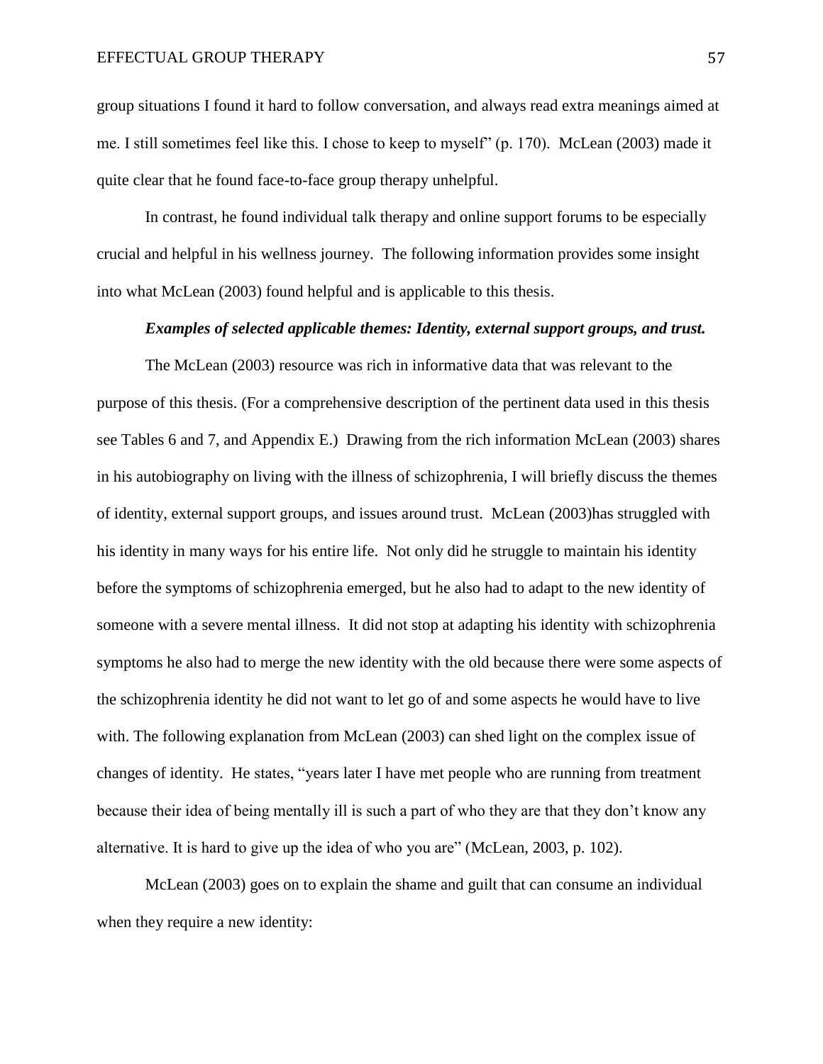group situations I found it hard to follow conversation, and always read extra meanings aimed at me. I still sometimes feel like this. I chose to keep to myself" (p. 170). McLean (2003) made it quite clear that he found face-to-face group therapy unhelpful.

In contrast, he found individual talk therapy and online support forums to be especially crucial and helpful in his wellness journey. The following information provides some insight into what McLean (2003) found helpful and is applicable to this thesis.

***Examples of selected applicable themes: Identity, external support groups, and trust.***

The McLean (2003) resource was rich in informative data that was relevant to the purpose of this thesis. (For a comprehensive description of the pertinent data used in this thesis see Tables 6 and 7, and Appendix E.) Drawing from the rich information McLean (2003) shares in his autobiography on living with the illness of schizophrenia, I will briefly discuss the themes of identity, external support groups, and issues around trust. McLean (2003)has struggled with his identity in many ways for his entire life. Not only did he struggle to maintain his identity before the symptoms of schizophrenia emerged, but he also had to adapt to the new identity of someone with a severe mental illness. It did not stop at adapting his identity with schizophrenia symptoms he also had to merge the new identity with the old because there were some aspects of the schizophrenia identity he did not want to let go of and some aspects he would have to live with. The following explanation from McLean (2003) can shed light on the complex issue of changes of identity. He states, "years later I have met people who are running from treatment because their idea of being mentally ill is such a part of who they are that they don't know any alternative. It is hard to give up the idea of who you are" (McLean, 2003, p. 102).

McLean (2003) goes on to explain the shame and guilt that can consume an individual when they require a new identity: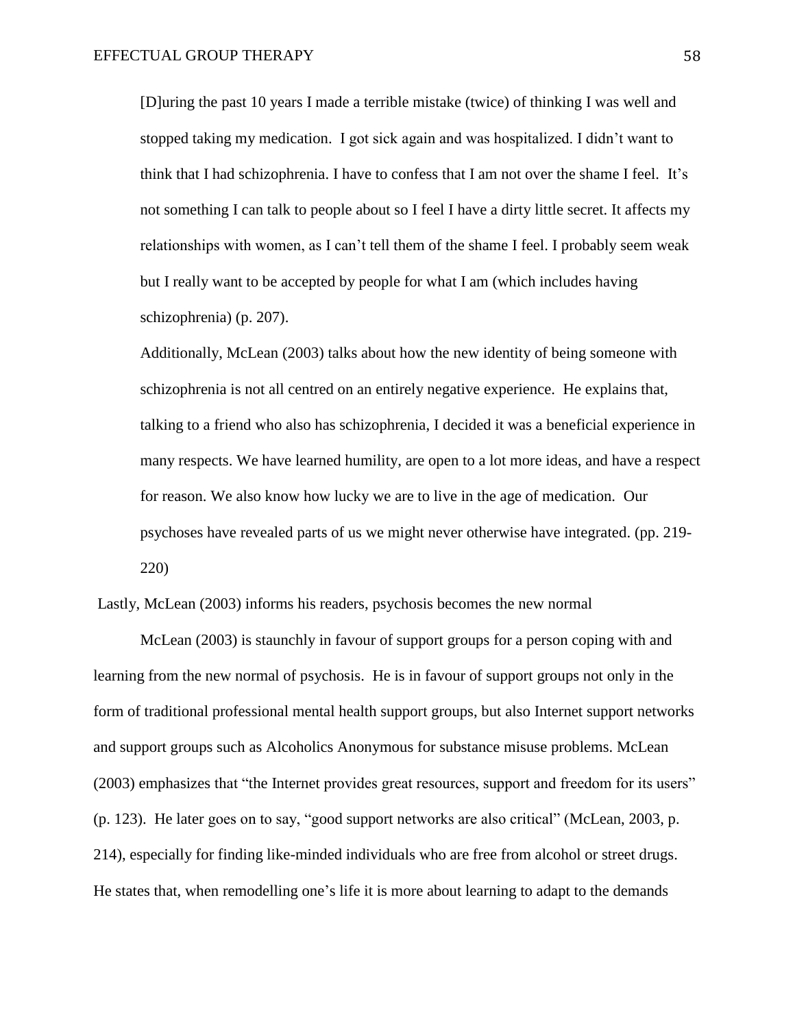> [D]uring the past 10 years I made a terrible mistake (twice) of thinking I was well and stopped taking my medication. I got sick again and was hospitalized. I didn't want to think that I had schizophrenia. I have to confess that I am not over the shame I feel. It's not something I can talk to people about so I feel I have a dirty little secret. It affects my relationships with women, as I can't tell them of the shame I feel. I probably seem weak but I really want to be accepted by people for what I am (which includes having schizophrenia) (p. 207).

Additionally, McLean (2003) talks about how the new identity of being someone with schizophrenia is not all centred on an entirely negative experience. He explains that,

> talking to a friend who also has schizophrenia, I decided it was a beneficial experience in many respects. We have learned humility, are open to a lot more ideas, and have a respect for reason. We also know how lucky we are to live in the age of medication. Our psychoses have revealed parts of us we might never otherwise have integrated. (pp. 219-220)

Lastly, McLean (2003) informs his readers, psychosis becomes the new normal

McLean (2003) is staunchly in favour of support groups for a person coping with and learning from the new normal of psychosis. He is in favour of support groups not only in the form of traditional professional mental health support groups, but also Internet support networks and support groups such as Alcoholics Anonymous for substance misuse problems. McLean (2003) emphasizes that "the Internet provides great resources, support and freedom for its users" (p. 123). He later goes on to say, "good support networks are also critical" (McLean, 2003, p. 214), especially for finding like-minded individuals who are free from alcohol or street drugs. He states that, when remodelling one's life it is more about learning to adapt to the demands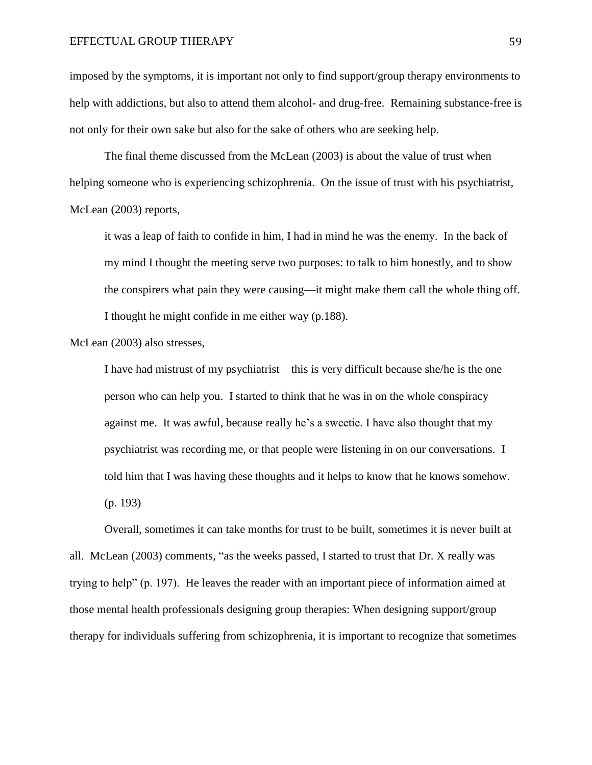imposed by the symptoms, it is important not only to find support/group therapy environments to help with addictions, but also to attend them alcohol- and drug-free. Remaining substance-free is not only for their own sake but also for the sake of others who are seeking help.

The final theme discussed from the McLean (2003) is about the value of trust when helping someone who is experiencing schizophrenia. On the issue of trust with his psychiatrist, McLean (2003) reports,

> it was a leap of faith to confide in him, I had in mind he was the enemy. In the back of my mind I thought the meeting serve two purposes: to talk to him honestly, and to show the conspirers what pain they were causing—it might make them call the whole thing off. I thought he might confide in me either way (p.188).

McLean (2003) also stresses,

> I have had mistrust of my psychiatrist—this is very difficult because she/he is the one person who can help you. I started to think that he was in on the whole conspiracy against me. It was awful, because really he's a sweetie. I have also thought that my psychiatrist was recording me, or that people were listening in on our conversations. I told him that I was having these thoughts and it helps to know that he knows somehow. (p. 193)

Overall, sometimes it can take months for trust to be built, sometimes it is never built at all. McLean (2003) comments, "as the weeks passed, I started to trust that Dr. X really was trying to help" (p. 197). He leaves the reader with an important piece of information aimed at those mental health professionals designing group therapies: When designing support/group therapy for individuals suffering from schizophrenia, it is important to recognize that sometimes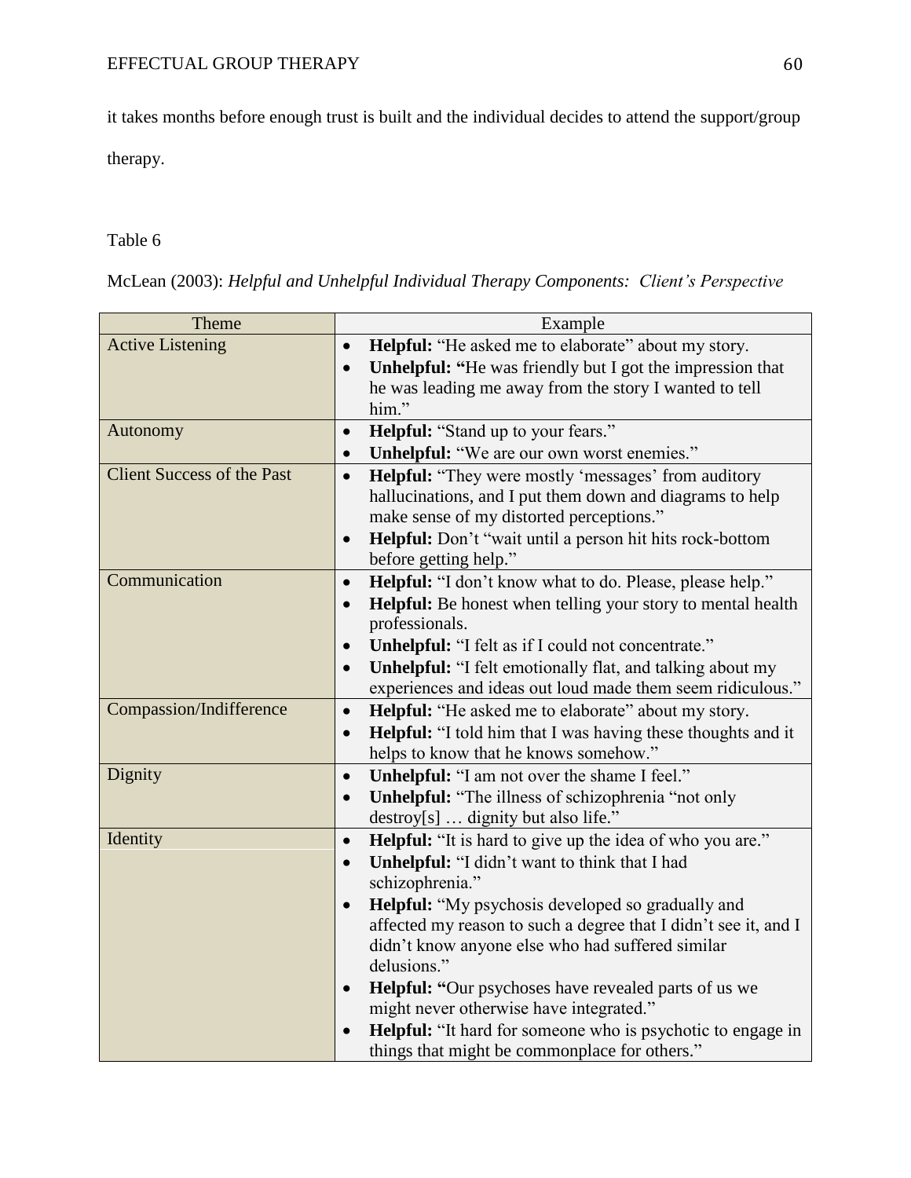it takes months before enough trust is built and the individual decides to attend the support/group therapy.

Table 6

McLean (2003): *Helpful and Unhelpful Individual Therapy Components: Client's Perspective*

| Theme | Example |
| --- | --- |
| Active Listening | • **Helpful:** "He asked me to elaborate" about my story.<br>• **Unhelpful: "**He was friendly but I got the impression that he was leading me away from the story I wanted to tell him." |
| Autonomy | • **Helpful:** "Stand up to your fears."<br>• **Unhelpful:** "We are our own worst enemies." |
| Client Success of the Past | • **Helpful:** "They were mostly 'messages' from auditory hallucinations, and I put them down and diagrams to help make sense of my distorted perceptions."<br>• **Helpful:** Don't "wait until a person hit hits rock-bottom before getting help." |
| Communication | • **Helpful:** "I don't know what to do. Please, please help."<br>• **Helpful:** Be honest when telling your story to mental health professionals.<br>• **Unhelpful:** "I felt as if I could not concentrate."<br>• **Unhelpful:** "I felt emotionally flat, and talking about my experiences and ideas out loud made them seem ridiculous." |
| Compassion/Indifference | • **Helpful:** "He asked me to elaborate" about my story.<br>• **Helpful:** "I told him that I was having these thoughts and it helps to know that he knows somehow." |
| Dignity | • **Unhelpful:** "I am not over the shame I feel."<br>• **Unhelpful:** "The illness of schizophrenia "not only destroy[s] … dignity but also life." |
| Identity | • **Helpful:** "It is hard to give up the idea of who you are."<br>• **Unhelpful:** "I didn't want to think that I had schizophrenia."<br>• **Helpful:** "My psychosis developed so gradually and affected my reason to such a degree that I didn't see it, and I didn't know anyone else who had suffered similar delusions."<br>• **Helpful: "**Our psychoses have revealed parts of us we might never otherwise have integrated."<br>• **Helpful:** "It hard for someone who is psychotic to engage in things that might be commonplace for others." |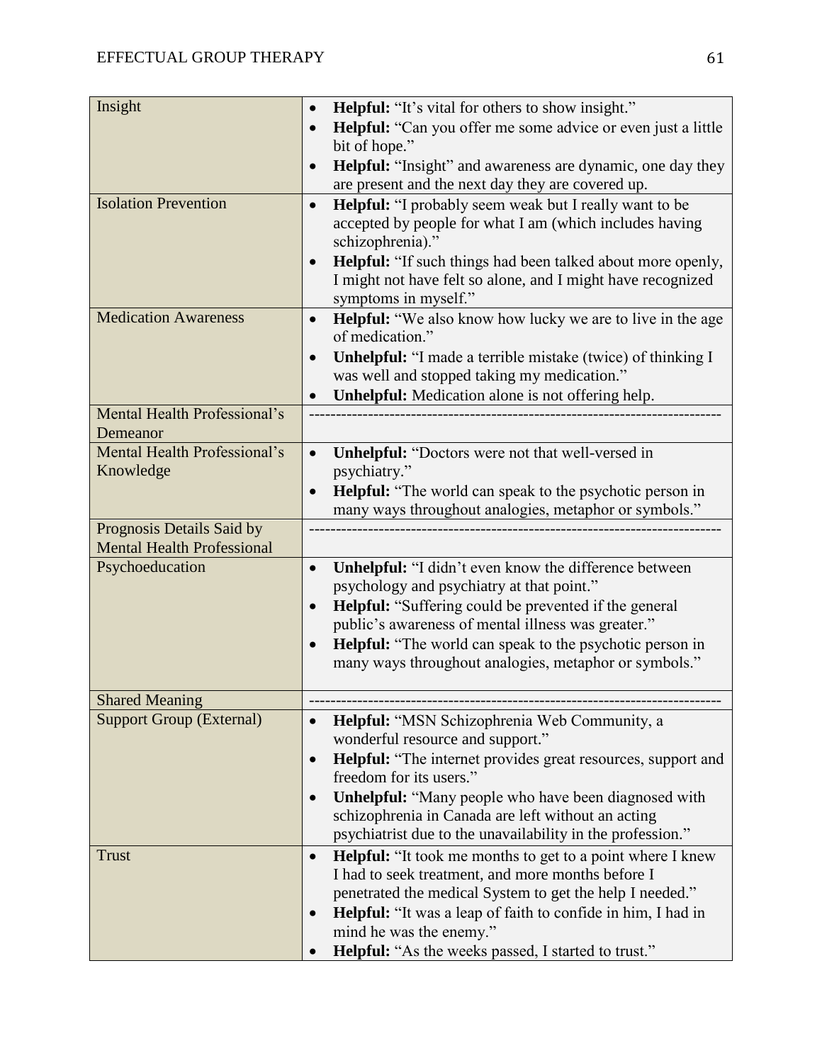| | |
|---|---|
| Insight | • **Helpful:** "It's vital for others to show insight."<br>• **Helpful:** "Can you offer me some advice or even just a little bit of hope."<br>• **Helpful:** "Insight" and awareness are dynamic, one day they are present and the next day they are covered up. |
| Isolation Prevention | • **Helpful:** "I probably seem weak but I really want to be accepted by people for what I am (which includes having schizophrenia)."<br>• **Helpful:** "If such things had been talked about more openly, I might not have felt so alone, and I might have recognized symptoms in myself." |
| Medication Awareness | • **Helpful:** "We also know how lucky we are to live in the age of medication."<br>• **Unhelpful:** "I made a terrible mistake (twice) of thinking I was well and stopped taking my medication."<br>• **Unhelpful:** Medication alone is not offering help. |
| Mental Health Professional's Demeanor | ------------------------------------------------------------------------ |
| Mental Health Professional's Knowledge | • **Unhelpful:** "Doctors were not that well-versed in psychiatry."<br>• **Helpful:** "The world can speak to the psychotic person in many ways throughout analogies, metaphor or symbols." |
| Prognosis Details Said by Mental Health Professional | ------------------------------------------------------------------------ |
| Psychoeducation | • **Unhelpful:** "I didn't even know the difference between psychology and psychiatry at that point."<br>• **Helpful:** "Suffering could be prevented if the general public's awareness of mental illness was greater."<br>• **Helpful:** "The world can speak to the psychotic person in many ways throughout analogies, metaphor or symbols." |
| Shared Meaning | ------------------------------------------------------------------------ |
| Support Group (External) | • **Helpful:** "MSN Schizophrenia Web Community, a wonderful resource and support."<br>• **Helpful:** "The internet provides great resources, support and freedom for its users."<br>• **Unhelpful:** "Many people who have been diagnosed with schizophrenia in Canada are left without an acting psychiatrist due to the unavailability in the profession." |
| Trust | • **Helpful:** "It took me months to get to a point where I knew I had to seek treatment, and more months before I penetrated the medical System to get the help I needed."<br>• **Helpful:** "It was a leap of faith to confide in him, I had in mind he was the enemy."<br>• **Helpful:** "As the weeks passed, I started to trust." |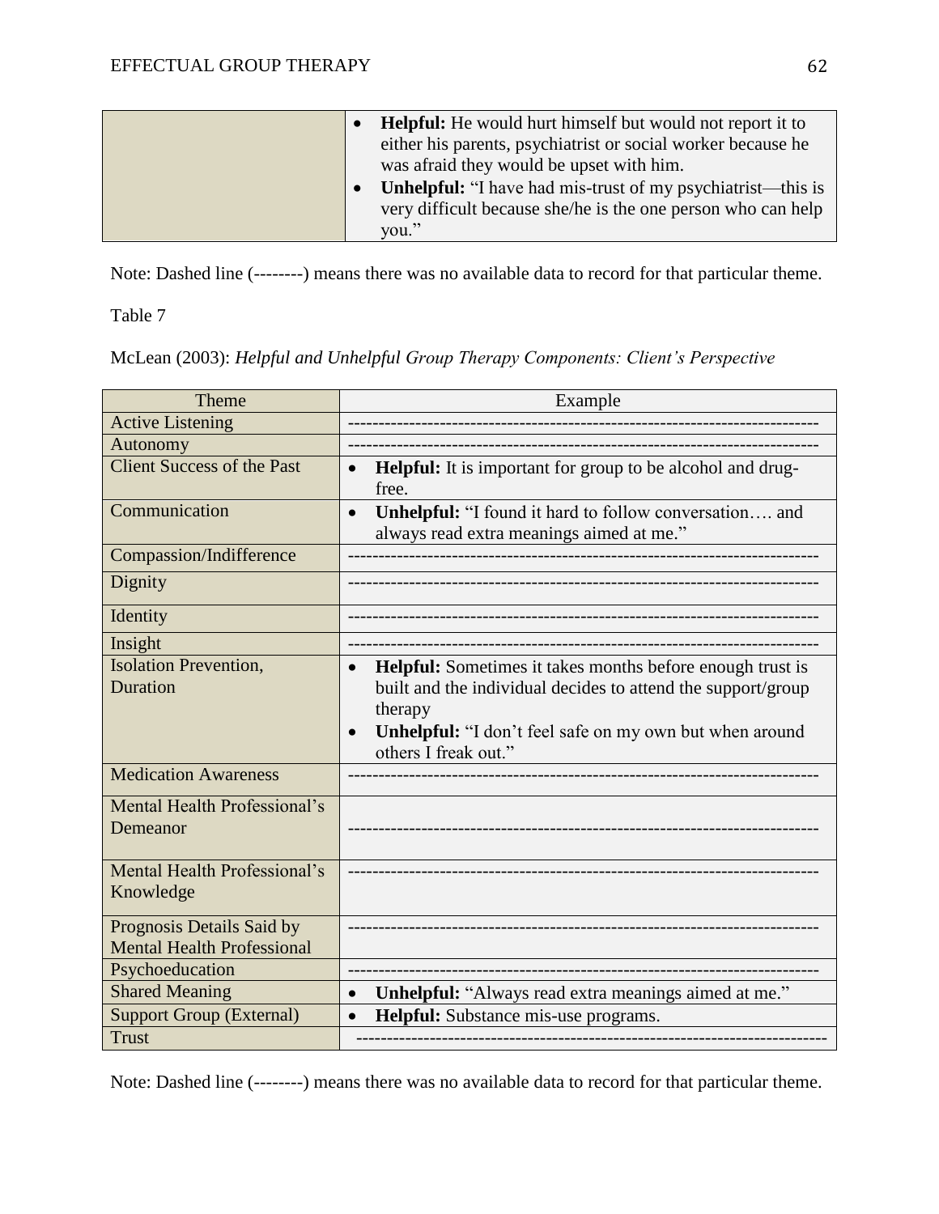| | |
|---|---|
| | • **Helpful:** He would hurt himself but would not report it to either his parents, psychiatrist or social worker because he was afraid they would be upset with him.<br>• **Unhelpful:** "I have had mis-trust of my psychiatrist—this is very difficult because she/he is the one person who can help you." |

Note: Dashed line (--------) means there was no available data to record for that particular theme.

Table 7

McLean (2003): *Helpful and Unhelpful Group Therapy Components: Client's Perspective*

| Theme | Example |
|---|---|
| Active Listening | -------------------------------------------------------------------------- |
| Autonomy | -------------------------------------------------------------------------- |
| Client Success of the Past | • **Helpful:** It is important for group to be alcohol and drug-free. |
| Communication | • **Unhelpful:** "I found it hard to follow conversation…. and always read extra meanings aimed at me." |
| Compassion/Indifference | -------------------------------------------------------------------------- |
| Dignity | -------------------------------------------------------------------------- |
| Identity | -------------------------------------------------------------------------- |
| Insight | -------------------------------------------------------------------------- |
| Isolation Prevention, Duration | • **Helpful:** Sometimes it takes months before enough trust is built and the individual decides to attend the support/group therapy<br>• **Unhelpful:** "I don't feel safe on my own but when around others I freak out." |
| Medication Awareness | -------------------------------------------------------------------------- |
| Mental Health Professional's Demeanor | -------------------------------------------------------------------------- |
| Mental Health Professional's Knowledge | -------------------------------------------------------------------------- |
| Prognosis Details Said by Mental Health Professional | -------------------------------------------------------------------------- |
| Psychoeducation | -------------------------------------------------------------------------- |
| Shared Meaning | • **Unhelpful:** "Always read extra meanings aimed at me." |
| Support Group (External) | • **Helpful:** Substance mis-use programs. |
| Trust | -------------------------------------------------------------------------- |

Note: Dashed line (--------) means there was no available data to record for that particular theme.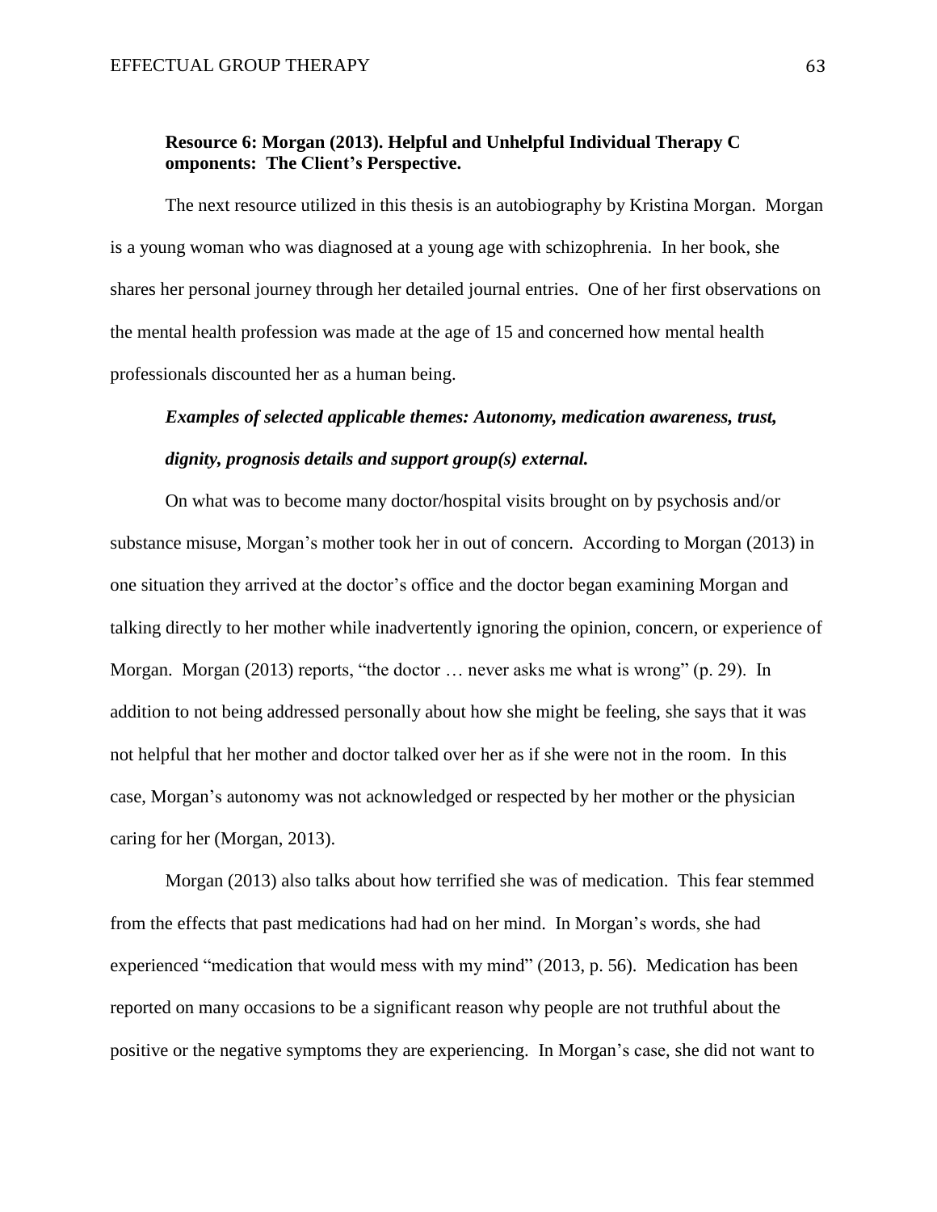**Resource 6: Morgan (2013). Helpful and Unhelpful Individual Therapy C omponents: The Client's Perspective.**

The next resource utilized in this thesis is an autobiography by Kristina Morgan. Morgan is a young woman who was diagnosed at a young age with schizophrenia. In her book, she shares her personal journey through her detailed journal entries. One of her first observations on the mental health profession was made at the age of 15 and concerned how mental health professionals discounted her as a human being.

***Examples of selected applicable themes: Autonomy, medication awareness, trust, dignity, prognosis details and support group(s) external.***

On what was to become many doctor/hospital visits brought on by psychosis and/or substance misuse, Morgan's mother took her in out of concern. According to Morgan (2013) in one situation they arrived at the doctor's office and the doctor began examining Morgan and talking directly to her mother while inadvertently ignoring the opinion, concern, or experience of Morgan. Morgan (2013) reports, "the doctor … never asks me what is wrong" (p. 29). In addition to not being addressed personally about how she might be feeling, she says that it was not helpful that her mother and doctor talked over her as if she were not in the room. In this case, Morgan's autonomy was not acknowledged or respected by her mother or the physician caring for her (Morgan, 2013).

Morgan (2013) also talks about how terrified she was of medication. This fear stemmed from the effects that past medications had had on her mind. In Morgan's words, she had experienced "medication that would mess with my mind" (2013, p. 56). Medication has been reported on many occasions to be a significant reason why people are not truthful about the positive or the negative symptoms they are experiencing. In Morgan's case, she did not want to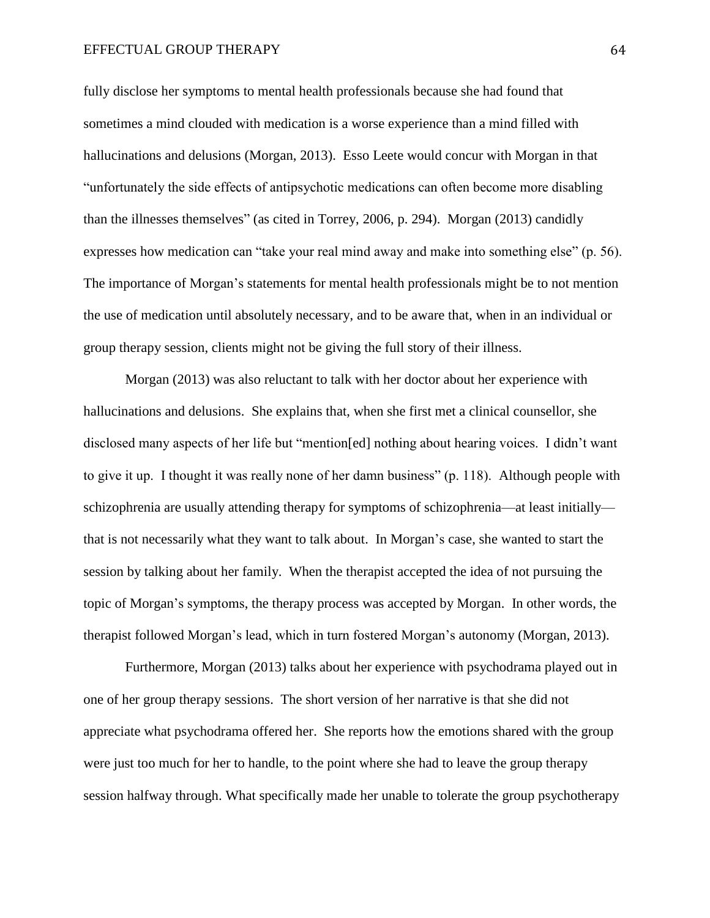fully disclose her symptoms to mental health professionals because she had found that sometimes a mind clouded with medication is a worse experience than a mind filled with hallucinations and delusions (Morgan, 2013). Esso Leete would concur with Morgan in that "unfortunately the side effects of antipsychotic medications can often become more disabling than the illnesses themselves" (as cited in Torrey, 2006, p. 294). Morgan (2013) candidly expresses how medication can "take your real mind away and make into something else" (p. 56). The importance of Morgan's statements for mental health professionals might be to not mention the use of medication until absolutely necessary, and to be aware that, when in an individual or group therapy session, clients might not be giving the full story of their illness.

Morgan (2013) was also reluctant to talk with her doctor about her experience with hallucinations and delusions. She explains that, when she first met a clinical counsellor, she disclosed many aspects of her life but "mention[ed] nothing about hearing voices. I didn't want to give it up. I thought it was really none of her damn business" (p. 118). Although people with schizophrenia are usually attending therapy for symptoms of schizophrenia—at least initially—that is not necessarily what they want to talk about. In Morgan's case, she wanted to start the session by talking about her family. When the therapist accepted the idea of not pursuing the topic of Morgan's symptoms, the therapy process was accepted by Morgan. In other words, the therapist followed Morgan's lead, which in turn fostered Morgan's autonomy (Morgan, 2013).

Furthermore, Morgan (2013) talks about her experience with psychodrama played out in one of her group therapy sessions. The short version of her narrative is that she did not appreciate what psychodrama offered her. She reports how the emotions shared with the group were just too much for her to handle, to the point where she had to leave the group therapy session halfway through. What specifically made her unable to tolerate the group psychotherapy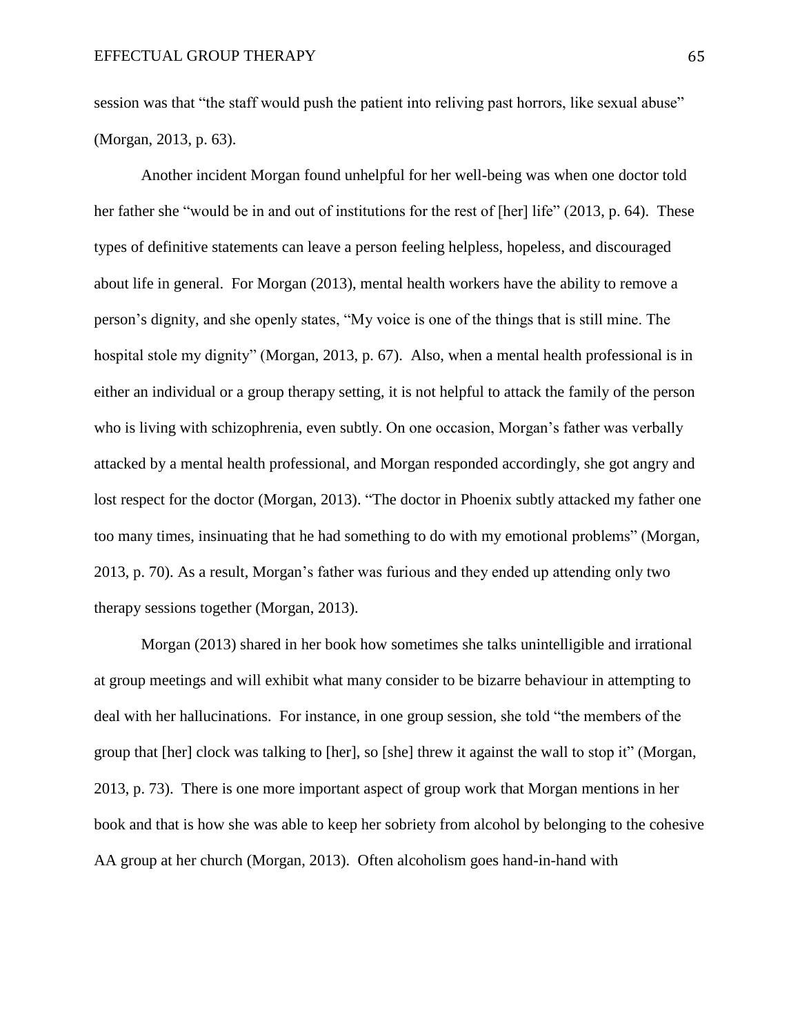session was that “the staff would push the patient into reliving past horrors, like sexual abuse” (Morgan, 2013, p. 63).

Another incident Morgan found unhelpful for her well-being was when one doctor told her father she “would be in and out of institutions for the rest of [her] life” (2013, p. 64). These types of definitive statements can leave a person feeling helpless, hopeless, and discouraged about life in general. For Morgan (2013), mental health workers have the ability to remove a person’s dignity, and she openly states, “My voice is one of the things that is still mine. The hospital stole my dignity” (Morgan, 2013, p. 67). Also, when a mental health professional is in either an individual or a group therapy setting, it is not helpful to attack the family of the person who is living with schizophrenia, even subtly. On one occasion, Morgan’s father was verbally attacked by a mental health professional, and Morgan responded accordingly, she got angry and lost respect for the doctor (Morgan, 2013). “The doctor in Phoenix subtly attacked my father one too many times, insinuating that he had something to do with my emotional problems” (Morgan, 2013, p. 70). As a result, Morgan’s father was furious and they ended up attending only two therapy sessions together (Morgan, 2013).

Morgan (2013) shared in her book how sometimes she talks unintelligible and irrational at group meetings and will exhibit what many consider to be bizarre behaviour in attempting to deal with her hallucinations. For instance, in one group session, she told “the members of the group that [her] clock was talking to [her], so [she] threw it against the wall to stop it” (Morgan, 2013, p. 73). There is one more important aspect of group work that Morgan mentions in her book and that is how she was able to keep her sobriety from alcohol by belonging to the cohesive AA group at her church (Morgan, 2013). Often alcoholism goes hand-in-hand with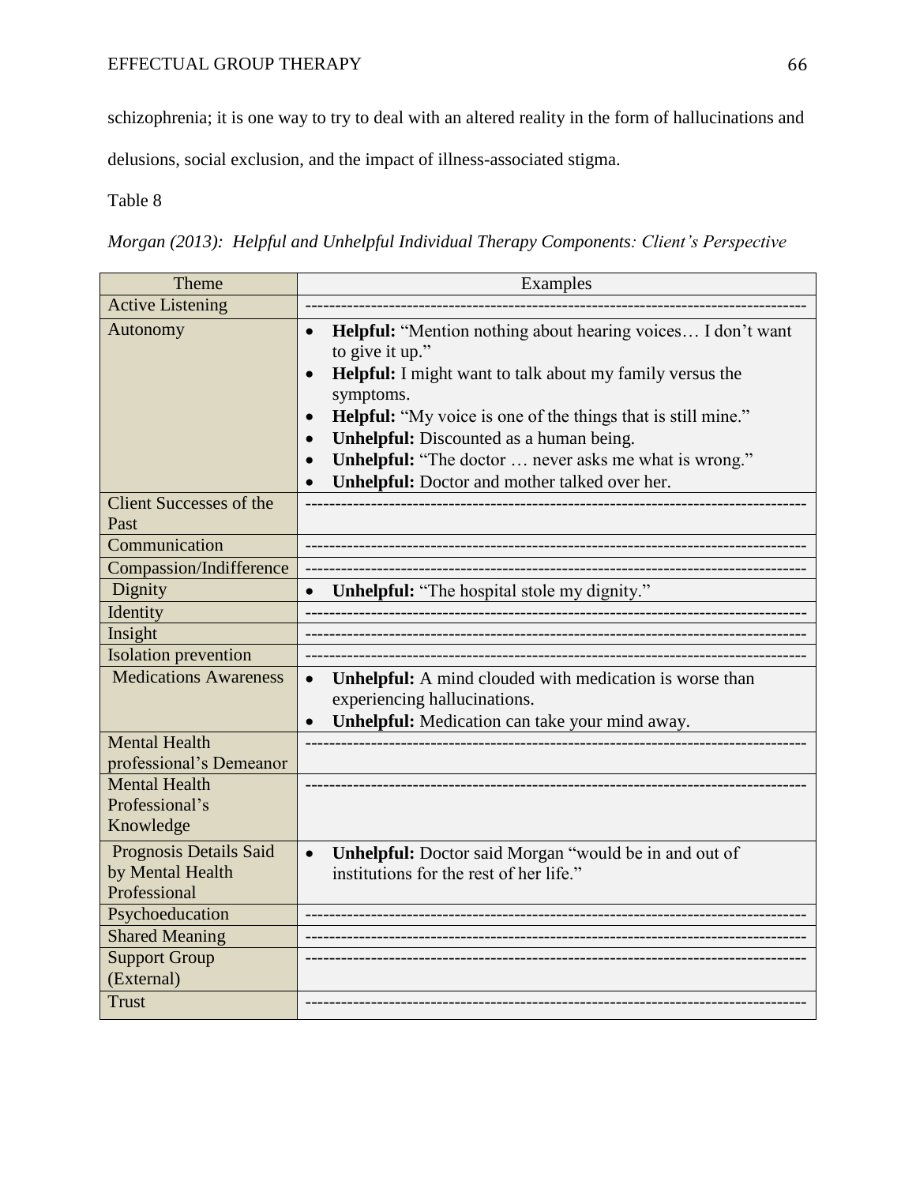schizophrenia; it is one way to try to deal with an altered reality in the form of hallucinations and delusions, social exclusion, and the impact of illness-associated stigma.

Table 8

*Morgan (2013): Helpful and Unhelpful Individual Therapy Components: Client's Perspective*

| Theme | Examples |
|---|---|
| Active Listening | ------------------------------------------------------------------------------------ |
| Autonomy | • **Helpful:** "Mention nothing about hearing voices… I don't want to give it up."<br>• **Helpful:** I might want to talk about my family versus the symptoms.<br>• **Helpful:** "My voice is one of the things that is still mine."<br>• **Unhelpful:** Discounted as a human being.<br>• **Unhelpful:** "The doctor … never asks me what is wrong."<br>• **Unhelpful:** Doctor and mother talked over her. |
| Client Successes of the Past | ------------------------------------------------------------------------------------ |
| Communication | ------------------------------------------------------------------------------------ |
| Compassion/Indifference | ------------------------------------------------------------------------------------ |
| Dignity | • **Unhelpful:** "The hospital stole my dignity." |
| Identity | ------------------------------------------------------------------------------------ |
| Insight | ------------------------------------------------------------------------------------ |
| Isolation prevention | ------------------------------------------------------------------------------------ |
| Medications Awareness | • **Unhelpful:** A mind clouded with medication is worse than experiencing hallucinations.<br>• **Unhelpful:** Medication can take your mind away. |
| Mental Health professional's Demeanor | ------------------------------------------------------------------------------------ |
| Mental Health Professional's Knowledge | ------------------------------------------------------------------------------------ |
| Prognosis Details Said by Mental Health Professional | • **Unhelpful:** Doctor said Morgan "would be in and out of institutions for the rest of her life." |
| Psychoeducation | ------------------------------------------------------------------------------------ |
| Shared Meaning | ------------------------------------------------------------------------------------ |
| Support Group (External) | ------------------------------------------------------------------------------------ |
| Trust | ------------------------------------------------------------------------------------ |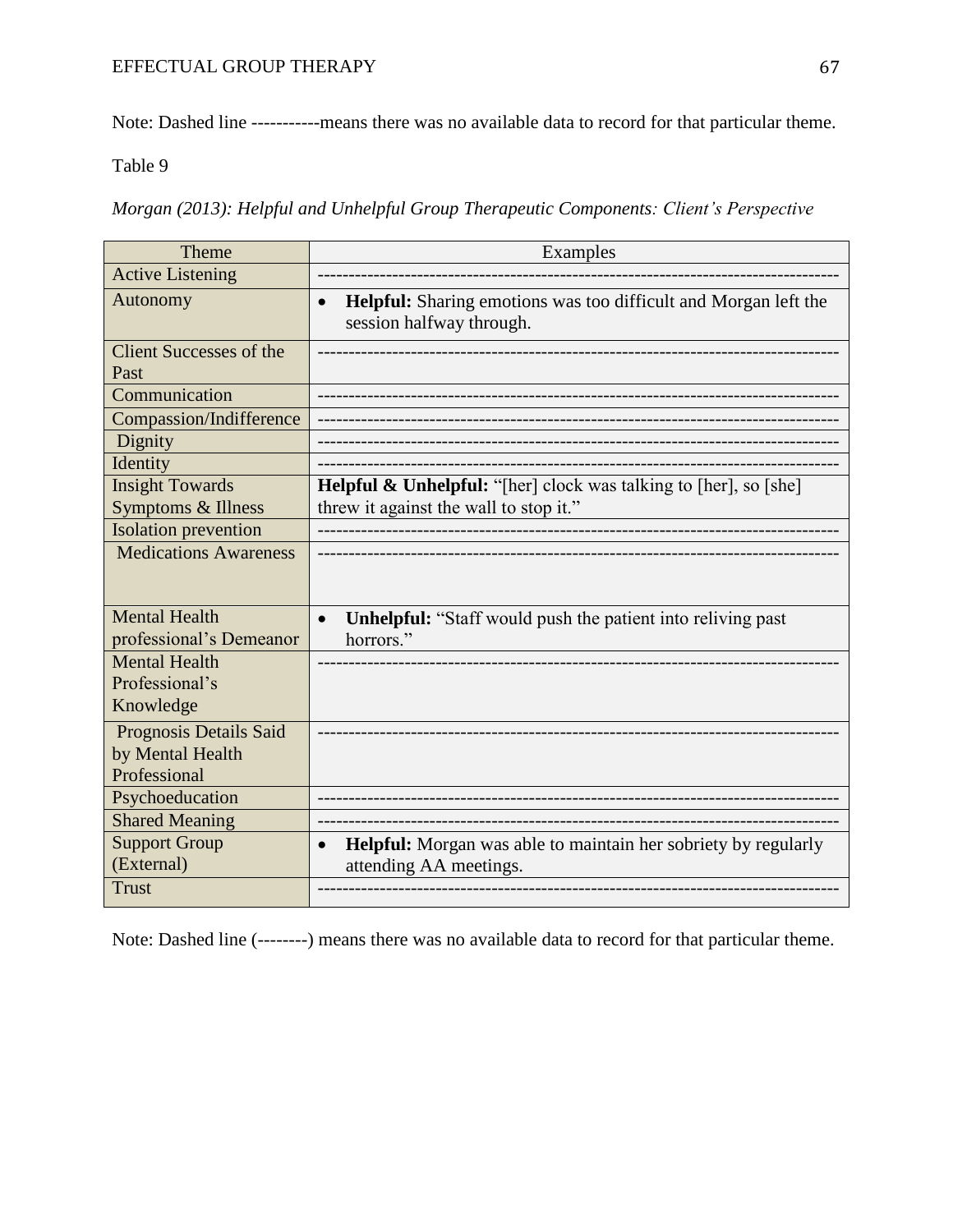Note: Dashed line -----------means there was no available data to record for that particular theme.

Table 9

*Morgan (2013): Helpful and Unhelpful Group Therapeutic Components: Client's Perspective*

| Theme | Examples |
| --- | --- |
| Active Listening | -------------------------------------------------------------------------------- |
| Autonomy | • **Helpful:** Sharing emotions was too difficult and Morgan left the session halfway through. |
| Client Successes of the Past | -------------------------------------------------------------------------------- |
| Communication | -------------------------------------------------------------------------------- |
| Compassion/Indifference | -------------------------------------------------------------------------------- |
| Dignity | -------------------------------------------------------------------------------- |
| Identity | -------------------------------------------------------------------------------- |
| Insight Towards Symptoms & Illness | **Helpful & Unhelpful:** "[her] clock was talking to [her], so [she] threw it against the wall to stop it." |
| Isolation prevention | -------------------------------------------------------------------------------- |
| Medications Awareness | -------------------------------------------------------------------------------- |
| Mental Health professional's Demeanor | • **Unhelpful:** "Staff would push the patient into reliving past horrors." |
| Mental Health Professional's Knowledge | -------------------------------------------------------------------------------- |
| Prognosis Details Said by Mental Health Professional | -------------------------------------------------------------------------------- |
| Psychoeducation | -------------------------------------------------------------------------------- |
| Shared Meaning | -------------------------------------------------------------------------------- |
| Support Group (External) | • **Helpful:** Morgan was able to maintain her sobriety by regularly attending AA meetings. |
| Trust | -------------------------------------------------------------------------------- |

Note: Dashed line (--------) means there was no available data to record for that particular theme.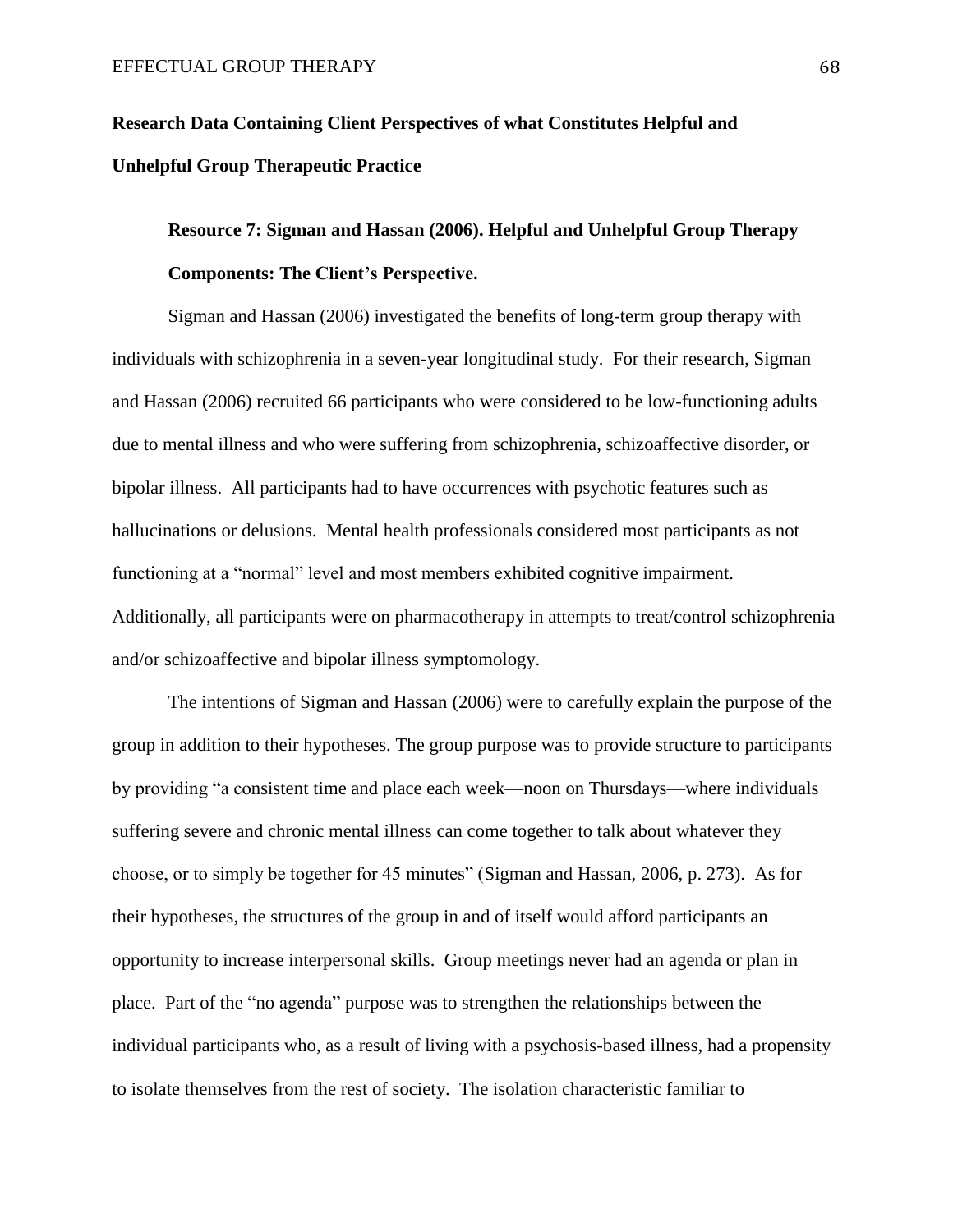## Research Data Containing Client Perspectives of what Constitutes Helpful and Unhelpful Group Therapeutic Practice

### Resource 7: Sigman and Hassan (2006). Helpful and Unhelpful Group Therapy Components: The Client's Perspective.

Sigman and Hassan (2006) investigated the benefits of long-term group therapy with individuals with schizophrenia in a seven-year longitudinal study. For their research, Sigman and Hassan (2006) recruited 66 participants who were considered to be low-functioning adults due to mental illness and who were suffering from schizophrenia, schizoaffective disorder, or bipolar illness. All participants had to have occurrences with psychotic features such as hallucinations or delusions. Mental health professionals considered most participants as not functioning at a "normal" level and most members exhibited cognitive impairment. Additionally, all participants were on pharmacotherapy in attempts to treat/control schizophrenia and/or schizoaffective and bipolar illness symptomology.

The intentions of Sigman and Hassan (2006) were to carefully explain the purpose of the group in addition to their hypotheses. The group purpose was to provide structure to participants by providing "a consistent time and place each week—noon on Thursdays—where individuals suffering severe and chronic mental illness can come together to talk about whatever they choose, or to simply be together for 45 minutes" (Sigman and Hassan, 2006, p. 273). As for their hypotheses, the structures of the group in and of itself would afford participants an opportunity to increase interpersonal skills. Group meetings never had an agenda or plan in place. Part of the "no agenda" purpose was to strengthen the relationships between the individual participants who, as a result of living with a psychosis-based illness, had a propensity to isolate themselves from the rest of society. The isolation characteristic familiar to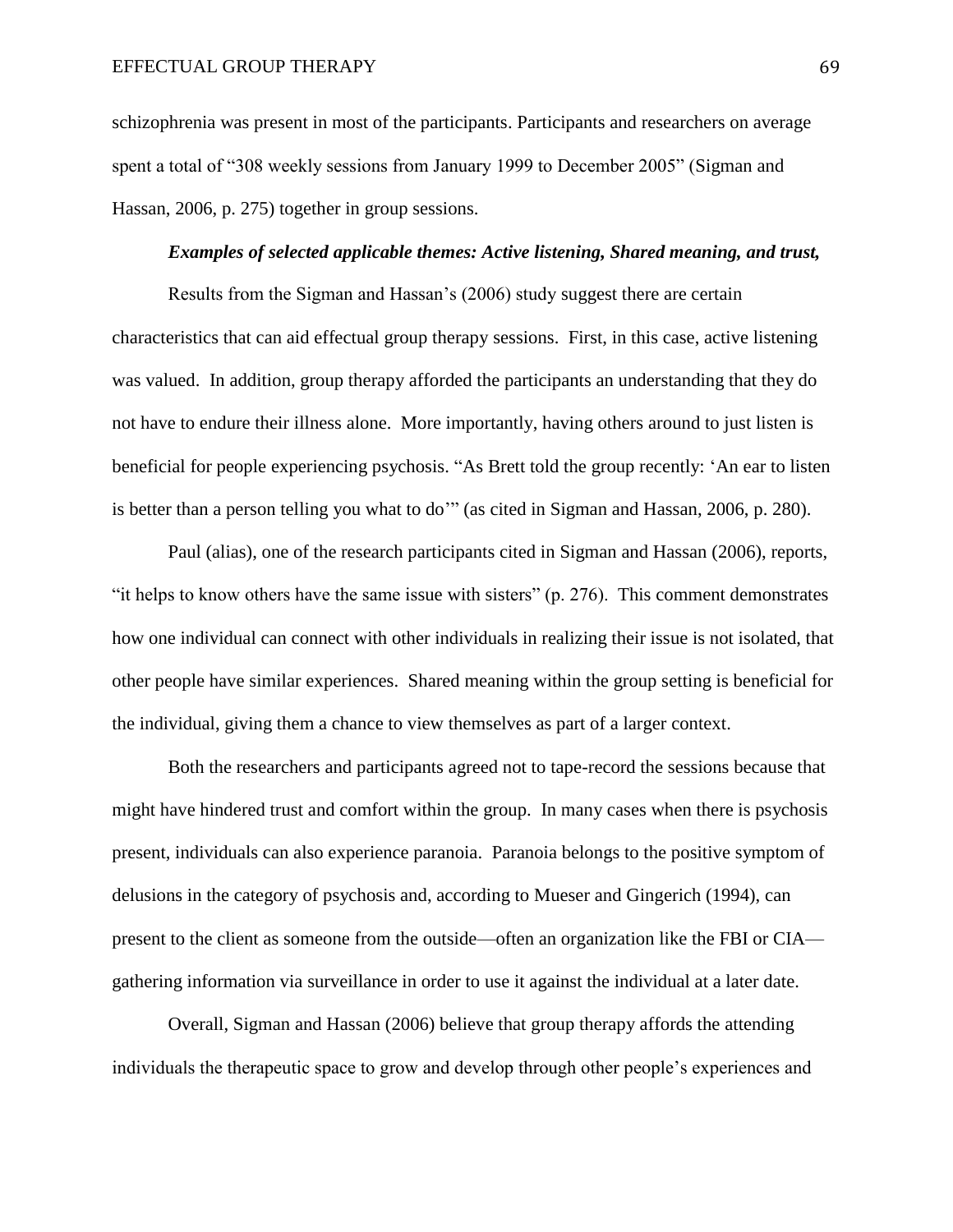schizophrenia was present in most of the participants. Participants and researchers on average spent a total of “308 weekly sessions from January 1999 to December 2005” (Sigman and Hassan, 2006, p. 275) together in group sessions.

***Examples of selected applicable themes: Active listening, Shared meaning, and trust,***

Results from the Sigman and Hassan’s (2006) study suggest there are certain characteristics that can aid effectual group therapy sessions. First, in this case, active listening was valued. In addition, group therapy afforded the participants an understanding that they do not have to endure their illness alone. More importantly, having others around to just listen is beneficial for people experiencing psychosis. “As Brett told the group recently: ‘An ear to listen is better than a person telling you what to do’” (as cited in Sigman and Hassan, 2006, p. 280).

Paul (alias), one of the research participants cited in Sigman and Hassan (2006), reports, “it helps to know others have the same issue with sisters” (p. 276). This comment demonstrates how one individual can connect with other individuals in realizing their issue is not isolated, that other people have similar experiences. Shared meaning within the group setting is beneficial for the individual, giving them a chance to view themselves as part of a larger context.

Both the researchers and participants agreed not to tape-record the sessions because that might have hindered trust and comfort within the group. In many cases when there is psychosis present, individuals can also experience paranoia. Paranoia belongs to the positive symptom of delusions in the category of psychosis and, according to Mueser and Gingerich (1994), can present to the client as someone from the outside—often an organization like the FBI or CIA—gathering information via surveillance in order to use it against the individual at a later date.

Overall, Sigman and Hassan (2006) believe that group therapy affords the attending individuals the therapeutic space to grow and develop through other people’s experiences and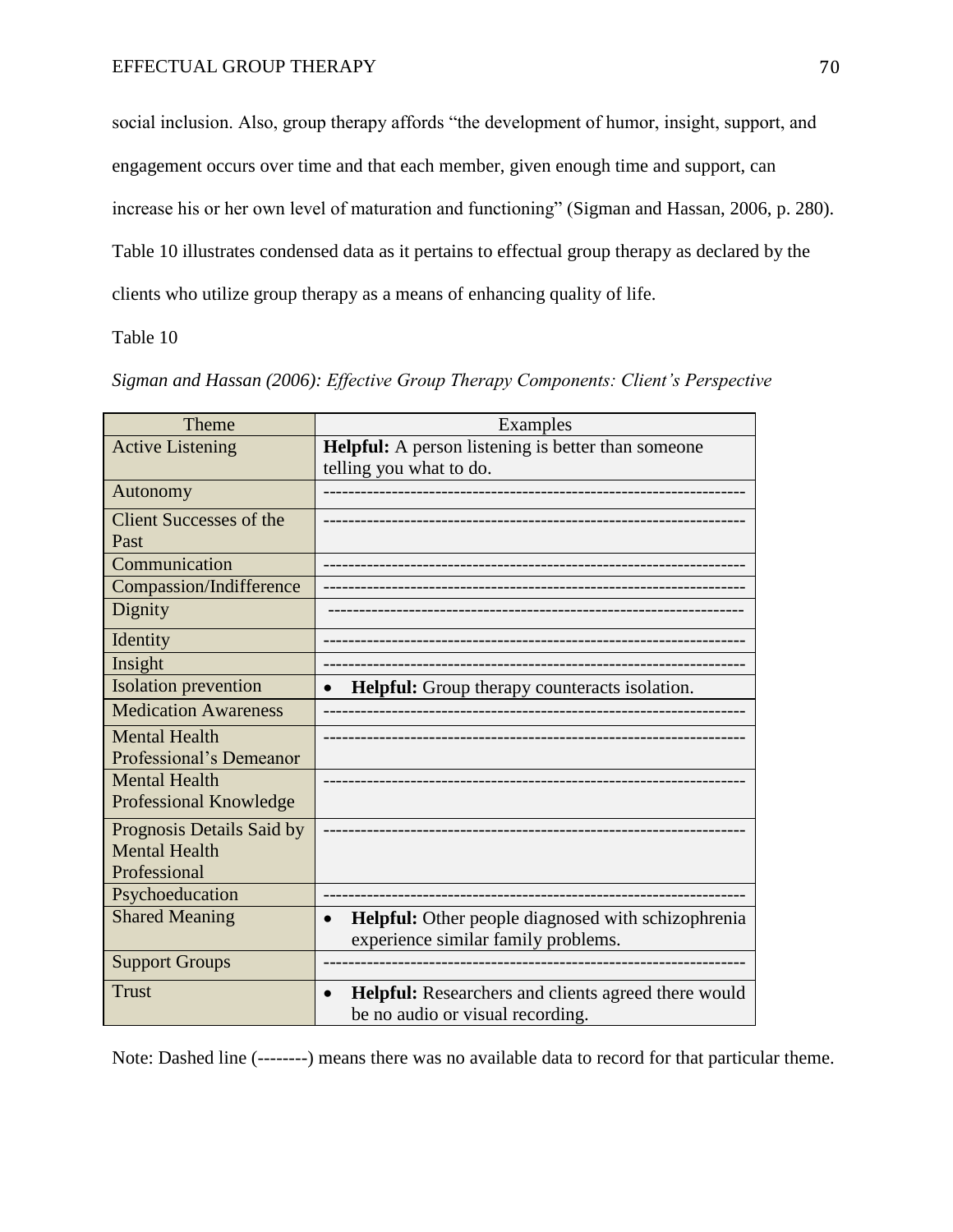social inclusion. Also, group therapy affords “the development of humor, insight, support, and engagement occurs over time and that each member, given enough time and support, can increase his or her own level of maturation and functioning” (Sigman and Hassan, 2006, p. 280). Table 10 illustrates condensed data as it pertains to effectual group therapy as declared by the clients who utilize group therapy as a means of enhancing quality of life.

Table 10

*Sigman and Hassan (2006): Effective Group Therapy Components: Client’s Perspective*

| Theme | Examples |
| --- | --- |
| Active Listening | **Helpful:** A person listening is better than someone telling you what to do. |
| Autonomy | ------------------------------------------------------------------ |
| Client Successes of the Past | ------------------------------------------------------------------ |
| Communication | ------------------------------------------------------------------ |
| Compassion/Indifference | ------------------------------------------------------------------ |
| Dignity | ------------------------------------------------------------------ |
| Identity | ------------------------------------------------------------------ |
| Insight | ------------------------------------------------------------------ |
| Isolation prevention | • **Helpful:** Group therapy counteracts isolation. |
| Medication Awareness | ------------------------------------------------------------------ |
| Mental Health Professional’s Demeanor | ------------------------------------------------------------------ |
| Mental Health Professional Knowledge | ------------------------------------------------------------------ |
| Prognosis Details Said by Mental Health Professional | ------------------------------------------------------------------ |
| Psychoeducation | ------------------------------------------------------------------ |
| Shared Meaning | • **Helpful:** Other people diagnosed with schizophrenia experience similar family problems. |
| Support Groups | ------------------------------------------------------------------ |
| Trust | • **Helpful:** Researchers and clients agreed there would be no audio or visual recording. |

Note: Dashed line (--------) means there was no available data to record for that particular theme.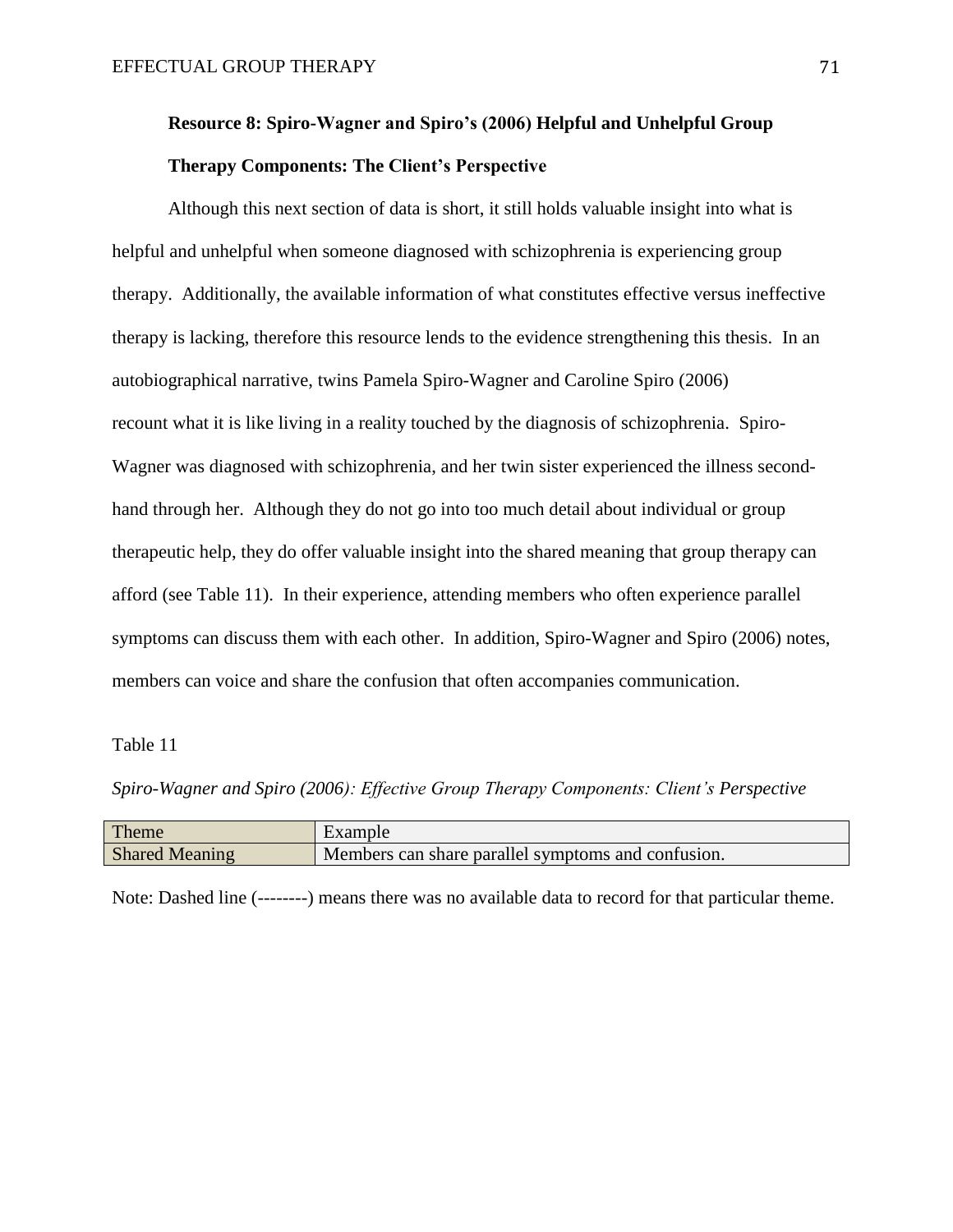## Resource 8: Spiro-Wagner and Spiro's (2006) Helpful and Unhelpful Group Therapy Components: The Client's Perspective

Although this next section of data is short, it still holds valuable insight into what is helpful and unhelpful when someone diagnosed with schizophrenia is experiencing group therapy. Additionally, the available information of what constitutes effective versus ineffective therapy is lacking, therefore this resource lends to the evidence strengthening this thesis. In an autobiographical narrative, twins Pamela Spiro-Wagner and Caroline Spiro (2006) recount what it is like living in a reality touched by the diagnosis of schizophrenia. Spiro-Wagner was diagnosed with schizophrenia, and her twin sister experienced the illness second-hand through her. Although they do not go into too much detail about individual or group therapeutic help, they do offer valuable insight into the shared meaning that group therapy can afford (see Table 11). In their experience, attending members who often experience parallel symptoms can discuss them with each other. In addition, Spiro-Wagner and Spiro (2006) notes, members can voice and share the confusion that often accompanies communication.

Table 11

*Spiro-Wagner and Spiro (2006): Effective Group Therapy Components: Client's Perspective*

| Theme | Example |
| --- | --- |
| Shared Meaning | Members can share parallel symptoms and confusion. |

Note: Dashed line (--------) means there was no available data to record for that particular theme.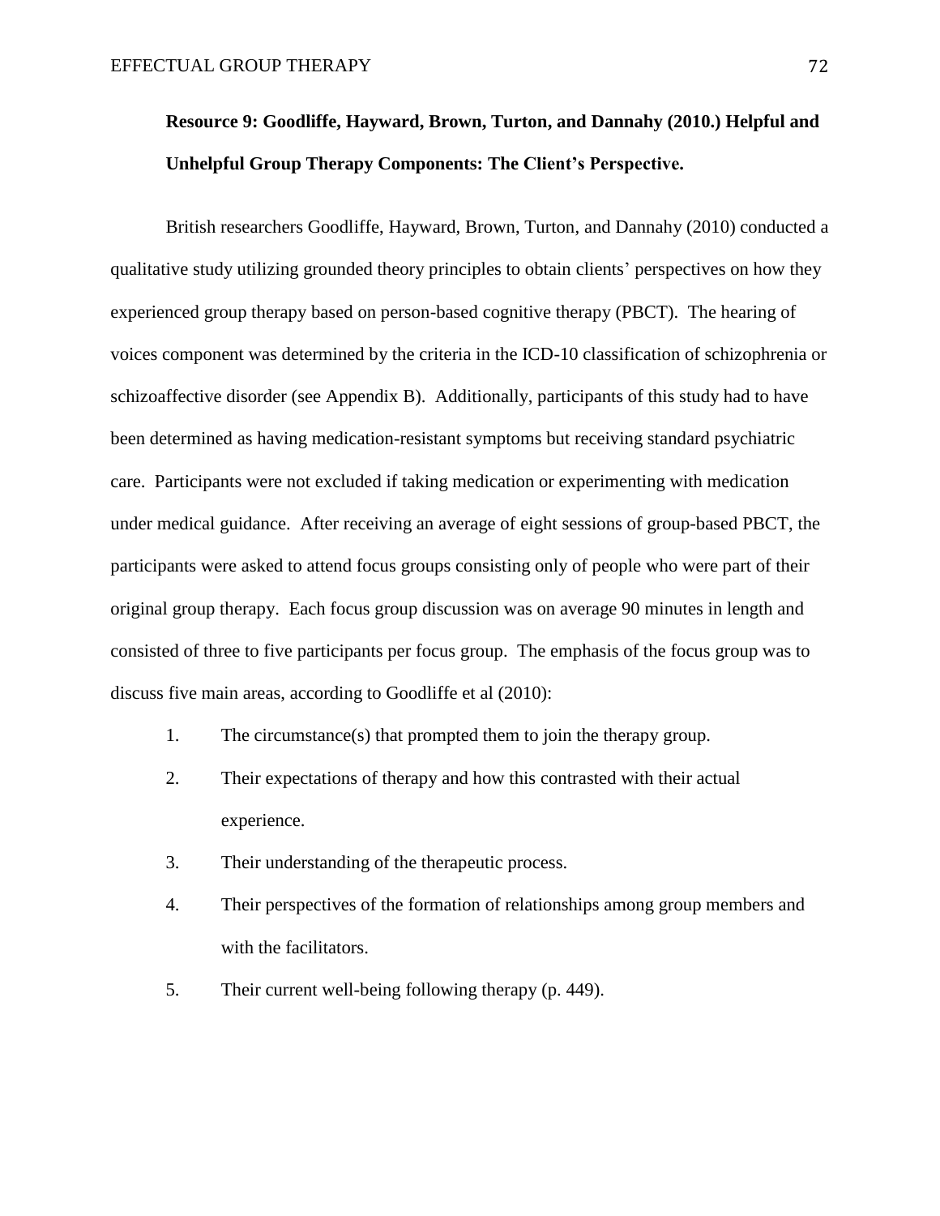**Resource 9: Goodliffe, Hayward, Brown, Turton, and Dannahy (2010.) Helpful and Unhelpful Group Therapy Components: The Client's Perspective.**

British researchers Goodliffe, Hayward, Brown, Turton, and Dannahy (2010) conducted a qualitative study utilizing grounded theory principles to obtain clients' perspectives on how they experienced group therapy based on person-based cognitive therapy (PBCT). The hearing of voices component was determined by the criteria in the ICD-10 classification of schizophrenia or schizoaffective disorder (see Appendix B). Additionally, participants of this study had to have been determined as having medication-resistant symptoms but receiving standard psychiatric care. Participants were not excluded if taking medication or experimenting with medication under medical guidance. After receiving an average of eight sessions of group-based PBCT, the participants were asked to attend focus groups consisting only of people who were part of their original group therapy. Each focus group discussion was on average 90 minutes in length and consisted of three to five participants per focus group. The emphasis of the focus group was to discuss five main areas, according to Goodliffe et al (2010):

1. The circumstance(s) that prompted them to join the therapy group.
2. Their expectations of therapy and how this contrasted with their actual experience.
3. Their understanding of the therapeutic process.
4. Their perspectives of the formation of relationships among group members and with the facilitators.
5. Their current well-being following therapy (p. 449).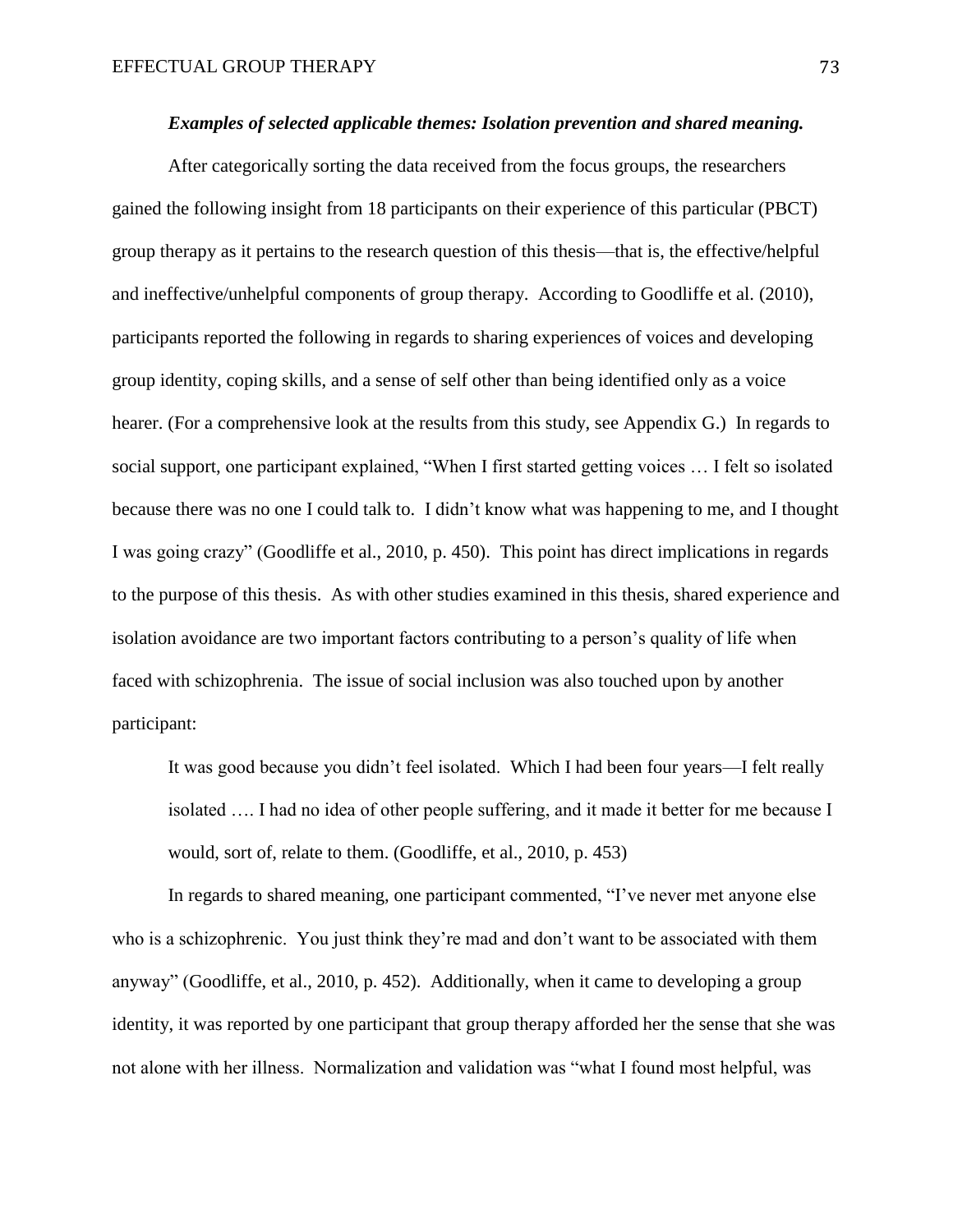#### ***Examples of selected applicable themes: Isolation prevention and shared meaning.***

After categorically sorting the data received from the focus groups, the researchers gained the following insight from 18 participants on their experience of this particular (PBCT) group therapy as it pertains to the research question of this thesis—that is, the effective/helpful and ineffective/unhelpful components of group therapy. According to Goodliffe et al. (2010), participants reported the following in regards to sharing experiences of voices and developing group identity, coping skills, and a sense of self other than being identified only as a voice hearer. (For a comprehensive look at the results from this study, see Appendix G.) In regards to social support, one participant explained, "When I first started getting voices … I felt so isolated because there was no one I could talk to. I didn't know what was happening to me, and I thought I was going crazy" (Goodliffe et al., 2010, p. 450). This point has direct implications in regards to the purpose of this thesis. As with other studies examined in this thesis, shared experience and isolation avoidance are two important factors contributing to a person's quality of life when faced with schizophrenia. The issue of social inclusion was also touched upon by another participant:

> It was good because you didn't feel isolated. Which I had been four years—I felt really isolated …. I had no idea of other people suffering, and it made it better for me because I would, sort of, relate to them. (Goodliffe, et al., 2010, p. 453)

In regards to shared meaning, one participant commented, "I've never met anyone else who is a schizophrenic. You just think they're mad and don't want to be associated with them anyway" (Goodliffe, et al., 2010, p. 452). Additionally, when it came to developing a group identity, it was reported by one participant that group therapy afforded her the sense that she was not alone with her illness. Normalization and validation was "what I found most helpful, was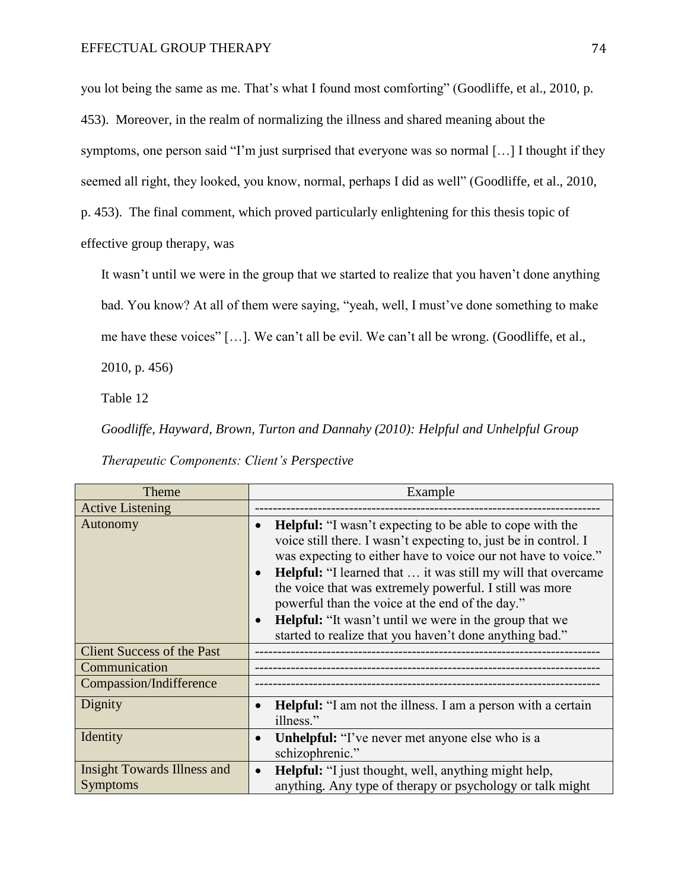you lot being the same as me. That's what I found most comforting" (Goodliffe, et al., 2010, p. 453). Moreover, in the realm of normalizing the illness and shared meaning about the symptoms, one person said "I'm just surprised that everyone was so normal […] I thought if they seemed all right, they looked, you know, normal, perhaps I did as well" (Goodliffe, et al., 2010, p. 453). The final comment, which proved particularly enlightening for this thesis topic of effective group therapy, was

> It wasn't until we were in the group that we started to realize that you haven't done anything bad. You know? At all of them were saying, "yeah, well, I must've done something to make me have these voices" […]. We can't all be evil. We can't all be wrong. (Goodliffe, et al., 2010, p. 456)

Table 12

*Goodliffe, Hayward, Brown, Turton and Dannahy (2010): Helpful and Unhelpful Group Therapeutic Components: Client's Perspective*

| Theme | Example |
| --- | --- |
| Active Listening | ------------------------------------------------------------------------- |
| Autonomy | • **Helpful:** "I wasn't expecting to be able to cope with the voice still there. I wasn't expecting to, just be in control. I was expecting to either have to voice our not have to voice." <br>• **Helpful:** "I learned that … it was still my will that overcame the voice that was extremely powerful. I still was more powerful than the voice at the end of the day." <br>• **Helpful:** "It wasn't until we were in the group that we started to realize that you haven't done anything bad." |
| Client Success of the Past | ------------------------------------------------------------------------- |
| Communication | ------------------------------------------------------------------------- |
| Compassion/Indifference | ------------------------------------------------------------------------- |
| Dignity | • **Helpful:** "I am not the illness. I am a person with a certain illness." |
| Identity | • **Unhelpful:** "I've never met anyone else who is a schizophrenic." |
| Insight Towards Illness and Symptoms | • **Helpful:** "I just thought, well, anything might help, anything. Any type of therapy or psychology or talk might |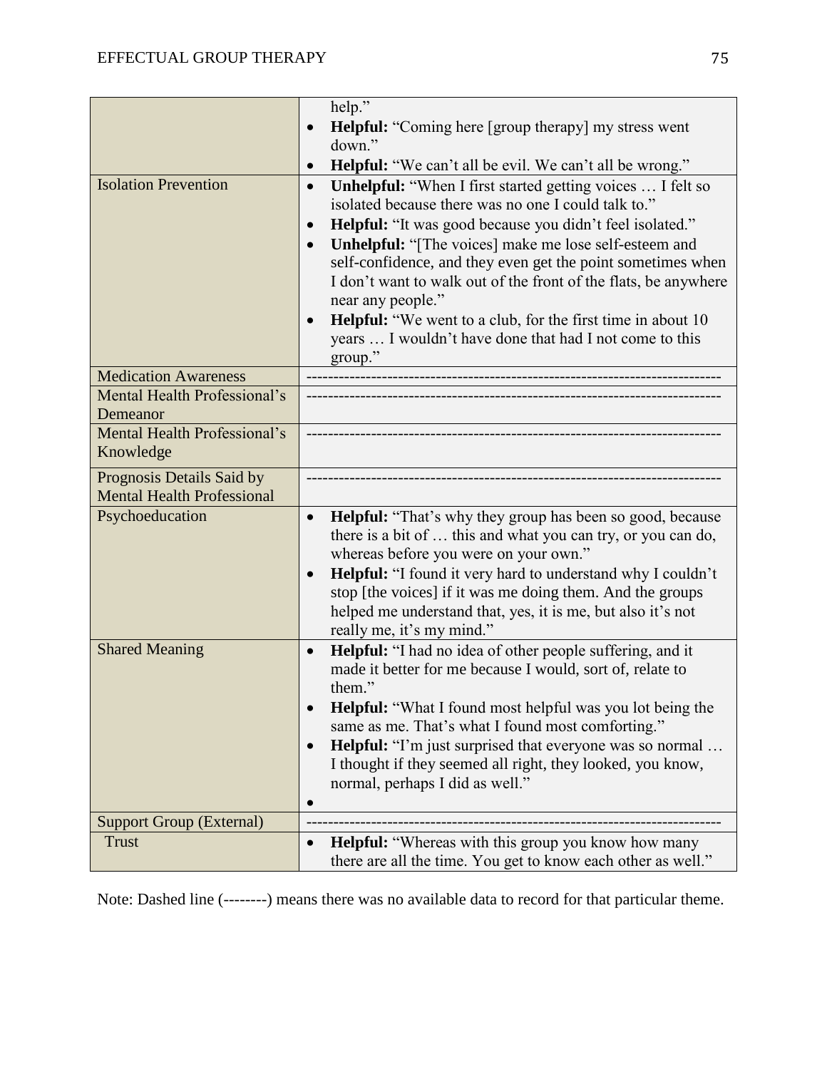| | |
|---|---|
| | help."<br>• **Helpful:** "Coming here [group therapy] my stress went down."<br>• **Helpful:** "We can't all be evil. We can't all be wrong." |
| Isolation Prevention | • **Unhelpful:** "When I first started getting voices … I felt so isolated because there was no one I could talk to."<br>• **Helpful:** "It was good because you didn't feel isolated."<br>• **Unhelpful:** "[The voices] make me lose self-esteem and self-confidence, and they even get the point sometimes when I don't want to walk out of the front of the flats, be anywhere near any people."<br>• **Helpful:** "We went to a club, for the first time in about 10 years … I wouldn't have done that had I not come to this group." |
| Medication Awareness | -------------------------------------------------------------------------- |
| Mental Health Professional's Demeanor | -------------------------------------------------------------------------- |
| Mental Health Professional's Knowledge | -------------------------------------------------------------------------- |
| Prognosis Details Said by Mental Health Professional | -------------------------------------------------------------------------- |
| Psychoeducation | • **Helpful:** "That's why they group has been so good, because there is a bit of … this and what you can try, or you can do, whereas before you were on your own."<br>• **Helpful:** "I found it very hard to understand why I couldn't stop [the voices] if it was me doing them. And the groups helped me understand that, yes, it is me, but also it's not really me, it's my mind." |
| Shared Meaning | • **Helpful:** "I had no idea of other people suffering, and it made it better for me because I would, sort of, relate to them."<br>• **Helpful:** "What I found most helpful was you lot being the same as me. That's what I found most comforting."<br>• **Helpful:** "I'm just surprised that everyone was so normal … I thought if they seemed all right, they looked, you know, normal, perhaps I did as well."<br>• |
| Support Group (External) | -------------------------------------------------------------------------- |
| Trust | • **Helpful:** "Whereas with this group you know how many there are all the time. You get to know each other as well." |

Note: Dashed line (--------) means there was no available data to record for that particular theme.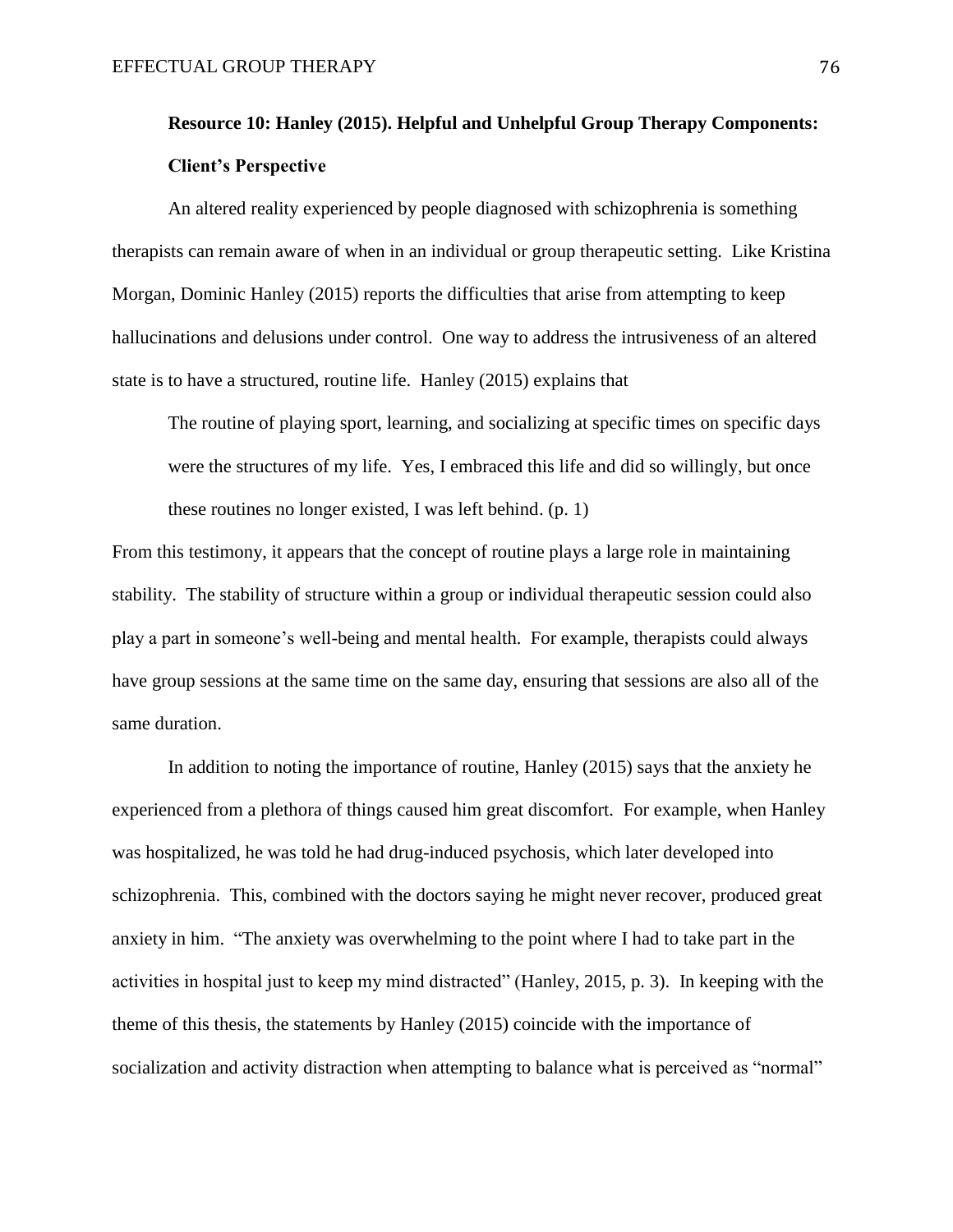**Resource 10: Hanley (2015). Helpful and Unhelpful Group Therapy Components: Client's Perspective**

An altered reality experienced by people diagnosed with schizophrenia is something therapists can remain aware of when in an individual or group therapeutic setting. Like Kristina Morgan, Dominic Hanley (2015) reports the difficulties that arise from attempting to keep hallucinations and delusions under control. One way to address the intrusiveness of an altered state is to have a structured, routine life. Hanley (2015) explains that

> The routine of playing sport, learning, and socializing at specific times on specific days were the structures of my life. Yes, I embraced this life and did so willingly, but once these routines no longer existed, I was left behind. (p. 1)

From this testimony, it appears that the concept of routine plays a large role in maintaining stability. The stability of structure within a group or individual therapeutic session could also play a part in someone's well-being and mental health. For example, therapists could always have group sessions at the same time on the same day, ensuring that sessions are also all of the same duration.

In addition to noting the importance of routine, Hanley (2015) says that the anxiety he experienced from a plethora of things caused him great discomfort. For example, when Hanley was hospitalized, he was told he had drug-induced psychosis, which later developed into schizophrenia. This, combined with the doctors saying he might never recover, produced great anxiety in him. "The anxiety was overwhelming to the point where I had to take part in the activities in hospital just to keep my mind distracted" (Hanley, 2015, p. 3). In keeping with the theme of this thesis, the statements by Hanley (2015) coincide with the importance of socialization and activity distraction when attempting to balance what is perceived as "normal"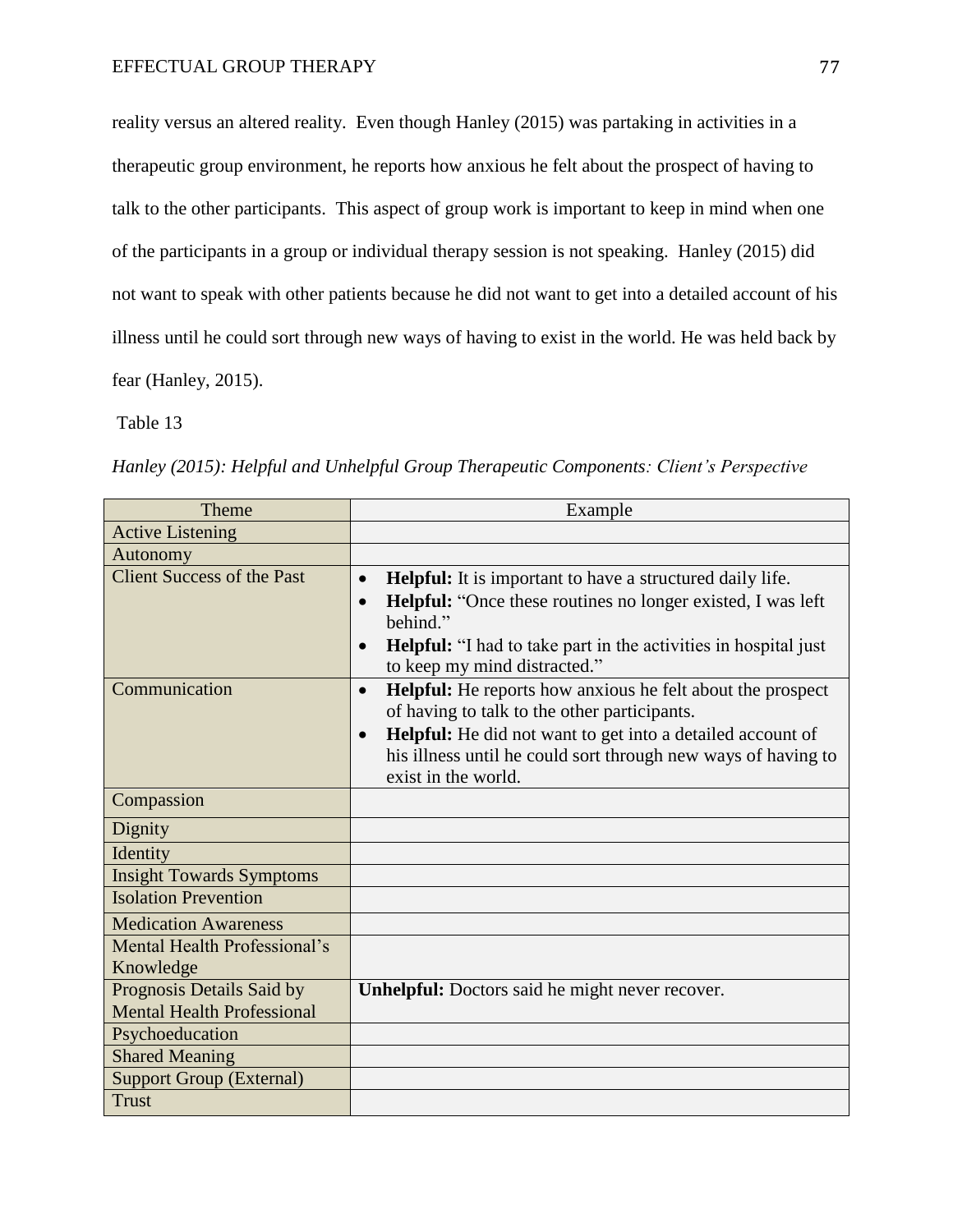reality versus an altered reality. Even though Hanley (2015) was partaking in activities in a therapeutic group environment, he reports how anxious he felt about the prospect of having to talk to the other participants. This aspect of group work is important to keep in mind when one of the participants in a group or individual therapy session is not speaking. Hanley (2015) did not want to speak with other patients because he did not want to get into a detailed account of his illness until he could sort through new ways of having to exist in the world. He was held back by fear (Hanley, 2015).

Table 13

*Hanley (2015): Helpful and Unhelpful Group Therapeutic Components: Client's Perspective*

| Theme | Example |
|---|---|
| Active Listening | |
| Autonomy | |
| Client Success of the Past | • **Helpful:** It is important to have a structured daily life.<br>• **Helpful:** "Once these routines no longer existed, I was left behind."<br>• **Helpful:** "I had to take part in the activities in hospital just to keep my mind distracted." |
| Communication | • **Helpful:** He reports how anxious he felt about the prospect of having to talk to the other participants.<br>• **Helpful:** He did not want to get into a detailed account of his illness until he could sort through new ways of having to exist in the world. |
| Compassion | |
| Dignity | |
| Identity | |
| Insight Towards Symptoms | |
| Isolation Prevention | |
| Medication Awareness | |
| Mental Health Professional's Knowledge | |
| Prognosis Details Said by Mental Health Professional | **Unhelpful:** Doctors said he might never recover. |
| Psychoeducation | |
| Shared Meaning | |
| Support Group (External) | |
| Trust | |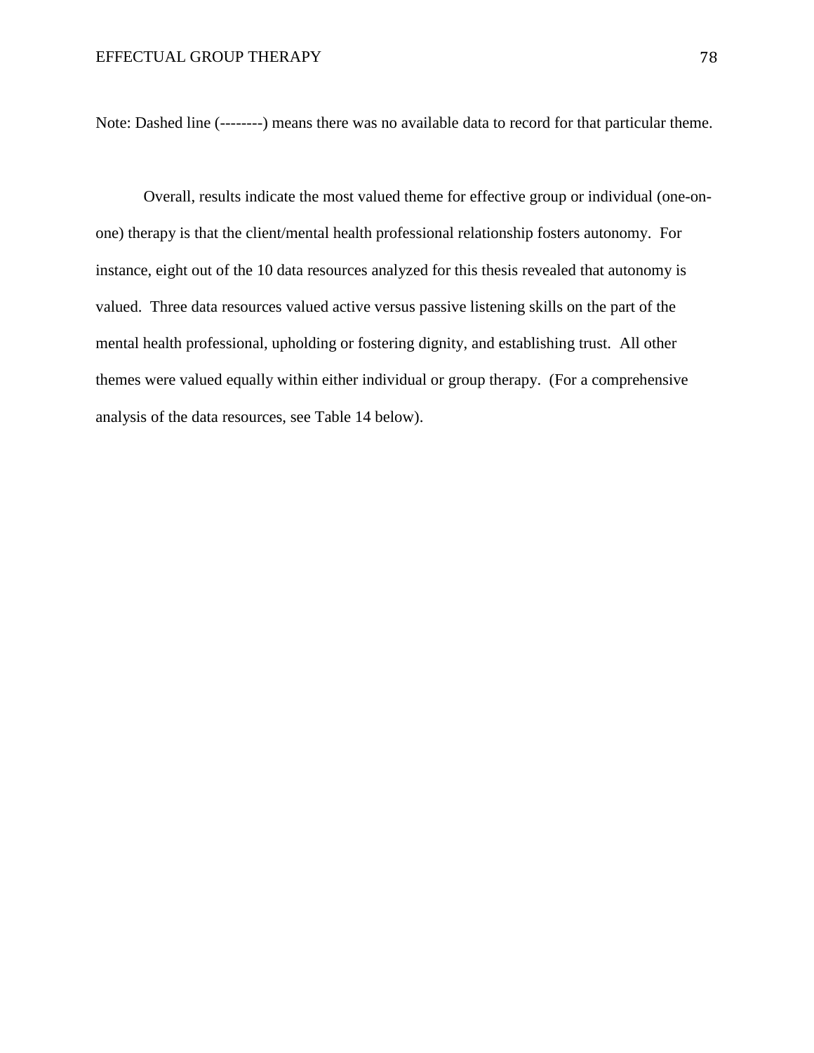Note: Dashed line (--------) means there was no available data to record for that particular theme.

Overall, results indicate the most valued theme for effective group or individual (one-on-one) therapy is that the client/mental health professional relationship fosters autonomy. For instance, eight out of the 10 data resources analyzed for this thesis revealed that autonomy is valued. Three data resources valued active versus passive listening skills on the part of the mental health professional, upholding or fostering dignity, and establishing trust. All other themes were valued equally within either individual or group therapy. (For a comprehensive analysis of the data resources, see Table 14 below).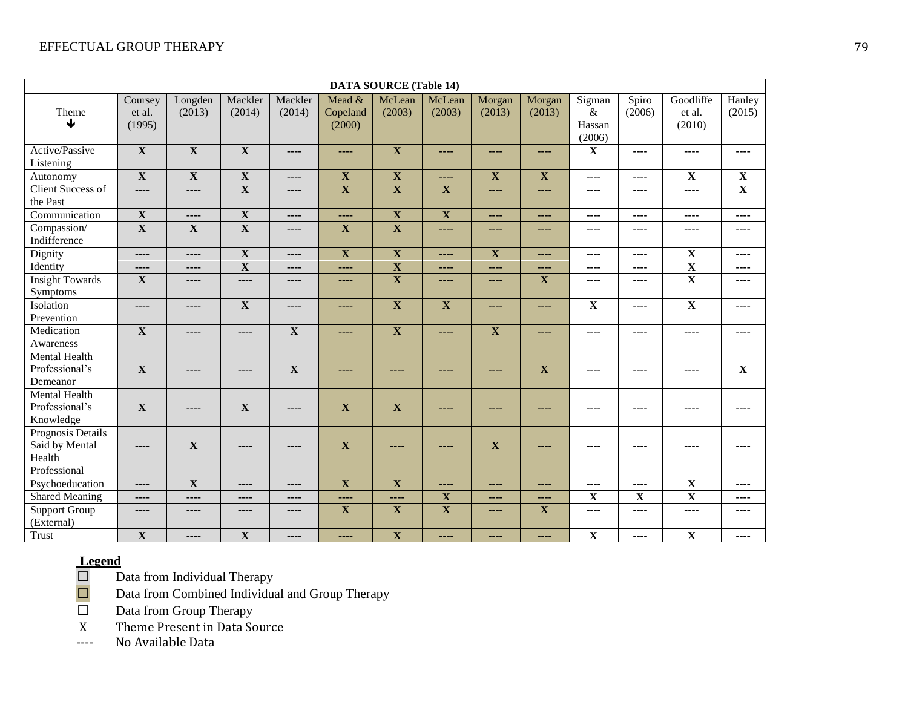| DATA SOURCE (Table 14) | | | | | | | | | | | | | |
|---|---|---|---|---|---|---|---|---|---|---|---|---|---|
| Theme ↓ | Coursey et al. (1995) | Longden (2013) | Mackler (2014) | Mackler (2014) | Mead & Copeland (2000) | McLean (2003) | McLean (2003) | Morgan (2013) | Morgan (2013) | Sigman & Hassan (2006) | Spiro (2006) | Goodliffe et al. (2010) | Hanley (2015) |
| Active/Passive Listening | X | X | X | ---- | ---- | X | ---- | ---- | ---- | X | ---- | ---- | ---- |
| Autonomy | X | X | X | ---- | X | X | ---- | X | X | ---- | ---- | X | X |
| Client Success of the Past | ---- | ---- | X | ---- | X | X | X | ---- | ---- | ---- | ---- | ---- | X |
| Communication | X | ---- | X | ---- | ---- | X | X | ---- | ---- | ---- | ---- | ---- | ---- |
| Compassion/ Indifference | X | X | X | ---- | X | X | ---- | ---- | ---- | ---- | ---- | ---- | ---- |
| Dignity | ---- | ---- | X | ---- | X | X | ---- | X | ---- | ---- | ---- | X | ---- |
| Identity | ---- | ---- | X | ---- | ---- | X | ---- | ---- | ---- | ---- | ---- | X | ---- |
| Insight Towards Symptoms | X | ---- | ---- | ---- | ---- | X | ---- | ---- | X | ---- | ---- | X | ---- |
| Isolation Prevention | ---- | ---- | X | ---- | ---- | X | X | ---- | ---- | X | ---- | X | ---- |
| Medication Awareness | X | ---- | ---- | X | ---- | X | ---- | X | ---- | ---- | ---- | ---- | ---- |
| Mental Health Professional's Demeanor | X | ---- | ---- | X | ---- | ---- | ---- | ---- | X | ---- | ---- | ---- | X |
| Mental Health Professional's Knowledge | X | ---- | X | ---- | X | X | ---- | ---- | ---- | ---- | ---- | ---- | ---- |
| Prognosis Details Said by Mental Health Professional | ---- | X | ---- | ---- | X | ---- | ---- | X | ---- | ---- | ---- | ---- | ---- |
| Psychoeducation | ---- | X | ---- | ---- | X | X | ---- | ---- | ---- | ---- | ---- | X | ---- |
| Shared Meaning | ---- | ---- | ---- | ---- | ---- | ---- | X | ---- | ---- | X | X | X | ---- |
| Support Group (External) | ---- | ---- | ---- | ---- | X | X | X | ---- | X | ---- | ---- | ---- | ---- |
| Trust | X | ---- | X | ---- | ---- | X | ---- | ---- | ---- | X | ---- | X | ---- |

**Legend**

☐ Data from Individual Therapy

☐ Data from Combined Individual and Group Therapy

☐ Data from Group Therapy

X Theme Present in Data Source

---- No Available Data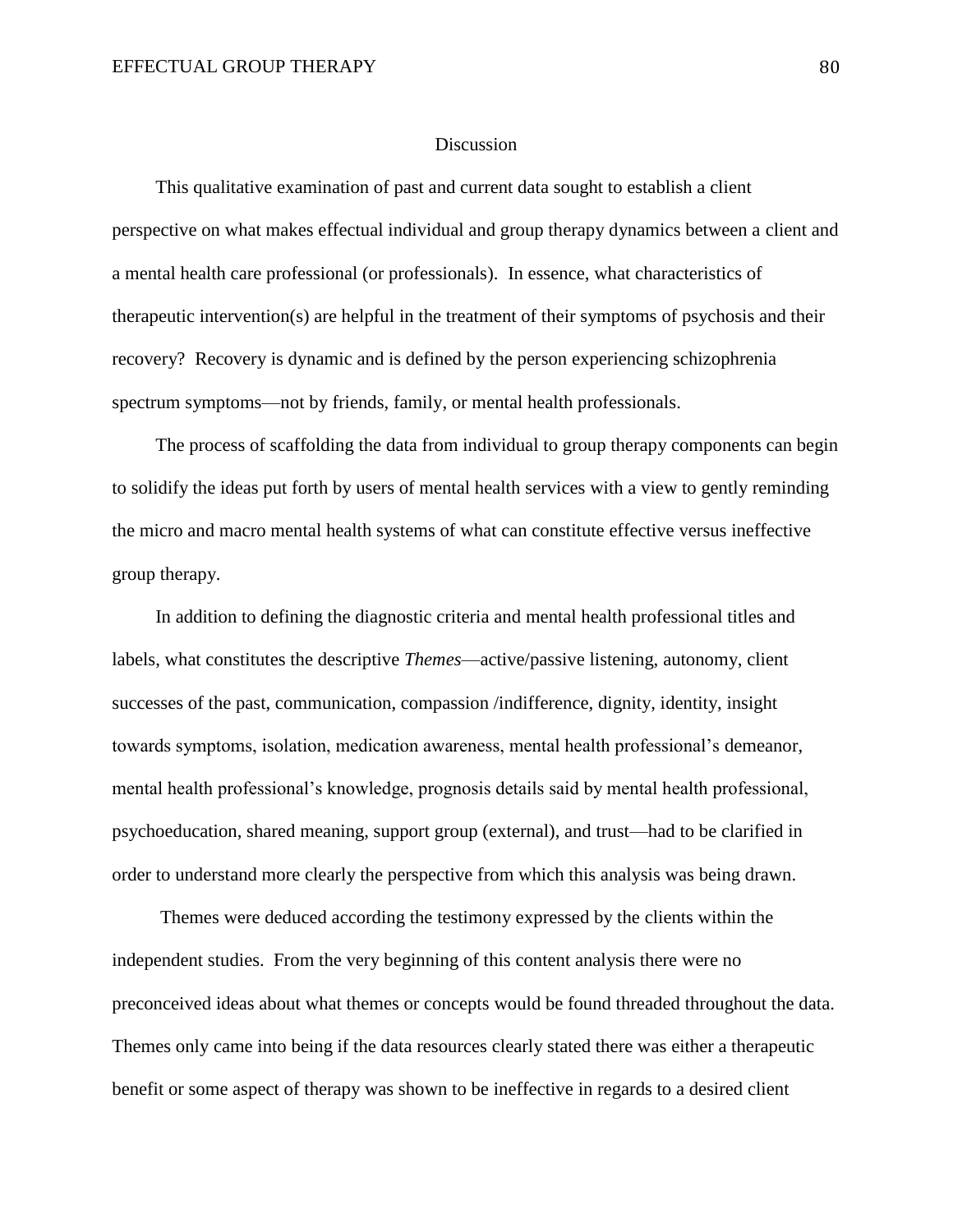## Discussion

This qualitative examination of past and current data sought to establish a client perspective on what makes effectual individual and group therapy dynamics between a client and a mental health care professional (or professionals). In essence, what characteristics of therapeutic intervention(s) are helpful in the treatment of their symptoms of psychosis and their recovery? Recovery is dynamic and is defined by the person experiencing schizophrenia spectrum symptoms—not by friends, family, or mental health professionals.

The process of scaffolding the data from individual to group therapy components can begin to solidify the ideas put forth by users of mental health services with a view to gently reminding the micro and macro mental health systems of what can constitute effective versus ineffective group therapy.

In addition to defining the diagnostic criteria and mental health professional titles and labels, what constitutes the descriptive *Themes*—active/passive listening, autonomy, client successes of the past, communication, compassion /indifference, dignity, identity, insight towards symptoms, isolation, medication awareness, mental health professional's demeanor, mental health professional's knowledge, prognosis details said by mental health professional, psychoeducation, shared meaning, support group (external), and trust—had to be clarified in order to understand more clearly the perspective from which this analysis was being drawn.

Themes were deduced according the testimony expressed by the clients within the independent studies. From the very beginning of this content analysis there were no preconceived ideas about what themes or concepts would be found threaded throughout the data. Themes only came into being if the data resources clearly stated there was either a therapeutic benefit or some aspect of therapy was shown to be ineffective in regards to a desired client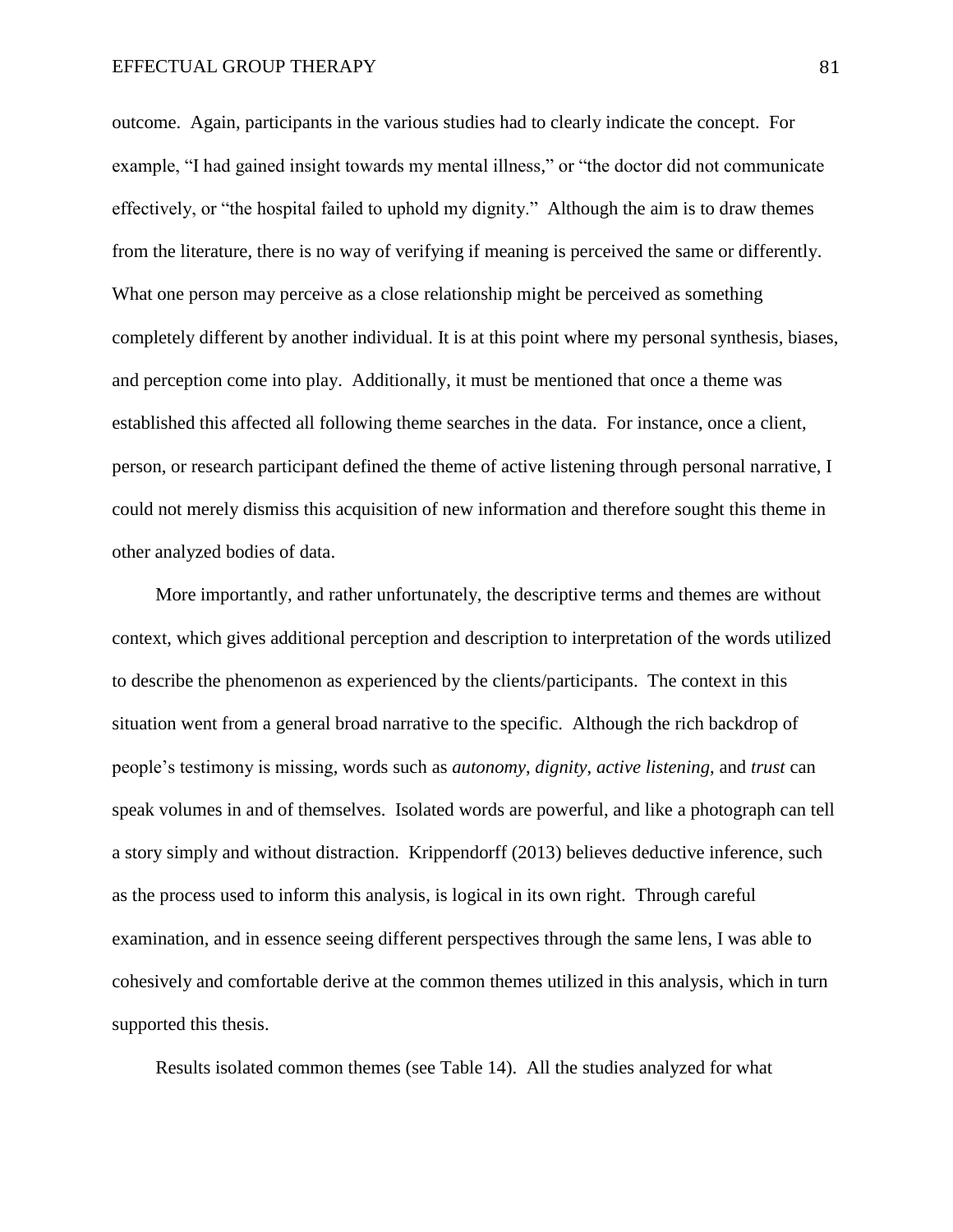outcome. Again, participants in the various studies had to clearly indicate the concept. For example, "I had gained insight towards my mental illness," or "the doctor did not communicate effectively, or "the hospital failed to uphold my dignity." Although the aim is to draw themes from the literature, there is no way of verifying if meaning is perceived the same or differently. What one person may perceive as a close relationship might be perceived as something completely different by another individual. It is at this point where my personal synthesis, biases, and perception come into play. Additionally, it must be mentioned that once a theme was established this affected all following theme searches in the data. For instance, once a client, person, or research participant defined the theme of active listening through personal narrative, I could not merely dismiss this acquisition of new information and therefore sought this theme in other analyzed bodies of data.

More importantly, and rather unfortunately, the descriptive terms and themes are without context, which gives additional perception and description to interpretation of the words utilized to describe the phenomenon as experienced by the clients/participants. The context in this situation went from a general broad narrative to the specific. Although the rich backdrop of people's testimony is missing, words such as *autonomy*, *dignity*, *active listening*, and *trust* can speak volumes in and of themselves. Isolated words are powerful, and like a photograph can tell a story simply and without distraction. Krippendorff (2013) believes deductive inference, such as the process used to inform this analysis, is logical in its own right. Through careful examination, and in essence seeing different perspectives through the same lens, I was able to cohesively and comfortable derive at the common themes utilized in this analysis, which in turn supported this thesis.

Results isolated common themes (see Table 14). All the studies analyzed for what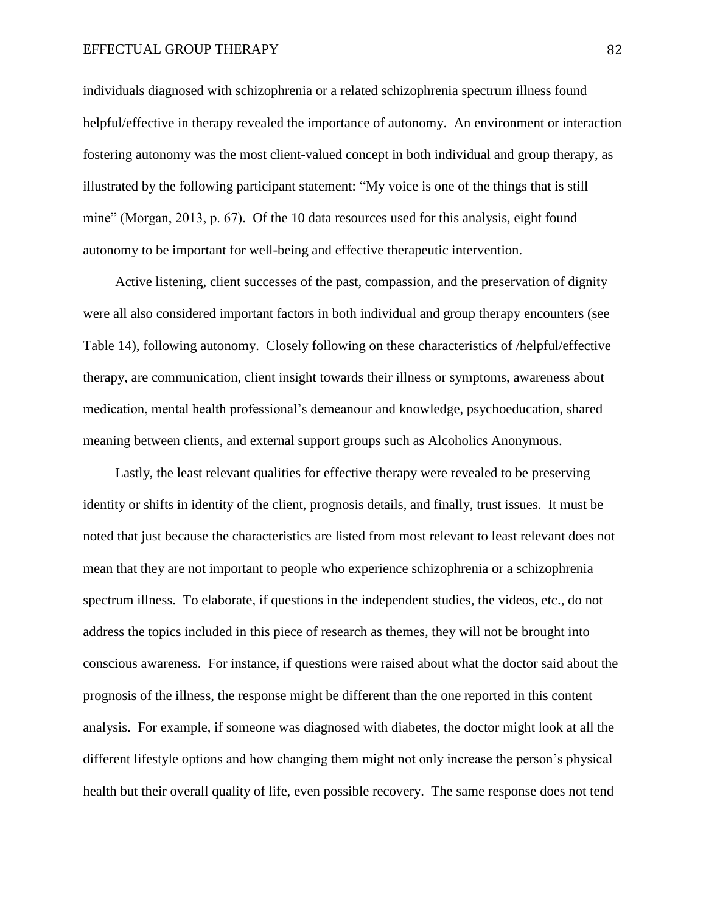individuals diagnosed with schizophrenia or a related schizophrenia spectrum illness found helpful/effective in therapy revealed the importance of autonomy. An environment or interaction fostering autonomy was the most client-valued concept in both individual and group therapy, as illustrated by the following participant statement: "My voice is one of the things that is still mine" (Morgan, 2013, p. 67). Of the 10 data resources used for this analysis, eight found autonomy to be important for well-being and effective therapeutic intervention.

Active listening, client successes of the past, compassion, and the preservation of dignity were all also considered important factors in both individual and group therapy encounters (see Table 14), following autonomy. Closely following on these characteristics of /helpful/effective therapy, are communication, client insight towards their illness or symptoms, awareness about medication, mental health professional's demeanour and knowledge, psychoeducation, shared meaning between clients, and external support groups such as Alcoholics Anonymous.

Lastly, the least relevant qualities for effective therapy were revealed to be preserving identity or shifts in identity of the client, prognosis details, and finally, trust issues. It must be noted that just because the characteristics are listed from most relevant to least relevant does not mean that they are not important to people who experience schizophrenia or a schizophrenia spectrum illness. To elaborate, if questions in the independent studies, the videos, etc., do not address the topics included in this piece of research as themes, they will not be brought into conscious awareness. For instance, if questions were raised about what the doctor said about the prognosis of the illness, the response might be different than the one reported in this content analysis. For example, if someone was diagnosed with diabetes, the doctor might look at all the different lifestyle options and how changing them might not only increase the person's physical health but their overall quality of life, even possible recovery. The same response does not tend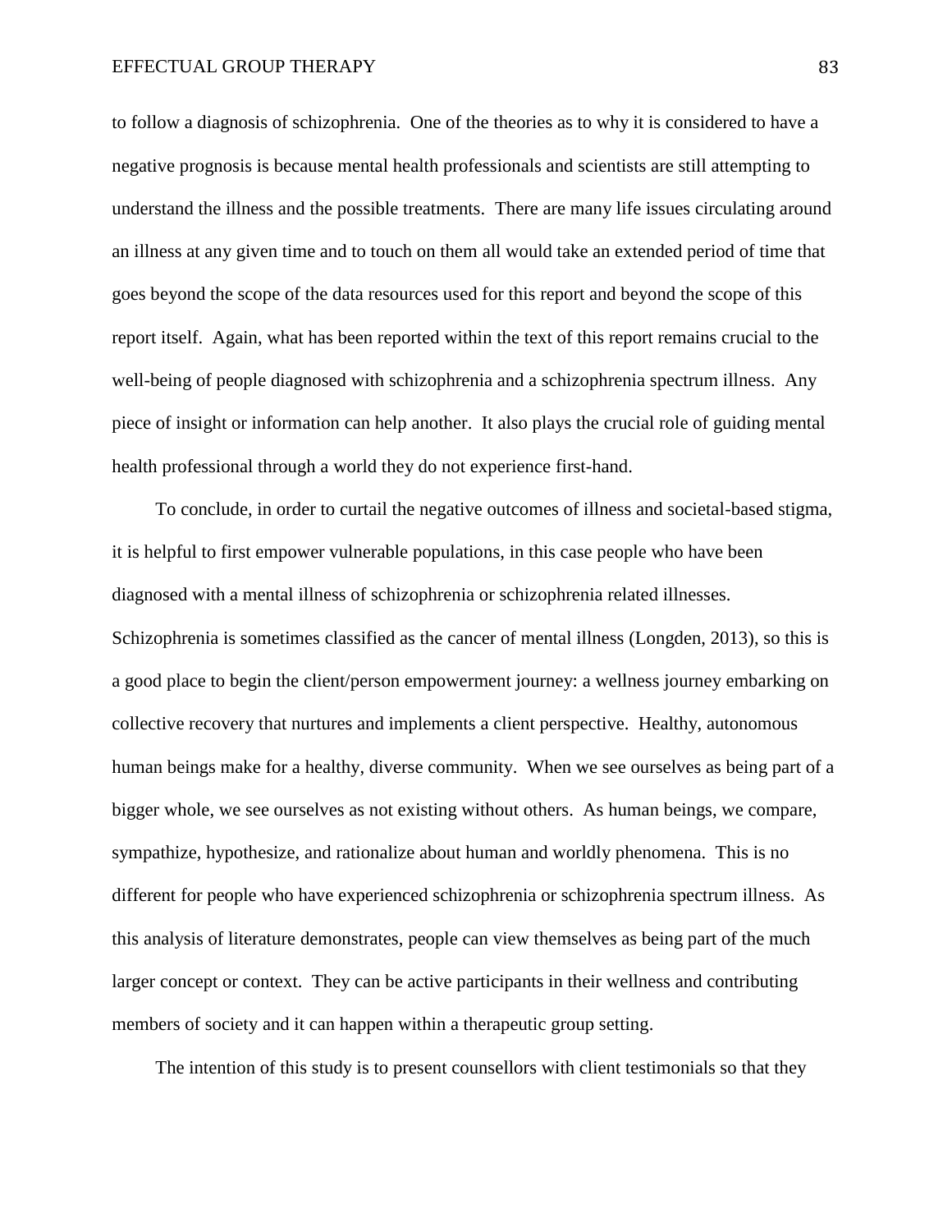to follow a diagnosis of schizophrenia. One of the theories as to why it is considered to have a negative prognosis is because mental health professionals and scientists are still attempting to understand the illness and the possible treatments. There are many life issues circulating around an illness at any given time and to touch on them all would take an extended period of time that goes beyond the scope of the data resources used for this report and beyond the scope of this report itself. Again, what has been reported within the text of this report remains crucial to the well-being of people diagnosed with schizophrenia and a schizophrenia spectrum illness. Any piece of insight or information can help another. It also plays the crucial role of guiding mental health professional through a world they do not experience first-hand.

To conclude, in order to curtail the negative outcomes of illness and societal-based stigma, it is helpful to first empower vulnerable populations, in this case people who have been diagnosed with a mental illness of schizophrenia or schizophrenia related illnesses. Schizophrenia is sometimes classified as the cancer of mental illness (Longden, 2013), so this is a good place to begin the client/person empowerment journey: a wellness journey embarking on collective recovery that nurtures and implements a client perspective. Healthy, autonomous human beings make for a healthy, diverse community. When we see ourselves as being part of a bigger whole, we see ourselves as not existing without others. As human beings, we compare, sympathize, hypothesize, and rationalize about human and worldly phenomena. This is no different for people who have experienced schizophrenia or schizophrenia spectrum illness. As this analysis of literature demonstrates, people can view themselves as being part of the much larger concept or context. They can be active participants in their wellness and contributing members of society and it can happen within a therapeutic group setting.

The intention of this study is to present counsellors with client testimonials so that they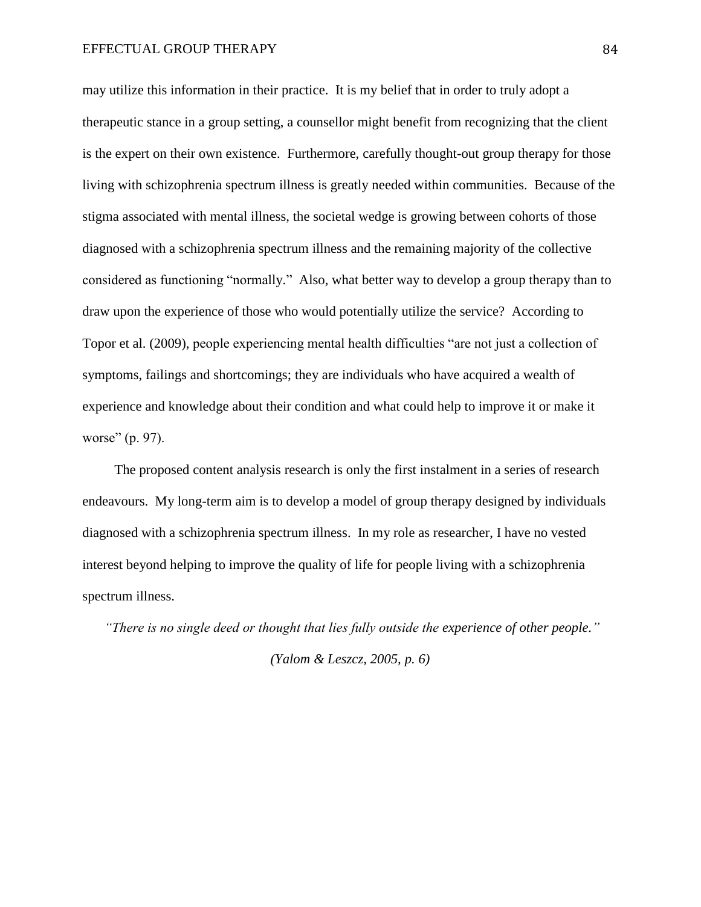may utilize this information in their practice. It is my belief that in order to truly adopt a therapeutic stance in a group setting, a counsellor might benefit from recognizing that the client is the expert on their own existence. Furthermore, carefully thought-out group therapy for those living with schizophrenia spectrum illness is greatly needed within communities. Because of the stigma associated with mental illness, the societal wedge is growing between cohorts of those diagnosed with a schizophrenia spectrum illness and the remaining majority of the collective considered as functioning "normally." Also, what better way to develop a group therapy than to draw upon the experience of those who would potentially utilize the service? According to Topor et al. (2009), people experiencing mental health difficulties "are not just a collection of symptoms, failings and shortcomings; they are individuals who have acquired a wealth of experience and knowledge about their condition and what could help to improve it or make it worse" (p. 97).

The proposed content analysis research is only the first instalment in a series of research endeavours. My long-term aim is to develop a model of group therapy designed by individuals diagnosed with a schizophrenia spectrum illness. In my role as researcher, I have no vested interest beyond helping to improve the quality of life for people living with a schizophrenia spectrum illness.

*"There is no single deed or thought that lies fully outside the experience of other people."*

*(Yalom & Leszcz, 2005, p. 6)*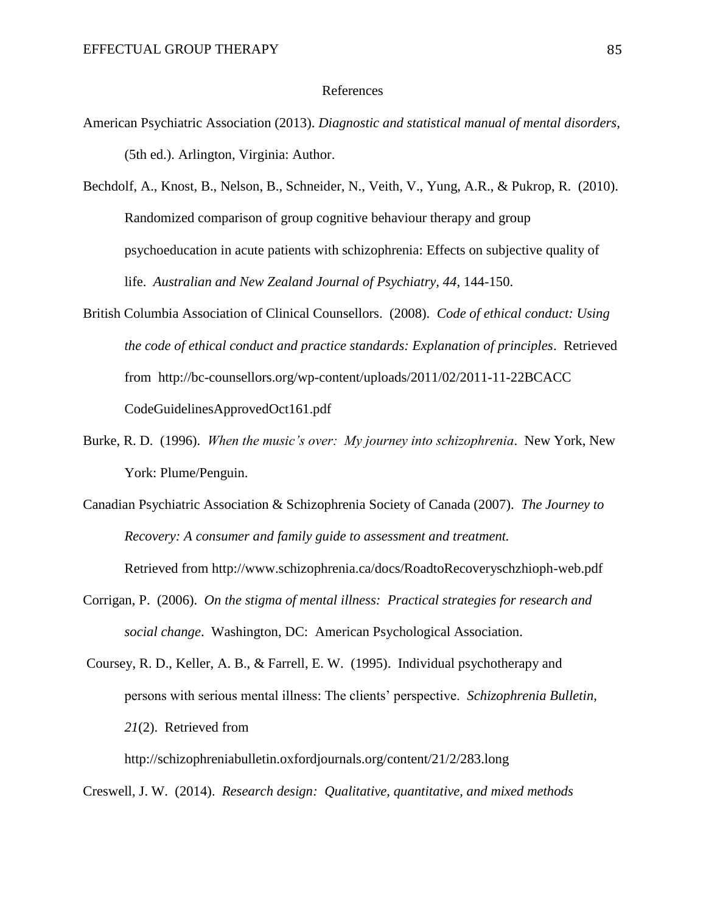References

American Psychiatric Association (2013). *Diagnostic and statistical manual of mental disorders,* (5th ed.). Arlington, Virginia: Author.

Bechdolf, A., Knost, B., Nelson, B., Schneider, N., Veith, V., Yung, A.R., & Pukrop, R. (2010). Randomized comparison of group cognitive behaviour therapy and group psychoeducation in acute patients with schizophrenia: Effects on subjective quality of life. *Australian and New Zealand Journal of Psychiatry, 44*, 144-150.

British Columbia Association of Clinical Counsellors. (2008). *Code of ethical conduct: Using the code of ethical conduct and practice standards: Explanation of principles*. Retrieved from http://bc-counsellors.org/wp-content/uploads/2011/02/2011-11-22BCACC CodeGuidelinesApprovedOct161.pdf

Burke, R. D. (1996). *When the music's over: My journey into schizophrenia*. New York, New York: Plume/Penguin.

Canadian Psychiatric Association & Schizophrenia Society of Canada (2007). *The Journey to Recovery: A consumer and family guide to assessment and treatment.* Retrieved from http://www.schizophrenia.ca/docs/RoadtoRecoveryschzhioph-web.pdf

Corrigan, P. (2006). *On the stigma of mental illness: Practical strategies for research and social change*. Washington, DC: American Psychological Association.

Coursey, R. D., Keller, A. B., & Farrell, E. W. (1995). Individual psychotherapy and persons with serious mental illness: The clients' perspective. *Schizophrenia Bulletin, 21*(2). Retrieved from http://schizophreniabulletin.oxfordjournals.org/content/21/2/283.long

Creswell, J. W. (2014). *Research design: Qualitative, quantitative, and mixed methods*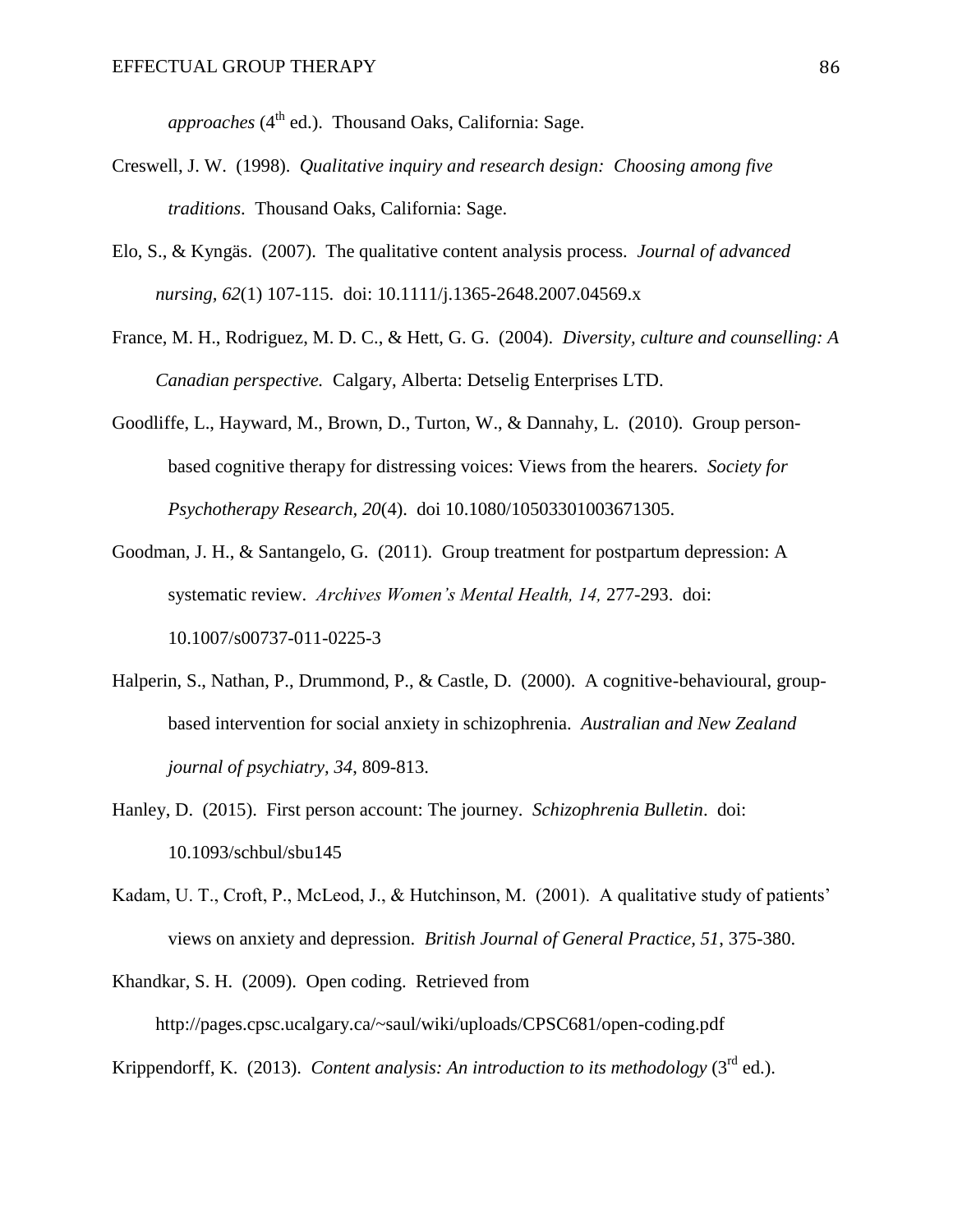*approaches* (4th ed.). Thousand Oaks, California: Sage.

Creswell, J. W. (1998). *Qualitative inquiry and research design: Choosing among five traditions*. Thousand Oaks, California: Sage.

Elo, S., & Kyngäs. (2007). The qualitative content analysis process. *Journal of advanced nursing, 62*(1) 107-115. doi: 10.1111/j.1365-2648.2007.04569.x

France, M. H., Rodriguez, M. D. C., & Hett, G. G. (2004). *Diversity, culture and counselling: A Canadian perspective.* Calgary, Alberta: Detselig Enterprises LTD.

Goodliffe, L., Hayward, M., Brown, D., Turton, W., & Dannahy, L. (2010). Group person-based cognitive therapy for distressing voices: Views from the hearers. *Society for Psychotherapy Research, 20*(4). doi 10.1080/10503301003671305.

Goodman, J. H., & Santangelo, G. (2011). Group treatment for postpartum depression: A systematic review. *Archives Women's Mental Health, 14,* 277-293. doi: 10.1007/s00737-011-0225-3

Halperin, S., Nathan, P., Drummond, P., & Castle, D. (2000). A cognitive-behavioural, group-based intervention for social anxiety in schizophrenia. *Australian and New Zealand journal of psychiatry, 34*, 809-813.

Hanley, D. (2015). First person account: The journey. *Schizophrenia Bulletin*. doi: 10.1093/schbul/sbu145

Kadam, U. T., Croft, P., McLeod, J., & Hutchinson, M. (2001). A qualitative study of patients' views on anxiety and depression. *British Journal of General Practice, 51*, 375-380.

Khandkar, S. H. (2009). Open coding. Retrieved from http://pages.cpsc.ucalgary.ca/~saul/wiki/uploads/CPSC681/open-coding.pdf

Krippendorff, K. (2013). *Content analysis: An introduction to its methodology* (3rd ed.).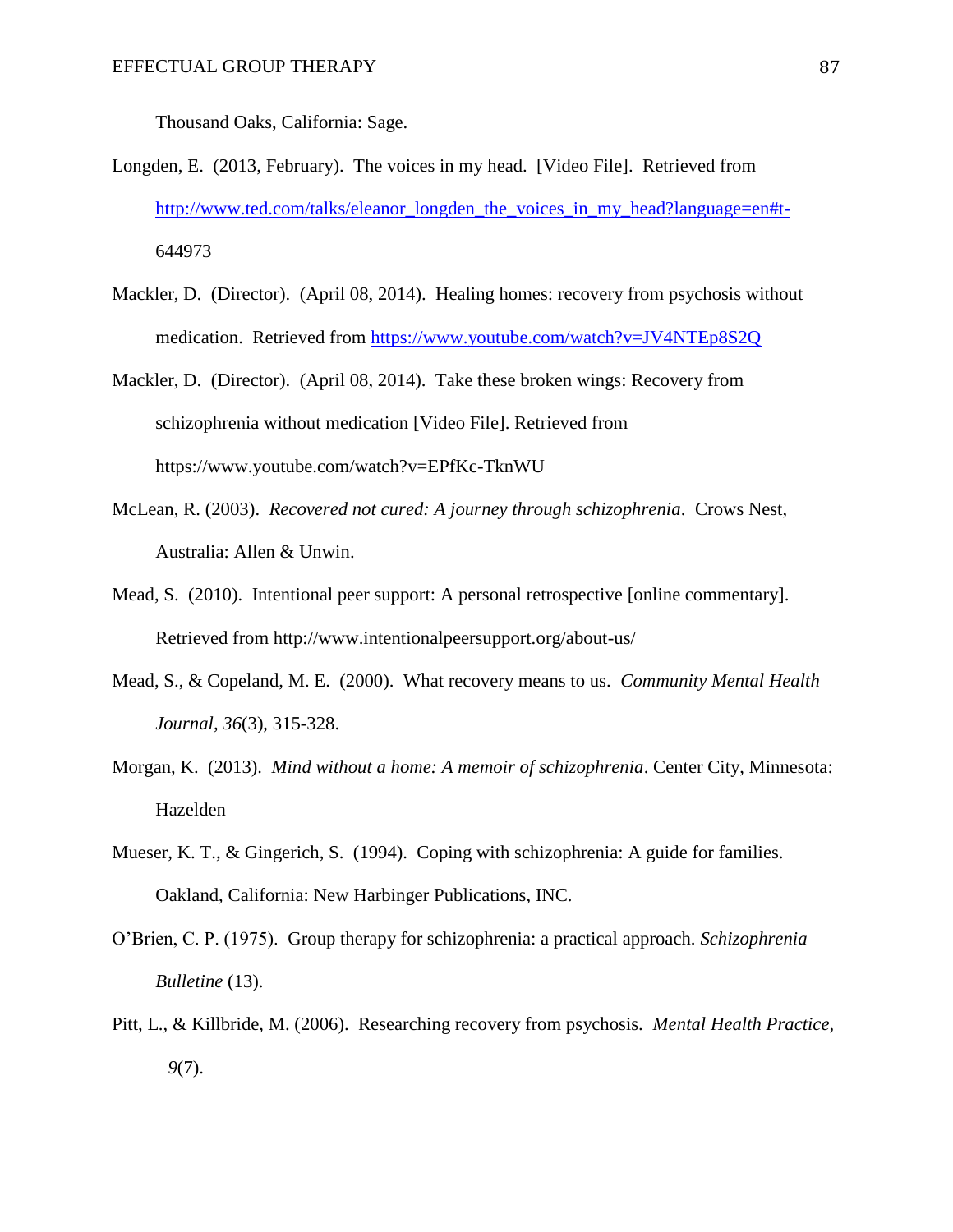Thousand Oaks, California: Sage.

Longden, E. (2013, February). The voices in my head. [Video File]. Retrieved from http://www.ted.com/talks/eleanor_longden_the_voices_in_my_head?language=en#t-644973

Mackler, D. (Director). (April 08, 2014). Healing homes: recovery from psychosis without medication. Retrieved from https://www.youtube.com/watch?v=JV4NTEp8S2Q

Mackler, D. (Director). (April 08, 2014). Take these broken wings: Recovery from schizophrenia without medication [Video File]. Retrieved from https://www.youtube.com/watch?v=EPfKc-TknWU

McLean, R. (2003). *Recovered not cured: A journey through schizophrenia*. Crows Nest, Australia: Allen & Unwin.

Mead, S. (2010). Intentional peer support: A personal retrospective [online commentary]. Retrieved from http://www.intentionalpeersupport.org/about-us/

Mead, S., & Copeland, M. E. (2000). What recovery means to us. *Community Mental Health Journal*, *36*(3), 315-328.

Morgan, K. (2013). *Mind without a home: A memoir of schizophrenia*. Center City, Minnesota: Hazelden

Mueser, K. T., & Gingerich, S. (1994). Coping with schizophrenia: A guide for families. Oakland, California: New Harbinger Publications, INC.

O'Brien, C. P. (1975). Group therapy for schizophrenia: a practical approach. *Schizophrenia Bulletine* (13).

Pitt, L., & Killbride, M. (2006). Researching recovery from psychosis. *Mental Health Practice*, *9*(7).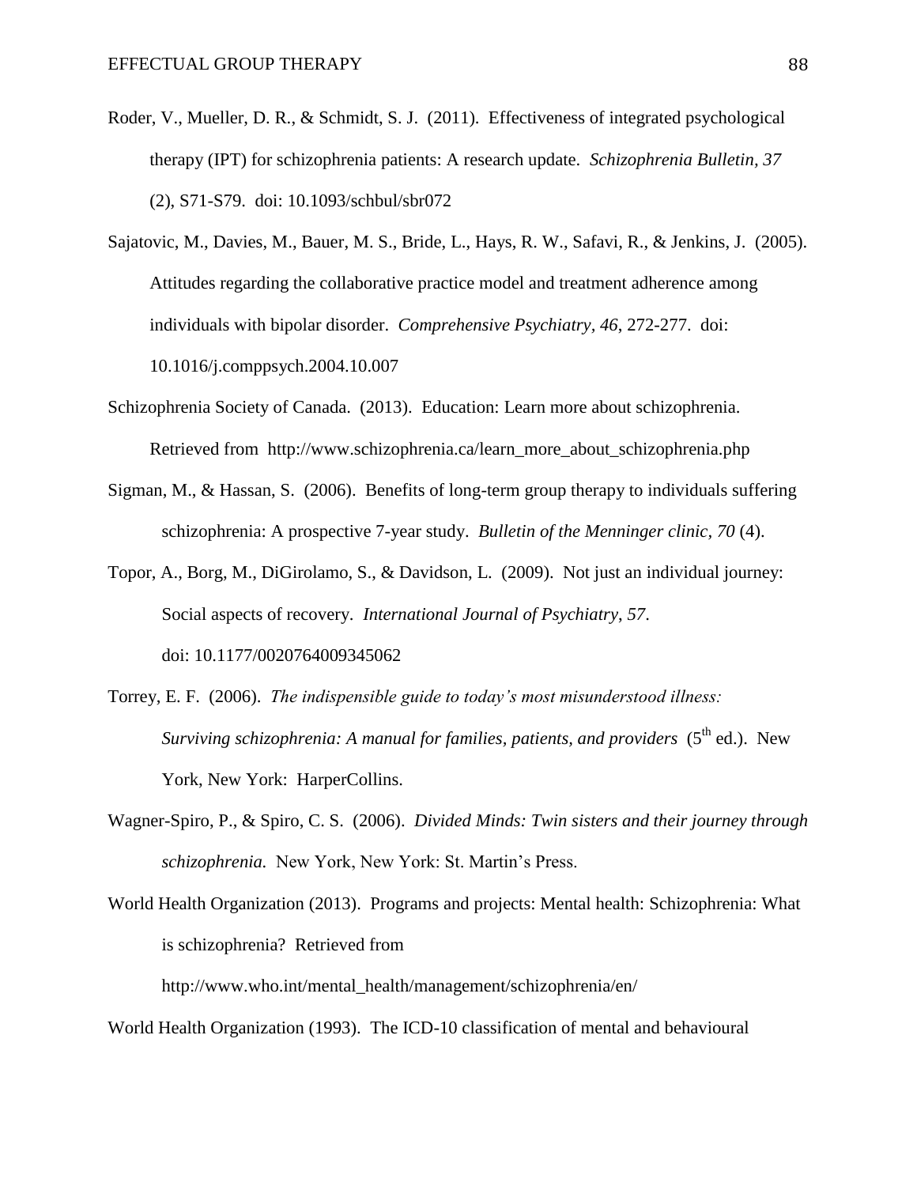Roder, V., Mueller, D. R., & Schmidt, S. J. (2011). Effectiveness of integrated psychological therapy (IPT) for schizophrenia patients: A research update. *Schizophrenia Bulletin, 37* (2), S71-S79. doi: 10.1093/schbul/sbr072

Sajatovic, M., Davies, M., Bauer, M. S., Bride, L., Hays, R. W., Safavi, R., & Jenkins, J. (2005). Attitudes regarding the collaborative practice model and treatment adherence among individuals with bipolar disorder. *Comprehensive Psychiatry, 46*, 272-277. doi: 10.1016/j.comppsych.2004.10.007

Schizophrenia Society of Canada. (2013). Education: Learn more about schizophrenia. Retrieved from http://www.schizophrenia.ca/learn_more_about_schizophrenia.php

Sigman, M., & Hassan, S. (2006). Benefits of long-term group therapy to individuals suffering schizophrenia: A prospective 7-year study. *Bulletin of the Menninger clinic, 70* (4).

Topor, A., Borg, M., DiGirolamo, S., & Davidson, L. (2009). Not just an individual journey: Social aspects of recovery. *International Journal of Psychiatry, 57*. doi: 10.1177/0020764009345062

Torrey, E. F. (2006). *The indispensible guide to today's most misunderstood illness: Surviving schizophrenia: A manual for families, patients, and providers* (5th ed.). New York, New York: HarperCollins.

Wagner-Spiro, P., & Spiro, C. S. (2006). *Divided Minds: Twin sisters and their journey through schizophrenia.* New York, New York: St. Martin's Press.

World Health Organization (2013). Programs and projects: Mental health: Schizophrenia: What is schizophrenia? Retrieved from http://www.who.int/mental_health/management/schizophrenia/en/

World Health Organization (1993). The ICD-10 classification of mental and behavioural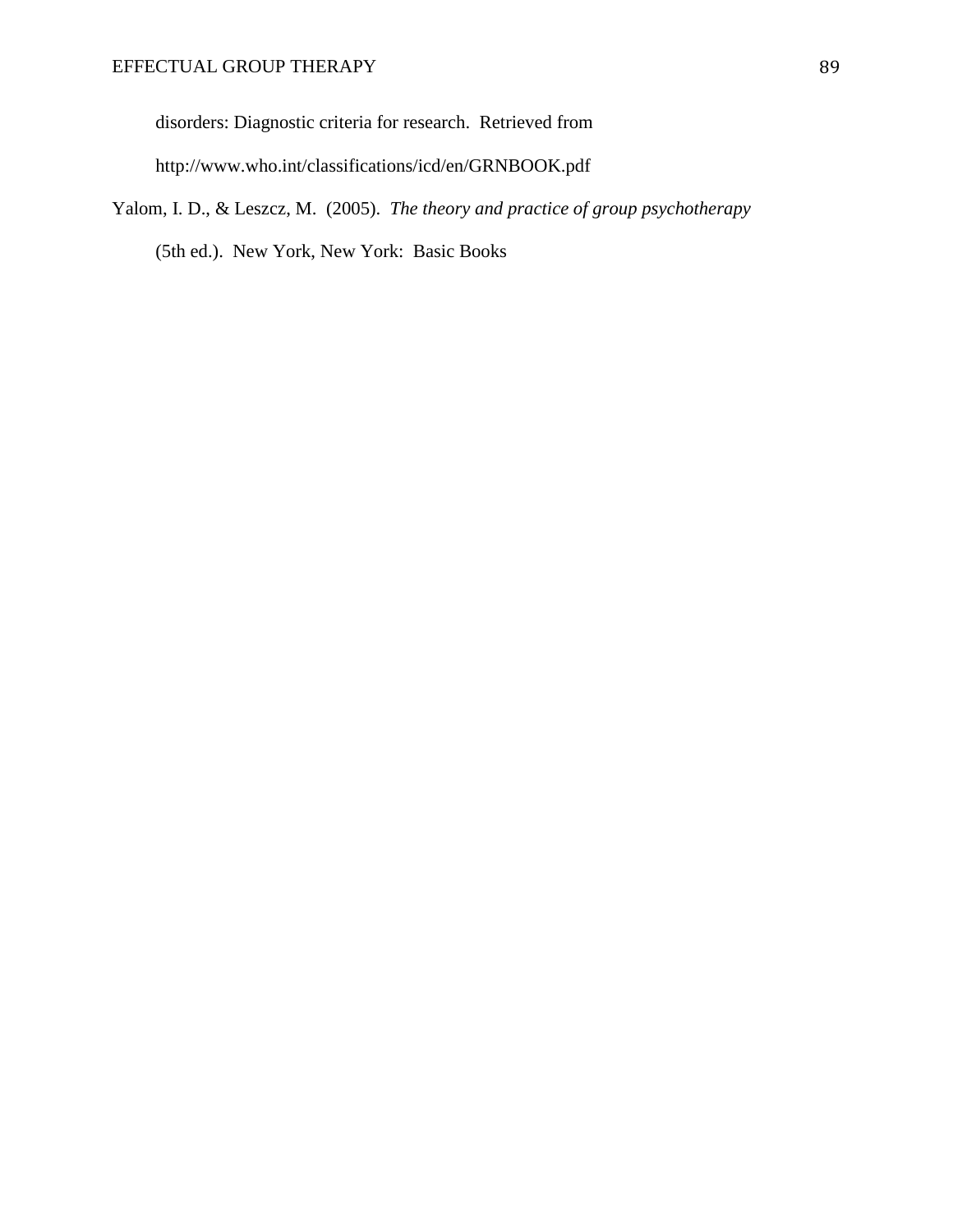disorders: Diagnostic criteria for research.  Retrieved from http://www.who.int/classifications/icd/en/GRNBOOK.pdf

Yalom, I. D., & Leszcz, M.  (2005).  *The theory and practice of group psychotherapy* (5th ed.).  New York, New York:  Basic Books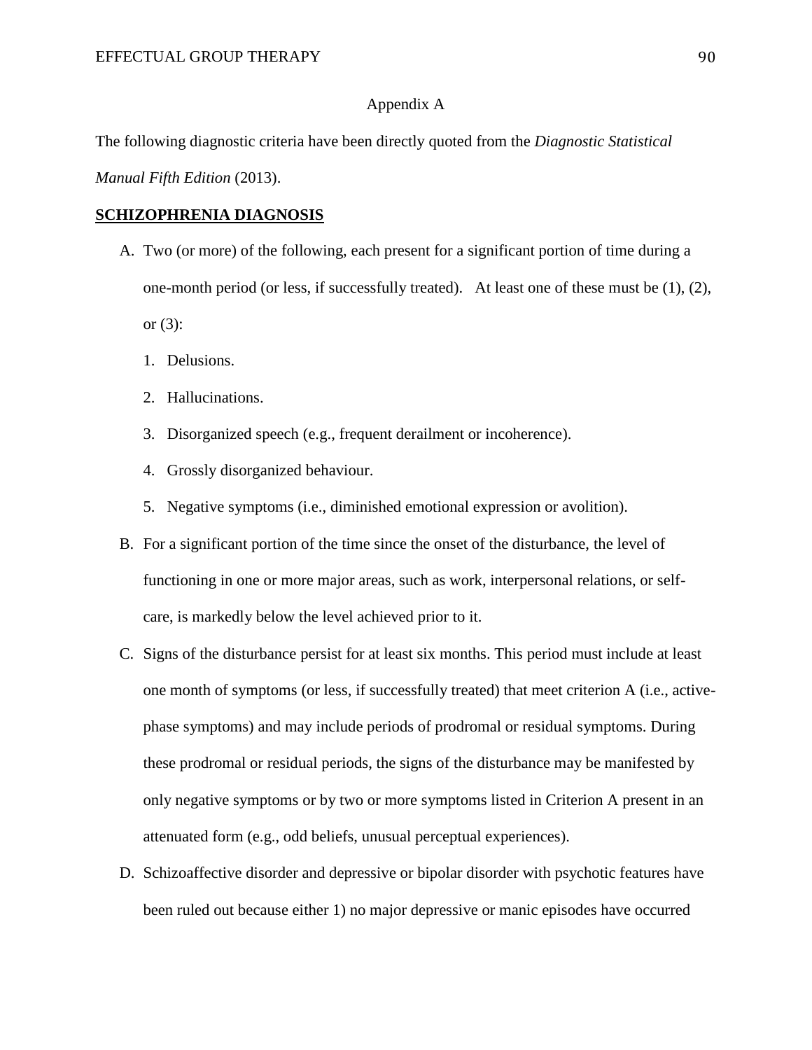Appendix A

The following diagnostic criteria have been directly quoted from the *Diagnostic Statistical Manual Fifth Edition* (2013).

**SCHIZOPHRENIA DIAGNOSIS**

A. Two (or more) of the following, each present for a significant portion of time during a one-month period (or less, if successfully treated). At least one of these must be (1), (2), or (3):
   1. Delusions.
   2. Hallucinations.
   3. Disorganized speech (e.g., frequent derailment or incoherence).
   4. Grossly disorganized behaviour.
   5. Negative symptoms (i.e., diminished emotional expression or avolition).
B. For a significant portion of the time since the onset of the disturbance, the level of functioning in one or more major areas, such as work, interpersonal relations, or self-care, is markedly below the level achieved prior to it.
C. Signs of the disturbance persist for at least six months. This period must include at least one month of symptoms (or less, if successfully treated) that meet criterion A (i.e., active-phase symptoms) and may include periods of prodromal or residual symptoms. During these prodromal or residual periods, the signs of the disturbance may be manifested by only negative symptoms or by two or more symptoms listed in Criterion A present in an attenuated form (e.g., odd beliefs, unusual perceptual experiences).
D. Schizoaffective disorder and depressive or bipolar disorder with psychotic features have been ruled out because either 1) no major depressive or manic episodes have occurred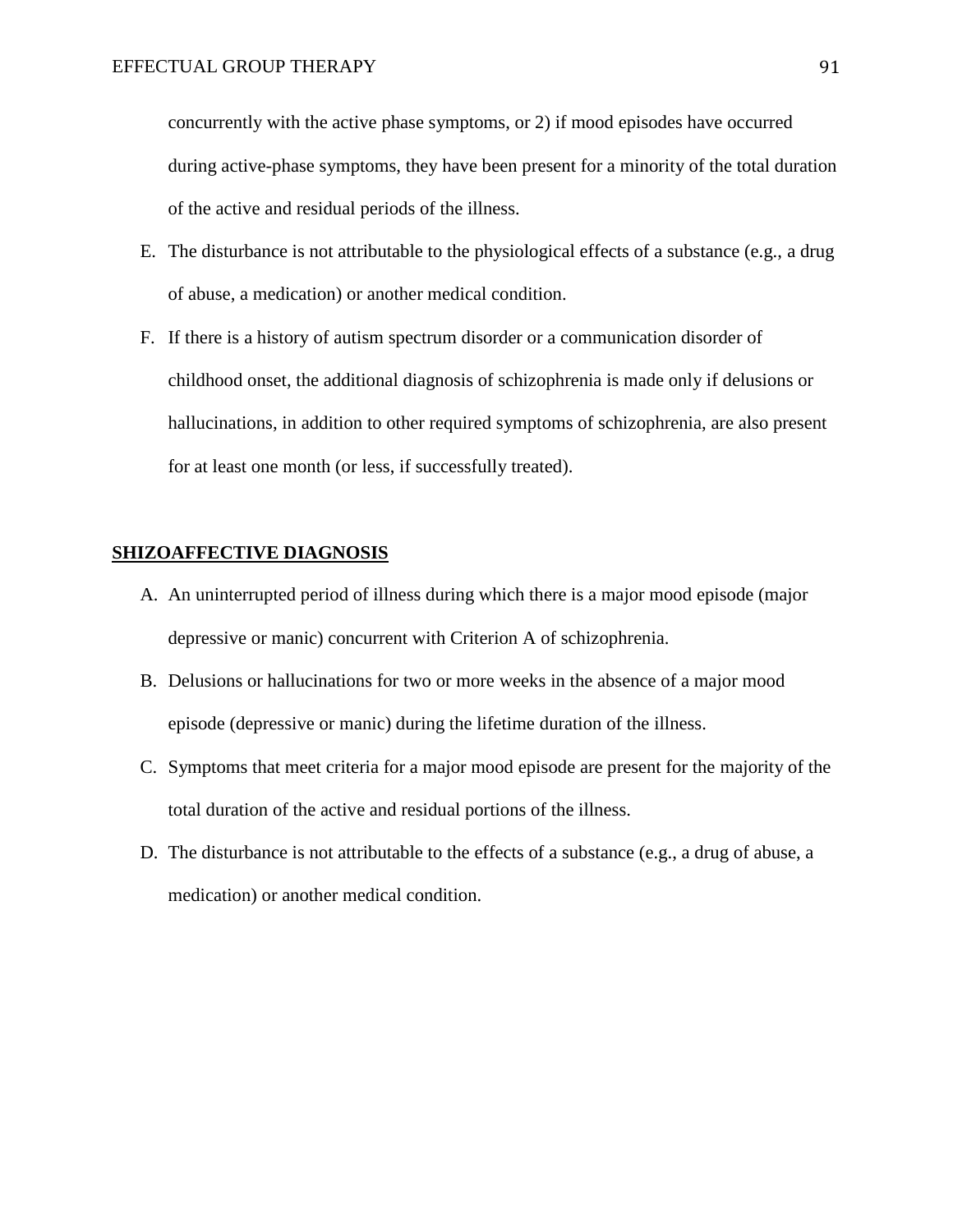concurrently with the active phase symptoms, or 2) if mood episodes have occurred during active-phase symptoms, they have been present for a minority of the total duration of the active and residual periods of the illness.

E. The disturbance is not attributable to the physiological effects of a substance (e.g., a drug of abuse, a medication) or another medical condition.
F. If there is a history of autism spectrum disorder or a communication disorder of childhood onset, the additional diagnosis of schizophrenia is made only if delusions or hallucinations, in addition to other required symptoms of schizophrenia, are also present for at least one month (or less, if successfully treated).

**SHIZOAFFECTIVE DIAGNOSIS**

A. An uninterrupted period of illness during which there is a major mood episode (major depressive or manic) concurrent with Criterion A of schizophrenia.
B. Delusions or hallucinations for two or more weeks in the absence of a major mood episode (depressive or manic) during the lifetime duration of the illness.
C. Symptoms that meet criteria for a major mood episode are present for the majority of the total duration of the active and residual portions of the illness.
D. The disturbance is not attributable to the effects of a substance (e.g., a drug of abuse, a medication) or another medical condition.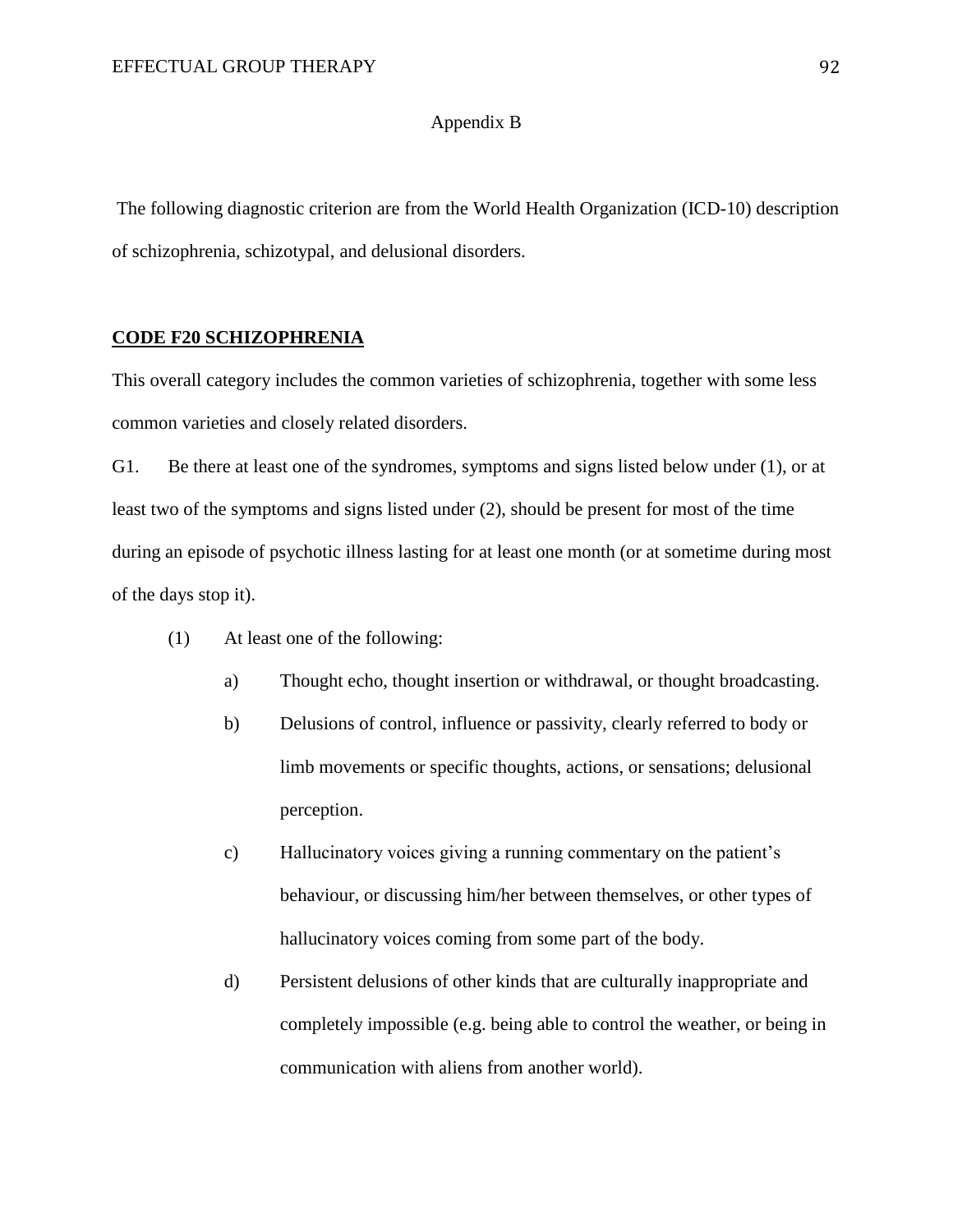## Appendix B

The following diagnostic criterion are from the World Health Organization (ICD-10) description of schizophrenia, schizotypal, and delusional disorders.

**CODE F20 SCHIZOPHRENIA**

This overall category includes the common varieties of schizophrenia, together with some less common varieties and closely related disorders.

G1. Be there at least one of the syndromes, symptoms and signs listed below under (1), or at least two of the symptoms and signs listed under (2), should be present for most of the time during an episode of psychotic illness lasting for at least one month (or at sometime during most of the days stop it).

(1) At least one of the following:

   a) Thought echo, thought insertion or withdrawal, or thought broadcasting.

   b) Delusions of control, influence or passivity, clearly referred to body or limb movements or specific thoughts, actions, or sensations; delusional perception.

   c) Hallucinatory voices giving a running commentary on the patient's behaviour, or discussing him/her between themselves, or other types of hallucinatory voices coming from some part of the body.

   d) Persistent delusions of other kinds that are culturally inappropriate and completely impossible (e.g. being able to control the weather, or being in communication with aliens from another world).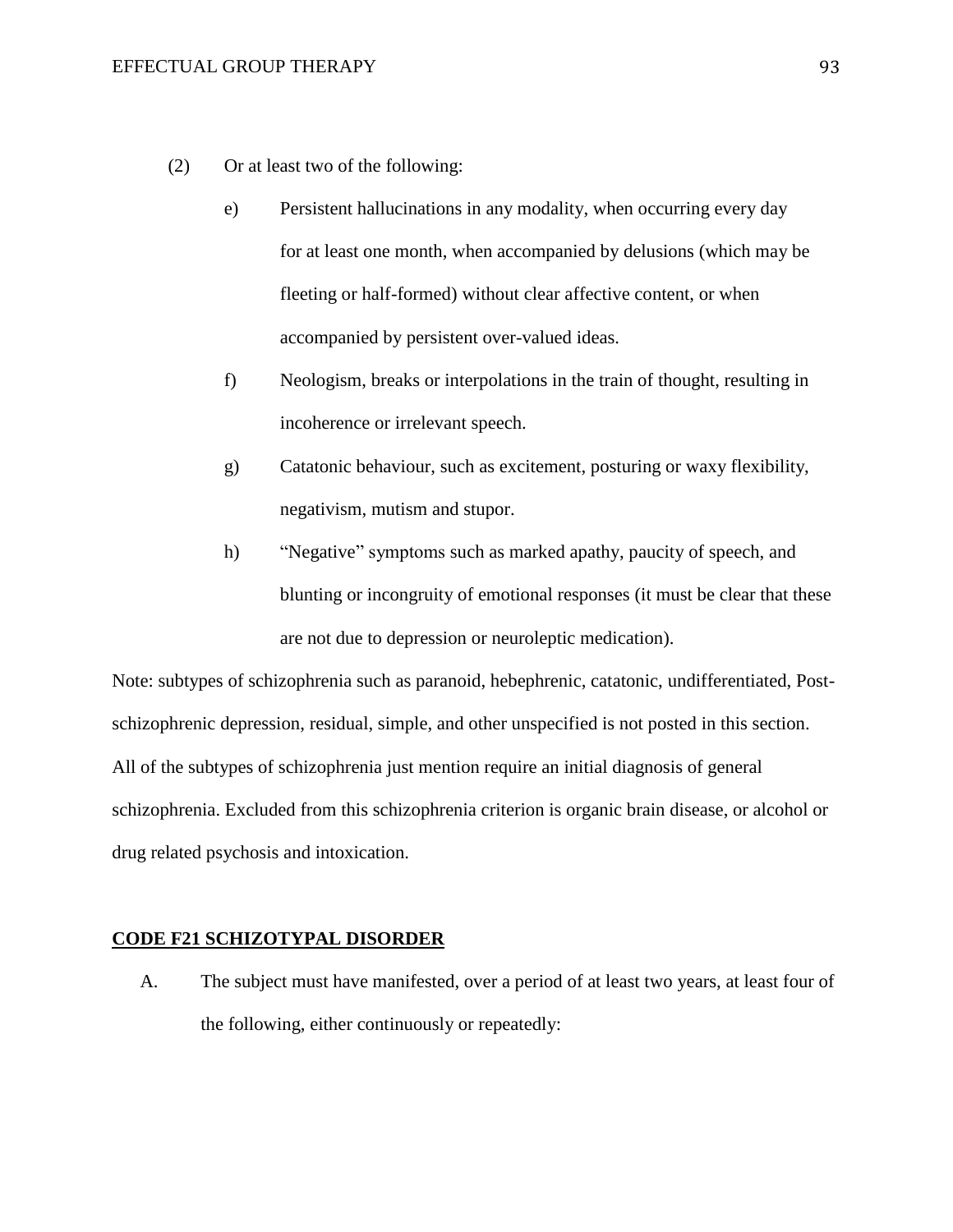(2) Or at least two of the following:

   e) Persistent hallucinations in any modality, when occurring every day for at least one month, when accompanied by delusions (which may be fleeting or half-formed) without clear affective content, or when accompanied by persistent over-valued ideas.

   f) Neologism, breaks or interpolations in the train of thought, resulting in incoherence or irrelevant speech.

   g) Catatonic behaviour, such as excitement, posturing or waxy flexibility, negativism, mutism and stupor.

   h) "Negative" symptoms such as marked apathy, paucity of speech, and blunting or incongruity of emotional responses (it must be clear that these are not due to depression or neuroleptic medication).

Note: subtypes of schizophrenia such as paranoid, hebephrenic, catatonic, undifferentiated, Post-schizophrenic depression, residual, simple, and other unspecified is not posted in this section. All of the subtypes of schizophrenia just mention require an initial diagnosis of general schizophrenia. Excluded from this schizophrenia criterion is organic brain disease, or alcohol or drug related psychosis and intoxication.

**CODE F21 SCHIZOTYPAL DISORDER**

A. The subject must have manifested, over a period of at least two years, at least four of the following, either continuously or repeatedly: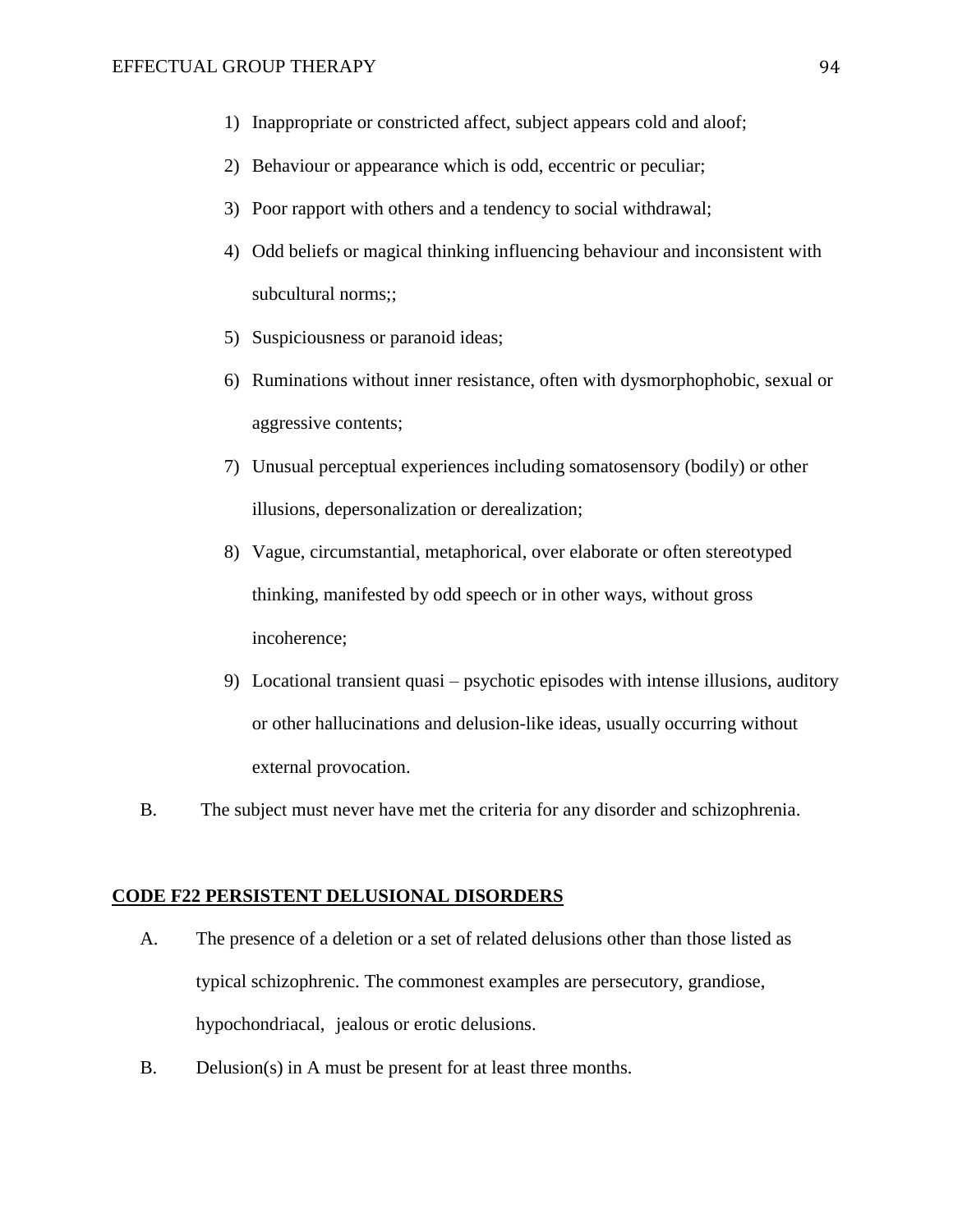1) Inappropriate or constricted affect, subject appears cold and aloof;
2) Behaviour or appearance which is odd, eccentric or peculiar;
3) Poor rapport with others and a tendency to social withdrawal;
4) Odd beliefs or magical thinking influencing behaviour and inconsistent with subcultural norms;;
5) Suspiciousness or paranoid ideas;
6) Ruminations without inner resistance, often with dysmorphophobic, sexual or aggressive contents;
7) Unusual perceptual experiences including somatosensory (bodily) or other illusions, depersonalization or derealization;
8) Vague, circumstantial, metaphorical, over elaborate or often stereotyped thinking, manifested by odd speech or in other ways, without gross incoherence;
9) Locational transient quasi – psychotic episodes with intense illusions, auditory or other hallucinations and delusion-like ideas, usually occurring without external provocation.

B. The subject must never have met the criteria for any disorder and schizophrenia.

**CODE F22 PERSISTENT DELUSIONAL DISORDERS**

A. The presence of a deletion or a set of related delusions other than those listed as typical schizophrenic. The commonest examples are persecutory, grandiose, hypochondriacal, jealous or erotic delusions.

B. Delusion(s) in A must be present for at least three months.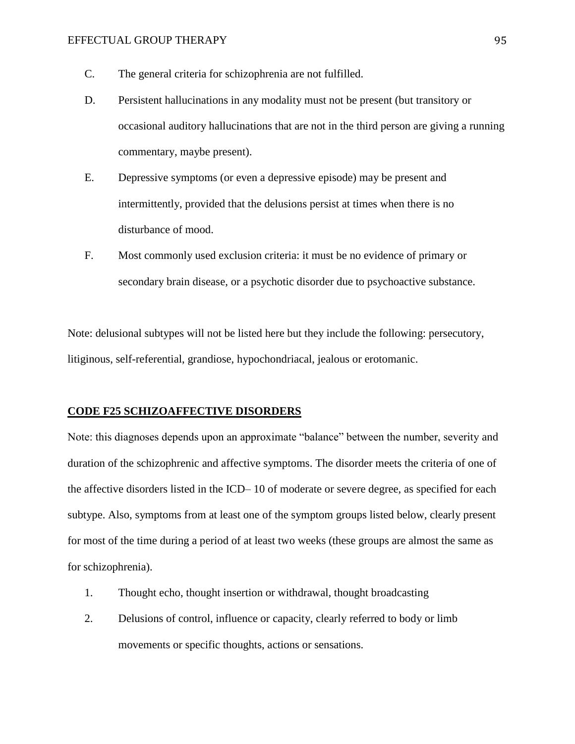C. The general criteria for schizophrenia are not fulfilled.

D. Persistent hallucinations in any modality must not be present (but transitory or occasional auditory hallucinations that are not in the third person are giving a running commentary, maybe present).

E. Depressive symptoms (or even a depressive episode) may be present and intermittently, provided that the delusions persist at times when there is no disturbance of mood.

F. Most commonly used exclusion criteria: it must be no evidence of primary or secondary brain disease, or a psychotic disorder due to psychoactive substance.

Note: delusional subtypes will not be listed here but they include the following: persecutory, litiginous, self-referential, grandiose, hypochondriacal, jealous or erotomanic.

**CODE F25 SCHIZOAFFECTIVE DISORDERS**

Note: this diagnoses depends upon an approximate "balance" between the number, severity and duration of the schizophrenic and affective symptoms. The disorder meets the criteria of one of the affective disorders listed in the ICD– 10 of moderate or severe degree, as specified for each subtype. Also, symptoms from at least one of the symptom groups listed below, clearly present for most of the time during a period of at least two weeks (these groups are almost the same as for schizophrenia).

1. Thought echo, thought insertion or withdrawal, thought broadcasting
2. Delusions of control, influence or capacity, clearly referred to body or limb movements or specific thoughts, actions or sensations.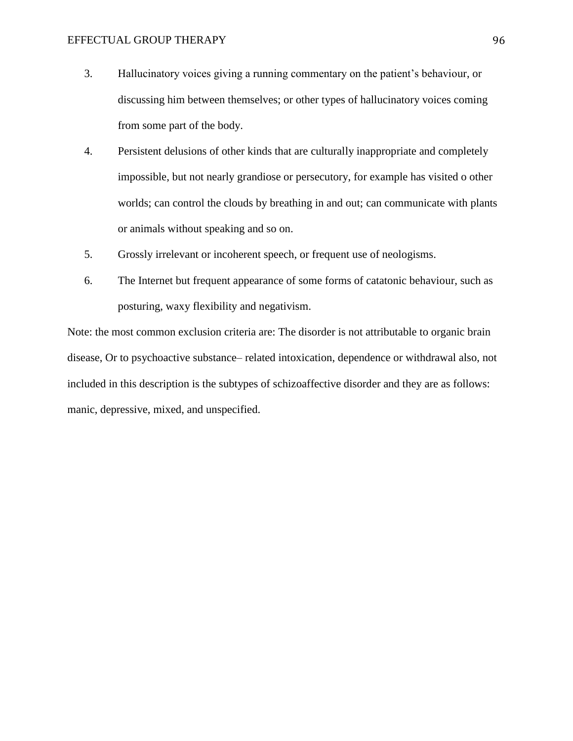3. Hallucinatory voices giving a running commentary on the patient's behaviour, or discussing him between themselves; or other types of hallucinatory voices coming from some part of the body.
4. Persistent delusions of other kinds that are culturally inappropriate and completely impossible, but not nearly grandiose or persecutory, for example has visited o other worlds; can control the clouds by breathing in and out; can communicate with plants or animals without speaking and so on.
5. Grossly irrelevant or incoherent speech, or frequent use of neologisms.
6. The Internet but frequent appearance of some forms of catatonic behaviour, such as posturing, waxy flexibility and negativism.

Note: the most common exclusion criteria are: The disorder is not attributable to organic brain disease, Or to psychoactive substance– related intoxication, dependence or withdrawal also, not included in this description is the subtypes of schizoaffective disorder and they are as follows: manic, depressive, mixed, and unspecified.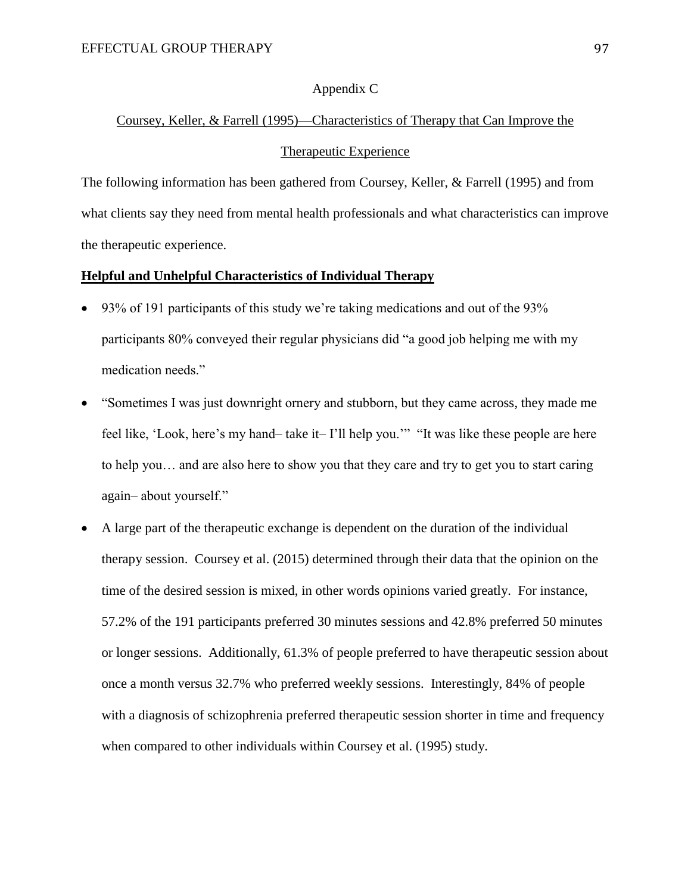## Appendix C

Coursey, Keller, & Farrell (1995)—Characteristics of Therapy that Can Improve the Therapeutic Experience

The following information has been gathered from Coursey, Keller, & Farrell (1995) and from what clients say they need from mental health professionals and what characteristics can improve the therapeutic experience.

**Helpful and Unhelpful Characteristics of Individual Therapy**

- 93% of 191 participants of this study we're taking medications and out of the 93% participants 80% conveyed their regular physicians did "a good job helping me with my medication needs."
- "Sometimes I was just downright ornery and stubborn, but they came across, they made me feel like, 'Look, here's my hand– take it– I'll help you.'" "It was like these people are here to help you… and are also here to show you that they care and try to get you to start caring again– about yourself."
- A large part of the therapeutic exchange is dependent on the duration of the individual therapy session. Coursey et al. (2015) determined through their data that the opinion on the time of the desired session is mixed, in other words opinions varied greatly. For instance, 57.2% of the 191 participants preferred 30 minutes sessions and 42.8% preferred 50 minutes or longer sessions. Additionally, 61.3% of people preferred to have therapeutic session about once a month versus 32.7% who preferred weekly sessions. Interestingly, 84% of people with a diagnosis of schizophrenia preferred therapeutic session shorter in time and frequency when compared to other individuals within Coursey et al. (1995) study.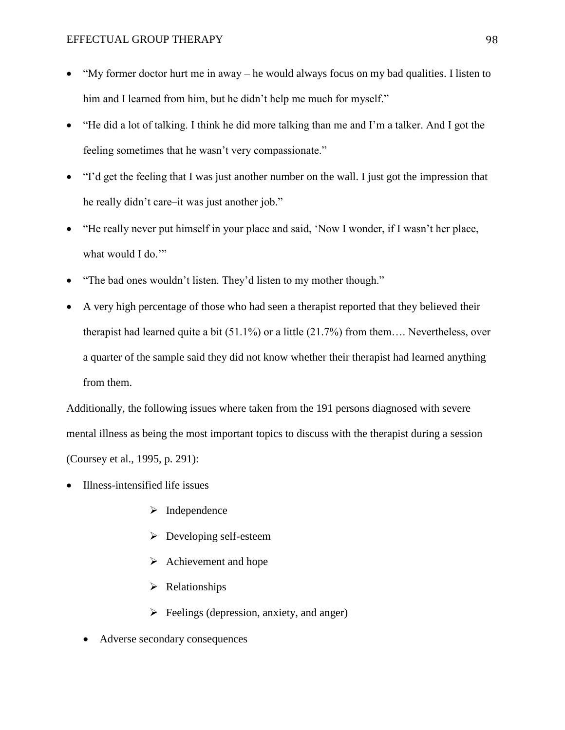- “My former doctor hurt me in away – he would always focus on my bad qualities. I listen to him and I learned from him, but he didn’t help me much for myself.”
- “He did a lot of talking. I think he did more talking than me and I’m a talker. And I got the feeling sometimes that he wasn’t very compassionate.”
- “I’d get the feeling that I was just another number on the wall. I just got the impression that he really didn’t care–it was just another job.”
- “He really never put himself in your place and said, ‘Now I wonder, if I wasn’t her place, what would I do.’”
- “The bad ones wouldn’t listen. They’d listen to my mother though.”
- A very high percentage of those who had seen a therapist reported that they believed their therapist had learned quite a bit (51.1%) or a little (21.7%) from them…. Nevertheless, over a quarter of the sample said they did not know whether their therapist had learned anything from them.

Additionally, the following issues where taken from the 191 persons diagnosed with severe mental illness as being the most important topics to discuss with the therapist during a session (Coursey et al., 1995, p. 291):

- Illness-intensified life issues
    - Independence
    - Developing self-esteem
    - Achievement and hope
    - Relationships
    - Feelings (depression, anxiety, and anger)
- Adverse secondary consequences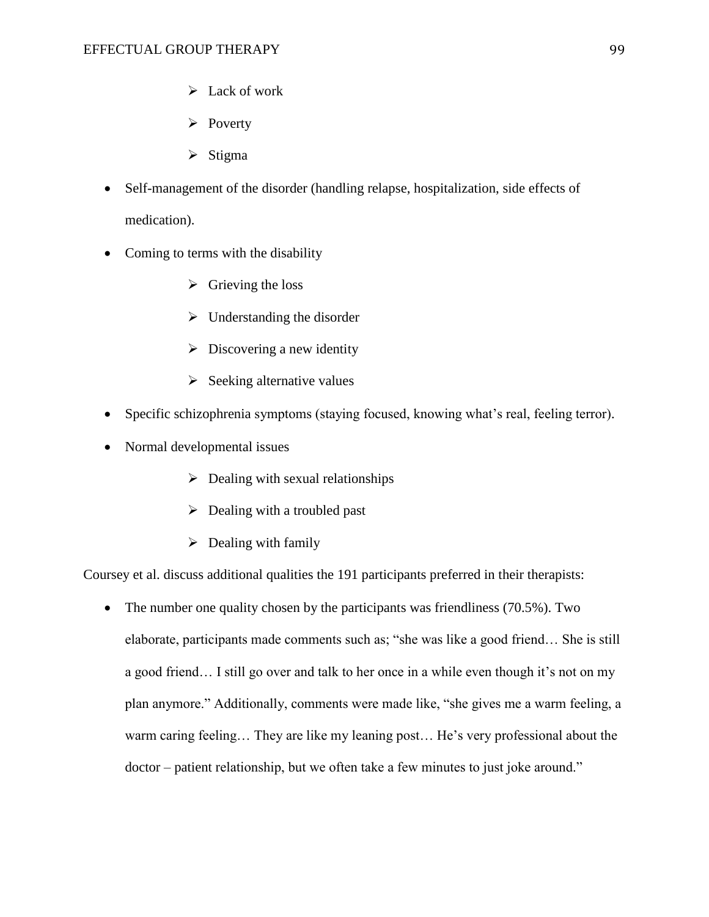- Lack of work
    - Poverty
    - Stigma
- Self-management of the disorder (handling relapse, hospitalization, side effects of medication).
- Coming to terms with the disability
    - Grieving the loss
    - Understanding the disorder
    - Discovering a new identity
    - Seeking alternative values
- Specific schizophrenia symptoms (staying focused, knowing what's real, feeling terror).
- Normal developmental issues
    - Dealing with sexual relationships
    - Dealing with a troubled past
    - Dealing with family

Coursey et al. discuss additional qualities the 191 participants preferred in their therapists:

- The number one quality chosen by the participants was friendliness (70.5%). Two elaborate, participants made comments such as; "she was like a good friend… She is still a good friend… I still go over and talk to her once in a while even though it's not on my plan anymore." Additionally, comments were made like, "she gives me a warm feeling, a warm caring feeling… They are like my leaning post… He's very professional about the doctor – patient relationship, but we often take a few minutes to just joke around."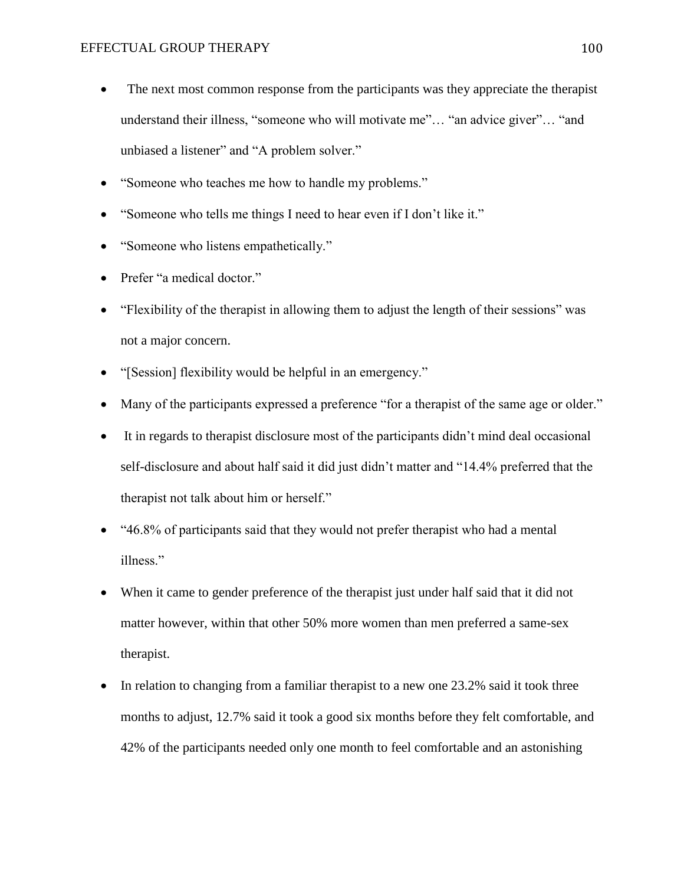- The next most common response from the participants was they appreciate the therapist understand their illness, “someone who will motivate me”… “an advice giver”… “and unbiased a listener” and “A problem solver.”
- “Someone who teaches me how to handle my problems.”
- “Someone who tells me things I need to hear even if I don’t like it.”
- “Someone who listens empathetically.”
- Prefer “a medical doctor.”
- “Flexibility of the therapist in allowing them to adjust the length of their sessions” was not a major concern.
- “[Session] flexibility would be helpful in an emergency.”
- Many of the participants expressed a preference “for a therapist of the same age or older.”
- It in regards to therapist disclosure most of the participants didn’t mind deal occasional self-disclosure and about half said it did just didn’t matter and “14.4% preferred that the therapist not talk about him or herself.”
- “46.8% of participants said that they would not prefer therapist who had a mental illness.”
- When it came to gender preference of the therapist just under half said that it did not matter however, within that other 50% more women than men preferred a same-sex therapist.
- In relation to changing from a familiar therapist to a new one 23.2% said it took three months to adjust, 12.7% said it took a good six months before they felt comfortable, and 42% of the participants needed only one month to feel comfortable and an astonishing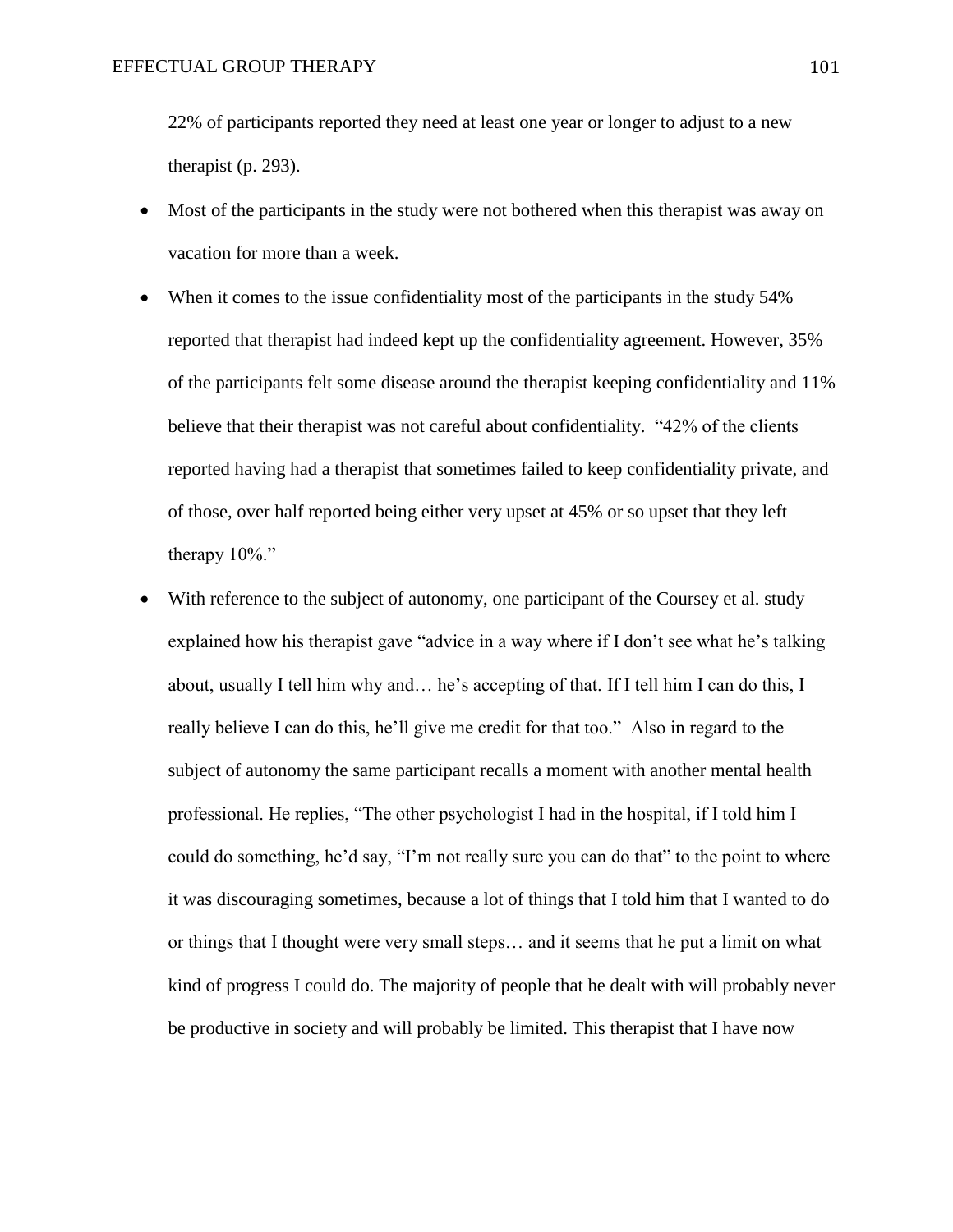22% of participants reported they need at least one year or longer to adjust to a new therapist (p. 293).

- Most of the participants in the study were not bothered when this therapist was away on vacation for more than a week.
- When it comes to the issue confidentiality most of the participants in the study 54% reported that therapist had indeed kept up the confidentiality agreement. However, 35% of the participants felt some disease around the therapist keeping confidentiality and 11% believe that their therapist was not careful about confidentiality. "42% of the clients reported having had a therapist that sometimes failed to keep confidentiality private, and of those, over half reported being either very upset at 45% or so upset that they left therapy 10%."
- With reference to the subject of autonomy, one participant of the Coursey et al. study explained how his therapist gave "advice in a way where if I don't see what he's talking about, usually I tell him why and… he's accepting of that. If I tell him I can do this, I really believe I can do this, he'll give me credit for that too." Also in regard to the subject of autonomy the same participant recalls a moment with another mental health professional. He replies, "The other psychologist I had in the hospital, if I told him I could do something, he'd say, "I'm not really sure you can do that" to the point to where it was discouraging sometimes, because a lot of things that I told him that I wanted to do or things that I thought were very small steps… and it seems that he put a limit on what kind of progress I could do. The majority of people that he dealt with will probably never be productive in society and will probably be limited. This therapist that I have now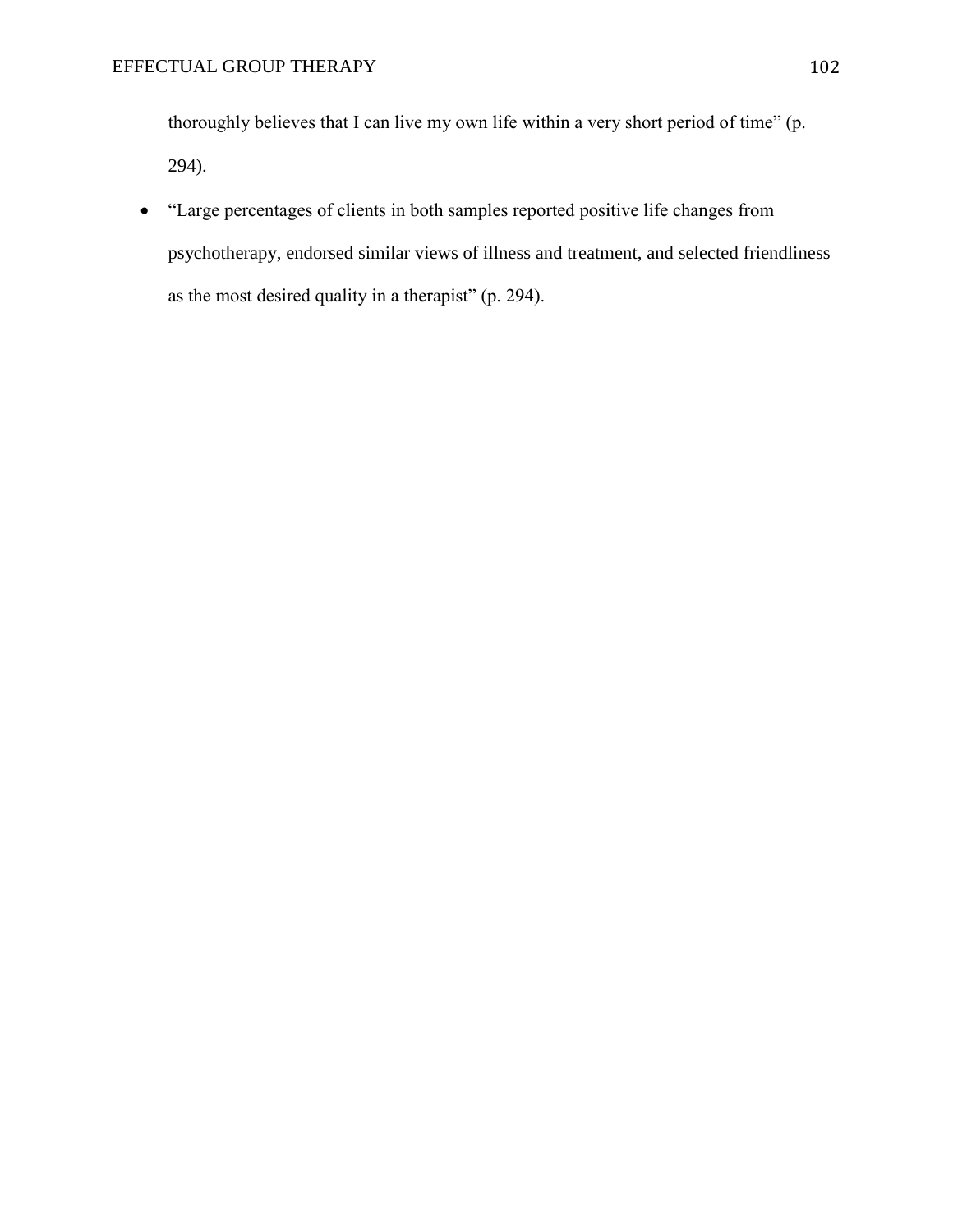thoroughly believes that I can live my own life within a very short period of time" (p. 294).

- "Large percentages of clients in both samples reported positive life changes from psychotherapy, endorsed similar views of illness and treatment, and selected friendliness as the most desired quality in a therapist" (p. 294).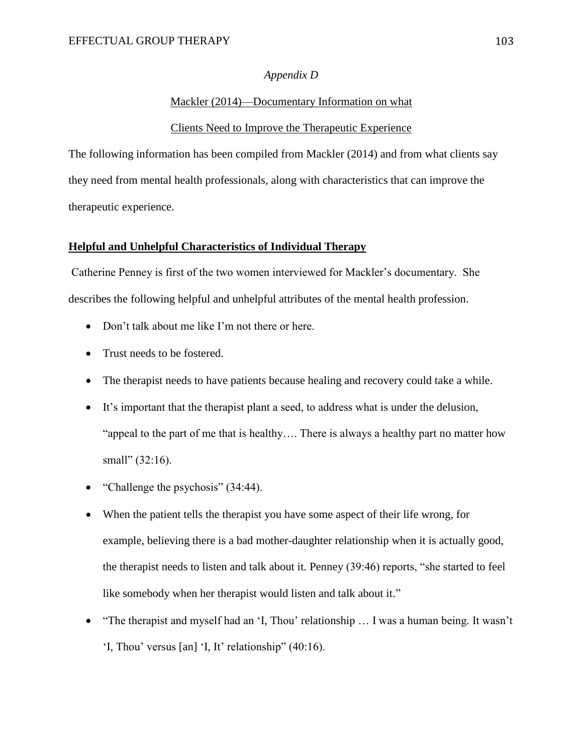*Appendix D*

Mackler (2014)—Documentary Information on what

Clients Need to Improve the Therapeutic Experience

The following information has been compiled from Mackler (2014) and from what clients say they need from mental health professionals, along with characteristics that can improve the therapeutic experience.

**Helpful and Unhelpful Characteristics of Individual Therapy**

Catherine Penney is first of the two women interviewed for Mackler's documentary. She describes the following helpful and unhelpful attributes of the mental health profession.

- Don't talk about me like I'm not there or here.
- Trust needs to be fostered.
- The therapist needs to have patients because healing and recovery could take a while.
- It's important that the therapist plant a seed, to address what is under the delusion, "appeal to the part of me that is healthy…. There is always a healthy part no matter how small" (32:16).
- "Challenge the psychosis" (34:44).
- When the patient tells the therapist you have some aspect of their life wrong, for example, believing there is a bad mother-daughter relationship when it is actually good, the therapist needs to listen and talk about it. Penney (39:46) reports, "she started to feel like somebody when her therapist would listen and talk about it."
- "The therapist and myself had an 'I, Thou' relationship … I was a human being. It wasn't 'I, Thou' versus [an] 'I, It' relationship" (40:16).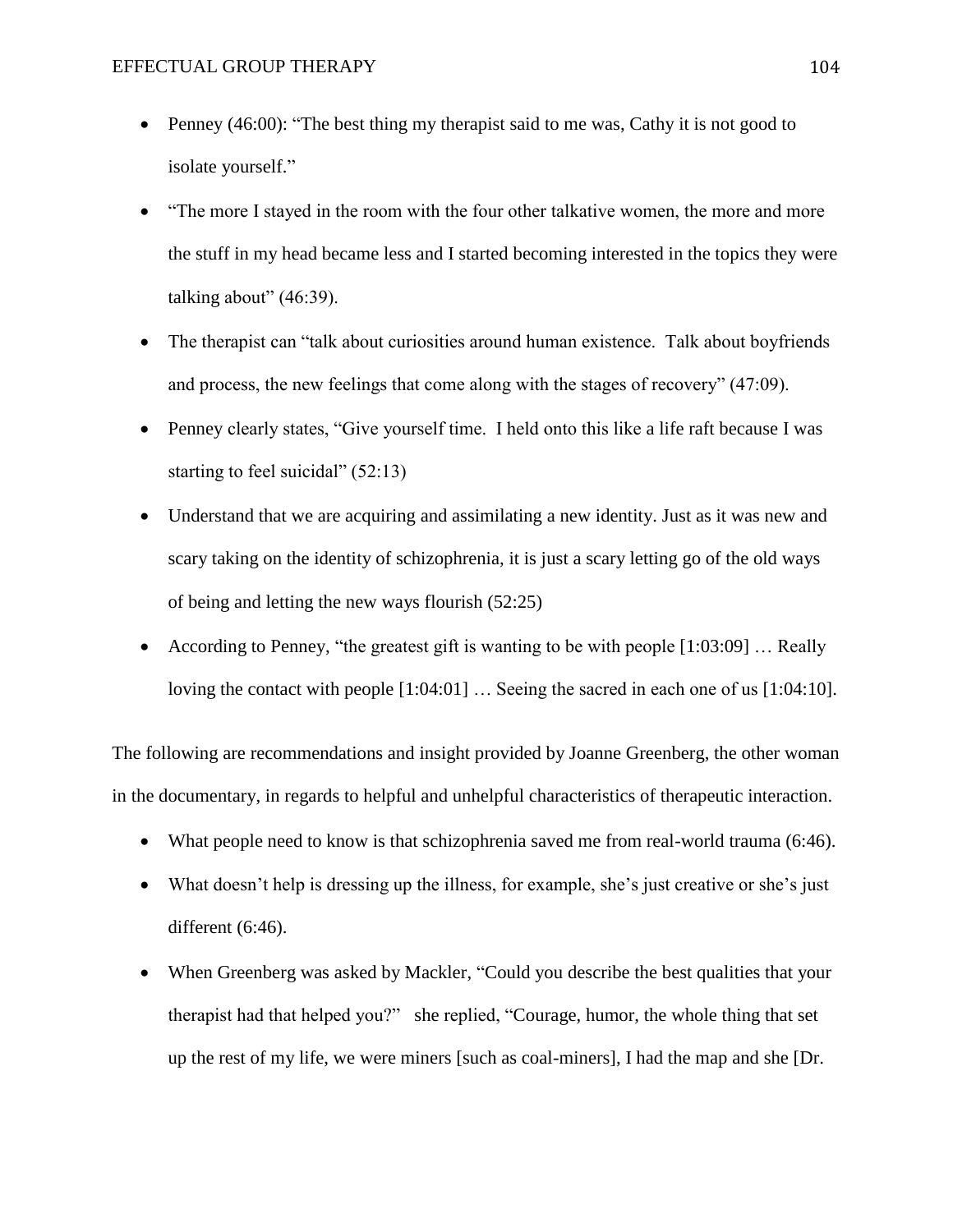- Penney (46:00): “The best thing my therapist said to me was, Cathy it is not good to isolate yourself.”
- “The more I stayed in the room with the four other talkative women, the more and more the stuff in my head became less and I started becoming interested in the topics they were talking about” (46:39).
- The therapist can “talk about curiosities around human existence. Talk about boyfriends and process, the new feelings that come along with the stages of recovery” (47:09).
- Penney clearly states, “Give yourself time. I held onto this like a life raft because I was starting to feel suicidal” (52:13)
- Understand that we are acquiring and assimilating a new identity. Just as it was new and scary taking on the identity of schizophrenia, it is just a scary letting go of the old ways of being and letting the new ways flourish (52:25)
- According to Penney, “the greatest gift is wanting to be with people [1:03:09] … Really loving the contact with people [1:04:01] … Seeing the sacred in each one of us [1:04:10].

The following are recommendations and insight provided by Joanne Greenberg, the other woman in the documentary, in regards to helpful and unhelpful characteristics of therapeutic interaction.

- What people need to know is that schizophrenia saved me from real-world trauma (6:46).
- What doesn’t help is dressing up the illness, for example, she’s just creative or she’s just different (6:46).
- When Greenberg was asked by Mackler, “Could you describe the best qualities that your therapist had that helped you?” she replied, “Courage, humor, the whole thing that set up the rest of my life, we were miners [such as coal-miners], I had the map and she [Dr.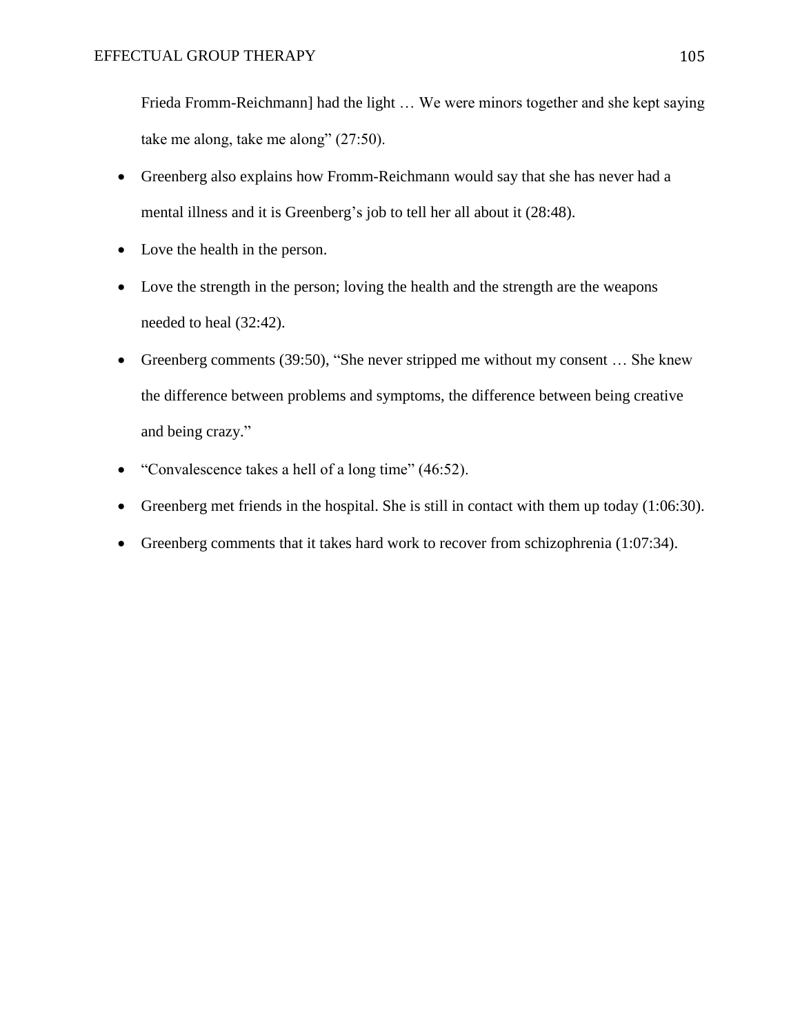Frieda Fromm-Reichmann] had the light … We were minors together and she kept saying take me along, take me along" (27:50).

- Greenberg also explains how Fromm-Reichmann would say that she has never had a mental illness and it is Greenberg's job to tell her all about it (28:48).
- Love the health in the person.
- Love the strength in the person; loving the health and the strength are the weapons needed to heal (32:42).
- Greenberg comments (39:50), "She never stripped me without my consent … She knew the difference between problems and symptoms, the difference between being creative and being crazy."
- "Convalescence takes a hell of a long time" (46:52).
- Greenberg met friends in the hospital. She is still in contact with them up today (1:06:30).
- Greenberg comments that it takes hard work to recover from schizophrenia (1:07:34).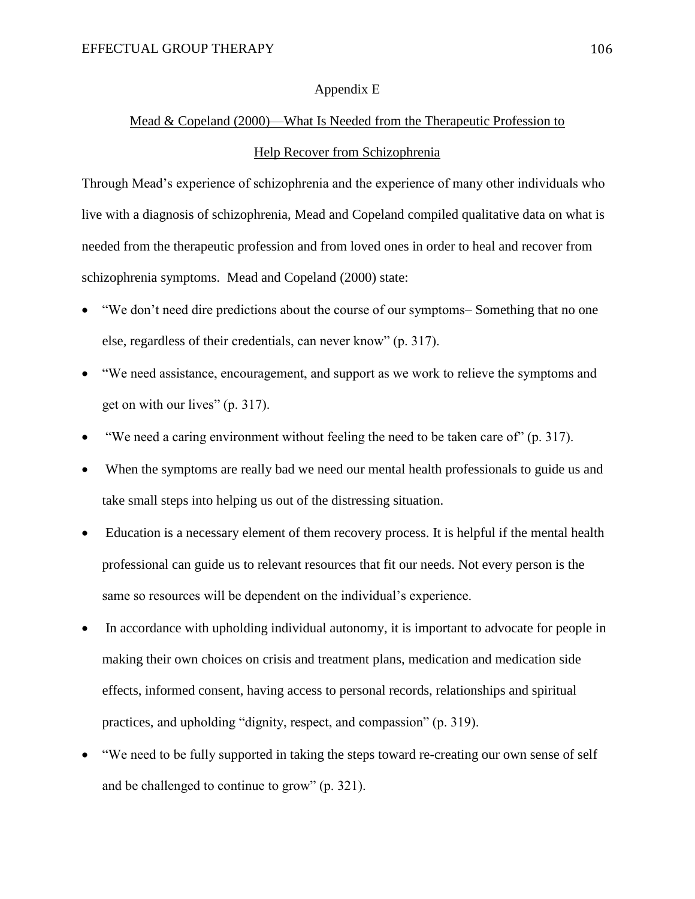## Appendix E

## Mead & Copeland (2000)—What Is Needed from the Therapeutic Profession to Help Recover from Schizophrenia

Through Mead's experience of schizophrenia and the experience of many other individuals who live with a diagnosis of schizophrenia, Mead and Copeland compiled qualitative data on what is needed from the therapeutic profession and from loved ones in order to heal and recover from schizophrenia symptoms. Mead and Copeland (2000) state:

- "We don't need dire predictions about the course of our symptoms– Something that no one else, regardless of their credentials, can never know" (p. 317).
- "We need assistance, encouragement, and support as we work to relieve the symptoms and get on with our lives" (p. 317).
- "We need a caring environment without feeling the need to be taken care of" (p. 317).
- When the symptoms are really bad we need our mental health professionals to guide us and take small steps into helping us out of the distressing situation.
- Education is a necessary element of them recovery process. It is helpful if the mental health professional can guide us to relevant resources that fit our needs. Not every person is the same so resources will be dependent on the individual's experience.
- In accordance with upholding individual autonomy, it is important to advocate for people in making their own choices on crisis and treatment plans, medication and medication side effects, informed consent, having access to personal records, relationships and spiritual practices, and upholding "dignity, respect, and compassion" (p. 319).
- "We need to be fully supported in taking the steps toward re-creating our own sense of self and be challenged to continue to grow" (p. 321).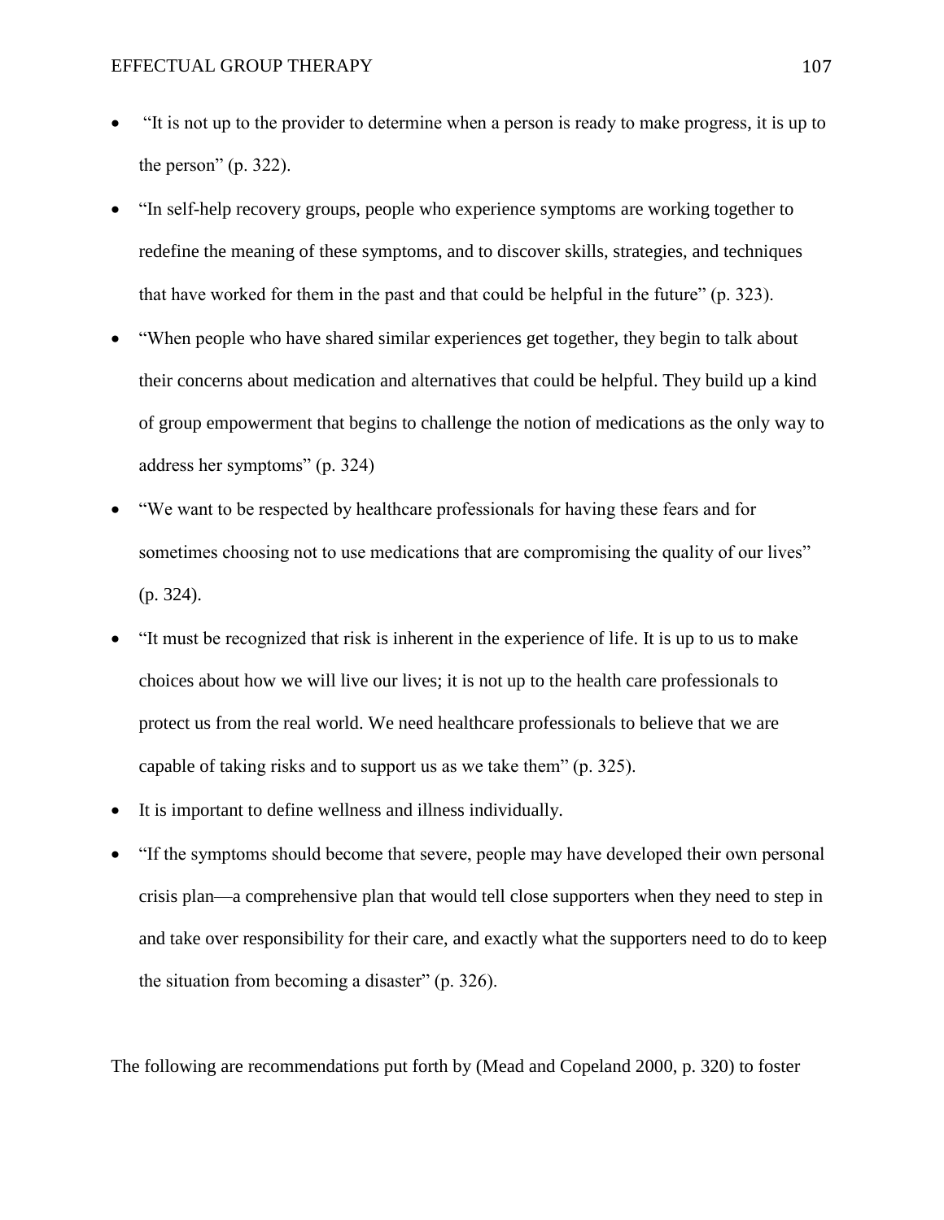- "It is not up to the provider to determine when a person is ready to make progress, it is up to the person" (p. 322).
- "In self-help recovery groups, people who experience symptoms are working together to redefine the meaning of these symptoms, and to discover skills, strategies, and techniques that have worked for them in the past and that could be helpful in the future" (p. 323).
- "When people who have shared similar experiences get together, they begin to talk about their concerns about medication and alternatives that could be helpful. They build up a kind of group empowerment that begins to challenge the notion of medications as the only way to address her symptoms" (p. 324)
- "We want to be respected by healthcare professionals for having these fears and for sometimes choosing not to use medications that are compromising the quality of our lives" (p. 324).
- "It must be recognized that risk is inherent in the experience of life. It is up to us to make choices about how we will live our lives; it is not up to the health care professionals to protect us from the real world. We need healthcare professionals to believe that we are capable of taking risks and to support us as we take them" (p. 325).
- It is important to define wellness and illness individually.
- "If the symptoms should become that severe, people may have developed their own personal crisis plan—a comprehensive plan that would tell close supporters when they need to step in and take over responsibility for their care, and exactly what the supporters need to do to keep the situation from becoming a disaster" (p. 326).

The following are recommendations put forth by (Mead and Copeland 2000, p. 320) to foster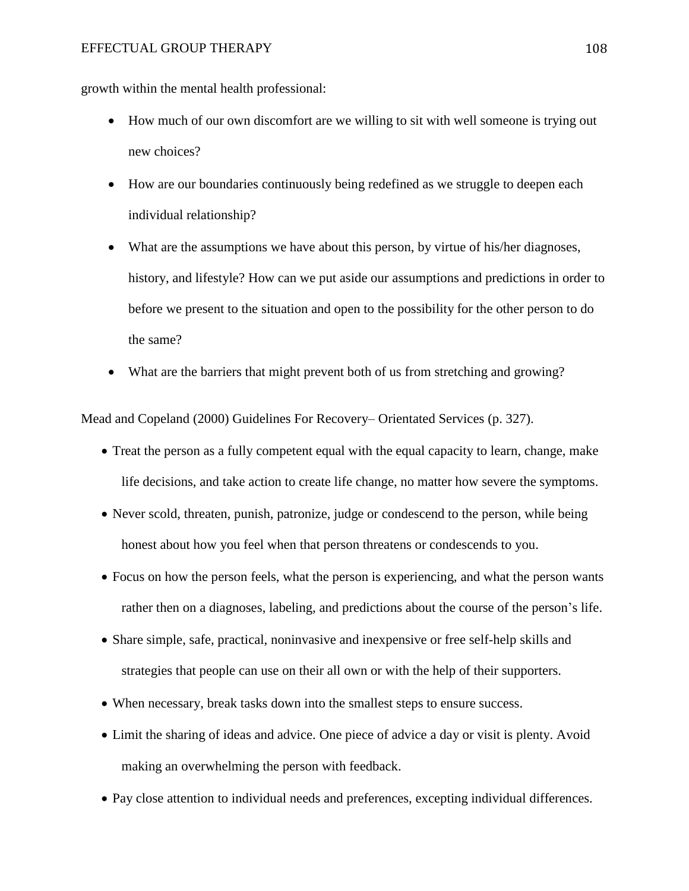growth within the mental health professional:

- How much of our own discomfort are we willing to sit with well someone is trying out new choices?
- How are our boundaries continuously being redefined as we struggle to deepen each individual relationship?
- What are the assumptions we have about this person, by virtue of his/her diagnoses, history, and lifestyle? How can we put aside our assumptions and predictions in order to before we present to the situation and open to the possibility for the other person to do the same?
- What are the barriers that might prevent both of us from stretching and growing?

Mead and Copeland (2000) Guidelines For Recovery– Orientated Services (p. 327).

- Treat the person as a fully competent equal with the equal capacity to learn, change, make life decisions, and take action to create life change, no matter how severe the symptoms.
- Never scold, threaten, punish, patronize, judge or condescend to the person, while being honest about how you feel when that person threatens or condescends to you.
- Focus on how the person feels, what the person is experiencing, and what the person wants rather then on a diagnoses, labeling, and predictions about the course of the person's life.
- Share simple, safe, practical, noninvasive and inexpensive or free self-help skills and strategies that people can use on their all own or with the help of their supporters.
- When necessary, break tasks down into the smallest steps to ensure success.
- Limit the sharing of ideas and advice. One piece of advice a day or visit is plenty. Avoid making an overwhelming the person with feedback.
- Pay close attention to individual needs and preferences, excepting individual differences.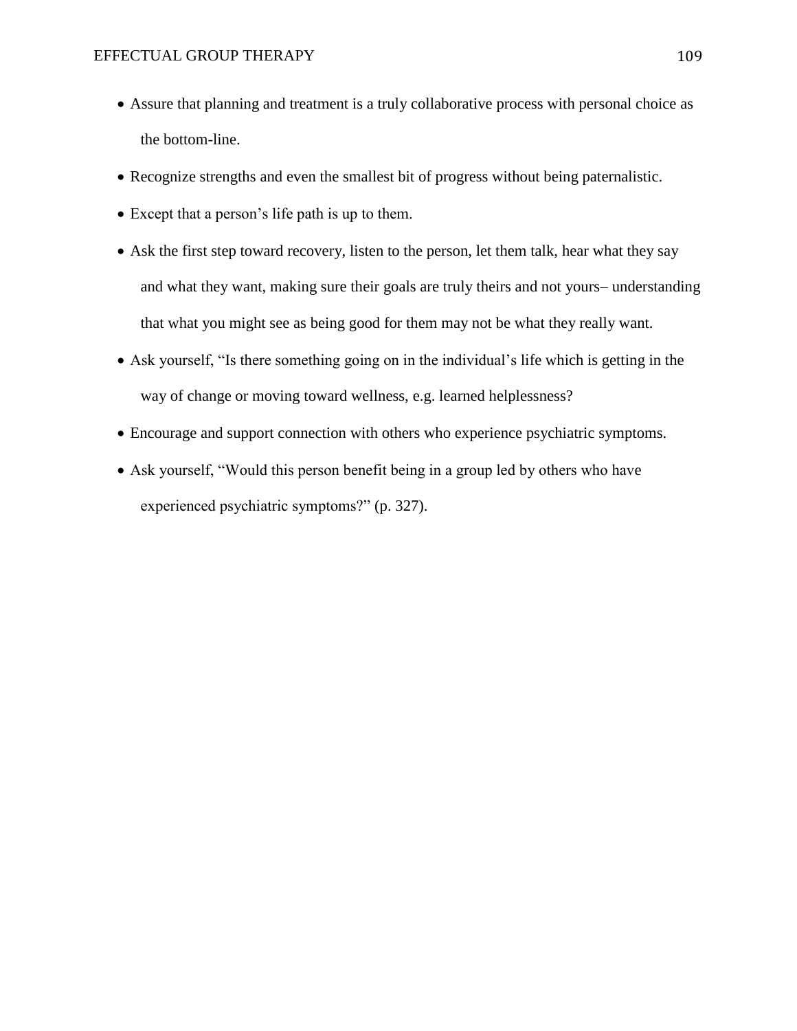- Assure that planning and treatment is a truly collaborative process with personal choice as the bottom-line.
- Recognize strengths and even the smallest bit of progress without being paternalistic.
- Except that a person's life path is up to them.
- Ask the first step toward recovery, listen to the person, let them talk, hear what they say and what they want, making sure their goals are truly theirs and not yours– understanding that what you might see as being good for them may not be what they really want.
- Ask yourself, "Is there something going on in the individual's life which is getting in the way of change or moving toward wellness, e.g. learned helplessness?
- Encourage and support connection with others who experience psychiatric symptoms.
- Ask yourself, "Would this person benefit being in a group led by others who have experienced psychiatric symptoms?" (p. 327).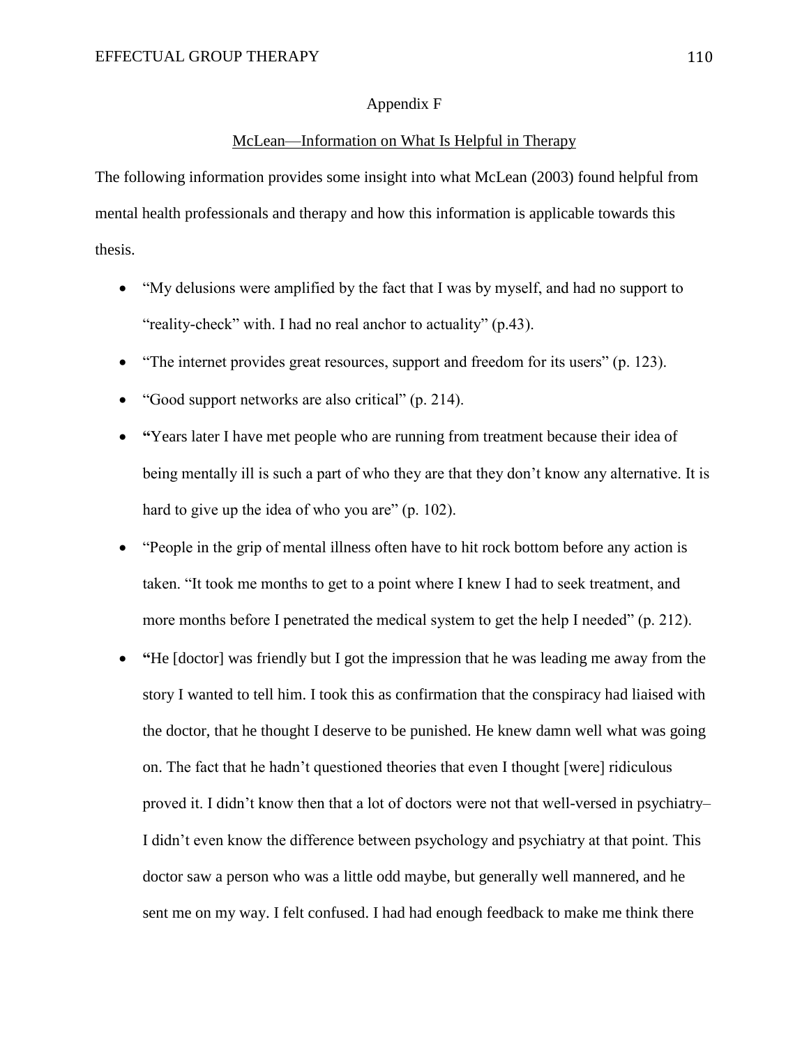## Appendix F

<u>McLean—Information on What Is Helpful in Therapy</u>

The following information provides some insight into what McLean (2003) found helpful from mental health professionals and therapy and how this information is applicable towards this thesis.

- "My delusions were amplified by the fact that I was by myself, and had no support to "reality-check" with. I had no real anchor to actuality" (p.43).
- "The internet provides great resources, support and freedom for its users" (p. 123).
- "Good support networks are also critical" (p. 214).
- **"**Years later I have met people who are running from treatment because their idea of being mentally ill is such a part of who they are that they don't know any alternative. It is hard to give up the idea of who you are" (p. 102).
- "People in the grip of mental illness often have to hit rock bottom before any action is taken. "It took me months to get to a point where I knew I had to seek treatment, and more months before I penetrated the medical system to get the help I needed" (p. 212).
- **"**He [doctor] was friendly but I got the impression that he was leading me away from the story I wanted to tell him. I took this as confirmation that the conspiracy had liaised with the doctor, that he thought I deserve to be punished. He knew damn well what was going on. The fact that he hadn't questioned theories that even I thought [were] ridiculous proved it. I didn't know then that a lot of doctors were not that well-versed in psychiatry– I didn't even know the difference between psychology and psychiatry at that point. This doctor saw a person who was a little odd maybe, but generally well mannered, and he sent me on my way. I felt confused. I had had enough feedback to make me think there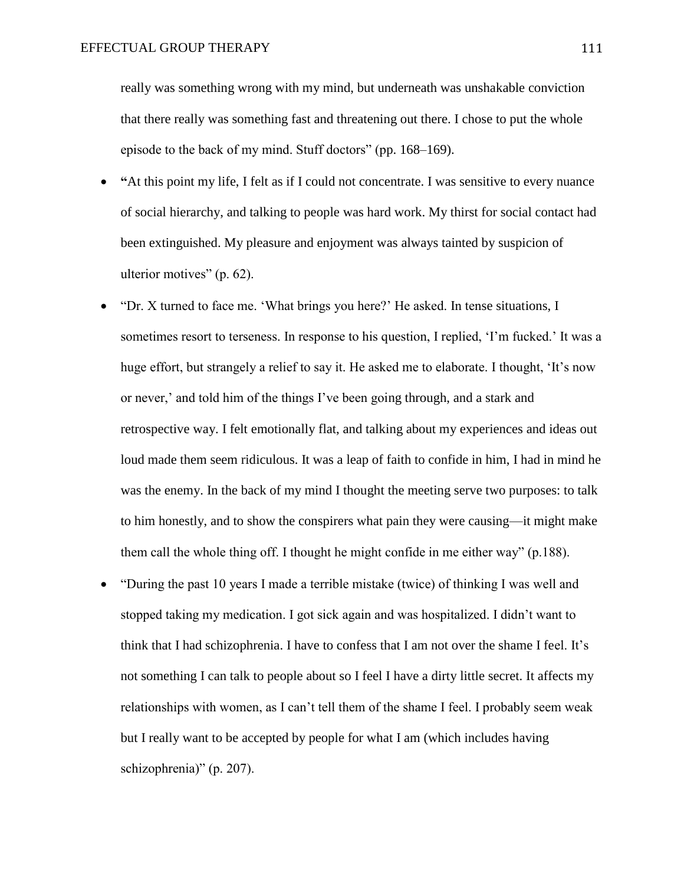really was something wrong with my mind, but underneath was unshakable conviction that there really was something fast and threatening out there. I chose to put the whole episode to the back of my mind. Stuff doctors" (pp. 168–169).

- **"**At this point my life, I felt as if I could not concentrate. I was sensitive to every nuance of social hierarchy, and talking to people was hard work. My thirst for social contact had been extinguished. My pleasure and enjoyment was always tainted by suspicion of ulterior motives" (p. 62).
- "Dr. X turned to face me. 'What brings you here?' He asked. In tense situations, I sometimes resort to terseness. In response to his question, I replied, 'I'm fucked.' It was a huge effort, but strangely a relief to say it. He asked me to elaborate. I thought, 'It's now or never,' and told him of the things I've been going through, and a stark and retrospective way. I felt emotionally flat, and talking about my experiences and ideas out loud made them seem ridiculous. It was a leap of faith to confide in him, I had in mind he was the enemy. In the back of my mind I thought the meeting serve two purposes: to talk to him honestly, and to show the conspirers what pain they were causing—it might make them call the whole thing off. I thought he might confide in me either way" (p.188).
- "During the past 10 years I made a terrible mistake (twice) of thinking I was well and stopped taking my medication. I got sick again and was hospitalized. I didn't want to think that I had schizophrenia. I have to confess that I am not over the shame I feel. It's not something I can talk to people about so I feel I have a dirty little secret. It affects my relationships with women, as I can't tell them of the shame I feel. I probably seem weak but I really want to be accepted by people for what I am (which includes having schizophrenia)" (p. 207).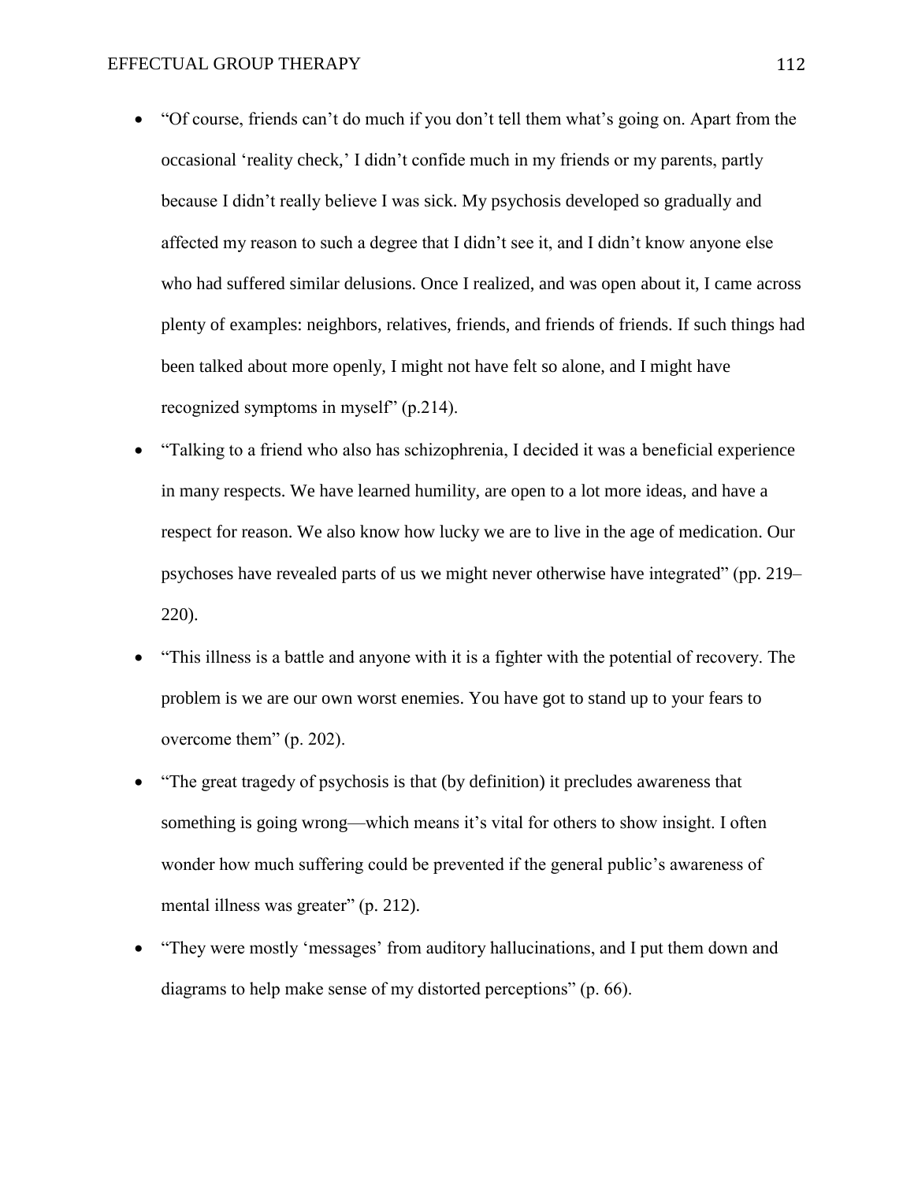- "Of course, friends can't do much if you don't tell them what's going on. Apart from the occasional 'reality check,' I didn't confide much in my friends or my parents, partly because I didn't really believe I was sick. My psychosis developed so gradually and affected my reason to such a degree that I didn't see it, and I didn't know anyone else who had suffered similar delusions. Once I realized, and was open about it, I came across plenty of examples: neighbors, relatives, friends, and friends of friends. If such things had been talked about more openly, I might not have felt so alone, and I might have recognized symptoms in myself" (p.214).
- "Talking to a friend who also has schizophrenia, I decided it was a beneficial experience in many respects. We have learned humility, are open to a lot more ideas, and have a respect for reason. We also know how lucky we are to live in the age of medication. Our psychoses have revealed parts of us we might never otherwise have integrated" (pp. 219–220).
- "This illness is a battle and anyone with it is a fighter with the potential of recovery. The problem is we are our own worst enemies. You have got to stand up to your fears to overcome them" (p. 202).
- "The great tragedy of psychosis is that (by definition) it precludes awareness that something is going wrong—which means it's vital for others to show insight. I often wonder how much suffering could be prevented if the general public's awareness of mental illness was greater" (p. 212).
- "They were mostly 'messages' from auditory hallucinations, and I put them down and diagrams to help make sense of my distorted perceptions" (p. 66).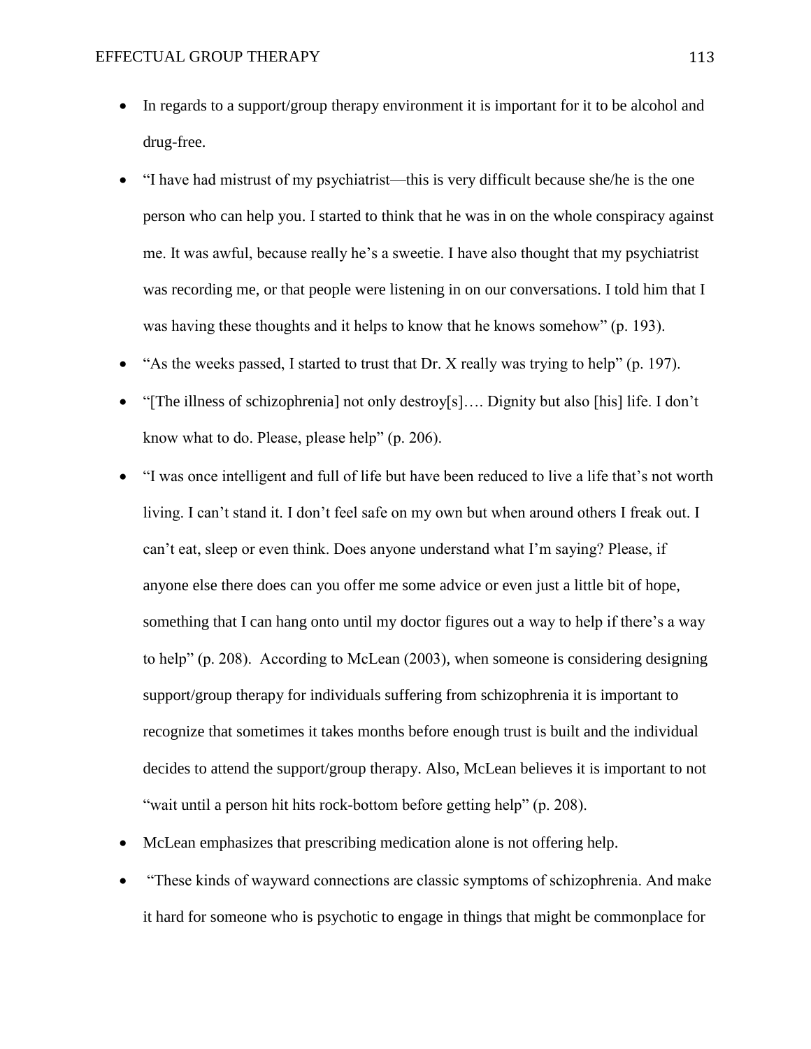- In regards to a support/group therapy environment it is important for it to be alcohol and drug-free.
- "I have had mistrust of my psychiatrist—this is very difficult because she/he is the one person who can help you. I started to think that he was in on the whole conspiracy against me. It was awful, because really he's a sweetie. I have also thought that my psychiatrist was recording me, or that people were listening in on our conversations. I told him that I was having these thoughts and it helps to know that he knows somehow" (p. 193).
- "As the weeks passed, I started to trust that Dr. X really was trying to help" (p. 197).
- "[The illness of schizophrenia] not only destroy[s]…. Dignity but also [his] life. I don't know what to do. Please, please help" (p. 206).
- "I was once intelligent and full of life but have been reduced to live a life that's not worth living. I can't stand it. I don't feel safe on my own but when around others I freak out. I can't eat, sleep or even think. Does anyone understand what I'm saying? Please, if anyone else there does can you offer me some advice or even just a little bit of hope, something that I can hang onto until my doctor figures out a way to help if there's a way to help" (p. 208). According to McLean (2003), when someone is considering designing support/group therapy for individuals suffering from schizophrenia it is important to recognize that sometimes it takes months before enough trust is built and the individual decides to attend the support/group therapy. Also, McLean believes it is important to not "wait until a person hit hits rock-bottom before getting help" (p. 208).
- McLean emphasizes that prescribing medication alone is not offering help.
- "These kinds of wayward connections are classic symptoms of schizophrenia. And make it hard for someone who is psychotic to engage in things that might be commonplace for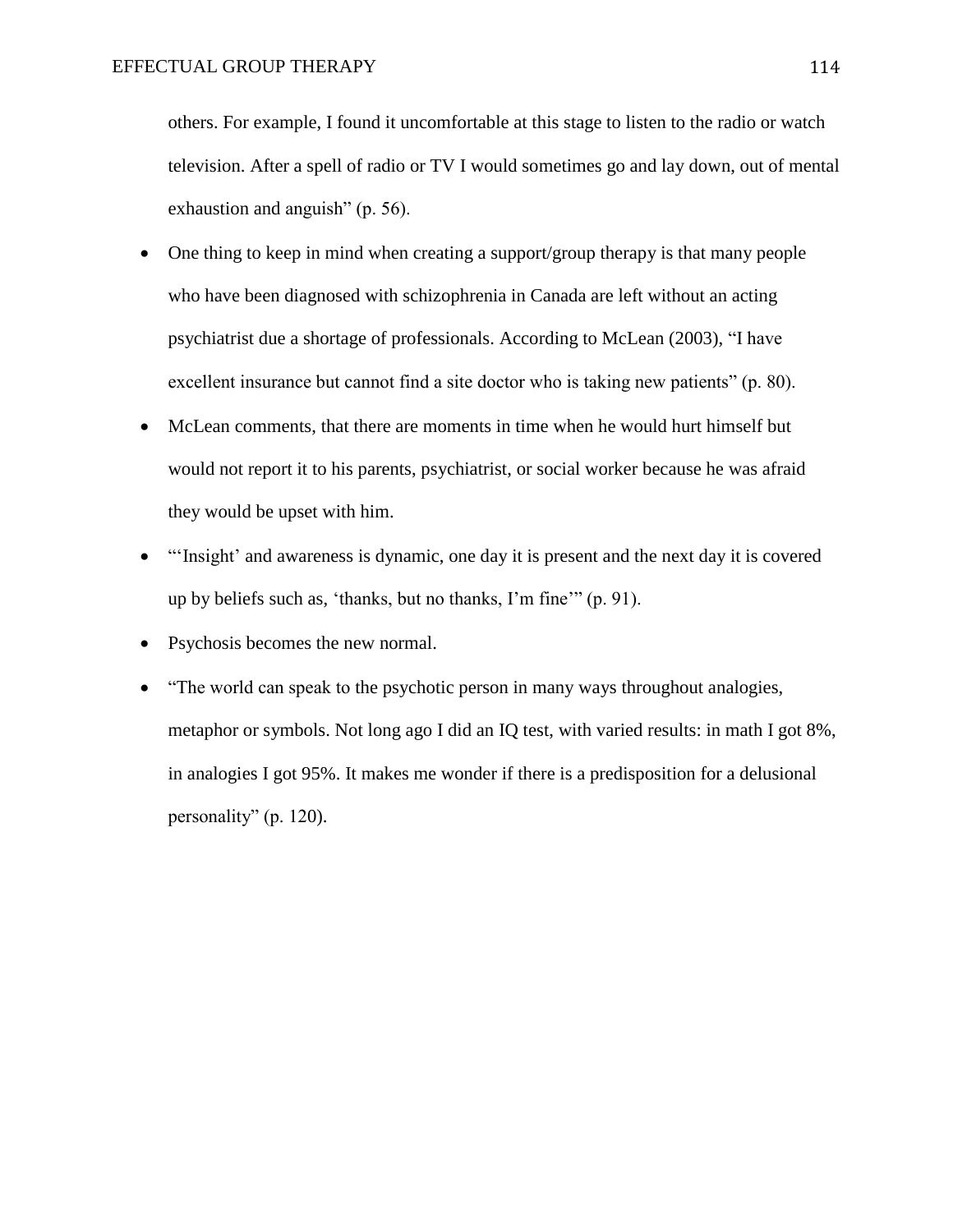others. For example, I found it uncomfortable at this stage to listen to the radio or watch television. After a spell of radio or TV I would sometimes go and lay down, out of mental exhaustion and anguish" (p. 56).

- One thing to keep in mind when creating a support/group therapy is that many people who have been diagnosed with schizophrenia in Canada are left without an acting psychiatrist due a shortage of professionals. According to McLean (2003), "I have excellent insurance but cannot find a site doctor who is taking new patients" (p. 80).
- McLean comments, that there are moments in time when he would hurt himself but would not report it to his parents, psychiatrist, or social worker because he was afraid they would be upset with him.
- "'Insight' and awareness is dynamic, one day it is present and the next day it is covered up by beliefs such as, 'thanks, but no thanks, I'm fine'" (p. 91).
- Psychosis becomes the new normal.
- "The world can speak to the psychotic person in many ways throughout analogies, metaphor or symbols. Not long ago I did an IQ test, with varied results: in math I got 8%, in analogies I got 95%. It makes me wonder if there is a predisposition for a delusional personality" (p. 120).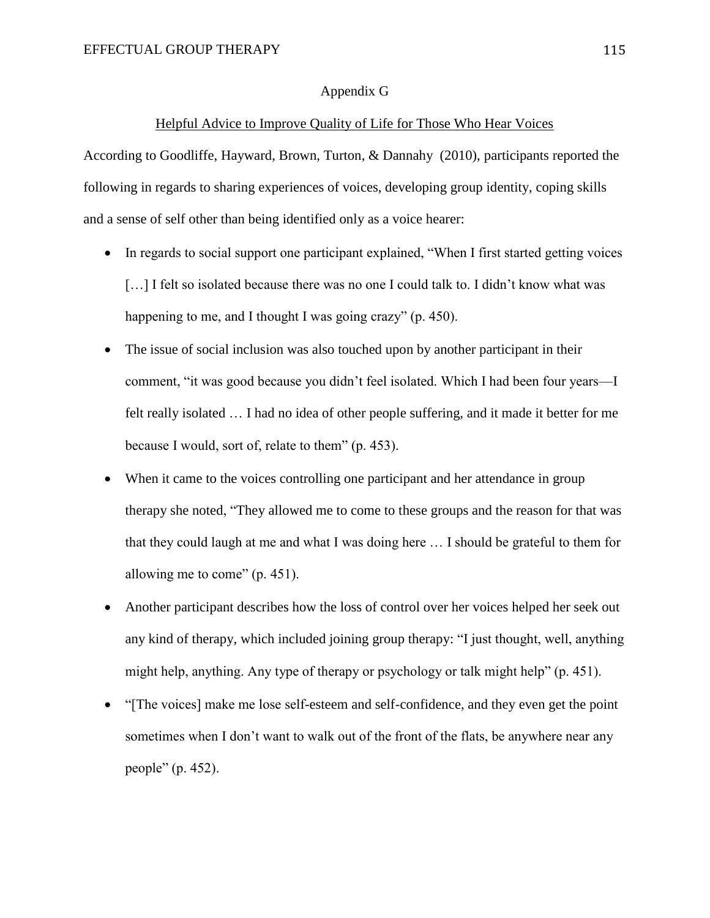# Appendix G

## Helpful Advice to Improve Quality of Life for Those Who Hear Voices

According to Goodliffe, Hayward, Brown, Turton, & Dannahy (2010), participants reported the following in regards to sharing experiences of voices, developing group identity, coping skills and a sense of self other than being identified only as a voice hearer:

- In regards to social support one participant explained, "When I first started getting voices […] I felt so isolated because there was no one I could talk to. I didn't know what was happening to me, and I thought I was going crazy" (p. 450).
- The issue of social inclusion was also touched upon by another participant in their comment, "it was good because you didn't feel isolated. Which I had been four years—I felt really isolated … I had no idea of other people suffering, and it made it better for me because I would, sort of, relate to them" (p. 453).
- When it came to the voices controlling one participant and her attendance in group therapy she noted, "They allowed me to come to these groups and the reason for that was that they could laugh at me and what I was doing here … I should be grateful to them for allowing me to come" (p. 451).
- Another participant describes how the loss of control over her voices helped her seek out any kind of therapy, which included joining group therapy: "I just thought, well, anything might help, anything. Any type of therapy or psychology or talk might help" (p. 451).
- "[The voices] make me lose self-esteem and self-confidence, and they even get the point sometimes when I don't want to walk out of the front of the flats, be anywhere near any people" (p. 452).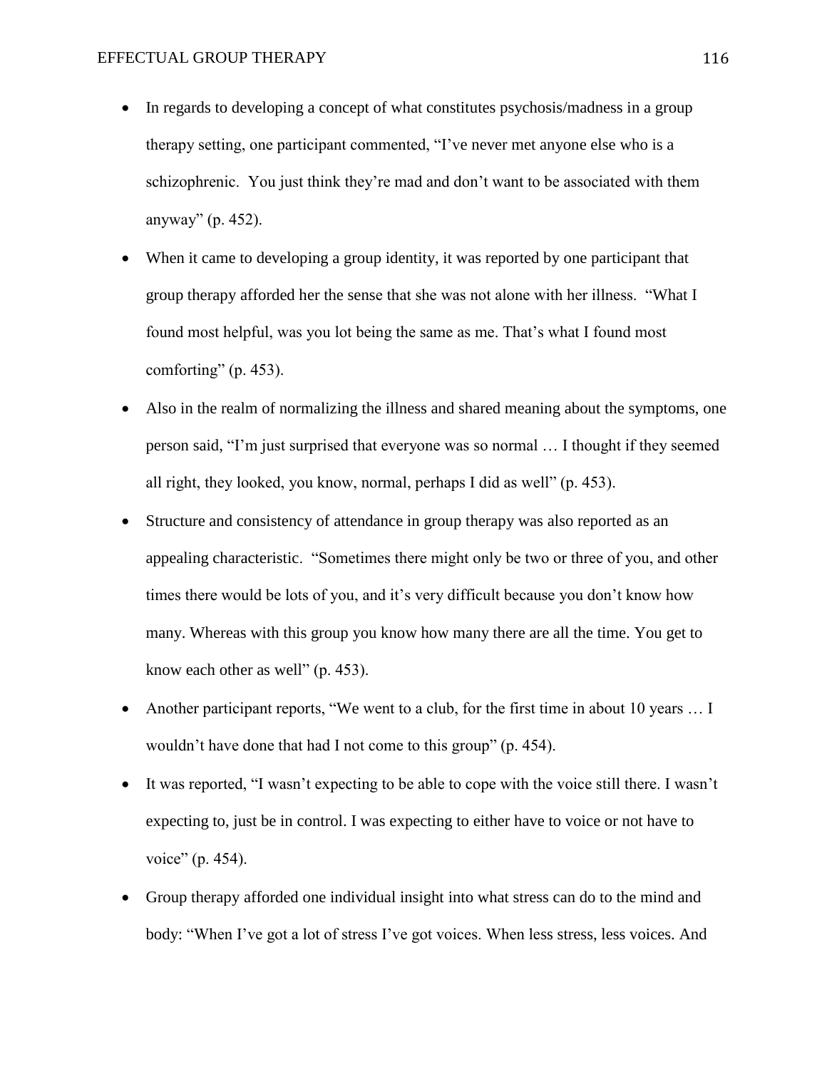- In regards to developing a concept of what constitutes psychosis/madness in a group therapy setting, one participant commented, "I've never met anyone else who is a schizophrenic.  You just think they're mad and don't want to be associated with them anyway" (p. 452).
- When it came to developing a group identity, it was reported by one participant that group therapy afforded her the sense that she was not alone with her illness.  "What I found most helpful, was you lot being the same as me. That's what I found most comforting" (p. 453).
- Also in the realm of normalizing the illness and shared meaning about the symptoms, one person said, "I'm just surprised that everyone was so normal … I thought if they seemed all right, they looked, you know, normal, perhaps I did as well" (p. 453).
- Structure and consistency of attendance in group therapy was also reported as an appealing characteristic.  "Sometimes there might only be two or three of you, and other times there would be lots of you, and it's very difficult because you don't know how many. Whereas with this group you know how many there are all the time. You get to know each other as well" (p. 453).
- Another participant reports, "We went to a club, for the first time in about 10 years … I wouldn't have done that had I not come to this group" (p. 454).
- It was reported, "I wasn't expecting to be able to cope with the voice still there. I wasn't expecting to, just be in control. I was expecting to either have to voice or not have to voice" (p. 454).
- Group therapy afforded one individual insight into what stress can do to the mind and body: "When I've got a lot of stress I've got voices. When less stress, less voices. And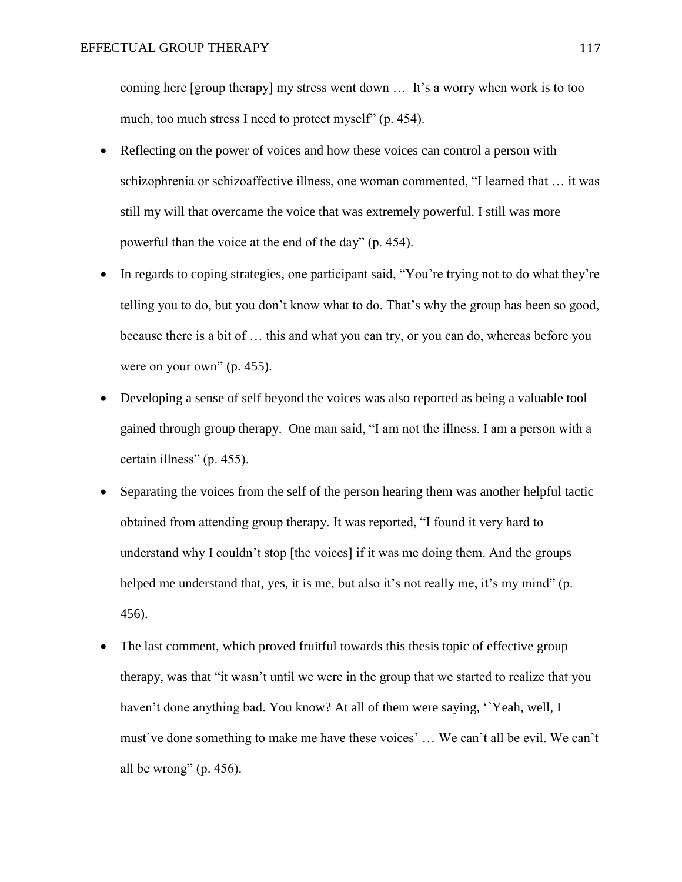coming here [group therapy] my stress went down … It's a worry when work is to too much, too much stress I need to protect myself" (p. 454).

- Reflecting on the power of voices and how these voices can control a person with schizophrenia or schizoaffective illness, one woman commented, "I learned that … it was still my will that overcame the voice that was extremely powerful. I still was more powerful than the voice at the end of the day" (p. 454).
- In regards to coping strategies, one participant said, "You're trying not to do what they're telling you to do, but you don't know what to do. That's why the group has been so good, because there is a bit of … this and what you can try, or you can do, whereas before you were on your own" (p. 455).
- Developing a sense of self beyond the voices was also reported as being a valuable tool gained through group therapy. One man said, "I am not the illness. I am a person with a certain illness" (p. 455).
- Separating the voices from the self of the person hearing them was another helpful tactic obtained from attending group therapy. It was reported, "I found it very hard to understand why I couldn't stop [the voices] if it was me doing them. And the groups helped me understand that, yes, it is me, but also it's not really me, it's my mind" (p. 456).
- The last comment, which proved fruitful towards this thesis topic of effective group therapy, was that "it wasn't until we were in the group that we started to realize that you haven't done anything bad. You know? At all of them were saying, '``Yeah, well, I must've done something to make me have these voices' … We can't all be evil. We can't all be wrong" (p. 456).